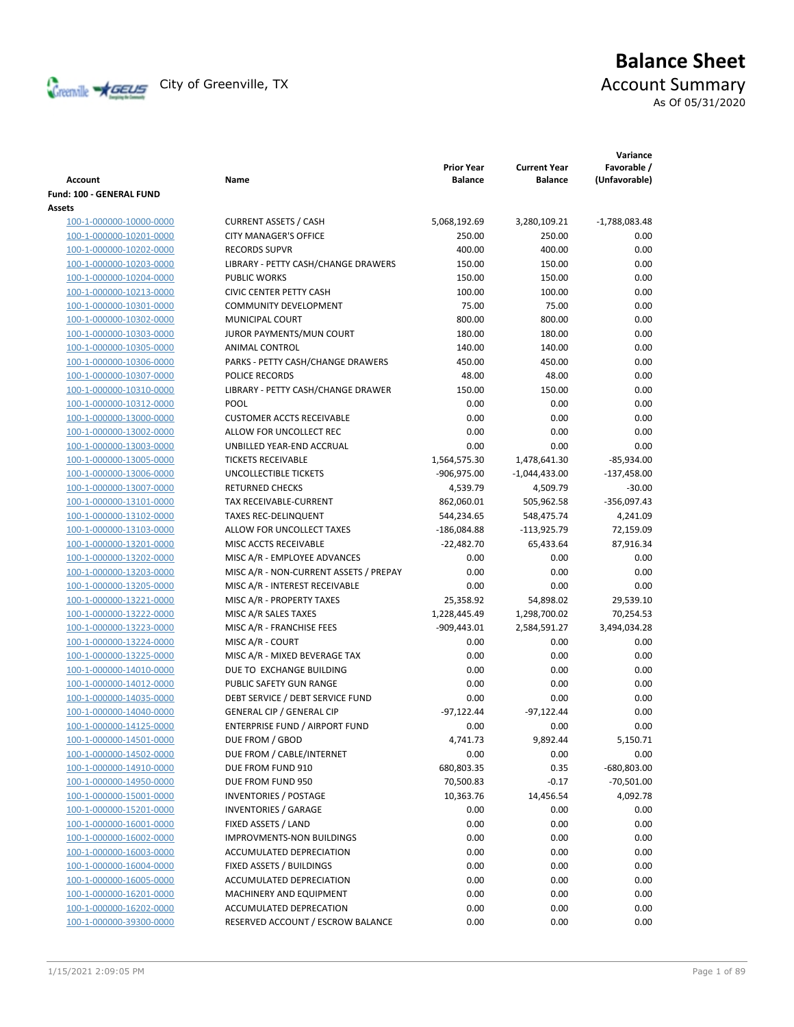# Balance Sheet

City of Greenville, TX

## Account Summary

As Of 05/31/2020

| Account | Name | Prior Year Balance | Current Year Balance | Variance Favorable / (Unfavorable) |
|---|---|---|---|---|
| **Fund: 100 - GENERAL FUND** | | | | |
| **Assets** | | | | |
| 100-1-000000-10000-0000 | CURRENT ASSETS / CASH | 5,068,192.69 | 3,280,109.21 | -1,788,083.48 |
| 100-1-000000-10201-0000 | CITY MANAGER'S OFFICE | 250.00 | 250.00 | 0.00 |
| 100-1-000000-10202-0000 | RECORDS SUPVR | 400.00 | 400.00 | 0.00 |
| 100-1-000000-10203-0000 | LIBRARY - PETTY CASH/CHANGE DRAWERS | 150.00 | 150.00 | 0.00 |
| 100-1-000000-10204-0000 | PUBLIC WORKS | 150.00 | 150.00 | 0.00 |
| 100-1-000000-10213-0000 | CIVIC CENTER PETTY CASH | 100.00 | 100.00 | 0.00 |
| 100-1-000000-10301-0000 | COMMUNITY DEVELOPMENT | 75.00 | 75.00 | 0.00 |
| 100-1-000000-10302-0000 | MUNICIPAL COURT | 800.00 | 800.00 | 0.00 |
| 100-1-000000-10303-0000 | JUROR PAYMENTS/MUN COURT | 180.00 | 180.00 | 0.00 |
| 100-1-000000-10305-0000 | ANIMAL CONTROL | 140.00 | 140.00 | 0.00 |
| 100-1-000000-10306-0000 | PARKS - PETTY CASH/CHANGE DRAWERS | 450.00 | 450.00 | 0.00 |
| 100-1-000000-10307-0000 | POLICE RECORDS | 48.00 | 48.00 | 0.00 |
| 100-1-000000-10310-0000 | LIBRARY - PETTY CASH/CHANGE DRAWER | 150.00 | 150.00 | 0.00 |
| 100-1-000000-10312-0000 | POOL | 0.00 | 0.00 | 0.00 |
| 100-1-000000-13000-0000 | CUSTOMER ACCTS RECEIVABLE | 0.00 | 0.00 | 0.00 |
| 100-1-000000-13002-0000 | ALLOW FOR UNCOLLECT REC | 0.00 | 0.00 | 0.00 |
| 100-1-000000-13003-0000 | UNBILLED YEAR-END ACCRUAL | 0.00 | 0.00 | 0.00 |
| 100-1-000000-13005-0000 | TICKETS RECEIVABLE | 1,564,575.30 | 1,478,641.30 | -85,934.00 |
| 100-1-000000-13006-0000 | UNCOLLECTIBLE TICKETS | -906,975.00 | -1,044,433.00 | -137,458.00 |
| 100-1-000000-13007-0000 | RETURNED CHECKS | 4,539.79 | 4,509.79 | -30.00 |
| 100-1-000000-13101-0000 | TAX RECEIVABLE-CURRENT | 862,060.01 | 505,962.58 | -356,097.43 |
| 100-1-000000-13102-0000 | TAXES REC-DELINQUENT | 544,234.65 | 548,475.74 | 4,241.09 |
| 100-1-000000-13103-0000 | ALLOW FOR UNCOLLECT TAXES | -186,084.88 | -113,925.79 | 72,159.09 |
| 100-1-000000-13201-0000 | MISC ACCTS RECEIVABLE | -22,482.70 | 65,433.64 | 87,916.34 |
| 100-1-000000-13202-0000 | MISC A/R - EMPLOYEE ADVANCES | 0.00 | 0.00 | 0.00 |
| 100-1-000000-13203-0000 | MISC A/R - NON-CURRENT ASSETS / PREPAY | 0.00 | 0.00 | 0.00 |
| 100-1-000000-13205-0000 | MISC A/R - INTEREST RECEIVABLE | 0.00 | 0.00 | 0.00 |
| 100-1-000000-13221-0000 | MISC A/R - PROPERTY TAXES | 25,358.92 | 54,898.02 | 29,539.10 |
| 100-1-000000-13222-0000 | MISC A/R SALES TAXES | 1,228,445.49 | 1,298,700.02 | 70,254.53 |
| 100-1-000000-13223-0000 | MISC A/R - FRANCHISE FEES | -909,443.01 | 2,584,591.27 | 3,494,034.28 |
| 100-1-000000-13224-0000 | MISC A/R - COURT | 0.00 | 0.00 | 0.00 |
| 100-1-000000-13225-0000 | MISC A/R - MIXED BEVERAGE TAX | 0.00 | 0.00 | 0.00 |
| 100-1-000000-14010-0000 | DUE TO EXCHANGE BUILDING | 0.00 | 0.00 | 0.00 |
| 100-1-000000-14012-0000 | PUBLIC SAFETY GUN RANGE | 0.00 | 0.00 | 0.00 |
| 100-1-000000-14035-0000 | DEBT SERVICE / DEBT SERVICE FUND | 0.00 | 0.00 | 0.00 |
| 100-1-000000-14040-0000 | GENERAL CIP / GENERAL CIP | -97,122.44 | -97,122.44 | 0.00 |
| 100-1-000000-14125-0000 | ENTERPRISE FUND / AIRPORT FUND | 0.00 | 0.00 | 0.00 |
| 100-1-000000-14501-0000 | DUE FROM / GBOD | 4,741.73 | 9,892.44 | 5,150.71 |
| 100-1-000000-14502-0000 | DUE FROM / CABLE/INTERNET | 0.00 | 0.00 | 0.00 |
| 100-1-000000-14910-0000 | DUE FROM FUND 910 | 680,803.35 | 0.35 | -680,803.00 |
| 100-1-000000-14950-0000 | DUE FROM FUND 950 | 70,500.83 | -0.17 | -70,501.00 |
| 100-1-000000-15001-0000 | INVENTORIES / POSTAGE | 10,363.76 | 14,456.54 | 4,092.78 |
| 100-1-000000-15201-0000 | INVENTORIES / GARAGE | 0.00 | 0.00 | 0.00 |
| 100-1-000000-16001-0000 | FIXED ASSETS / LAND | 0.00 | 0.00 | 0.00 |
| 100-1-000000-16002-0000 | IMPROVMENTS-NON BUILDINGS | 0.00 | 0.00 | 0.00 |
| 100-1-000000-16003-0000 | ACCUMULATED DEPRECIATION | 0.00 | 0.00 | 0.00 |
| 100-1-000000-16004-0000 | FIXED ASSETS / BUILDINGS | 0.00 | 0.00 | 0.00 |
| 100-1-000000-16005-0000 | ACCUMULATED DEPRECIATION | 0.00 | 0.00 | 0.00 |
| 100-1-000000-16201-0000 | MACHINERY AND EQUIPMENT | 0.00 | 0.00 | 0.00 |
| 100-1-000000-16202-0000 | ACCUMULATED DEPRECATION | 0.00 | 0.00 | 0.00 |
| 100-1-000000-39300-0000 | RESERVED ACCOUNT / ESCROW BALANCE | 0.00 | 0.00 | 0.00 |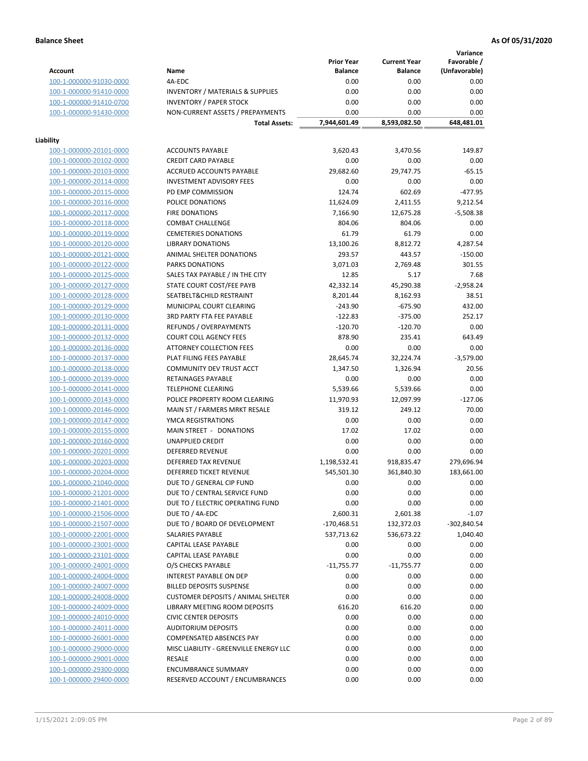**Balance Sheet** **As Of 05/31/2020**

| Account | Name | Prior Year Balance | Current Year Balance | Variance Favorable / (Unfavorable) |
|---|---|---|---|---|
| 100-1-000000-91030-0000 | 4A-EDC | 0.00 | 0.00 | 0.00 |
| 100-1-000000-91410-0000 | INVENTORY / MATERIALS & SUPPLIES | 0.00 | 0.00 | 0.00 |
| 100-1-000000-91410-0700 | INVENTORY / PAPER STOCK | 0.00 | 0.00 | 0.00 |
| 100-1-000000-91430-0000 | NON-CURRENT ASSETS / PREPAYMENTS | 0.00 | 0.00 | 0.00 |
| | **Total Assets:** | **7,944,601.49** | **8,593,082.50** | **648,481.01** |

**Liability**

| Account | Name | Prior Year Balance | Current Year Balance | Variance Favorable / (Unfavorable) |
|---|---|---|---|---|
| 100-1-000000-20101-0000 | ACCOUNTS PAYABLE | 3,620.43 | 3,470.56 | 149.87 |
| 100-1-000000-20102-0000 | CREDIT CARD PAYABLE | 0.00 | 0.00 | 0.00 |
| 100-1-000000-20103-0000 | ACCRUED ACCOUNTS PAYABLE | 29,682.60 | 29,747.75 | -65.15 |
| 100-1-000000-20114-0000 | INVESTMENT ADVISORY FEES | 0.00 | 0.00 | 0.00 |
| 100-1-000000-20115-0000 | PD EMP COMMISSION | 124.74 | 602.69 | -477.95 |
| 100-1-000000-20116-0000 | POLICE DONATIONS | 11,624.09 | 2,411.55 | 9,212.54 |
| 100-1-000000-20117-0000 | FIRE DONATIONS | 7,166.90 | 12,675.28 | -5,508.38 |
| 100-1-000000-20118-0000 | COMBAT CHALLENGE | 804.06 | 804.06 | 0.00 |
| 100-1-000000-20119-0000 | CEMETERIES DONATIONS | 61.79 | 61.79 | 0.00 |
| 100-1-000000-20120-0000 | LIBRARY DONATIONS | 13,100.26 | 8,812.72 | 4,287.54 |
| 100-1-000000-20121-0000 | ANIMAL SHELTER DONATIONS | 293.57 | 443.57 | -150.00 |
| 100-1-000000-20122-0000 | PARKS DONATIONS | 3,071.03 | 2,769.48 | 301.55 |
| 100-1-000000-20125-0000 | SALES TAX PAYABLE / IN THE CITY | 12.85 | 5.17 | 7.68 |
| 100-1-000000-20127-0000 | STATE COURT COST/FEE PAYB | 42,332.14 | 45,290.38 | -2,958.24 |
| 100-1-000000-20128-0000 | SEATBELT&CHILD RESTRAINT | 8,201.44 | 8,162.93 | 38.51 |
| 100-1-000000-20129-0000 | MUNICIPAL COURT CLEARING | -243.90 | -675.90 | 432.00 |
| 100-1-000000-20130-0000 | 3RD PARTY FTA FEE PAYABLE | -122.83 | -375.00 | 252.17 |
| 100-1-000000-20131-0000 | REFUNDS / OVERPAYMENTS | -120.70 | -120.70 | 0.00 |
| 100-1-000000-20132-0000 | COURT COLL AGENCY FEES | 878.90 | 235.41 | 643.49 |
| 100-1-000000-20136-0000 | ATTORNEY COLLECTION FEES | 0.00 | 0.00 | 0.00 |
| 100-1-000000-20137-0000 | PLAT FILING FEES PAYABLE | 28,645.74 | 32,224.74 | -3,579.00 |
| 100-1-000000-20138-0000 | COMMUNITY DEV TRUST ACCT | 1,347.50 | 1,326.94 | 20.56 |
| 100-1-000000-20139-0000 | RETAINAGES PAYABLE | 0.00 | 0.00 | 0.00 |
| 100-1-000000-20141-0000 | TELEPHONE CLEARING | 5,539.66 | 5,539.66 | 0.00 |
| 100-1-000000-20143-0000 | POLICE PROPERTY ROOM CLEARING | 11,970.93 | 12,097.99 | -127.06 |
| 100-1-000000-20146-0000 | MAIN ST / FARMERS MRKT RESALE | 319.12 | 249.12 | 70.00 |
| 100-1-000000-20147-0000 | YMCA REGISTRATIONS | 0.00 | 0.00 | 0.00 |
| 100-1-000000-20155-0000 | MAIN STREET - DONATIONS | 17.02 | 17.02 | 0.00 |
| 100-1-000000-20160-0000 | UNAPPLIED CREDIT | 0.00 | 0.00 | 0.00 |
| 100-1-000000-20201-0000 | DEFERRED REVENUE | 0.00 | 0.00 | 0.00 |
| 100-1-000000-20203-0000 | DEFERRED TAX REVENUE | 1,198,532.41 | 918,835.47 | 279,696.94 |
| 100-1-000000-20204-0000 | DEFERRED TICKET REVENUE | 545,501.30 | 361,840.30 | 183,661.00 |
| 100-1-000000-21040-0000 | DUE TO / GENERAL CIP FUND | 0.00 | 0.00 | 0.00 |
| 100-1-000000-21201-0000 | DUE TO / CENTRAL SERVICE FUND | 0.00 | 0.00 | 0.00 |
| 100-1-000000-21401-0000 | DUE TO / ELECTRIC OPERATING FUND | 0.00 | 0.00 | 0.00 |
| 100-1-000000-21506-0000 | DUE TO / 4A-EDC | 2,600.31 | 2,601.38 | -1.07 |
| 100-1-000000-21507-0000 | DUE TO / BOARD OF DEVELOPMENT | -170,468.51 | 132,372.03 | -302,840.54 |
| 100-1-000000-22001-0000 | SALARIES PAYABLE | 537,713.62 | 536,673.22 | 1,040.40 |
| 100-1-000000-23001-0000 | CAPITAL LEASE PAYABLE | 0.00 | 0.00 | 0.00 |
| 100-1-000000-23101-0000 | CAPITAL LEASE PAYABLE | 0.00 | 0.00 | 0.00 |
| 100-1-000000-24001-0000 | O/S CHECKS PAYABLE | -11,755.77 | -11,755.77 | 0.00 |
| 100-1-000000-24004-0000 | INTEREST PAYABLE ON DEP | 0.00 | 0.00 | 0.00 |
| 100-1-000000-24007-0000 | BILLED DEPOSITS SUSPENSE | 0.00 | 0.00 | 0.00 |
| 100-1-000000-24008-0000 | CUSTOMER DEPOSITS / ANIMAL SHELTER | 0.00 | 0.00 | 0.00 |
| 100-1-000000-24009-0000 | LIBRARY MEETING ROOM DEPOSITS | 616.20 | 616.20 | 0.00 |
| 100-1-000000-24010-0000 | CIVIC CENTER DEPOSITS | 0.00 | 0.00 | 0.00 |
| 100-1-000000-24011-0000 | AUDITORIUM DEPOSITS | 0.00 | 0.00 | 0.00 |
| 100-1-000000-26001-0000 | COMPENSATED ABSENCES PAY | 0.00 | 0.00 | 0.00 |
| 100-1-000000-29000-0000 | MISC LIABILITY - GREENVILLE ENERGY LLC | 0.00 | 0.00 | 0.00 |
| 100-1-000000-29001-0000 | RESALE | 0.00 | 0.00 | 0.00 |
| 100-1-000000-29300-0000 | ENCUMBRANCE SUMMARY | 0.00 | 0.00 | 0.00 |
| 100-1-000000-29400-0000 | RESERVED ACCOUNT / ENCUMBRANCES | 0.00 | 0.00 | 0.00 |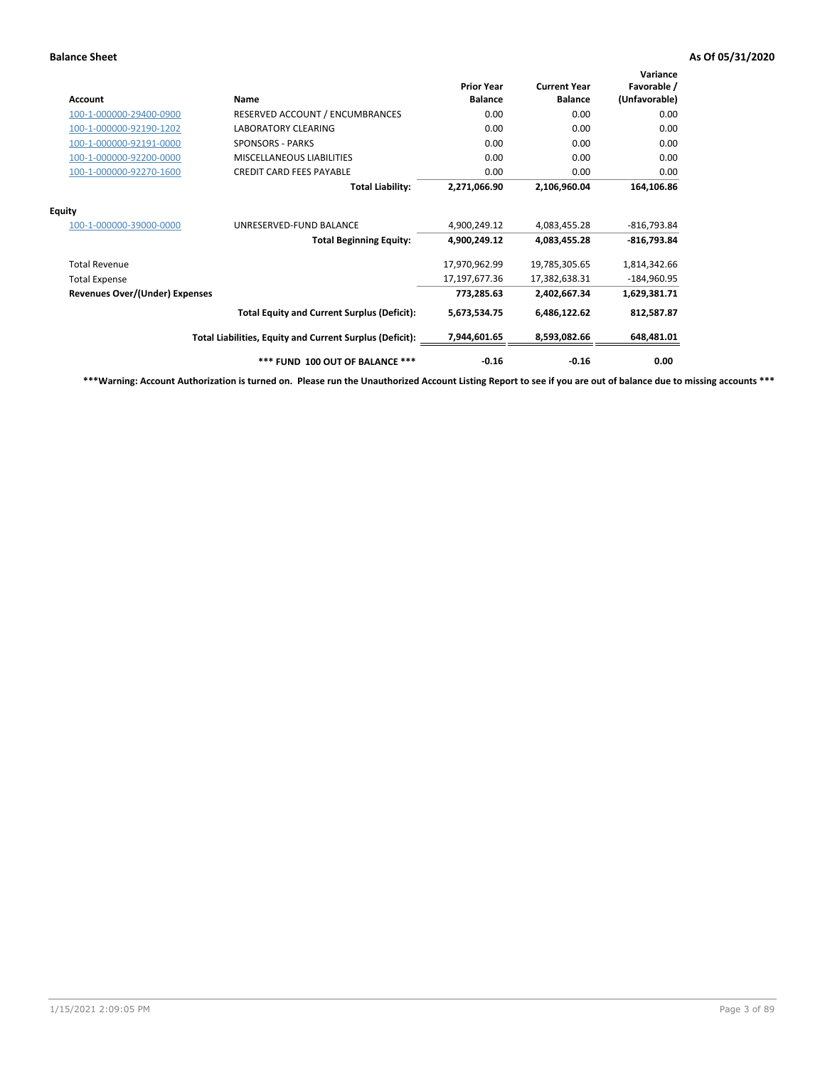**Balance Sheet** **As Of 05/31/2020**

| Account | Name | Prior Year Balance | Current Year Balance | Variance Favorable / (Unfavorable) |
|---|---|---|---|---|
| 100-1-000000-29400-0900 | RESERVED ACCOUNT / ENCUMBRANCES | 0.00 | 0.00 | 0.00 |
| 100-1-000000-92190-1202 | LABORATORY CLEARING | 0.00 | 0.00 | 0.00 |
| 100-1-000000-92191-0000 | SPONSORS - PARKS | 0.00 | 0.00 | 0.00 |
| 100-1-000000-92200-0000 | MISCELLANEOUS LIABILITIES | 0.00 | 0.00 | 0.00 |
| 100-1-000000-92270-1600 | CREDIT CARD FEES PAYABLE | 0.00 | 0.00 | 0.00 |
| | **Total Liability:** | **2,271,066.90** | **2,106,960.04** | **164,106.86** |
| **Equity** | | | | |
| 100-1-000000-39000-0000 | UNRESERVED-FUND BALANCE | 4,900,249.12 | 4,083,455.28 | -816,793.84 |
| | **Total Beginning Equity:** | **4,900,249.12** | **4,083,455.28** | **-816,793.84** |
| Total Revenue | | 17,970,962.99 | 19,785,305.65 | 1,814,342.66 |
| Total Expense | | 17,197,677.36 | 17,382,638.31 | -184,960.95 |
| **Revenues Over/(Under) Expenses** | | **773,285.63** | **2,402,667.34** | **1,629,381.71** |
| | **Total Equity and Current Surplus (Deficit):** | **5,673,534.75** | **6,486,122.62** | **812,587.87** |
| | **Total Liabilities, Equity and Current Surplus (Deficit):** | **7,944,601.65** | **8,593,082.66** | **648,481.01** |
| | **\*\*\* FUND 100 OUT OF BALANCE \*\*\*** | **-0.16** | **-0.16** | **0.00** |

***\*\*\*Warning: Account Authorization is turned on. Please run the Unauthorized Account Listing Report to see if you are out of balance due to missing accounts \*\*\****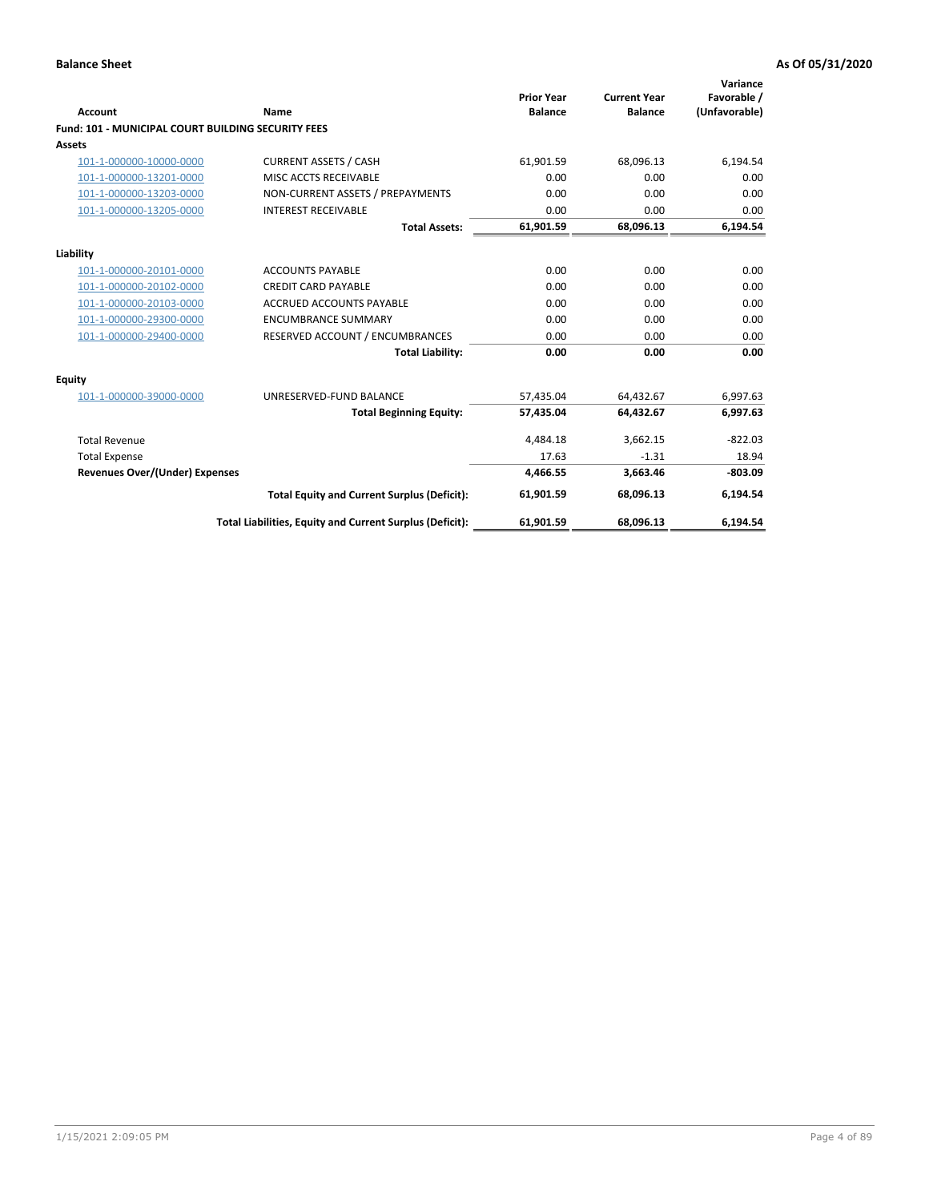**Balance Sheet** **As Of 05/31/2020**

| Account | Name | Prior Year Balance | Current Year Balance | Variance Favorable / (Unfavorable) |
|---|---|---|---|---|
| **Fund: 101 - MUNICIPAL COURT BUILDING SECURITY FEES** | | | | |
| **Assets** | | | | |
| 101-1-000000-10000-0000 | CURRENT ASSETS / CASH | 61,901.59 | 68,096.13 | 6,194.54 |
| 101-1-000000-13201-0000 | MISC ACCTS RECEIVABLE | 0.00 | 0.00 | 0.00 |
| 101-1-000000-13203-0000 | NON-CURRENT ASSETS / PREPAYMENTS | 0.00 | 0.00 | 0.00 |
| 101-1-000000-13205-0000 | INTEREST RECEIVABLE | 0.00 | 0.00 | 0.00 |
| | **Total Assets:** | **61,901.59** | **68,096.13** | **6,194.54** |
| **Liability** | | | | |
| 101-1-000000-20101-0000 | ACCOUNTS PAYABLE | 0.00 | 0.00 | 0.00 |
| 101-1-000000-20102-0000 | CREDIT CARD PAYABLE | 0.00 | 0.00 | 0.00 |
| 101-1-000000-20103-0000 | ACCRUED ACCOUNTS PAYABLE | 0.00 | 0.00 | 0.00 |
| 101-1-000000-29300-0000 | ENCUMBRANCE SUMMARY | 0.00 | 0.00 | 0.00 |
| 101-1-000000-29400-0000 | RESERVED ACCOUNT / ENCUMBRANCES | 0.00 | 0.00 | 0.00 |
| | **Total Liability:** | **0.00** | **0.00** | **0.00** |
| **Equity** | | | | |
| 101-1-000000-39000-0000 | UNRESERVED-FUND BALANCE | 57,435.04 | 64,432.67 | 6,997.63 |
| | **Total Beginning Equity:** | **57,435.04** | **64,432.67** | **6,997.63** |
| Total Revenue | | 4,484.18 | 3,662.15 | -822.03 |
| Total Expense | | 17.63 | -1.31 | 18.94 |
| **Revenues Over/(Under) Expenses** | | **4,466.55** | **3,663.46** | **-803.09** |
| | **Total Equity and Current Surplus (Deficit):** | **61,901.59** | **68,096.13** | **6,194.54** |
| | **Total Liabilities, Equity and Current Surplus (Deficit):** | **61,901.59** | **68,096.13** | **6,194.54** |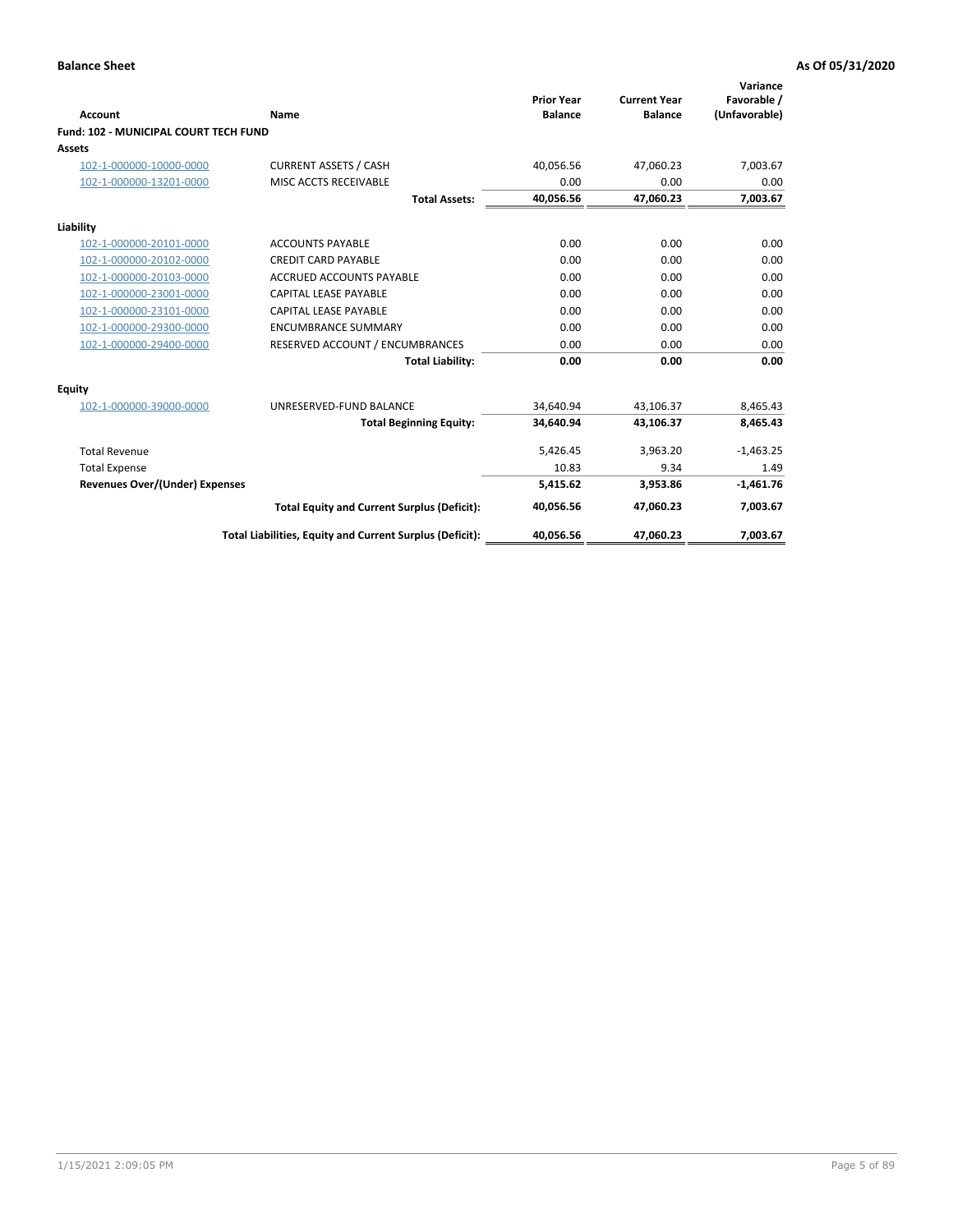**Balance Sheet** **As Of 05/31/2020**

| Account | Name | Prior Year Balance | Current Year Balance | Variance Favorable / (Unfavorable) |
|---|---|---|---|---|
| **Fund: 102 - MUNICIPAL COURT TECH FUND** | | | | |
| **Assets** | | | | |
| 102-1-000000-10000-0000 | CURRENT ASSETS / CASH | 40,056.56 | 47,060.23 | 7,003.67 |
| 102-1-000000-13201-0000 | MISC ACCTS RECEIVABLE | 0.00 | 0.00 | 0.00 |
| | **Total Assets:** | **40,056.56** | **47,060.23** | **7,003.67** |
| **Liability** | | | | |
| 102-1-000000-20101-0000 | ACCOUNTS PAYABLE | 0.00 | 0.00 | 0.00 |
| 102-1-000000-20102-0000 | CREDIT CARD PAYABLE | 0.00 | 0.00 | 0.00 |
| 102-1-000000-20103-0000 | ACCRUED ACCOUNTS PAYABLE | 0.00 | 0.00 | 0.00 |
| 102-1-000000-23001-0000 | CAPITAL LEASE PAYABLE | 0.00 | 0.00 | 0.00 |
| 102-1-000000-23101-0000 | CAPITAL LEASE PAYABLE | 0.00 | 0.00 | 0.00 |
| 102-1-000000-29300-0000 | ENCUMBRANCE SUMMARY | 0.00 | 0.00 | 0.00 |
| 102-1-000000-29400-0000 | RESERVED ACCOUNT / ENCUMBRANCES | 0.00 | 0.00 | 0.00 |
| | **Total Liability:** | **0.00** | **0.00** | **0.00** |
| **Equity** | | | | |
| 102-1-000000-39000-0000 | UNRESERVED-FUND BALANCE | 34,640.94 | 43,106.37 | 8,465.43 |
| | **Total Beginning Equity:** | **34,640.94** | **43,106.37** | **8,465.43** |
| Total Revenue | | 5,426.45 | 3,963.20 | -1,463.25 |
| Total Expense | | 10.83 | 9.34 | 1.49 |
| **Revenues Over/(Under) Expenses** | | **5,415.62** | **3,953.86** | **-1,461.76** |
| | **Total Equity and Current Surplus (Deficit):** | **40,056.56** | **47,060.23** | **7,003.67** |
| | **Total Liabilities, Equity and Current Surplus (Deficit):** | **40,056.56** | **47,060.23** | **7,003.67** |

1/15/2021 2:09:05 PM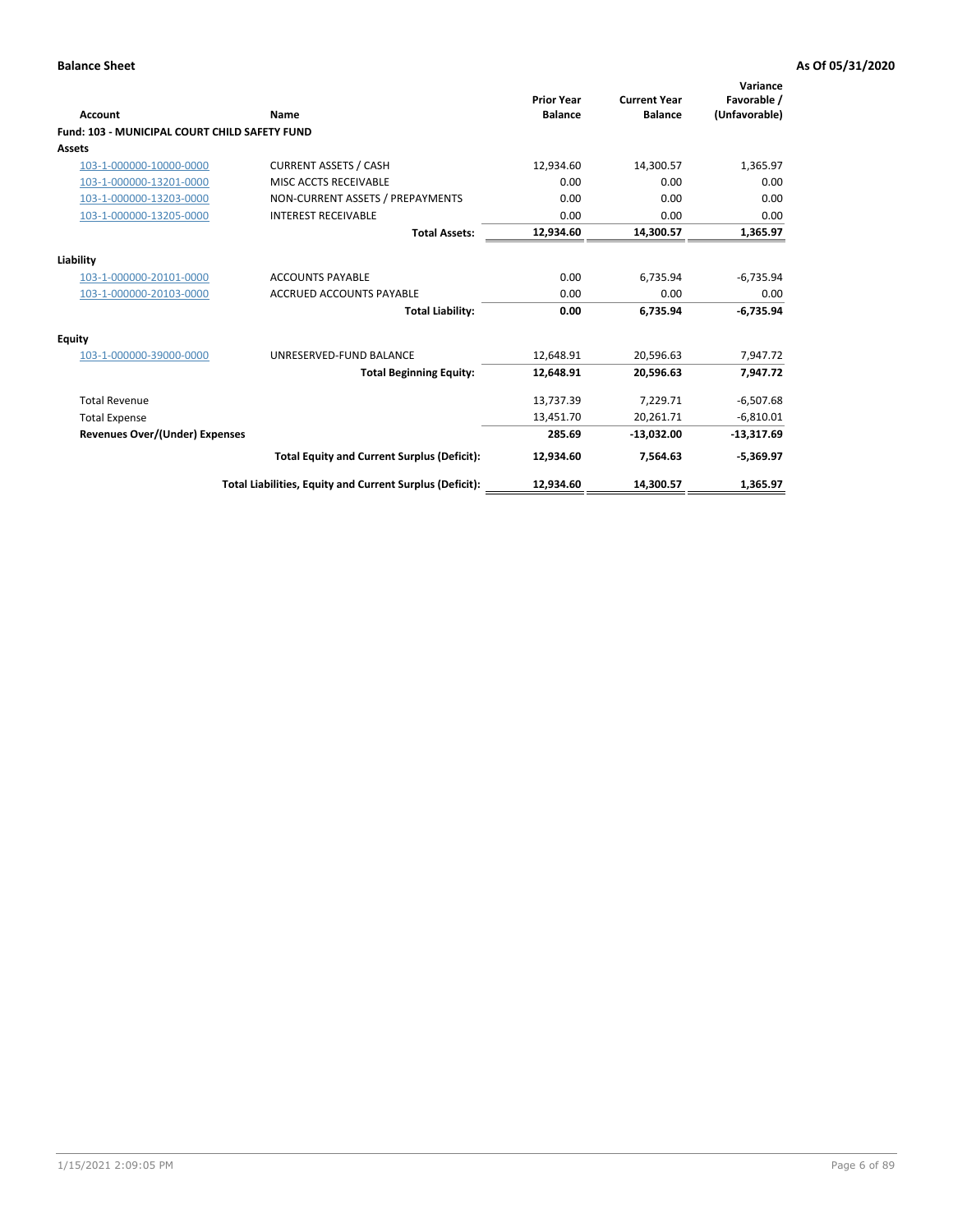**Balance Sheet** **As Of 05/31/2020**

| Account | Name | Prior Year Balance | Current Year Balance | Variance Favorable / (Unfavorable) |
|---|---|---|---|---|
| **Fund: 103 - MUNICIPAL COURT CHILD SAFETY FUND** | | | | |
| **Assets** | | | | |
| 103-1-000000-10000-0000 | CURRENT ASSETS / CASH | 12,934.60 | 14,300.57 | 1,365.97 |
| 103-1-000000-13201-0000 | MISC ACCTS RECEIVABLE | 0.00 | 0.00 | 0.00 |
| 103-1-000000-13203-0000 | NON-CURRENT ASSETS / PREPAYMENTS | 0.00 | 0.00 | 0.00 |
| 103-1-000000-13205-0000 | INTEREST RECEIVABLE | 0.00 | 0.00 | 0.00 |
| | **Total Assets:** | **12,934.60** | **14,300.57** | **1,365.97** |
| **Liability** | | | | |
| 103-1-000000-20101-0000 | ACCOUNTS PAYABLE | 0.00 | 6,735.94 | -6,735.94 |
| 103-1-000000-20103-0000 | ACCRUED ACCOUNTS PAYABLE | 0.00 | 0.00 | 0.00 |
| | **Total Liability:** | **0.00** | **6,735.94** | **-6,735.94** |
| **Equity** | | | | |
| 103-1-000000-39000-0000 | UNRESERVED-FUND BALANCE | 12,648.91 | 20,596.63 | 7,947.72 |
| | **Total Beginning Equity:** | **12,648.91** | **20,596.63** | **7,947.72** |
| Total Revenue | | 13,737.39 | 7,229.71 | -6,507.68 |
| Total Expense | | 13,451.70 | 20,261.71 | -6,810.01 |
| **Revenues Over/(Under) Expenses** | | **285.69** | **-13,032.00** | **-13,317.69** |
| | **Total Equity and Current Surplus (Deficit):** | **12,934.60** | **7,564.63** | **-5,369.97** |
| | **Total Liabilities, Equity and Current Surplus (Deficit):** | **12,934.60** | **14,300.57** | **1,365.97** |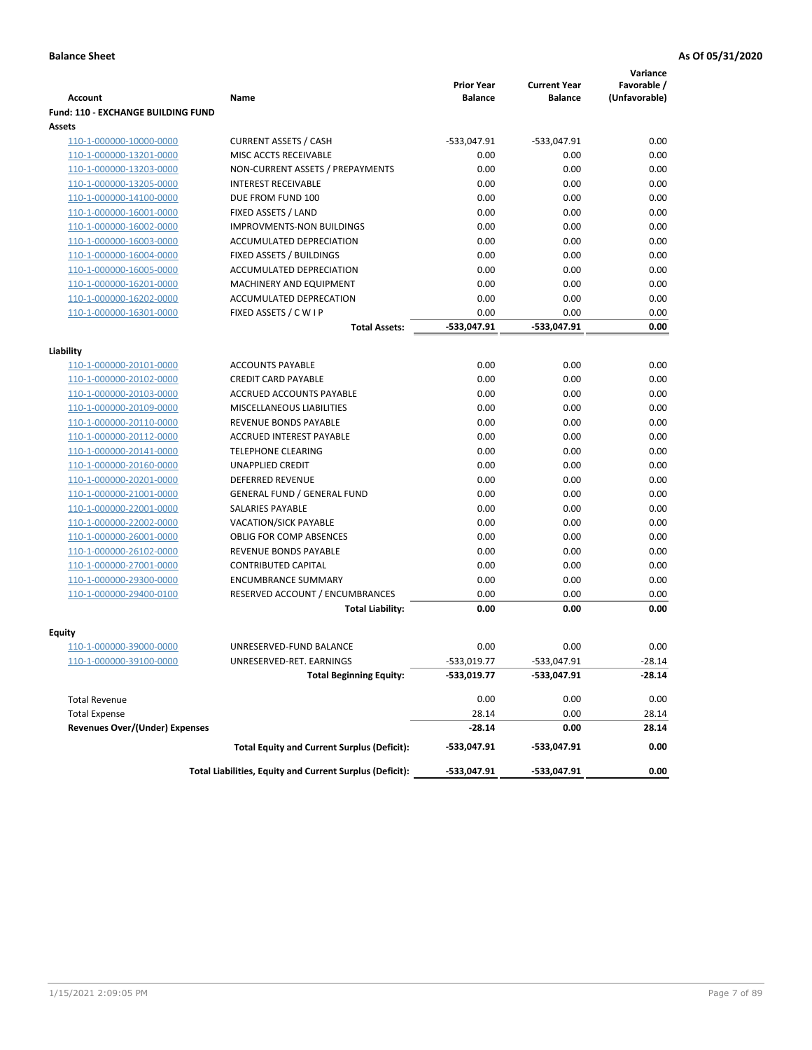**Balance Sheet** **As Of 05/31/2020**

| Account | Name | Prior Year Balance | Current Year Balance | Variance Favorable / (Unfavorable) |
|---|---|---|---|---|
| **Fund: 110 - EXCHANGE BUILDING FUND** | | | | |
| **Assets** | | | | |
| 110-1-000000-10000-0000 | CURRENT ASSETS / CASH | -533,047.91 | -533,047.91 | 0.00 |
| 110-1-000000-13201-0000 | MISC ACCTS RECEIVABLE | 0.00 | 0.00 | 0.00 |
| 110-1-000000-13203-0000 | NON-CURRENT ASSETS / PREPAYMENTS | 0.00 | 0.00 | 0.00 |
| 110-1-000000-13205-0000 | INTEREST RECEIVABLE | 0.00 | 0.00 | 0.00 |
| 110-1-000000-14100-0000 | DUE FROM FUND 100 | 0.00 | 0.00 | 0.00 |
| 110-1-000000-16001-0000 | FIXED ASSETS / LAND | 0.00 | 0.00 | 0.00 |
| 110-1-000000-16002-0000 | IMPROVMENTS-NON BUILDINGS | 0.00 | 0.00 | 0.00 |
| 110-1-000000-16003-0000 | ACCUMULATED DEPRECIATION | 0.00 | 0.00 | 0.00 |
| 110-1-000000-16004-0000 | FIXED ASSETS / BUILDINGS | 0.00 | 0.00 | 0.00 |
| 110-1-000000-16005-0000 | ACCUMULATED DEPRECIATION | 0.00 | 0.00 | 0.00 |
| 110-1-000000-16201-0000 | MACHINERY AND EQUIPMENT | 0.00 | 0.00 | 0.00 |
| 110-1-000000-16202-0000 | ACCUMULATED DEPRECATION | 0.00 | 0.00 | 0.00 |
| 110-1-000000-16301-0000 | FIXED ASSETS / C W I P | 0.00 | 0.00 | 0.00 |
| | **Total Assets:** | **-533,047.91** | **-533,047.91** | **0.00** |
| **Liability** | | | | |
| 110-1-000000-20101-0000 | ACCOUNTS PAYABLE | 0.00 | 0.00 | 0.00 |
| 110-1-000000-20102-0000 | CREDIT CARD PAYABLE | 0.00 | 0.00 | 0.00 |
| 110-1-000000-20103-0000 | ACCRUED ACCOUNTS PAYABLE | 0.00 | 0.00 | 0.00 |
| 110-1-000000-20109-0000 | MISCELLANEOUS LIABILITIES | 0.00 | 0.00 | 0.00 |
| 110-1-000000-20110-0000 | REVENUE BONDS PAYABLE | 0.00 | 0.00 | 0.00 |
| 110-1-000000-20112-0000 | ACCRUED INTEREST PAYABLE | 0.00 | 0.00 | 0.00 |
| 110-1-000000-20141-0000 | TELEPHONE CLEARING | 0.00 | 0.00 | 0.00 |
| 110-1-000000-20160-0000 | UNAPPLIED CREDIT | 0.00 | 0.00 | 0.00 |
| 110-1-000000-20201-0000 | DEFERRED REVENUE | 0.00 | 0.00 | 0.00 |
| 110-1-000000-21001-0000 | GENERAL FUND / GENERAL FUND | 0.00 | 0.00 | 0.00 |
| 110-1-000000-22001-0000 | SALARIES PAYABLE | 0.00 | 0.00 | 0.00 |
| 110-1-000000-22002-0000 | VACATION/SICK PAYABLE | 0.00 | 0.00 | 0.00 |
| 110-1-000000-26001-0000 | OBLIG FOR COMP ABSENCES | 0.00 | 0.00 | 0.00 |
| 110-1-000000-26102-0000 | REVENUE BONDS PAYABLE | 0.00 | 0.00 | 0.00 |
| 110-1-000000-27001-0000 | CONTRIBUTED CAPITAL | 0.00 | 0.00 | 0.00 |
| 110-1-000000-29300-0000 | ENCUMBRANCE SUMMARY | 0.00 | 0.00 | 0.00 |
| 110-1-000000-29400-0100 | RESERVED ACCOUNT / ENCUMBRANCES | 0.00 | 0.00 | 0.00 |
| | **Total Liability:** | **0.00** | **0.00** | **0.00** |
| **Equity** | | | | |
| 110-1-000000-39000-0000 | UNRESERVED-FUND BALANCE | 0.00 | 0.00 | 0.00 |
| 110-1-000000-39100-0000 | UNRESERVED-RET. EARNINGS | -533,019.77 | -533,047.91 | -28.14 |
| | **Total Beginning Equity:** | **-533,019.77** | **-533,047.91** | **-28.14** |
| Total Revenue | | 0.00 | 0.00 | 0.00 |
| Total Expense | | 28.14 | 0.00 | 28.14 |
| **Revenues Over/(Under) Expenses** | | **-28.14** | **0.00** | **28.14** |
| | **Total Equity and Current Surplus (Deficit):** | **-533,047.91** | **-533,047.91** | **0.00** |
| | **Total Liabilities, Equity and Current Surplus (Deficit):** | **-533,047.91** | **-533,047.91** | **0.00** |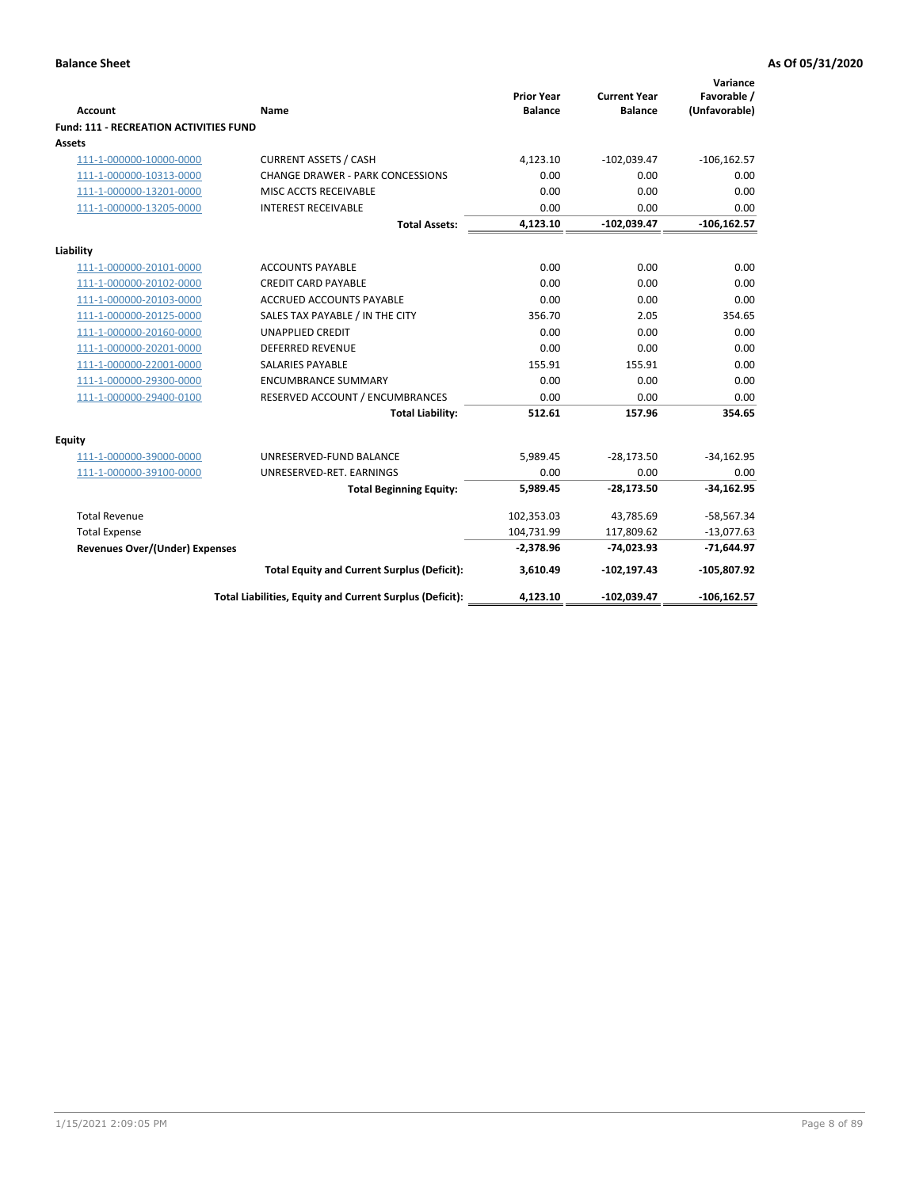**Balance Sheet** | **As Of 05/31/2020**

| Account | Name | Prior Year Balance | Current Year Balance | Variance Favorable / (Unfavorable) |
|---|---|---|---|---|
| **Fund: 111 - RECREATION ACTIVITIES FUND** | | | | |
| **Assets** | | | | |
| 111-1-000000-10000-0000 | CURRENT ASSETS / CASH | 4,123.10 | -102,039.47 | -106,162.57 |
| 111-1-000000-10313-0000 | CHANGE DRAWER - PARK CONCESSIONS | 0.00 | 0.00 | 0.00 |
| 111-1-000000-13201-0000 | MISC ACCTS RECEIVABLE | 0.00 | 0.00 | 0.00 |
| 111-1-000000-13205-0000 | INTEREST RECEIVABLE | 0.00 | 0.00 | 0.00 |
| | **Total Assets:** | **4,123.10** | **-102,039.47** | **-106,162.57** |
| **Liability** | | | | |
| 111-1-000000-20101-0000 | ACCOUNTS PAYABLE | 0.00 | 0.00 | 0.00 |
| 111-1-000000-20102-0000 | CREDIT CARD PAYABLE | 0.00 | 0.00 | 0.00 |
| 111-1-000000-20103-0000 | ACCRUED ACCOUNTS PAYABLE | 0.00 | 0.00 | 0.00 |
| 111-1-000000-20125-0000 | SALES TAX PAYABLE / IN THE CITY | 356.70 | 2.05 | 354.65 |
| 111-1-000000-20160-0000 | UNAPPLIED CREDIT | 0.00 | 0.00 | 0.00 |
| 111-1-000000-20201-0000 | DEFERRED REVENUE | 0.00 | 0.00 | 0.00 |
| 111-1-000000-22001-0000 | SALARIES PAYABLE | 155.91 | 155.91 | 0.00 |
| 111-1-000000-29300-0000 | ENCUMBRANCE SUMMARY | 0.00 | 0.00 | 0.00 |
| 111-1-000000-29400-0100 | RESERVED ACCOUNT / ENCUMBRANCES | 0.00 | 0.00 | 0.00 |
| | **Total Liability:** | **512.61** | **157.96** | **354.65** |
| **Equity** | | | | |
| 111-1-000000-39000-0000 | UNRESERVED-FUND BALANCE | 5,989.45 | -28,173.50 | -34,162.95 |
| 111-1-000000-39100-0000 | UNRESERVED-RET. EARNINGS | 0.00 | 0.00 | 0.00 |
| | **Total Beginning Equity:** | **5,989.45** | **-28,173.50** | **-34,162.95** |
| Total Revenue | | 102,353.03 | 43,785.69 | -58,567.34 |
| Total Expense | | 104,731.99 | 117,809.62 | -13,077.63 |
| **Revenues Over/(Under) Expenses** | | **-2,378.96** | **-74,023.93** | **-71,644.97** |
| | **Total Equity and Current Surplus (Deficit):** | **3,610.49** | **-102,197.43** | **-105,807.92** |
| | **Total Liabilities, Equity and Current Surplus (Deficit):** | **4,123.10** | **-102,039.47** | **-106,162.57** |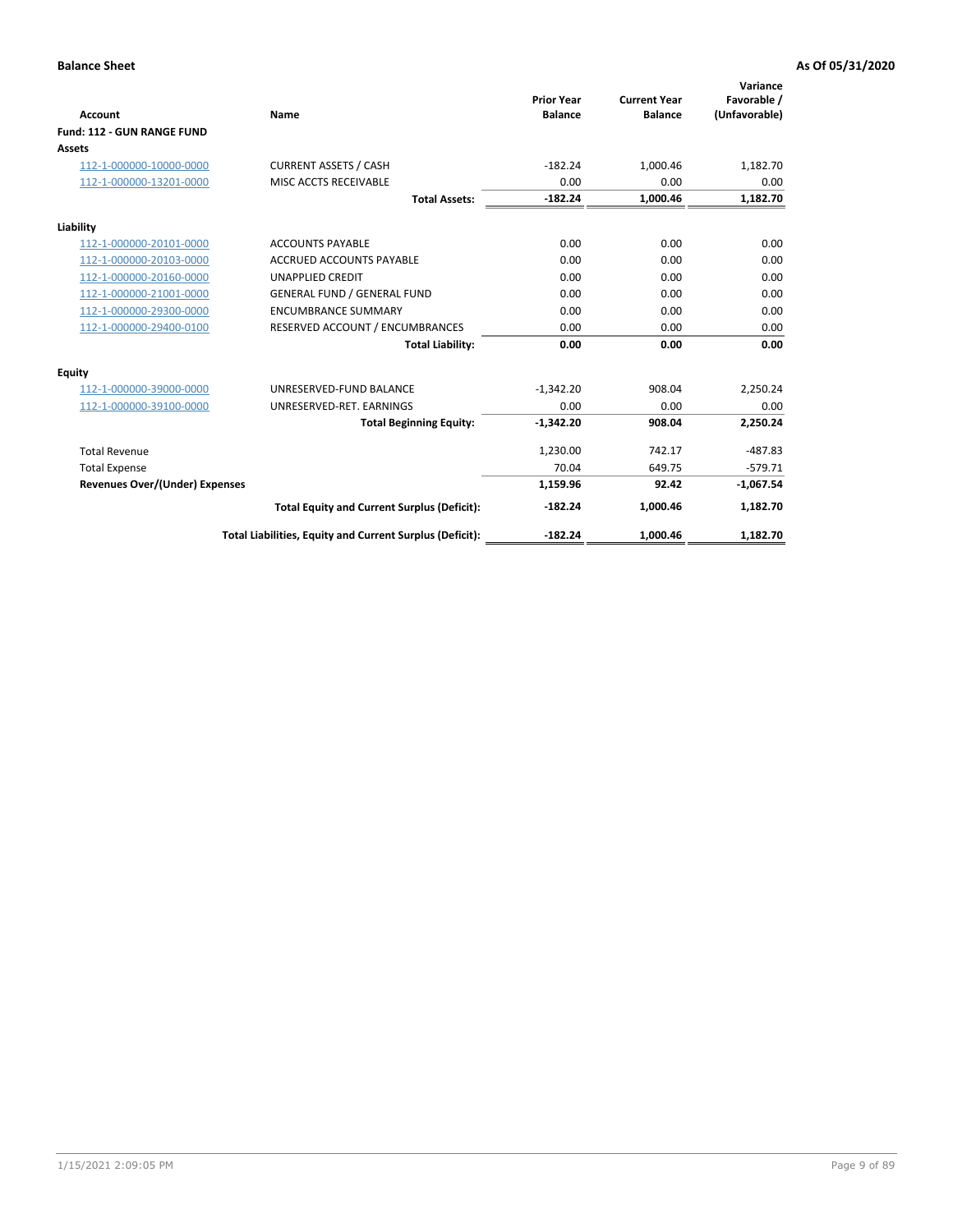**Balance Sheet** **As Of 05/31/2020**

| Account | Name | Prior Year Balance | Current Year Balance | Variance Favorable / (Unfavorable) |
|---|---|---|---|---|
| **Fund: 112 - GUN RANGE FUND** | | | | |
| **Assets** | | | | |
| 112-1-000000-10000-0000 | CURRENT ASSETS / CASH | -182.24 | 1,000.46 | 1,182.70 |
| 112-1-000000-13201-0000 | MISC ACCTS RECEIVABLE | 0.00 | 0.00 | 0.00 |
| | **Total Assets:** | **-182.24** | **1,000.46** | **1,182.70** |
| **Liability** | | | | |
| 112-1-000000-20101-0000 | ACCOUNTS PAYABLE | 0.00 | 0.00 | 0.00 |
| 112-1-000000-20103-0000 | ACCRUED ACCOUNTS PAYABLE | 0.00 | 0.00 | 0.00 |
| 112-1-000000-20160-0000 | UNAPPLIED CREDIT | 0.00 | 0.00 | 0.00 |
| 112-1-000000-21001-0000 | GENERAL FUND / GENERAL FUND | 0.00 | 0.00 | 0.00 |
| 112-1-000000-29300-0000 | ENCUMBRANCE SUMMARY | 0.00 | 0.00 | 0.00 |
| 112-1-000000-29400-0100 | RESERVED ACCOUNT / ENCUMBRANCES | 0.00 | 0.00 | 0.00 |
| | **Total Liability:** | **0.00** | **0.00** | **0.00** |
| **Equity** | | | | |
| 112-1-000000-39000-0000 | UNRESERVED-FUND BALANCE | -1,342.20 | 908.04 | 2,250.24 |
| 112-1-000000-39100-0000 | UNRESERVED-RET. EARNINGS | 0.00 | 0.00 | 0.00 |
| | **Total Beginning Equity:** | **-1,342.20** | **908.04** | **2,250.24** |
| Total Revenue | | 1,230.00 | 742.17 | -487.83 |
| Total Expense | | 70.04 | 649.75 | -579.71 |
| **Revenues Over/(Under) Expenses** | | **1,159.96** | **92.42** | **-1,067.54** |
| | **Total Equity and Current Surplus (Deficit):** | **-182.24** | **1,000.46** | **1,182.70** |
| | **Total Liabilities, Equity and Current Surplus (Deficit):** | **-182.24** | **1,000.46** | **1,182.70** |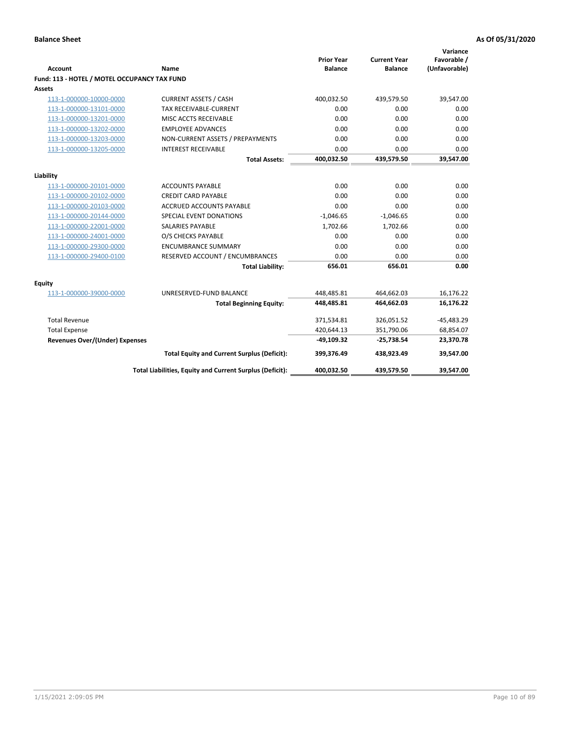**Balance Sheet** | **As Of 05/31/2020**

| Account | Name | Prior Year Balance | Current Year Balance | Variance Favorable / (Unfavorable) |
|---|---|---|---|---|
| **Fund: 113 - HOTEL / MOTEL OCCUPANCY TAX FUND** | | | | |
| **Assets** | | | | |
| 113-1-000000-10000-0000 | CURRENT ASSETS / CASH | 400,032.50 | 439,579.50 | 39,547.00 |
| 113-1-000000-13101-0000 | TAX RECEIVABLE-CURRENT | 0.00 | 0.00 | 0.00 |
| 113-1-000000-13201-0000 | MISC ACCTS RECEIVABLE | 0.00 | 0.00 | 0.00 |
| 113-1-000000-13202-0000 | EMPLOYEE ADVANCES | 0.00 | 0.00 | 0.00 |
| 113-1-000000-13203-0000 | NON-CURRENT ASSETS / PREPAYMENTS | 0.00 | 0.00 | 0.00 |
| 113-1-000000-13205-0000 | INTEREST RECEIVABLE | 0.00 | 0.00 | 0.00 |
| | **Total Assets:** | **400,032.50** | **439,579.50** | **39,547.00** |
| **Liability** | | | | |
| 113-1-000000-20101-0000 | ACCOUNTS PAYABLE | 0.00 | 0.00 | 0.00 |
| 113-1-000000-20102-0000 | CREDIT CARD PAYABLE | 0.00 | 0.00 | 0.00 |
| 113-1-000000-20103-0000 | ACCRUED ACCOUNTS PAYABLE | 0.00 | 0.00 | 0.00 |
| 113-1-000000-20144-0000 | SPECIAL EVENT DONATIONS | -1,046.65 | -1,046.65 | 0.00 |
| 113-1-000000-22001-0000 | SALARIES PAYABLE | 1,702.66 | 1,702.66 | 0.00 |
| 113-1-000000-24001-0000 | O/S CHECKS PAYABLE | 0.00 | 0.00 | 0.00 |
| 113-1-000000-29300-0000 | ENCUMBRANCE SUMMARY | 0.00 | 0.00 | 0.00 |
| 113-1-000000-29400-0100 | RESERVED ACCOUNT / ENCUMBRANCES | 0.00 | 0.00 | 0.00 |
| | **Total Liability:** | **656.01** | **656.01** | **0.00** |
| **Equity** | | | | |
| 113-1-000000-39000-0000 | UNRESERVED-FUND BALANCE | 448,485.81 | 464,662.03 | 16,176.22 |
| | **Total Beginning Equity:** | **448,485.81** | **464,662.03** | **16,176.22** |
| Total Revenue | | 371,534.81 | 326,051.52 | -45,483.29 |
| Total Expense | | 420,644.13 | 351,790.06 | 68,854.07 |
| **Revenues Over/(Under) Expenses** | | **-49,109.32** | **-25,738.54** | **23,370.78** |
| | **Total Equity and Current Surplus (Deficit):** | **399,376.49** | **438,923.49** | **39,547.00** |
| | **Total Liabilities, Equity and Current Surplus (Deficit):** | **400,032.50** | **439,579.50** | **39,547.00** |

1/15/2021 2:09:05 PM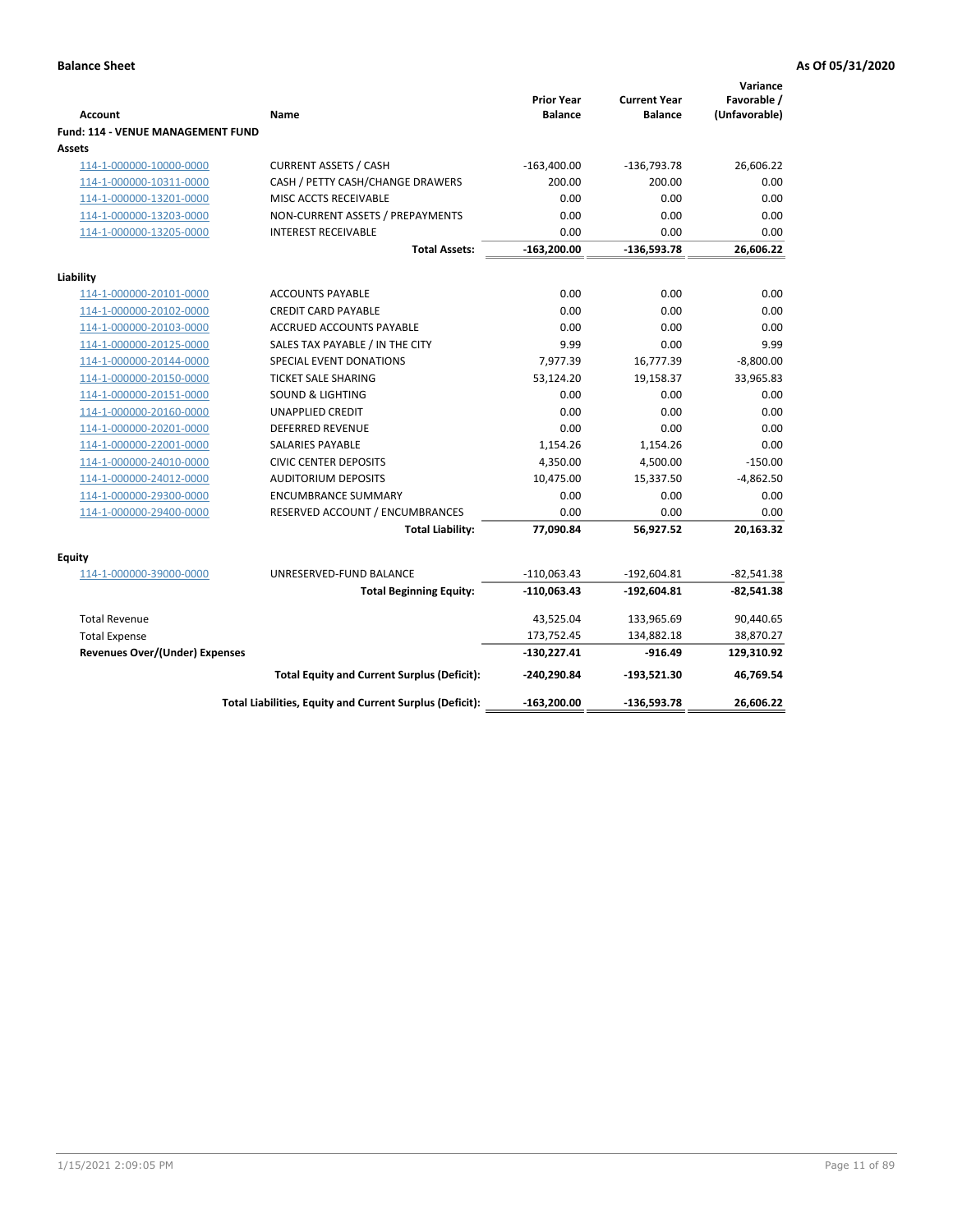**Balance Sheet** | **As Of 05/31/2020**

| Account | Name | Prior Year Balance | Current Year Balance | Variance Favorable / (Unfavorable) |
|---|---|---|---|---|
| **Fund: 114 - VENUE MANAGEMENT FUND** | | | | |
| **Assets** | | | | |
| 114-1-000000-10000-0000 | CURRENT ASSETS / CASH | -163,400.00 | -136,793.78 | 26,606.22 |
| 114-1-000000-10311-0000 | CASH / PETTY CASH/CHANGE DRAWERS | 200.00 | 200.00 | 0.00 |
| 114-1-000000-13201-0000 | MISC ACCTS RECEIVABLE | 0.00 | 0.00 | 0.00 |
| 114-1-000000-13203-0000 | NON-CURRENT ASSETS / PREPAYMENTS | 0.00 | 0.00 | 0.00 |
| 114-1-000000-13205-0000 | INTEREST RECEIVABLE | 0.00 | 0.00 | 0.00 |
| | **Total Assets:** | **-163,200.00** | **-136,593.78** | **26,606.22** |
| **Liability** | | | | |
| 114-1-000000-20101-0000 | ACCOUNTS PAYABLE | 0.00 | 0.00 | 0.00 |
| 114-1-000000-20102-0000 | CREDIT CARD PAYABLE | 0.00 | 0.00 | 0.00 |
| 114-1-000000-20103-0000 | ACCRUED ACCOUNTS PAYABLE | 0.00 | 0.00 | 0.00 |
| 114-1-000000-20125-0000 | SALES TAX PAYABLE / IN THE CITY | 9.99 | 0.00 | 9.99 |
| 114-1-000000-20144-0000 | SPECIAL EVENT DONATIONS | 7,977.39 | 16,777.39 | -8,800.00 |
| 114-1-000000-20150-0000 | TICKET SALE SHARING | 53,124.20 | 19,158.37 | 33,965.83 |
| 114-1-000000-20151-0000 | SOUND & LIGHTING | 0.00 | 0.00 | 0.00 |
| 114-1-000000-20160-0000 | UNAPPLIED CREDIT | 0.00 | 0.00 | 0.00 |
| 114-1-000000-20201-0000 | DEFERRED REVENUE | 0.00 | 0.00 | 0.00 |
| 114-1-000000-22001-0000 | SALARIES PAYABLE | 1,154.26 | 1,154.26 | 0.00 |
| 114-1-000000-24010-0000 | CIVIC CENTER DEPOSITS | 4,350.00 | 4,500.00 | -150.00 |
| 114-1-000000-24012-0000 | AUDITORIUM DEPOSITS | 10,475.00 | 15,337.50 | -4,862.50 |
| 114-1-000000-29300-0000 | ENCUMBRANCE SUMMARY | 0.00 | 0.00 | 0.00 |
| 114-1-000000-29400-0000 | RESERVED ACCOUNT / ENCUMBRANCES | 0.00 | 0.00 | 0.00 |
| | **Total Liability:** | **77,090.84** | **56,927.52** | **20,163.32** |
| **Equity** | | | | |
| 114-1-000000-39000-0000 | UNRESERVED-FUND BALANCE | -110,063.43 | -192,604.81 | -82,541.38 |
| | **Total Beginning Equity:** | **-110,063.43** | **-192,604.81** | **-82,541.38** |
| Total Revenue | | 43,525.04 | 133,965.69 | 90,440.65 |
| Total Expense | | 173,752.45 | 134,882.18 | 38,870.27 |
| **Revenues Over/(Under) Expenses** | | **-130,227.41** | **-916.49** | **129,310.92** |
| | **Total Equity and Current Surplus (Deficit):** | **-240,290.84** | **-193,521.30** | **46,769.54** |
| | **Total Liabilities, Equity and Current Surplus (Deficit):** | **-163,200.00** | **-136,593.78** | **26,606.22** |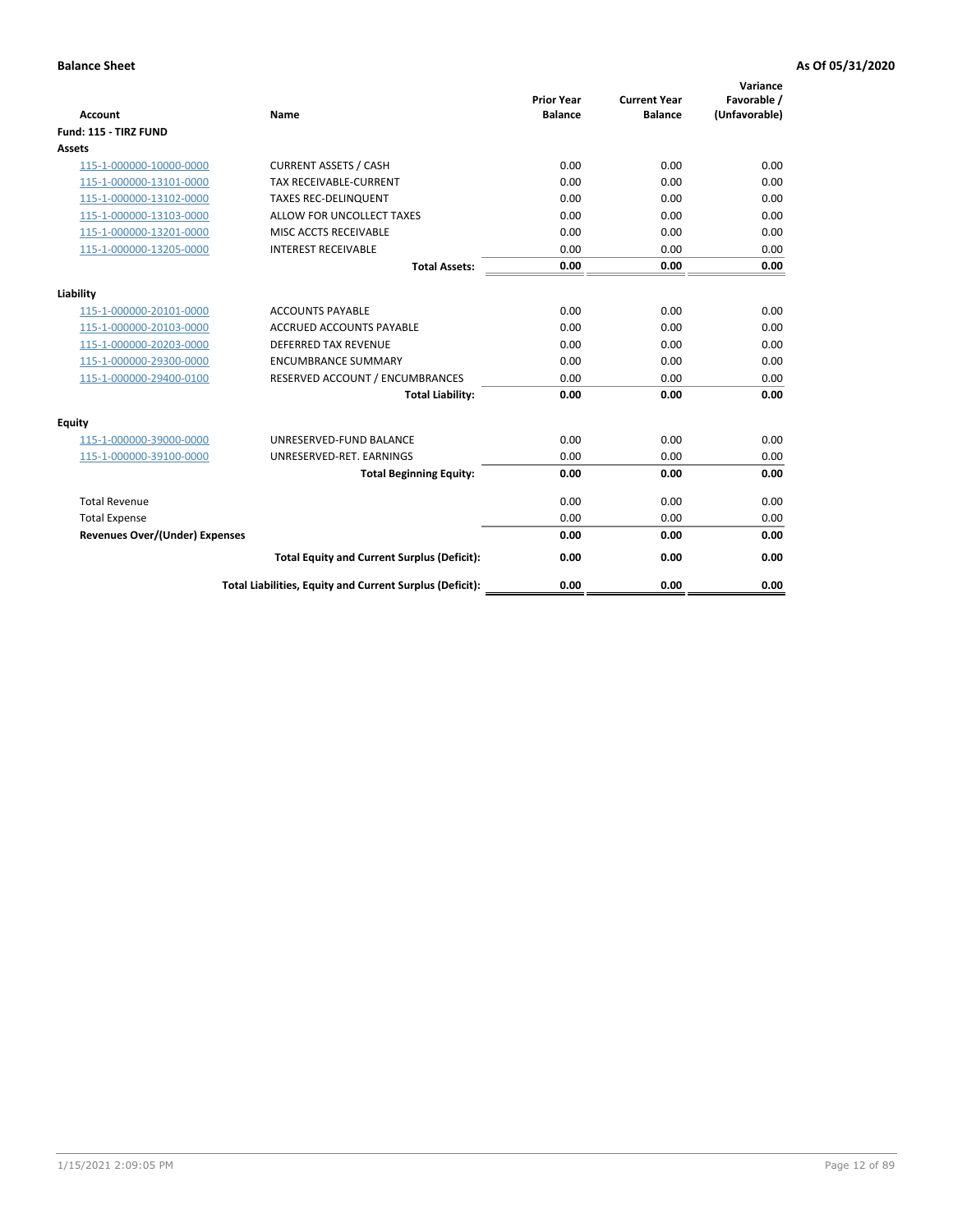**Balance Sheet** **As Of 05/31/2020**

| Account | Name | Prior Year Balance | Current Year Balance | Variance Favorable / (Unfavorable) |
|---|---|---|---|---|
| **Fund: 115 - TIRZ FUND** | | | | |
| **Assets** | | | | |
| 115-1-000000-10000-0000 | CURRENT ASSETS / CASH | 0.00 | 0.00 | 0.00 |
| 115-1-000000-13101-0000 | TAX RECEIVABLE-CURRENT | 0.00 | 0.00 | 0.00 |
| 115-1-000000-13102-0000 | TAXES REC-DELINQUENT | 0.00 | 0.00 | 0.00 |
| 115-1-000000-13103-0000 | ALLOW FOR UNCOLLECT TAXES | 0.00 | 0.00 | 0.00 |
| 115-1-000000-13201-0000 | MISC ACCTS RECEIVABLE | 0.00 | 0.00 | 0.00 |
| 115-1-000000-13205-0000 | INTEREST RECEIVABLE | 0.00 | 0.00 | 0.00 |
| | **Total Assets:** | **0.00** | **0.00** | **0.00** |
| **Liability** | | | | |
| 115-1-000000-20101-0000 | ACCOUNTS PAYABLE | 0.00 | 0.00 | 0.00 |
| 115-1-000000-20103-0000 | ACCRUED ACCOUNTS PAYABLE | 0.00 | 0.00 | 0.00 |
| 115-1-000000-20203-0000 | DEFERRED TAX REVENUE | 0.00 | 0.00 | 0.00 |
| 115-1-000000-29300-0000 | ENCUMBRANCE SUMMARY | 0.00 | 0.00 | 0.00 |
| 115-1-000000-29400-0100 | RESERVED ACCOUNT / ENCUMBRANCES | 0.00 | 0.00 | 0.00 |
| | **Total Liability:** | **0.00** | **0.00** | **0.00** |
| **Equity** | | | | |
| 115-1-000000-39000-0000 | UNRESERVED-FUND BALANCE | 0.00 | 0.00 | 0.00 |
| 115-1-000000-39100-0000 | UNRESERVED-RET. EARNINGS | 0.00 | 0.00 | 0.00 |
| | **Total Beginning Equity:** | **0.00** | **0.00** | **0.00** |
| Total Revenue | | 0.00 | 0.00 | 0.00 |
| Total Expense | | 0.00 | 0.00 | 0.00 |
| **Revenues Over/(Under) Expenses** | | **0.00** | **0.00** | **0.00** |
| | **Total Equity and Current Surplus (Deficit):** | **0.00** | **0.00** | **0.00** |
| | **Total Liabilities, Equity and Current Surplus (Deficit):** | **0.00** | **0.00** | **0.00** |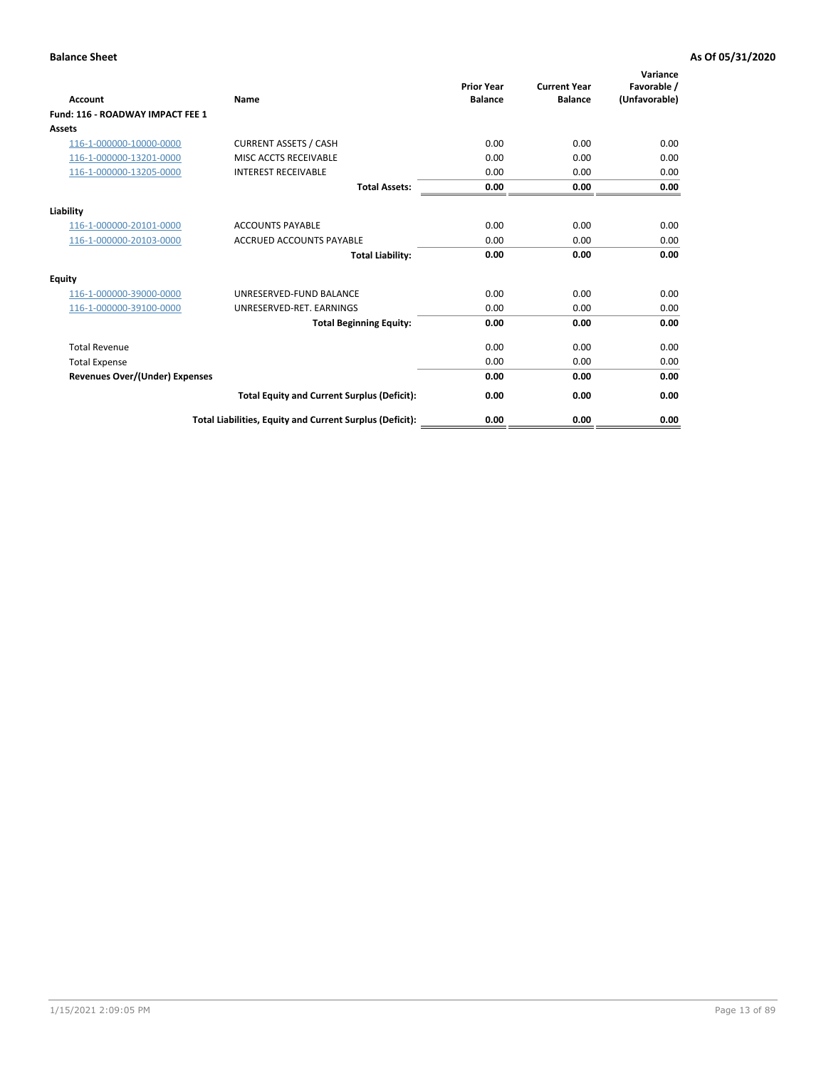**Balance Sheet** **As Of 05/31/2020**

| Account | Name | Prior Year Balance | Current Year Balance | Variance Favorable / (Unfavorable) |
|---|---|---|---|---|
| **Fund: 116 - ROADWAY IMPACT FEE 1** | | | | |
| **Assets** | | | | |
| 116-1-000000-10000-0000 | CURRENT ASSETS / CASH | 0.00 | 0.00 | 0.00 |
| 116-1-000000-13201-0000 | MISC ACCTS RECEIVABLE | 0.00 | 0.00 | 0.00 |
| 116-1-000000-13205-0000 | INTEREST RECEIVABLE | 0.00 | 0.00 | 0.00 |
| | **Total Assets:** | **0.00** | **0.00** | **0.00** |
| **Liability** | | | | |
| 116-1-000000-20101-0000 | ACCOUNTS PAYABLE | 0.00 | 0.00 | 0.00 |
| 116-1-000000-20103-0000 | ACCRUED ACCOUNTS PAYABLE | 0.00 | 0.00 | 0.00 |
| | **Total Liability:** | **0.00** | **0.00** | **0.00** |
| **Equity** | | | | |
| 116-1-000000-39000-0000 | UNRESERVED-FUND BALANCE | 0.00 | 0.00 | 0.00 |
| 116-1-000000-39100-0000 | UNRESERVED-RET. EARNINGS | 0.00 | 0.00 | 0.00 |
| | **Total Beginning Equity:** | **0.00** | **0.00** | **0.00** |
| Total Revenue | | 0.00 | 0.00 | 0.00 |
| Total Expense | | 0.00 | 0.00 | 0.00 |
| **Revenues Over/(Under) Expenses** | | **0.00** | **0.00** | **0.00** |
| | **Total Equity and Current Surplus (Deficit):** | **0.00** | **0.00** | **0.00** |
| | **Total Liabilities, Equity and Current Surplus (Deficit):** | **0.00** | **0.00** | **0.00** |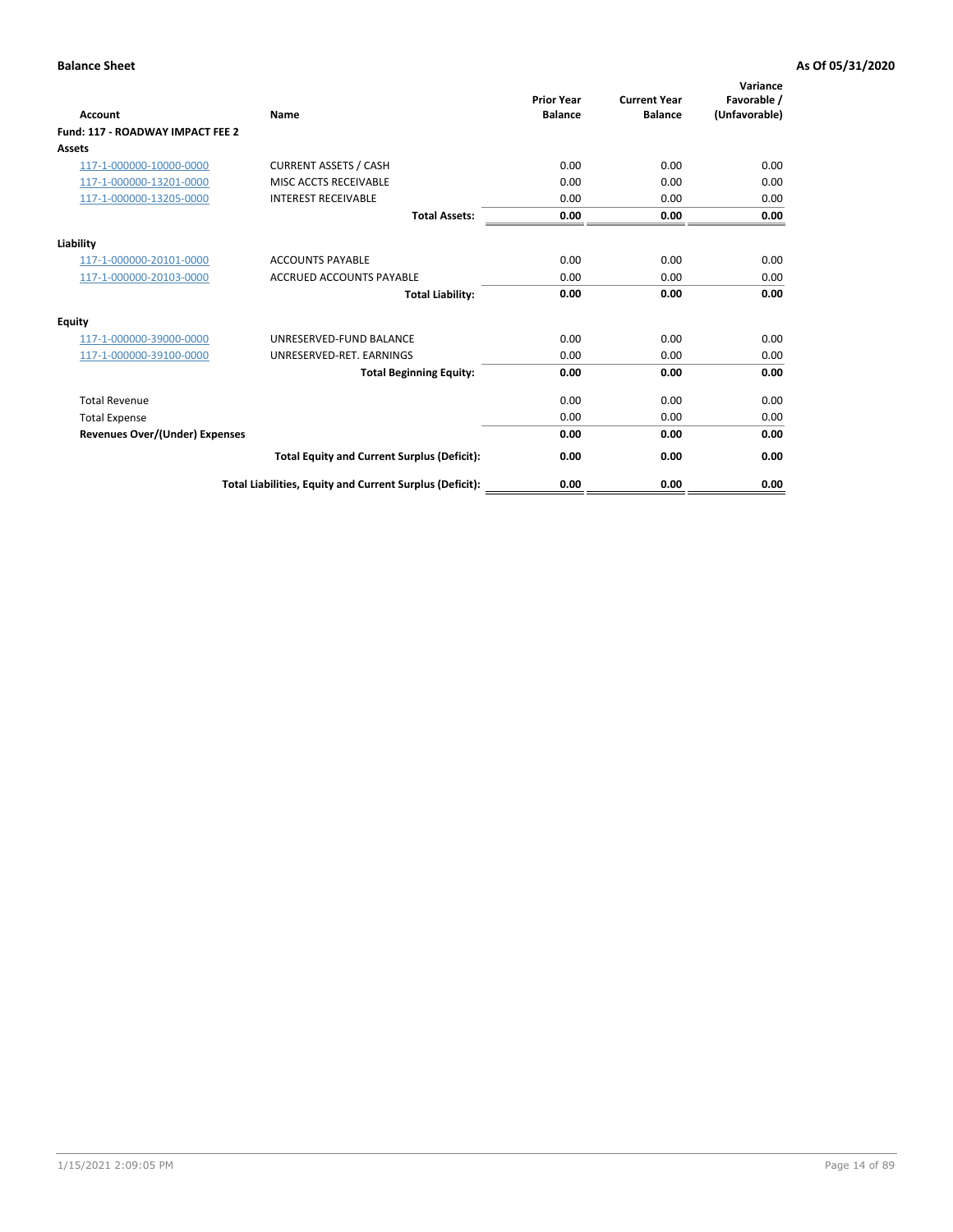**Balance Sheet** **As Of 05/31/2020**

| Account | Name | Prior Year Balance | Current Year Balance | Variance Favorable / (Unfavorable) |
|---|---|---|---|---|
| **Fund: 117 - ROADWAY IMPACT FEE 2** | | | | |
| **Assets** | | | | |
| 117-1-000000-10000-0000 | CURRENT ASSETS / CASH | 0.00 | 0.00 | 0.00 |
| 117-1-000000-13201-0000 | MISC ACCTS RECEIVABLE | 0.00 | 0.00 | 0.00 |
| 117-1-000000-13205-0000 | INTEREST RECEIVABLE | 0.00 | 0.00 | 0.00 |
| | **Total Assets:** | **0.00** | **0.00** | **0.00** |
| **Liability** | | | | |
| 117-1-000000-20101-0000 | ACCOUNTS PAYABLE | 0.00 | 0.00 | 0.00 |
| 117-1-000000-20103-0000 | ACCRUED ACCOUNTS PAYABLE | 0.00 | 0.00 | 0.00 |
| | **Total Liability:** | **0.00** | **0.00** | **0.00** |
| **Equity** | | | | |
| 117-1-000000-39000-0000 | UNRESERVED-FUND BALANCE | 0.00 | 0.00 | 0.00 |
| 117-1-000000-39100-0000 | UNRESERVED-RET. EARNINGS | 0.00 | 0.00 | 0.00 |
| | **Total Beginning Equity:** | **0.00** | **0.00** | **0.00** |
| Total Revenue | | 0.00 | 0.00 | 0.00 |
| Total Expense | | 0.00 | 0.00 | 0.00 |
| **Revenues Over/(Under) Expenses** | | **0.00** | **0.00** | **0.00** |
| | **Total Equity and Current Surplus (Deficit):** | **0.00** | **0.00** | **0.00** |
| | **Total Liabilities, Equity and Current Surplus (Deficit):** | **0.00** | **0.00** | **0.00** |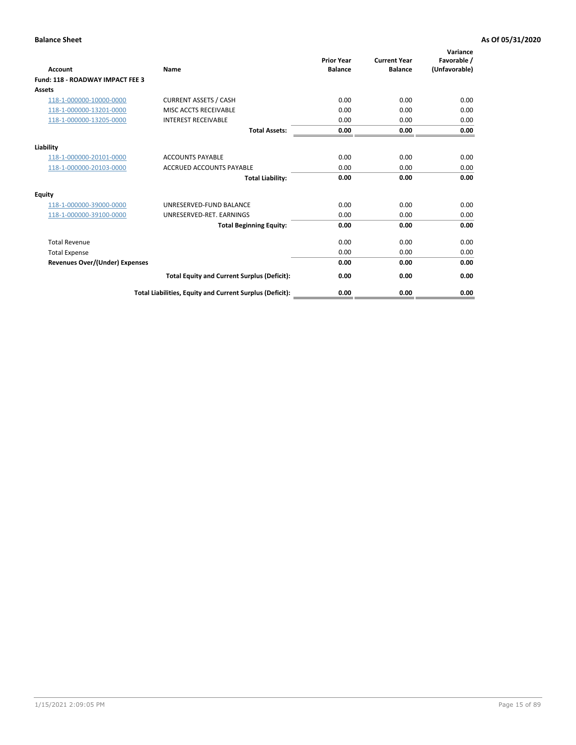**Balance Sheet** **As Of 05/31/2020**

| Account | Name | Prior Year Balance | Current Year Balance | Variance Favorable / (Unfavorable) |
|---|---|---|---|---|
| **Fund: 118 - ROADWAY IMPACT FEE 3** | | | | |
| **Assets** | | | | |
| 118-1-000000-10000-0000 | CURRENT ASSETS / CASH | 0.00 | 0.00 | 0.00 |
| 118-1-000000-13201-0000 | MISC ACCTS RECEIVABLE | 0.00 | 0.00 | 0.00 |
| 118-1-000000-13205-0000 | INTEREST RECEIVABLE | 0.00 | 0.00 | 0.00 |
| | **Total Assets:** | **0.00** | **0.00** | **0.00** |
| **Liability** | | | | |
| 118-1-000000-20101-0000 | ACCOUNTS PAYABLE | 0.00 | 0.00 | 0.00 |
| 118-1-000000-20103-0000 | ACCRUED ACCOUNTS PAYABLE | 0.00 | 0.00 | 0.00 |
| | **Total Liability:** | **0.00** | **0.00** | **0.00** |
| **Equity** | | | | |
| 118-1-000000-39000-0000 | UNRESERVED-FUND BALANCE | 0.00 | 0.00 | 0.00 |
| 118-1-000000-39100-0000 | UNRESERVED-RET. EARNINGS | 0.00 | 0.00 | 0.00 |
| | **Total Beginning Equity:** | **0.00** | **0.00** | **0.00** |
| Total Revenue | | 0.00 | 0.00 | 0.00 |
| Total Expense | | 0.00 | 0.00 | 0.00 |
| **Revenues Over/(Under) Expenses** | | **0.00** | **0.00** | **0.00** |
| | **Total Equity and Current Surplus (Deficit):** | **0.00** | **0.00** | **0.00** |
| | **Total Liabilities, Equity and Current Surplus (Deficit):** | **0.00** | **0.00** | **0.00** |

1/15/2021 2:09:05 PM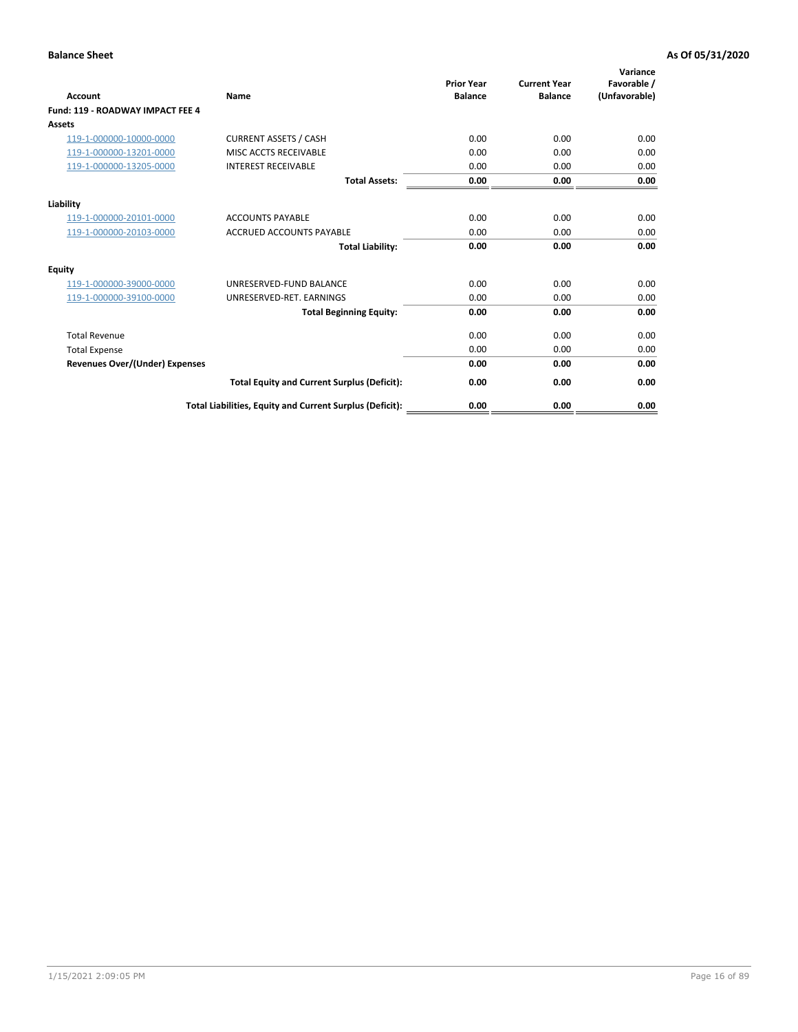**Balance Sheet** **As Of 05/31/2020**

| Account | Name | Prior Year Balance | Current Year Balance | Variance Favorable / (Unfavorable) |
|---|---|---|---|---|
| **Fund: 119 - ROADWAY IMPACT FEE 4** | | | | |
| **Assets** | | | | |
| 119-1-000000-10000-0000 | CURRENT ASSETS / CASH | 0.00 | 0.00 | 0.00 |
| 119-1-000000-13201-0000 | MISC ACCTS RECEIVABLE | 0.00 | 0.00 | 0.00 |
| 119-1-000000-13205-0000 | INTEREST RECEIVABLE | 0.00 | 0.00 | 0.00 |
| | **Total Assets:** | **0.00** | **0.00** | **0.00** |
| **Liability** | | | | |
| 119-1-000000-20101-0000 | ACCOUNTS PAYABLE | 0.00 | 0.00 | 0.00 |
| 119-1-000000-20103-0000 | ACCRUED ACCOUNTS PAYABLE | 0.00 | 0.00 | 0.00 |
| | **Total Liability:** | **0.00** | **0.00** | **0.00** |
| **Equity** | | | | |
| 119-1-000000-39000-0000 | UNRESERVED-FUND BALANCE | 0.00 | 0.00 | 0.00 |
| 119-1-000000-39100-0000 | UNRESERVED-RET. EARNINGS | 0.00 | 0.00 | 0.00 |
| | **Total Beginning Equity:** | **0.00** | **0.00** | **0.00** |
| Total Revenue | | 0.00 | 0.00 | 0.00 |
| Total Expense | | 0.00 | 0.00 | 0.00 |
| **Revenues Over/(Under) Expenses** | | **0.00** | **0.00** | **0.00** |
| | **Total Equity and Current Surplus (Deficit):** | **0.00** | **0.00** | **0.00** |
| | **Total Liabilities, Equity and Current Surplus (Deficit):** | **0.00** | **0.00** | **0.00** |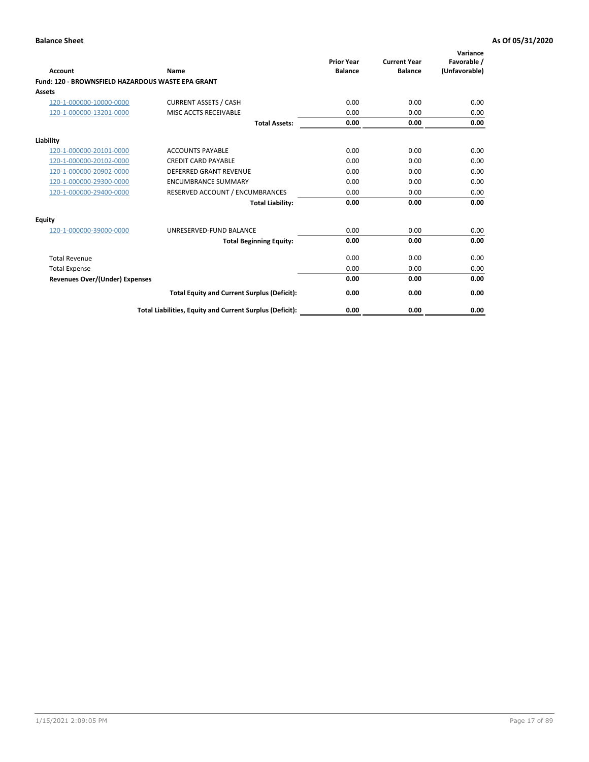**Balance Sheet** | **As Of 05/31/2020**

| Account | Name | Prior Year Balance | Current Year Balance | Variance Favorable / (Unfavorable) |
|---|---|---|---|---|
| **Fund: 120 - BROWNSFIELD HAZARDOUS WASTE EPA GRANT** | | | | |
| **Assets** | | | | |
| 120-1-000000-10000-0000 | CURRENT ASSETS / CASH | 0.00 | 0.00 | 0.00 |
| 120-1-000000-13201-0000 | MISC ACCTS RECEIVABLE | 0.00 | 0.00 | 0.00 |
| | **Total Assets:** | **0.00** | **0.00** | **0.00** |
| **Liability** | | | | |
| 120-1-000000-20101-0000 | ACCOUNTS PAYABLE | 0.00 | 0.00 | 0.00 |
| 120-1-000000-20102-0000 | CREDIT CARD PAYABLE | 0.00 | 0.00 | 0.00 |
| 120-1-000000-20902-0000 | DEFERRED GRANT REVENUE | 0.00 | 0.00 | 0.00 |
| 120-1-000000-29300-0000 | ENCUMBRANCE SUMMARY | 0.00 | 0.00 | 0.00 |
| 120-1-000000-29400-0000 | RESERVED ACCOUNT / ENCUMBRANCES | 0.00 | 0.00 | 0.00 |
| | **Total Liability:** | **0.00** | **0.00** | **0.00** |
| **Equity** | | | | |
| 120-1-000000-39000-0000 | UNRESERVED-FUND BALANCE | 0.00 | 0.00 | 0.00 |
| | **Total Beginning Equity:** | **0.00** | **0.00** | **0.00** |
| Total Revenue | | 0.00 | 0.00 | 0.00 |
| Total Expense | | 0.00 | 0.00 | 0.00 |
| **Revenues Over/(Under) Expenses** | | **0.00** | **0.00** | **0.00** |
| | **Total Equity and Current Surplus (Deficit):** | **0.00** | **0.00** | **0.00** |
| | **Total Liabilities, Equity and Current Surplus (Deficit):** | **0.00** | **0.00** | **0.00** |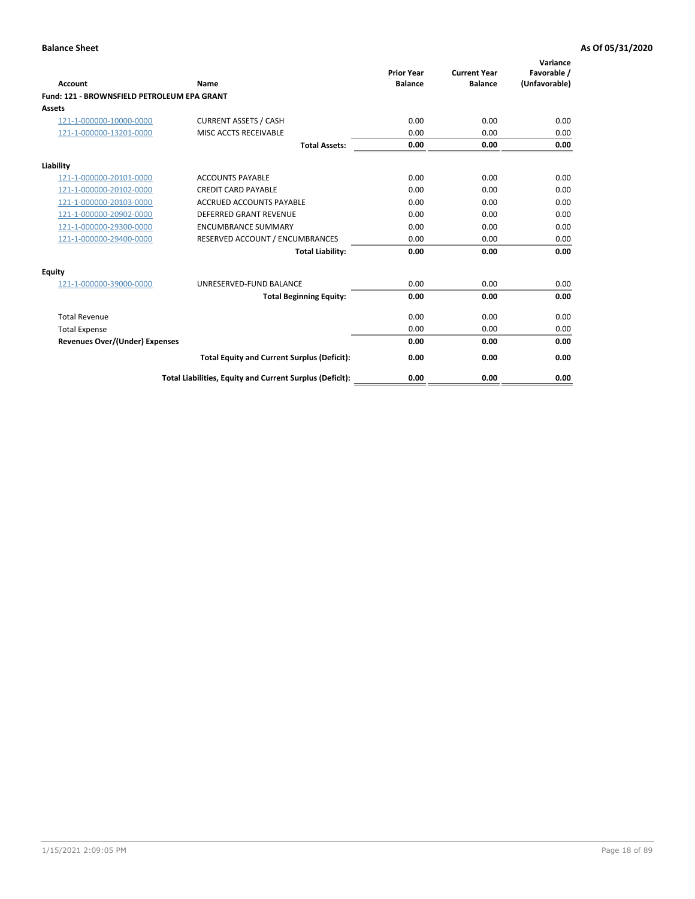**Balance Sheet** **As Of 05/31/2020**

| Account | Name | Prior Year Balance | Current Year Balance | Variance Favorable / (Unfavorable) |
|---|---|---|---|---|
| **Fund: 121 - BROWNSFIELD PETROLEUM EPA GRANT** | | | | |
| **Assets** | | | | |
| 121-1-000000-10000-0000 | CURRENT ASSETS / CASH | 0.00 | 0.00 | 0.00 |
| 121-1-000000-13201-0000 | MISC ACCTS RECEIVABLE | 0.00 | 0.00 | 0.00 |
| | **Total Assets:** | **0.00** | **0.00** | **0.00** |
| **Liability** | | | | |
| 121-1-000000-20101-0000 | ACCOUNTS PAYABLE | 0.00 | 0.00 | 0.00 |
| 121-1-000000-20102-0000 | CREDIT CARD PAYABLE | 0.00 | 0.00 | 0.00 |
| 121-1-000000-20103-0000 | ACCRUED ACCOUNTS PAYABLE | 0.00 | 0.00 | 0.00 |
| 121-1-000000-20902-0000 | DEFERRED GRANT REVENUE | 0.00 | 0.00 | 0.00 |
| 121-1-000000-29300-0000 | ENCUMBRANCE SUMMARY | 0.00 | 0.00 | 0.00 |
| 121-1-000000-29400-0000 | RESERVED ACCOUNT / ENCUMBRANCES | 0.00 | 0.00 | 0.00 |
| | **Total Liability:** | **0.00** | **0.00** | **0.00** |
| **Equity** | | | | |
| 121-1-000000-39000-0000 | UNRESERVED-FUND BALANCE | 0.00 | 0.00 | 0.00 |
| | **Total Beginning Equity:** | **0.00** | **0.00** | **0.00** |
| Total Revenue | | 0.00 | 0.00 | 0.00 |
| Total Expense | | 0.00 | 0.00 | 0.00 |
| **Revenues Over/(Under) Expenses** | | **0.00** | **0.00** | **0.00** |
| | **Total Equity and Current Surplus (Deficit):** | **0.00** | **0.00** | **0.00** |
| | **Total Liabilities, Equity and Current Surplus (Deficit):** | **0.00** | **0.00** | **0.00** |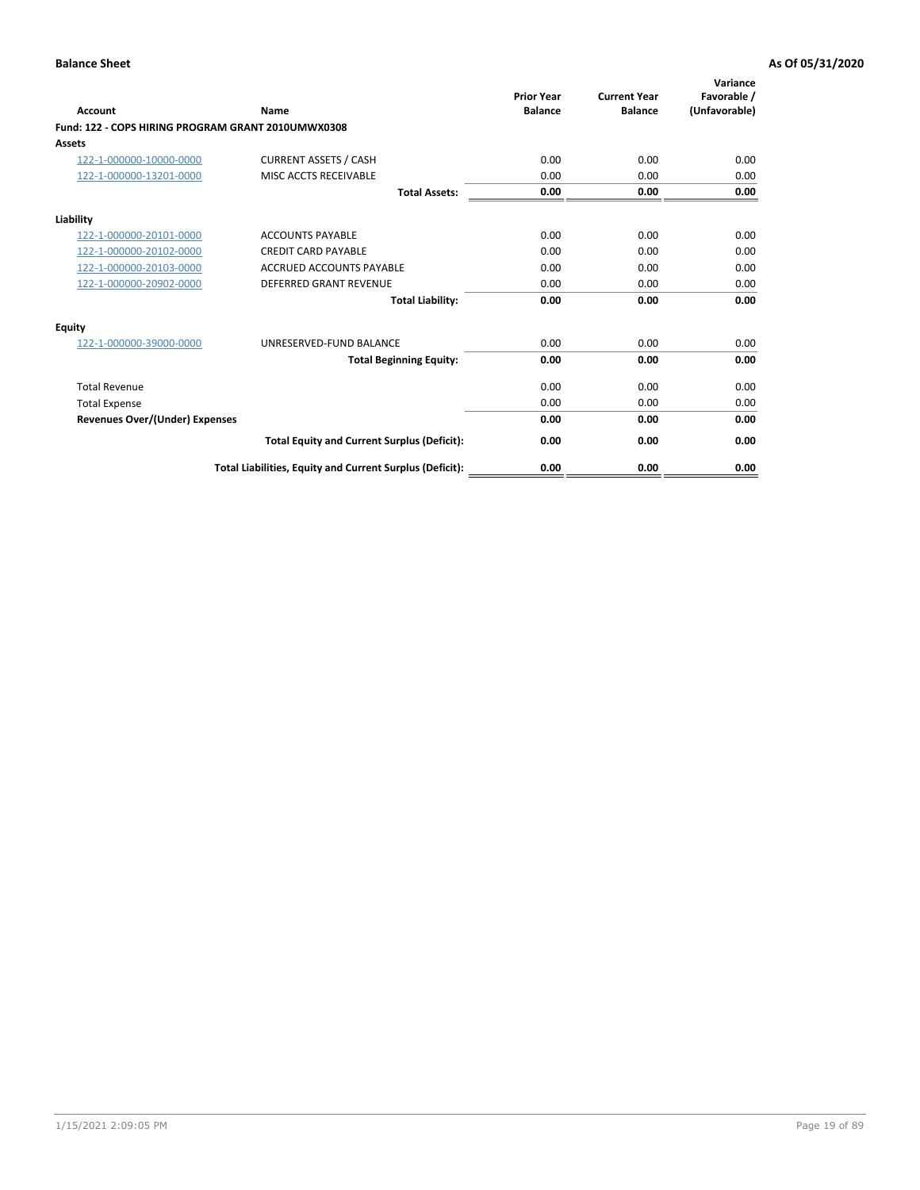**Balance Sheet** **As Of 05/31/2020**

| Account | Name | Prior Year Balance | Current Year Balance | Variance Favorable / (Unfavorable) |
|---|---|---|---|---|
| **Fund: 122 - COPS HIRING PROGRAM GRANT 2010UMWX0308** | | | | |
| **Assets** | | | | |
| 122-1-000000-10000-0000 | CURRENT ASSETS / CASH | 0.00 | 0.00 | 0.00 |
| 122-1-000000-13201-0000 | MISC ACCTS RECEIVABLE | 0.00 | 0.00 | 0.00 |
| | **Total Assets:** | **0.00** | **0.00** | **0.00** |
| **Liability** | | | | |
| 122-1-000000-20101-0000 | ACCOUNTS PAYABLE | 0.00 | 0.00 | 0.00 |
| 122-1-000000-20102-0000 | CREDIT CARD PAYABLE | 0.00 | 0.00 | 0.00 |
| 122-1-000000-20103-0000 | ACCRUED ACCOUNTS PAYABLE | 0.00 | 0.00 | 0.00 |
| 122-1-000000-20902-0000 | DEFERRED GRANT REVENUE | 0.00 | 0.00 | 0.00 |
| | **Total Liability:** | **0.00** | **0.00** | **0.00** |
| **Equity** | | | | |
| 122-1-000000-39000-0000 | UNRESERVED-FUND BALANCE | 0.00 | 0.00 | 0.00 |
| | **Total Beginning Equity:** | **0.00** | **0.00** | **0.00** |
| Total Revenue | | 0.00 | 0.00 | 0.00 |
| Total Expense | | 0.00 | 0.00 | 0.00 |
| **Revenues Over/(Under) Expenses** | | **0.00** | **0.00** | **0.00** |
| | **Total Equity and Current Surplus (Deficit):** | **0.00** | **0.00** | **0.00** |
| | **Total Liabilities, Equity and Current Surplus (Deficit):** | **0.00** | **0.00** | **0.00** |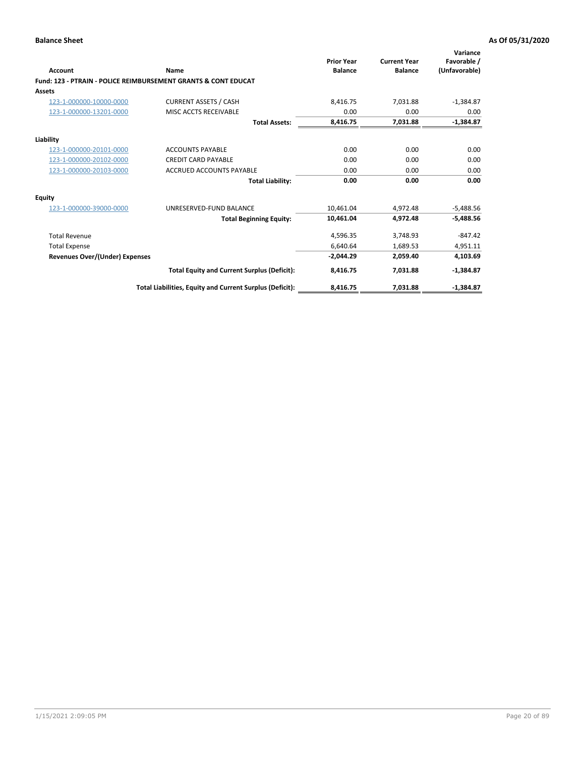**Balance Sheet** **As Of 05/31/2020**

| Account | Name | Prior Year Balance | Current Year Balance | Variance Favorable / (Unfavorable) |
|---|---|---|---|---|
| **Fund: 123 - PTRAIN - POLICE REIMBURSEMENT GRANTS & CONT EDUCAT** | | | | |
| **Assets** | | | | |
| 123-1-000000-10000-0000 | CURRENT ASSETS / CASH | 8,416.75 | 7,031.88 | -1,384.87 |
| 123-1-000000-13201-0000 | MISC ACCTS RECEIVABLE | 0.00 | 0.00 | 0.00 |
| | **Total Assets:** | **8,416.75** | **7,031.88** | **-1,384.87** |
| **Liability** | | | | |
| 123-1-000000-20101-0000 | ACCOUNTS PAYABLE | 0.00 | 0.00 | 0.00 |
| 123-1-000000-20102-0000 | CREDIT CARD PAYABLE | 0.00 | 0.00 | 0.00 |
| 123-1-000000-20103-0000 | ACCRUED ACCOUNTS PAYABLE | 0.00 | 0.00 | 0.00 |
| | **Total Liability:** | **0.00** | **0.00** | **0.00** |
| **Equity** | | | | |
| 123-1-000000-39000-0000 | UNRESERVED-FUND BALANCE | 10,461.04 | 4,972.48 | -5,488.56 |
| | **Total Beginning Equity:** | **10,461.04** | **4,972.48** | **-5,488.56** |
| Total Revenue | | 4,596.35 | 3,748.93 | -847.42 |
| Total Expense | | 6,640.64 | 1,689.53 | 4,951.11 |
| **Revenues Over/(Under) Expenses** | | **-2,044.29** | **2,059.40** | **4,103.69** |
| | **Total Equity and Current Surplus (Deficit):** | **8,416.75** | **7,031.88** | **-1,384.87** |
| | **Total Liabilities, Equity and Current Surplus (Deficit):** | **8,416.75** | **7,031.88** | **-1,384.87** |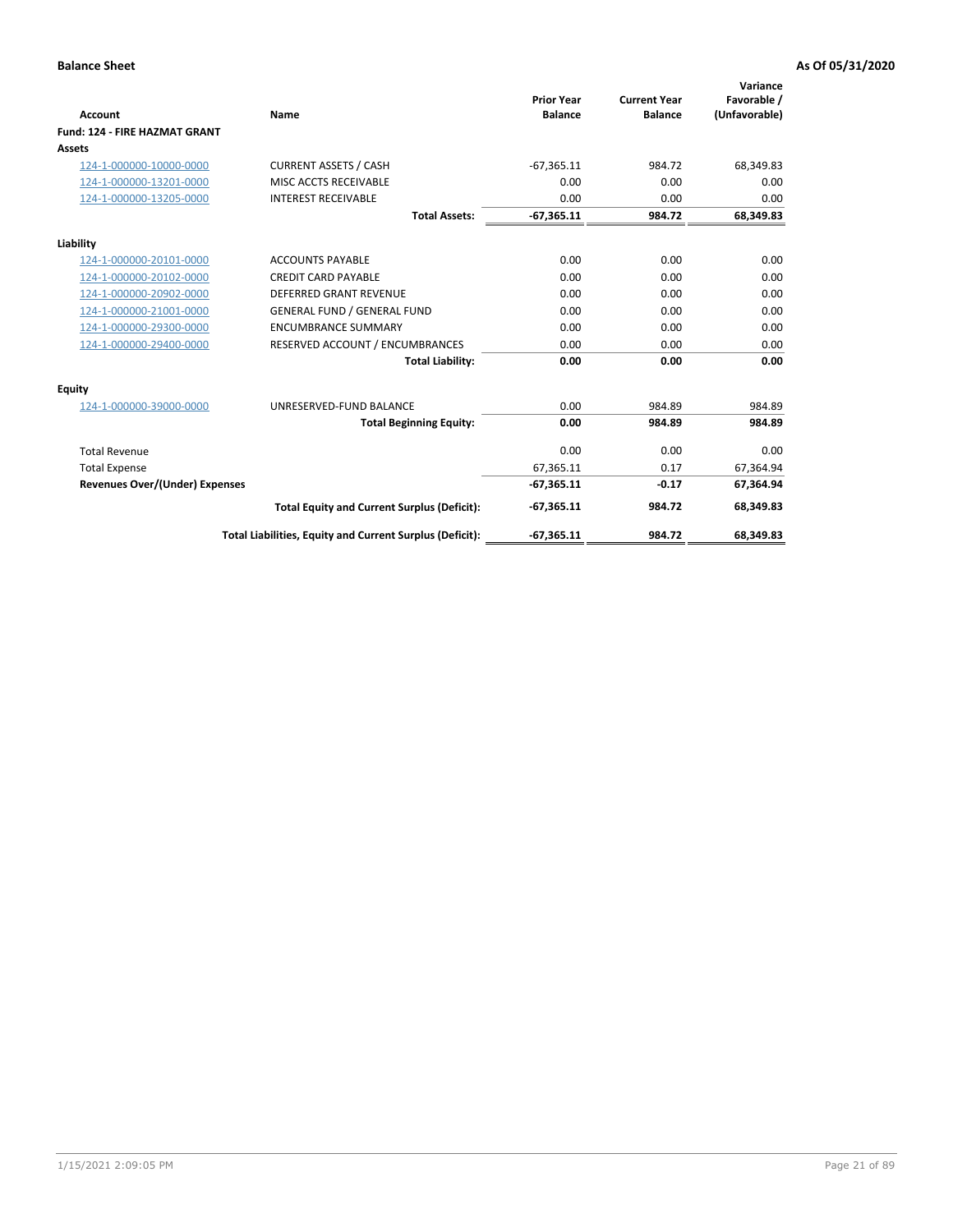**Balance Sheet** **As Of 05/31/2020**

| Account | Name | Prior Year Balance | Current Year Balance | Variance Favorable / (Unfavorable) |
|---|---|---|---|---|
| **Fund: 124 - FIRE HAZMAT GRANT** | | | | |
| **Assets** | | | | |
| 124-1-000000-10000-0000 | CURRENT ASSETS / CASH | -67,365.11 | 984.72 | 68,349.83 |
| 124-1-000000-13201-0000 | MISC ACCTS RECEIVABLE | 0.00 | 0.00 | 0.00 |
| 124-1-000000-13205-0000 | INTEREST RECEIVABLE | 0.00 | 0.00 | 0.00 |
| | **Total Assets:** | **-67,365.11** | **984.72** | **68,349.83** |
| **Liability** | | | | |
| 124-1-000000-20101-0000 | ACCOUNTS PAYABLE | 0.00 | 0.00 | 0.00 |
| 124-1-000000-20102-0000 | CREDIT CARD PAYABLE | 0.00 | 0.00 | 0.00 |
| 124-1-000000-20902-0000 | DEFERRED GRANT REVENUE | 0.00 | 0.00 | 0.00 |
| 124-1-000000-21001-0000 | GENERAL FUND / GENERAL FUND | 0.00 | 0.00 | 0.00 |
| 124-1-000000-29300-0000 | ENCUMBRANCE SUMMARY | 0.00 | 0.00 | 0.00 |
| 124-1-000000-29400-0000 | RESERVED ACCOUNT / ENCUMBRANCES | 0.00 | 0.00 | 0.00 |
| | **Total Liability:** | **0.00** | **0.00** | **0.00** |
| **Equity** | | | | |
| 124-1-000000-39000-0000 | UNRESERVED-FUND BALANCE | 0.00 | 984.89 | 984.89 |
| | **Total Beginning Equity:** | **0.00** | **984.89** | **984.89** |
| Total Revenue | | 0.00 | 0.00 | 0.00 |
| Total Expense | | 67,365.11 | 0.17 | 67,364.94 |
| **Revenues Over/(Under) Expenses** | | **-67,365.11** | **-0.17** | **67,364.94** |
| | **Total Equity and Current Surplus (Deficit):** | **-67,365.11** | **984.72** | **68,349.83** |
| | **Total Liabilities, Equity and Current Surplus (Deficit):** | **-67,365.11** | **984.72** | **68,349.83** |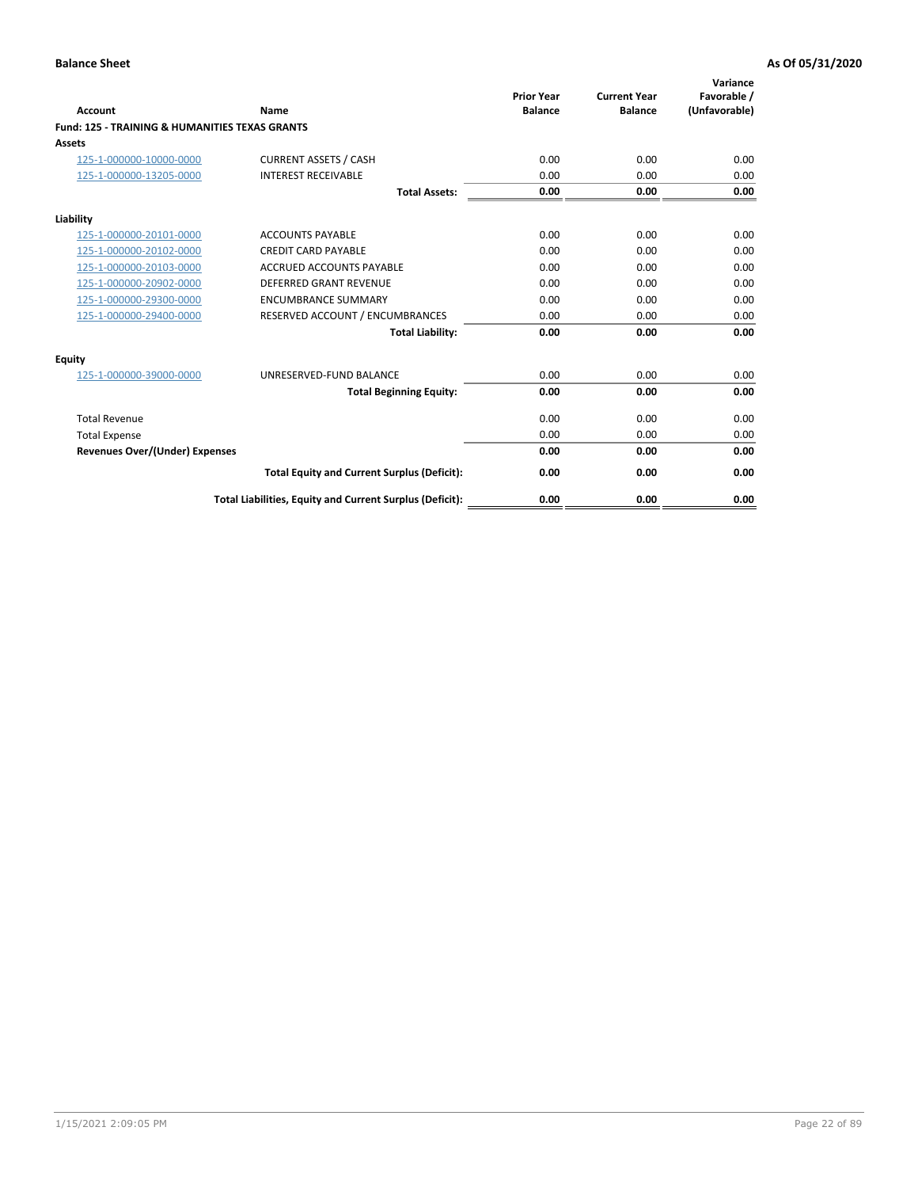**Balance Sheet** | **As Of 05/31/2020**

| Account | Name | Prior Year Balance | Current Year Balance | Variance Favorable / (Unfavorable) |
|---|---|---|---|---|
| **Fund: 125 - TRAINING & HUMANITIES TEXAS GRANTS** | | | | |
| **Assets** | | | | |
| 125-1-000000-10000-0000 | CURRENT ASSETS / CASH | 0.00 | 0.00 | 0.00 |
| 125-1-000000-13205-0000 | INTEREST RECEIVABLE | 0.00 | 0.00 | 0.00 |
| | **Total Assets:** | **0.00** | **0.00** | **0.00** |
| **Liability** | | | | |
| 125-1-000000-20101-0000 | ACCOUNTS PAYABLE | 0.00 | 0.00 | 0.00 |
| 125-1-000000-20102-0000 | CREDIT CARD PAYABLE | 0.00 | 0.00 | 0.00 |
| 125-1-000000-20103-0000 | ACCRUED ACCOUNTS PAYABLE | 0.00 | 0.00 | 0.00 |
| 125-1-000000-20902-0000 | DEFERRED GRANT REVENUE | 0.00 | 0.00 | 0.00 |
| 125-1-000000-29300-0000 | ENCUMBRANCE SUMMARY | 0.00 | 0.00 | 0.00 |
| 125-1-000000-29400-0000 | RESERVED ACCOUNT / ENCUMBRANCES | 0.00 | 0.00 | 0.00 |
| | **Total Liability:** | **0.00** | **0.00** | **0.00** |
| **Equity** | | | | |
| 125-1-000000-39000-0000 | UNRESERVED-FUND BALANCE | 0.00 | 0.00 | 0.00 |
| | **Total Beginning Equity:** | **0.00** | **0.00** | **0.00** |
| Total Revenue | | 0.00 | 0.00 | 0.00 |
| Total Expense | | 0.00 | 0.00 | 0.00 |
| **Revenues Over/(Under) Expenses** | | **0.00** | **0.00** | **0.00** |
| | **Total Equity and Current Surplus (Deficit):** | **0.00** | **0.00** | **0.00** |
| | **Total Liabilities, Equity and Current Surplus (Deficit):** | **0.00** | **0.00** | **0.00** |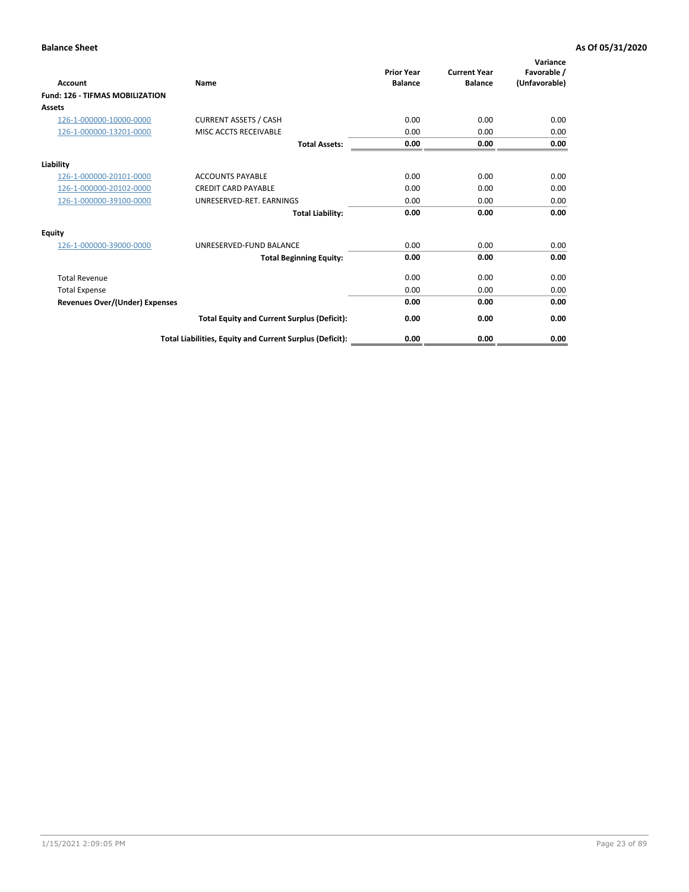**Balance Sheet** **As Of 05/31/2020**

| Account | Name | Prior Year Balance | Current Year Balance | Variance Favorable / (Unfavorable) |
|---|---|---|---|---|
| **Fund: 126 - TIFMAS MOBILIZATION** | | | | |
| **Assets** | | | | |
| 126-1-000000-10000-0000 | CURRENT ASSETS / CASH | 0.00 | 0.00 | 0.00 |
| 126-1-000000-13201-0000 | MISC ACCTS RECEIVABLE | 0.00 | 0.00 | 0.00 |
| | **Total Assets:** | **0.00** | **0.00** | **0.00** |
| **Liability** | | | | |
| 126-1-000000-20101-0000 | ACCOUNTS PAYABLE | 0.00 | 0.00 | 0.00 |
| 126-1-000000-20102-0000 | CREDIT CARD PAYABLE | 0.00 | 0.00 | 0.00 |
| 126-1-000000-39100-0000 | UNRESERVED-RET. EARNINGS | 0.00 | 0.00 | 0.00 |
| | **Total Liability:** | **0.00** | **0.00** | **0.00** |
| **Equity** | | | | |
| 126-1-000000-39000-0000 | UNRESERVED-FUND BALANCE | 0.00 | 0.00 | 0.00 |
| | **Total Beginning Equity:** | **0.00** | **0.00** | **0.00** |
| Total Revenue | | 0.00 | 0.00 | 0.00 |
| Total Expense | | 0.00 | 0.00 | 0.00 |
| **Revenues Over/(Under) Expenses** | | **0.00** | **0.00** | **0.00** |
| | **Total Equity and Current Surplus (Deficit):** | **0.00** | **0.00** | **0.00** |
| | **Total Liabilities, Equity and Current Surplus (Deficit):** | **0.00** | **0.00** | **0.00** |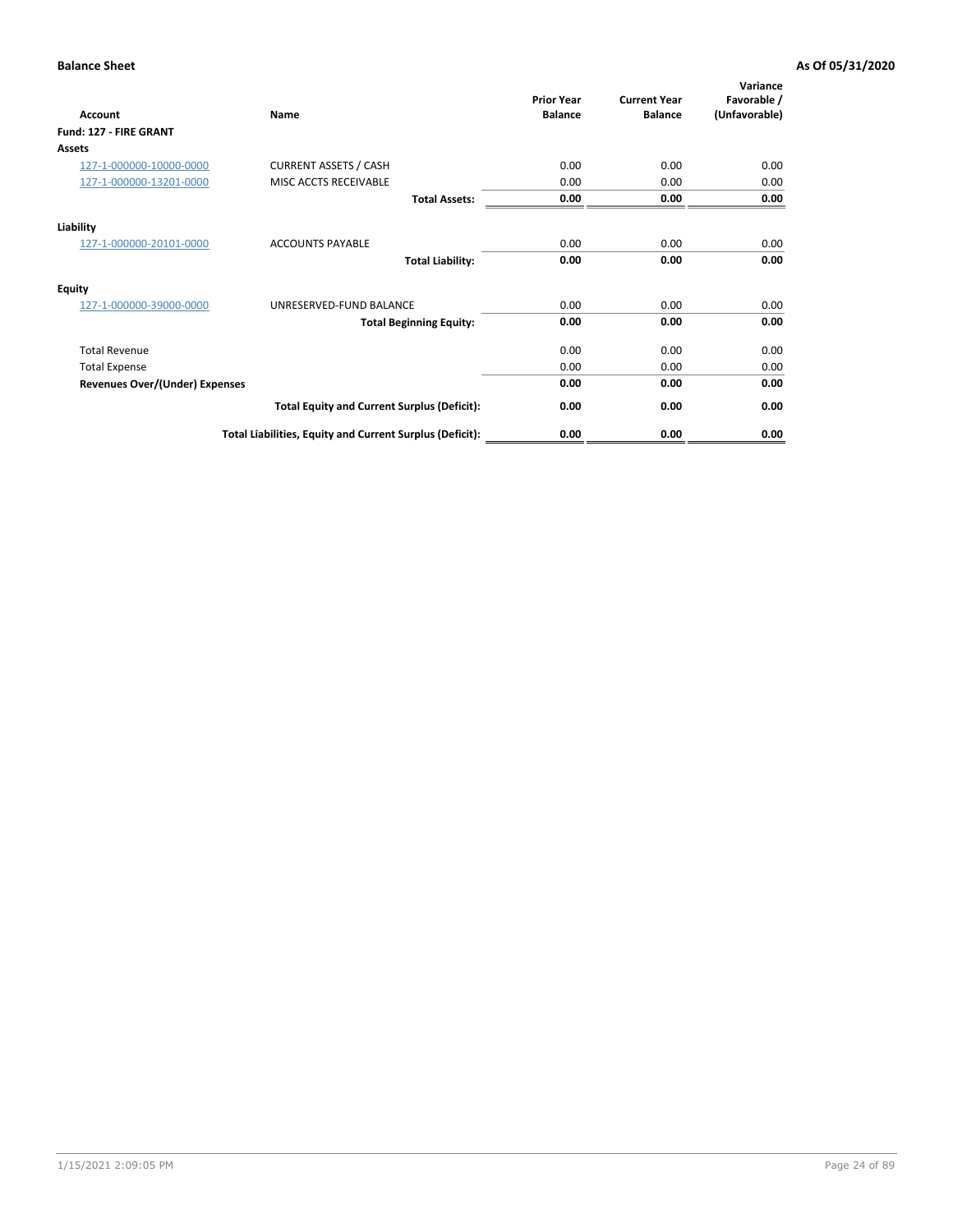**Balance Sheet** **As Of 05/31/2020**

| Account | Name | Prior Year Balance | Current Year Balance | Variance Favorable / (Unfavorable) |
|---|---|---|---|---|
| **Fund: 127 - FIRE GRANT** | | | | |
| **Assets** | | | | |
| 127-1-000000-10000-0000 | CURRENT ASSETS / CASH | 0.00 | 0.00 | 0.00 |
| 127-1-000000-13201-0000 | MISC ACCTS RECEIVABLE | 0.00 | 0.00 | 0.00 |
| | **Total Assets:** | **0.00** | **0.00** | **0.00** |
| **Liability** | | | | |
| 127-1-000000-20101-0000 | ACCOUNTS PAYABLE | 0.00 | 0.00 | 0.00 |
| | **Total Liability:** | **0.00** | **0.00** | **0.00** |
| **Equity** | | | | |
| 127-1-000000-39000-0000 | UNRESERVED-FUND BALANCE | 0.00 | 0.00 | 0.00 |
| | **Total Beginning Equity:** | **0.00** | **0.00** | **0.00** |
| Total Revenue | | 0.00 | 0.00 | 0.00 |
| Total Expense | | 0.00 | 0.00 | 0.00 |
| **Revenues Over/(Under) Expenses** | | **0.00** | **0.00** | **0.00** |
| | **Total Equity and Current Surplus (Deficit):** | **0.00** | **0.00** | **0.00** |
| | **Total Liabilities, Equity and Current Surplus (Deficit):** | **0.00** | **0.00** | **0.00** |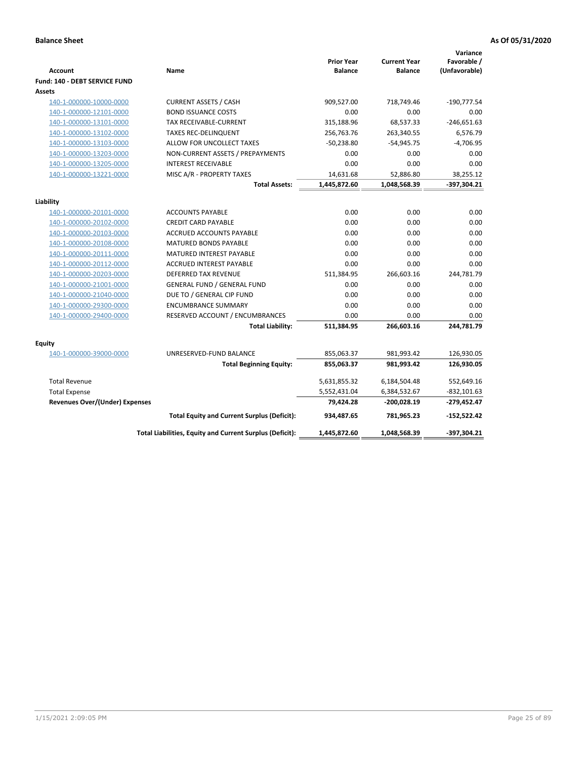**Balance Sheet** **As Of 05/31/2020**

| Account | Name | Prior Year Balance | Current Year Balance | Variance Favorable / (Unfavorable) |
|---|---|---|---|---|
| **Fund: 140 - DEBT SERVICE FUND** | | | | |
| **Assets** | | | | |
| 140-1-000000-10000-0000 | CURRENT ASSETS / CASH | 909,527.00 | 718,749.46 | -190,777.54 |
| 140-1-000000-12101-0000 | BOND ISSUANCE COSTS | 0.00 | 0.00 | 0.00 |
| 140-1-000000-13101-0000 | TAX RECEIVABLE-CURRENT | 315,188.96 | 68,537.33 | -246,651.63 |
| 140-1-000000-13102-0000 | TAXES REC-DELINQUENT | 256,763.76 | 263,340.55 | 6,576.79 |
| 140-1-000000-13103-0000 | ALLOW FOR UNCOLLECT TAXES | -50,238.80 | -54,945.75 | -4,706.95 |
| 140-1-000000-13203-0000 | NON-CURRENT ASSETS / PREPAYMENTS | 0.00 | 0.00 | 0.00 |
| 140-1-000000-13205-0000 | INTEREST RECEIVABLE | 0.00 | 0.00 | 0.00 |
| 140-1-000000-13221-0000 | MISC A/R - PROPERTY TAXES | 14,631.68 | 52,886.80 | 38,255.12 |
| | **Total Assets:** | **1,445,872.60** | **1,048,568.39** | **-397,304.21** |
| **Liability** | | | | |
| 140-1-000000-20101-0000 | ACCOUNTS PAYABLE | 0.00 | 0.00 | 0.00 |
| 140-1-000000-20102-0000 | CREDIT CARD PAYABLE | 0.00 | 0.00 | 0.00 |
| 140-1-000000-20103-0000 | ACCRUED ACCOUNTS PAYABLE | 0.00 | 0.00 | 0.00 |
| 140-1-000000-20108-0000 | MATURED BONDS PAYABLE | 0.00 | 0.00 | 0.00 |
| 140-1-000000-20111-0000 | MATURED INTEREST PAYABLE | 0.00 | 0.00 | 0.00 |
| 140-1-000000-20112-0000 | ACCRUED INTEREST PAYABLE | 0.00 | 0.00 | 0.00 |
| 140-1-000000-20203-0000 | DEFERRED TAX REVENUE | 511,384.95 | 266,603.16 | 244,781.79 |
| 140-1-000000-21001-0000 | GENERAL FUND / GENERAL FUND | 0.00 | 0.00 | 0.00 |
| 140-1-000000-21040-0000 | DUE TO / GENERAL CIP FUND | 0.00 | 0.00 | 0.00 |
| 140-1-000000-29300-0000 | ENCUMBRANCE SUMMARY | 0.00 | 0.00 | 0.00 |
| 140-1-000000-29400-0000 | RESERVED ACCOUNT / ENCUMBRANCES | 0.00 | 0.00 | 0.00 |
| | **Total Liability:** | **511,384.95** | **266,603.16** | **244,781.79** |
| **Equity** | | | | |
| 140-1-000000-39000-0000 | UNRESERVED-FUND BALANCE | 855,063.37 | 981,993.42 | 126,930.05 |
| | **Total Beginning Equity:** | **855,063.37** | **981,993.42** | **126,930.05** |
| Total Revenue | | 5,631,855.32 | 6,184,504.48 | 552,649.16 |
| Total Expense | | 5,552,431.04 | 6,384,532.67 | -832,101.63 |
| **Revenues Over/(Under) Expenses** | | **79,424.28** | **-200,028.19** | **-279,452.47** |
| | **Total Equity and Current Surplus (Deficit):** | **934,487.65** | **781,965.23** | **-152,522.42** |
| | **Total Liabilities, Equity and Current Surplus (Deficit):** | **1,445,872.60** | **1,048,568.39** | **-397,304.21** |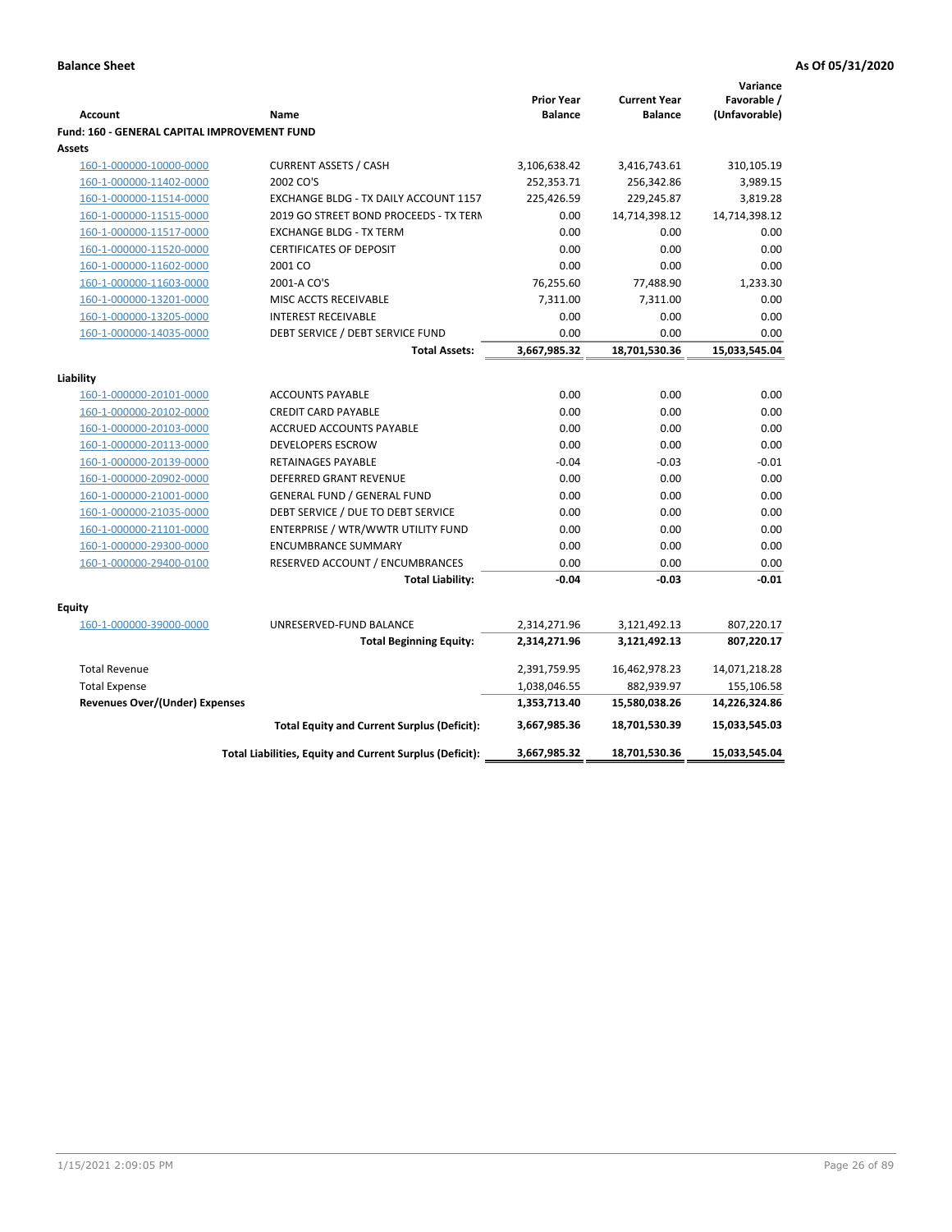**Balance Sheet** **As Of 05/31/2020**

| Account | Name | Prior Year Balance | Current Year Balance | Variance Favorable / (Unfavorable) |
|---|---|---|---|---|
| **Fund: 160 - GENERAL CAPITAL IMPROVEMENT FUND** | | | | |
| **Assets** | | | | |
| 160-1-000000-10000-0000 | CURRENT ASSETS / CASH | 3,106,638.42 | 3,416,743.61 | 310,105.19 |
| 160-1-000000-11402-0000 | 2002 CO'S | 252,353.71 | 256,342.86 | 3,989.15 |
| 160-1-000000-11514-0000 | EXCHANGE BLDG - TX DAILY ACCOUNT 1157 | 225,426.59 | 229,245.87 | 3,819.28 |
| 160-1-000000-11515-0000 | 2019 GO STREET BOND PROCEEDS - TX TERN | 0.00 | 14,714,398.12 | 14,714,398.12 |
| 160-1-000000-11517-0000 | EXCHANGE BLDG - TX TERM | 0.00 | 0.00 | 0.00 |
| 160-1-000000-11520-0000 | CERTIFICATES OF DEPOSIT | 0.00 | 0.00 | 0.00 |
| 160-1-000000-11602-0000 | 2001 CO | 0.00 | 0.00 | 0.00 |
| 160-1-000000-11603-0000 | 2001-A CO'S | 76,255.60 | 77,488.90 | 1,233.30 |
| 160-1-000000-13201-0000 | MISC ACCTS RECEIVABLE | 7,311.00 | 7,311.00 | 0.00 |
| 160-1-000000-13205-0000 | INTEREST RECEIVABLE | 0.00 | 0.00 | 0.00 |
| 160-1-000000-14035-0000 | DEBT SERVICE / DEBT SERVICE FUND | 0.00 | 0.00 | 0.00 |
| | **Total Assets:** | **3,667,985.32** | **18,701,530.36** | **15,033,545.04** |
| **Liability** | | | | |
| 160-1-000000-20101-0000 | ACCOUNTS PAYABLE | 0.00 | 0.00 | 0.00 |
| 160-1-000000-20102-0000 | CREDIT CARD PAYABLE | 0.00 | 0.00 | 0.00 |
| 160-1-000000-20103-0000 | ACCRUED ACCOUNTS PAYABLE | 0.00 | 0.00 | 0.00 |
| 160-1-000000-20113-0000 | DEVELOPERS ESCROW | 0.00 | 0.00 | 0.00 |
| 160-1-000000-20139-0000 | RETAINAGES PAYABLE | -0.04 | -0.03 | -0.01 |
| 160-1-000000-20902-0000 | DEFERRED GRANT REVENUE | 0.00 | 0.00 | 0.00 |
| 160-1-000000-21001-0000 | GENERAL FUND / GENERAL FUND | 0.00 | 0.00 | 0.00 |
| 160-1-000000-21035-0000 | DEBT SERVICE / DUE TO DEBT SERVICE | 0.00 | 0.00 | 0.00 |
| 160-1-000000-21101-0000 | ENTERPRISE / WTR/WWTR UTILITY FUND | 0.00 | 0.00 | 0.00 |
| 160-1-000000-29300-0000 | ENCUMBRANCE SUMMARY | 0.00 | 0.00 | 0.00 |
| 160-1-000000-29400-0100 | RESERVED ACCOUNT / ENCUMBRANCES | 0.00 | 0.00 | 0.00 |
| | **Total Liability:** | **-0.04** | **-0.03** | **-0.01** |
| **Equity** | | | | |
| 160-1-000000-39000-0000 | UNRESERVED-FUND BALANCE | 2,314,271.96 | 3,121,492.13 | 807,220.17 |
| | **Total Beginning Equity:** | **2,314,271.96** | **3,121,492.13** | **807,220.17** |
| Total Revenue | | 2,391,759.95 | 16,462,978.23 | 14,071,218.28 |
| Total Expense | | 1,038,046.55 | 882,939.97 | 155,106.58 |
| **Revenues Over/(Under) Expenses** | | **1,353,713.40** | **15,580,038.26** | **14,226,324.86** |
| | **Total Equity and Current Surplus (Deficit):** | **3,667,985.36** | **18,701,530.39** | **15,033,545.03** |
| | **Total Liabilities, Equity and Current Surplus (Deficit):** | **3,667,985.32** | **18,701,530.36** | **15,033,545.04** |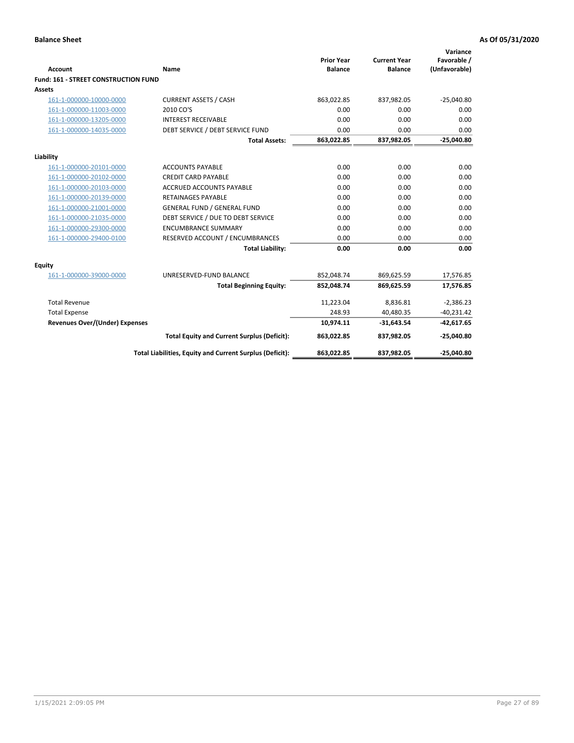**Balance Sheet** **As Of 05/31/2020**

| Account | Name | Prior Year Balance | Current Year Balance | Variance Favorable / (Unfavorable) |
|---|---|---|---|---|
| **Fund: 161 - STREET CONSTRUCTION FUND** | | | | |
| **Assets** | | | | |
| 161-1-000000-10000-0000 | CURRENT ASSETS / CASH | 863,022.85 | 837,982.05 | -25,040.80 |
| 161-1-000000-11003-0000 | 2010 CO'S | 0.00 | 0.00 | 0.00 |
| 161-1-000000-13205-0000 | INTEREST RECEIVABLE | 0.00 | 0.00 | 0.00 |
| 161-1-000000-14035-0000 | DEBT SERVICE / DEBT SERVICE FUND | 0.00 | 0.00 | 0.00 |
| | **Total Assets:** | **863,022.85** | **837,982.05** | **-25,040.80** |
| **Liability** | | | | |
| 161-1-000000-20101-0000 | ACCOUNTS PAYABLE | 0.00 | 0.00 | 0.00 |
| 161-1-000000-20102-0000 | CREDIT CARD PAYABLE | 0.00 | 0.00 | 0.00 |
| 161-1-000000-20103-0000 | ACCRUED ACCOUNTS PAYABLE | 0.00 | 0.00 | 0.00 |
| 161-1-000000-20139-0000 | RETAINAGES PAYABLE | 0.00 | 0.00 | 0.00 |
| 161-1-000000-21001-0000 | GENERAL FUND / GENERAL FUND | 0.00 | 0.00 | 0.00 |
| 161-1-000000-21035-0000 | DEBT SERVICE / DUE TO DEBT SERVICE | 0.00 | 0.00 | 0.00 |
| 161-1-000000-29300-0000 | ENCUMBRANCE SUMMARY | 0.00 | 0.00 | 0.00 |
| 161-1-000000-29400-0100 | RESERVED ACCOUNT / ENCUMBRANCES | 0.00 | 0.00 | 0.00 |
| | **Total Liability:** | **0.00** | **0.00** | **0.00** |
| **Equity** | | | | |
| 161-1-000000-39000-0000 | UNRESERVED-FUND BALANCE | 852,048.74 | 869,625.59 | 17,576.85 |
| | **Total Beginning Equity:** | **852,048.74** | **869,625.59** | **17,576.85** |
| Total Revenue | | 11,223.04 | 8,836.81 | -2,386.23 |
| Total Expense | | 248.93 | 40,480.35 | -40,231.42 |
| **Revenues Over/(Under) Expenses** | | **10,974.11** | **-31,643.54** | **-42,617.65** |
| | **Total Equity and Current Surplus (Deficit):** | **863,022.85** | **837,982.05** | **-25,040.80** |
| | **Total Liabilities, Equity and Current Surplus (Deficit):** | **863,022.85** | **837,982.05** | **-25,040.80** |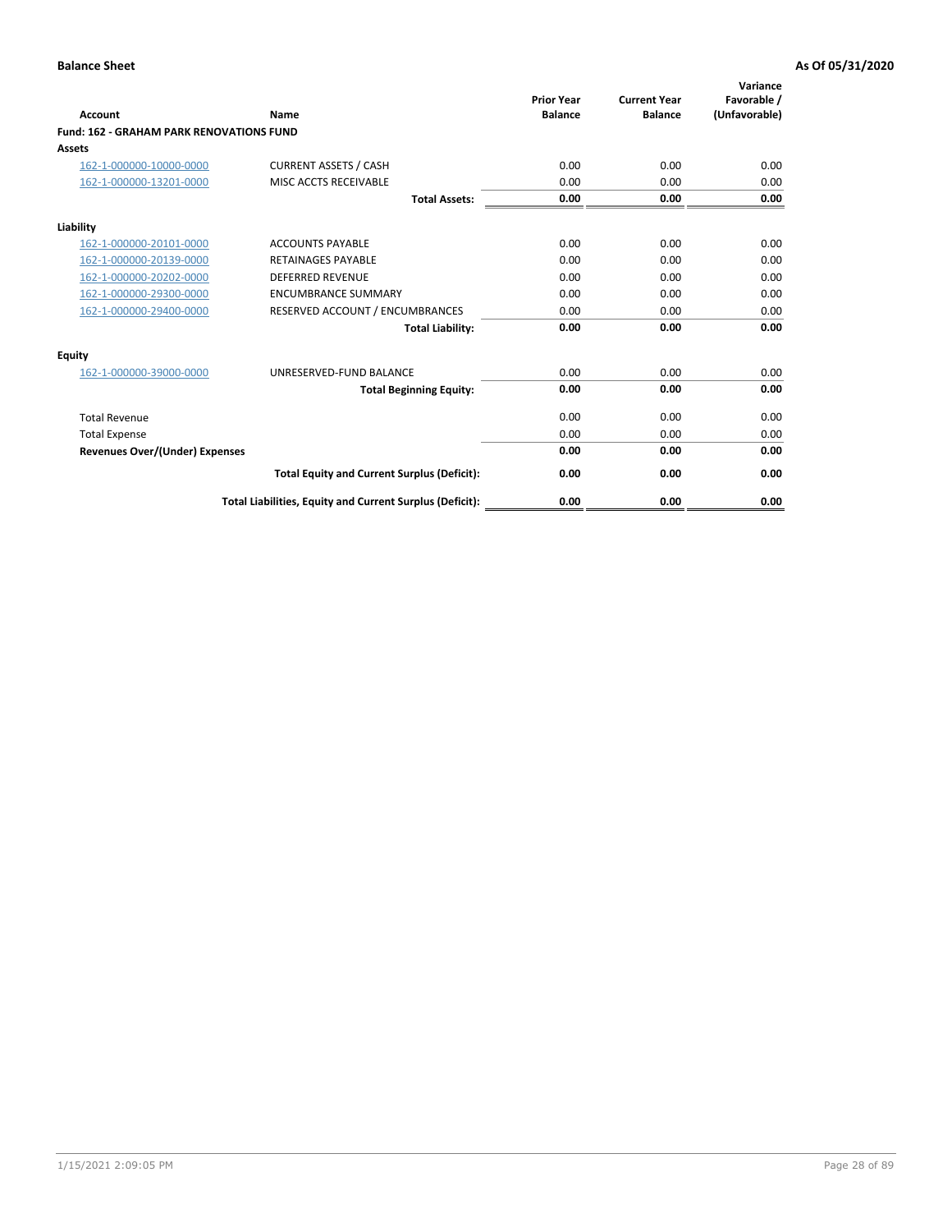**Balance Sheet** **As Of 05/31/2020**

| Account | Name | Prior Year Balance | Current Year Balance | Variance Favorable / (Unfavorable) |
|---|---|---|---|---|
| **Fund: 162 - GRAHAM PARK RENOVATIONS FUND** | | | | |
| **Assets** | | | | |
| 162-1-000000-10000-0000 | CURRENT ASSETS / CASH | 0.00 | 0.00 | 0.00 |
| 162-1-000000-13201-0000 | MISC ACCTS RECEIVABLE | 0.00 | 0.00 | 0.00 |
| | **Total Assets:** | **0.00** | **0.00** | **0.00** |
| **Liability** | | | | |
| 162-1-000000-20101-0000 | ACCOUNTS PAYABLE | 0.00 | 0.00 | 0.00 |
| 162-1-000000-20139-0000 | RETAINAGES PAYABLE | 0.00 | 0.00 | 0.00 |
| 162-1-000000-20202-0000 | DEFERRED REVENUE | 0.00 | 0.00 | 0.00 |
| 162-1-000000-29300-0000 | ENCUMBRANCE SUMMARY | 0.00 | 0.00 | 0.00 |
| 162-1-000000-29400-0000 | RESERVED ACCOUNT / ENCUMBRANCES | 0.00 | 0.00 | 0.00 |
| | **Total Liability:** | **0.00** | **0.00** | **0.00** |
| **Equity** | | | | |
| 162-1-000000-39000-0000 | UNRESERVED-FUND BALANCE | 0.00 | 0.00 | 0.00 |
| | **Total Beginning Equity:** | **0.00** | **0.00** | **0.00** |
| Total Revenue | | 0.00 | 0.00 | 0.00 |
| Total Expense | | 0.00 | 0.00 | 0.00 |
| **Revenues Over/(Under) Expenses** | | **0.00** | **0.00** | **0.00** |
| | **Total Equity and Current Surplus (Deficit):** | **0.00** | **0.00** | **0.00** |
| | **Total Liabilities, Equity and Current Surplus (Deficit):** | **0.00** | **0.00** | **0.00** |

1/15/2021 2:09:05 PM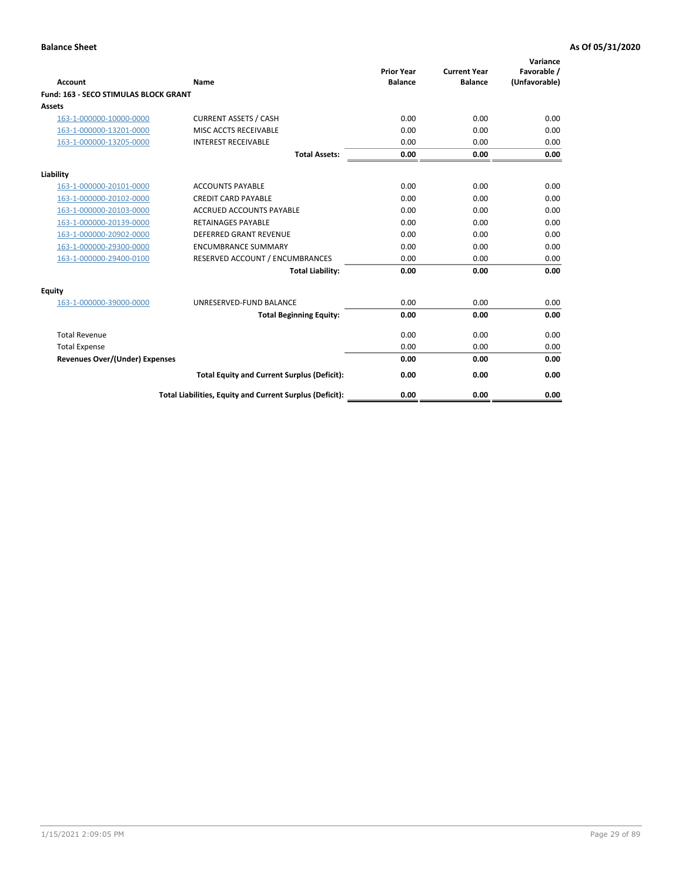**Balance Sheet** **As Of 05/31/2020**

| Account | Name | Prior Year Balance | Current Year Balance | Variance Favorable / (Unfavorable) |
|---|---|---|---|---|
| **Fund: 163 - SECO STIMULAS BLOCK GRANT** | | | | |
| **Assets** | | | | |
| 163-1-000000-10000-0000 | CURRENT ASSETS / CASH | 0.00 | 0.00 | 0.00 |
| 163-1-000000-13201-0000 | MISC ACCTS RECEIVABLE | 0.00 | 0.00 | 0.00 |
| 163-1-000000-13205-0000 | INTEREST RECEIVABLE | 0.00 | 0.00 | 0.00 |
| | **Total Assets:** | **0.00** | **0.00** | **0.00** |
| **Liability** | | | | |
| 163-1-000000-20101-0000 | ACCOUNTS PAYABLE | 0.00 | 0.00 | 0.00 |
| 163-1-000000-20102-0000 | CREDIT CARD PAYABLE | 0.00 | 0.00 | 0.00 |
| 163-1-000000-20103-0000 | ACCRUED ACCOUNTS PAYABLE | 0.00 | 0.00 | 0.00 |
| 163-1-000000-20139-0000 | RETAINAGES PAYABLE | 0.00 | 0.00 | 0.00 |
| 163-1-000000-20902-0000 | DEFERRED GRANT REVENUE | 0.00 | 0.00 | 0.00 |
| 163-1-000000-29300-0000 | ENCUMBRANCE SUMMARY | 0.00 | 0.00 | 0.00 |
| 163-1-000000-29400-0100 | RESERVED ACCOUNT / ENCUMBRANCES | 0.00 | 0.00 | 0.00 |
| | **Total Liability:** | **0.00** | **0.00** | **0.00** |
| **Equity** | | | | |
| 163-1-000000-39000-0000 | UNRESERVED-FUND BALANCE | 0.00 | 0.00 | 0.00 |
| | **Total Beginning Equity:** | **0.00** | **0.00** | **0.00** |
| Total Revenue | | 0.00 | 0.00 | 0.00 |
| Total Expense | | 0.00 | 0.00 | 0.00 |
| **Revenues Over/(Under) Expenses** | | **0.00** | **0.00** | **0.00** |
| | **Total Equity and Current Surplus (Deficit):** | **0.00** | **0.00** | **0.00** |
| | **Total Liabilities, Equity and Current Surplus (Deficit):** | **0.00** | **0.00** | **0.00** |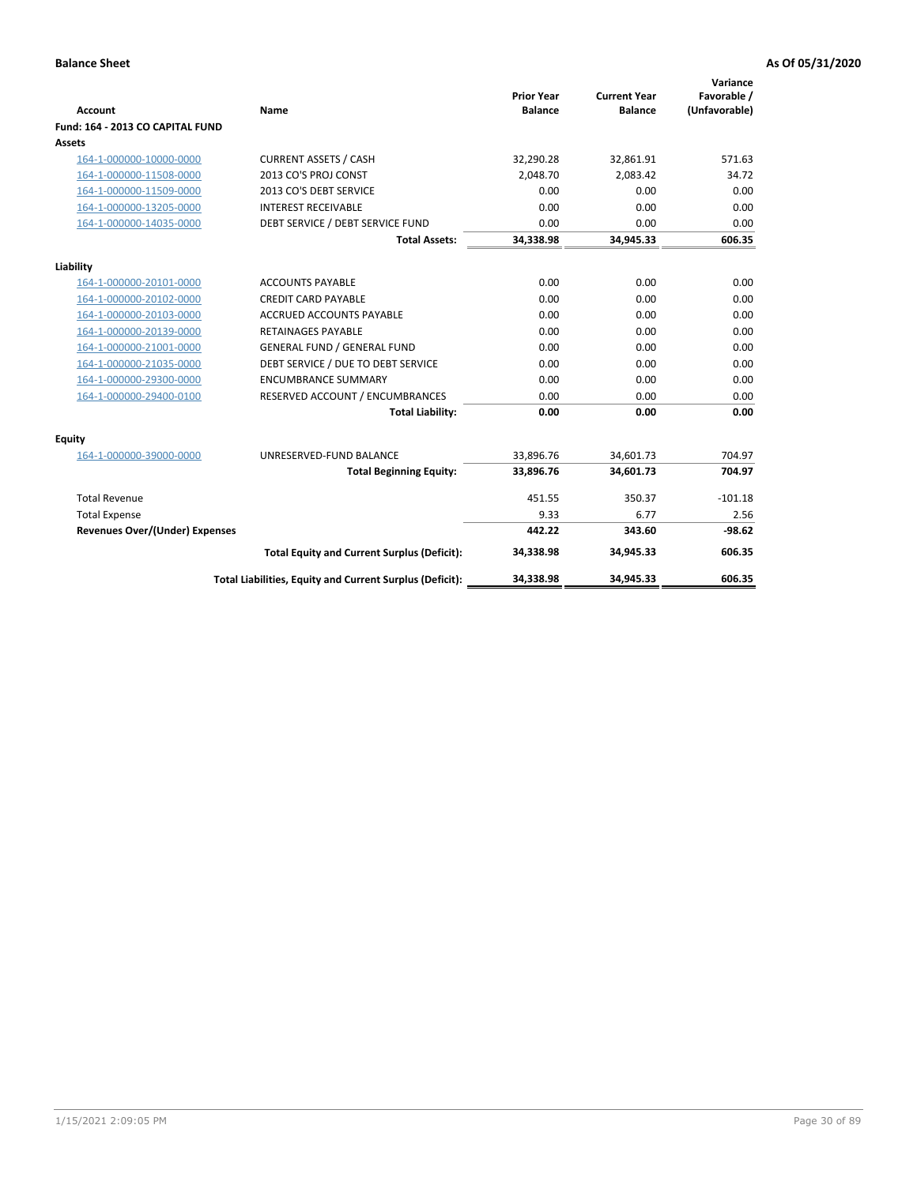**Balance Sheet** — **As Of 05/31/2020**

| Account | Name | Prior Year Balance | Current Year Balance | Variance Favorable / (Unfavorable) |
|---|---|---|---|---|
| **Fund: 164 - 2013 CO CAPITAL FUND** | | | | |
| **Assets** | | | | |
| 164-1-000000-10000-0000 | CURRENT ASSETS / CASH | 32,290.28 | 32,861.91 | 571.63 |
| 164-1-000000-11508-0000 | 2013 CO'S PROJ CONST | 2,048.70 | 2,083.42 | 34.72 |
| 164-1-000000-11509-0000 | 2013 CO'S DEBT SERVICE | 0.00 | 0.00 | 0.00 |
| 164-1-000000-13205-0000 | INTEREST RECEIVABLE | 0.00 | 0.00 | 0.00 |
| 164-1-000000-14035-0000 | DEBT SERVICE / DEBT SERVICE FUND | 0.00 | 0.00 | 0.00 |
| | **Total Assets:** | **34,338.98** | **34,945.33** | **606.35** |
| **Liability** | | | | |
| 164-1-000000-20101-0000 | ACCOUNTS PAYABLE | 0.00 | 0.00 | 0.00 |
| 164-1-000000-20102-0000 | CREDIT CARD PAYABLE | 0.00 | 0.00 | 0.00 |
| 164-1-000000-20103-0000 | ACCRUED ACCOUNTS PAYABLE | 0.00 | 0.00 | 0.00 |
| 164-1-000000-20139-0000 | RETAINAGES PAYABLE | 0.00 | 0.00 | 0.00 |
| 164-1-000000-21001-0000 | GENERAL FUND / GENERAL FUND | 0.00 | 0.00 | 0.00 |
| 164-1-000000-21035-0000 | DEBT SERVICE / DUE TO DEBT SERVICE | 0.00 | 0.00 | 0.00 |
| 164-1-000000-29300-0000 | ENCUMBRANCE SUMMARY | 0.00 | 0.00 | 0.00 |
| 164-1-000000-29400-0100 | RESERVED ACCOUNT / ENCUMBRANCES | 0.00 | 0.00 | 0.00 |
| | **Total Liability:** | **0.00** | **0.00** | **0.00** |
| **Equity** | | | | |
| 164-1-000000-39000-0000 | UNRESERVED-FUND BALANCE | 33,896.76 | 34,601.73 | 704.97 |
| | **Total Beginning Equity:** | **33,896.76** | **34,601.73** | **704.97** |
| Total Revenue | | 451.55 | 350.37 | -101.18 |
| Total Expense | | 9.33 | 6.77 | 2.56 |
| **Revenues Over/(Under) Expenses** | | **442.22** | **343.60** | **-98.62** |
| | **Total Equity and Current Surplus (Deficit):** | **34,338.98** | **34,945.33** | **606.35** |
| | **Total Liabilities, Equity and Current Surplus (Deficit):** | **34,338.98** | **34,945.33** | **606.35** |

1/15/2021 2:09:05 PM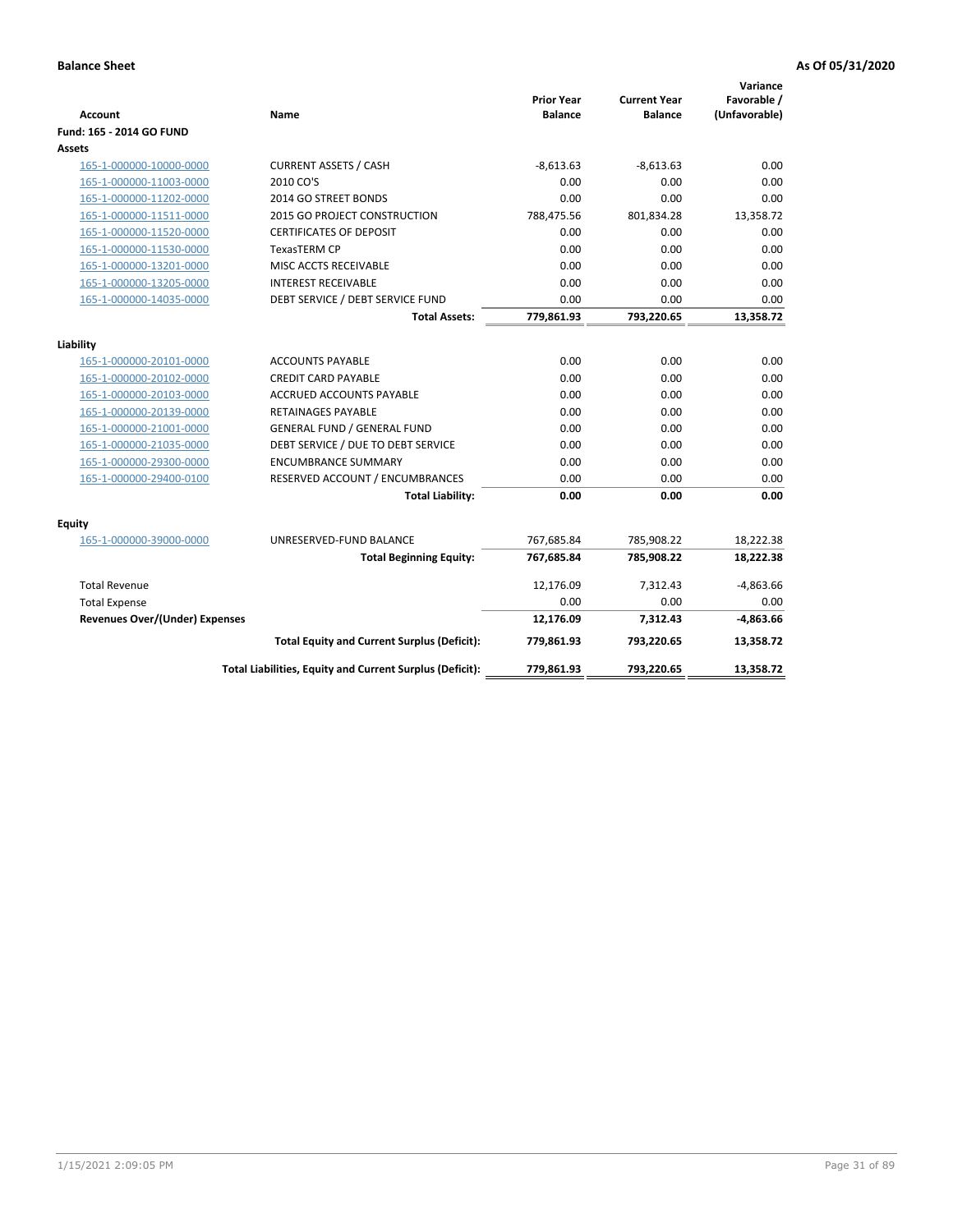**Balance Sheet** **As Of 05/31/2020**

| Account | Name | Prior Year Balance | Current Year Balance | Variance Favorable / (Unfavorable) |
|---|---|---|---|---|
| **Fund: 165 - 2014 GO FUND** | | | | |
| **Assets** | | | | |
| 165-1-000000-10000-0000 | CURRENT ASSETS / CASH | -8,613.63 | -8,613.63 | 0.00 |
| 165-1-000000-11003-0000 | 2010 CO'S | 0.00 | 0.00 | 0.00 |
| 165-1-000000-11202-0000 | 2014 GO STREET BONDS | 0.00 | 0.00 | 0.00 |
| 165-1-000000-11511-0000 | 2015 GO PROJECT CONSTRUCTION | 788,475.56 | 801,834.28 | 13,358.72 |
| 165-1-000000-11520-0000 | CERTIFICATES OF DEPOSIT | 0.00 | 0.00 | 0.00 |
| 165-1-000000-11530-0000 | TexasTERM CP | 0.00 | 0.00 | 0.00 |
| 165-1-000000-13201-0000 | MISC ACCTS RECEIVABLE | 0.00 | 0.00 | 0.00 |
| 165-1-000000-13205-0000 | INTEREST RECEIVABLE | 0.00 | 0.00 | 0.00 |
| 165-1-000000-14035-0000 | DEBT SERVICE / DEBT SERVICE FUND | 0.00 | 0.00 | 0.00 |
| | **Total Assets:** | **779,861.93** | **793,220.65** | **13,358.72** |
| **Liability** | | | | |
| 165-1-000000-20101-0000 | ACCOUNTS PAYABLE | 0.00 | 0.00 | 0.00 |
| 165-1-000000-20102-0000 | CREDIT CARD PAYABLE | 0.00 | 0.00 | 0.00 |
| 165-1-000000-20103-0000 | ACCRUED ACCOUNTS PAYABLE | 0.00 | 0.00 | 0.00 |
| 165-1-000000-20139-0000 | RETAINAGES PAYABLE | 0.00 | 0.00 | 0.00 |
| 165-1-000000-21001-0000 | GENERAL FUND / GENERAL FUND | 0.00 | 0.00 | 0.00 |
| 165-1-000000-21035-0000 | DEBT SERVICE / DUE TO DEBT SERVICE | 0.00 | 0.00 | 0.00 |
| 165-1-000000-29300-0000 | ENCUMBRANCE SUMMARY | 0.00 | 0.00 | 0.00 |
| 165-1-000000-29400-0100 | RESERVED ACCOUNT / ENCUMBRANCES | 0.00 | 0.00 | 0.00 |
| | **Total Liability:** | **0.00** | **0.00** | **0.00** |
| **Equity** | | | | |
| 165-1-000000-39000-0000 | UNRESERVED-FUND BALANCE | 767,685.84 | 785,908.22 | 18,222.38 |
| | **Total Beginning Equity:** | **767,685.84** | **785,908.22** | **18,222.38** |
| Total Revenue | | 12,176.09 | 7,312.43 | -4,863.66 |
| Total Expense | | 0.00 | 0.00 | 0.00 |
| **Revenues Over/(Under) Expenses** | | **12,176.09** | **7,312.43** | **-4,863.66** |
| | **Total Equity and Current Surplus (Deficit):** | **779,861.93** | **793,220.65** | **13,358.72** |
| | **Total Liabilities, Equity and Current Surplus (Deficit):** | **779,861.93** | **793,220.65** | **13,358.72** |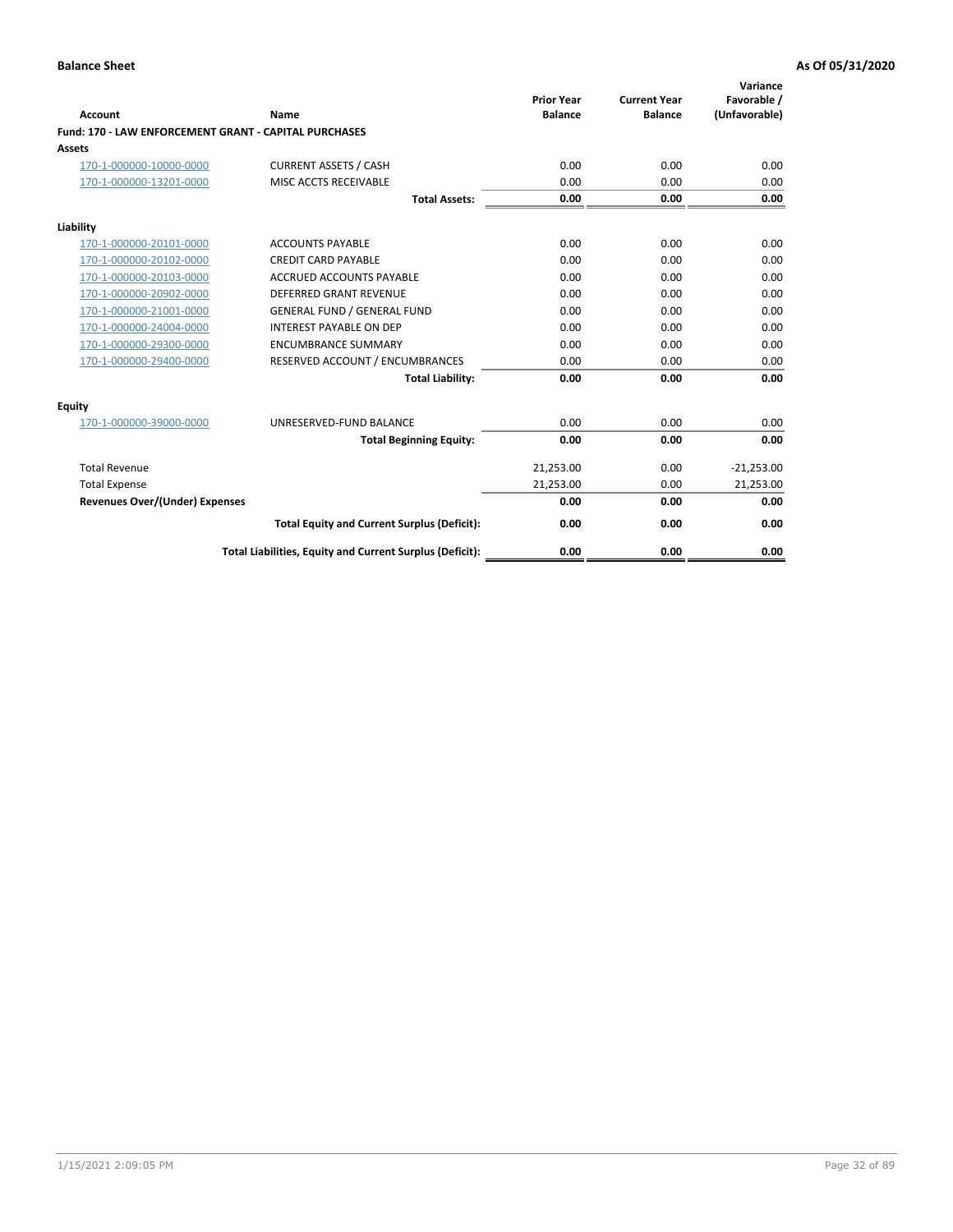**Balance Sheet** **As Of 05/31/2020**

| Account | Name | Prior Year Balance | Current Year Balance | Variance Favorable / (Unfavorable) |
|---|---|---|---|---|
| **Fund: 170 - LAW ENFORCEMENT GRANT - CAPITAL PURCHASES** | | | | |
| **Assets** | | | | |
| 170-1-000000-10000-0000 | CURRENT ASSETS / CASH | 0.00 | 0.00 | 0.00 |
| 170-1-000000-13201-0000 | MISC ACCTS RECEIVABLE | 0.00 | 0.00 | 0.00 |
| | **Total Assets:** | **0.00** | **0.00** | **0.00** |
| **Liability** | | | | |
| 170-1-000000-20101-0000 | ACCOUNTS PAYABLE | 0.00 | 0.00 | 0.00 |
| 170-1-000000-20102-0000 | CREDIT CARD PAYABLE | 0.00 | 0.00 | 0.00 |
| 170-1-000000-20103-0000 | ACCRUED ACCOUNTS PAYABLE | 0.00 | 0.00 | 0.00 |
| 170-1-000000-20902-0000 | DEFERRED GRANT REVENUE | 0.00 | 0.00 | 0.00 |
| 170-1-000000-21001-0000 | GENERAL FUND / GENERAL FUND | 0.00 | 0.00 | 0.00 |
| 170-1-000000-24004-0000 | INTEREST PAYABLE ON DEP | 0.00 | 0.00 | 0.00 |
| 170-1-000000-29300-0000 | ENCUMBRANCE SUMMARY | 0.00 | 0.00 | 0.00 |
| 170-1-000000-29400-0000 | RESERVED ACCOUNT / ENCUMBRANCES | 0.00 | 0.00 | 0.00 |
| | **Total Liability:** | **0.00** | **0.00** | **0.00** |
| **Equity** | | | | |
| 170-1-000000-39000-0000 | UNRESERVED-FUND BALANCE | 0.00 | 0.00 | 0.00 |
| | **Total Beginning Equity:** | **0.00** | **0.00** | **0.00** |
| Total Revenue | | 21,253.00 | 0.00 | -21,253.00 |
| Total Expense | | 21,253.00 | 0.00 | 21,253.00 |
| **Revenues Over/(Under) Expenses** | | **0.00** | **0.00** | **0.00** |
| | **Total Equity and Current Surplus (Deficit):** | **0.00** | **0.00** | **0.00** |
| | **Total Liabilities, Equity and Current Surplus (Deficit):** | **0.00** | **0.00** | **0.00** |

1/15/2021 2:09:05 PM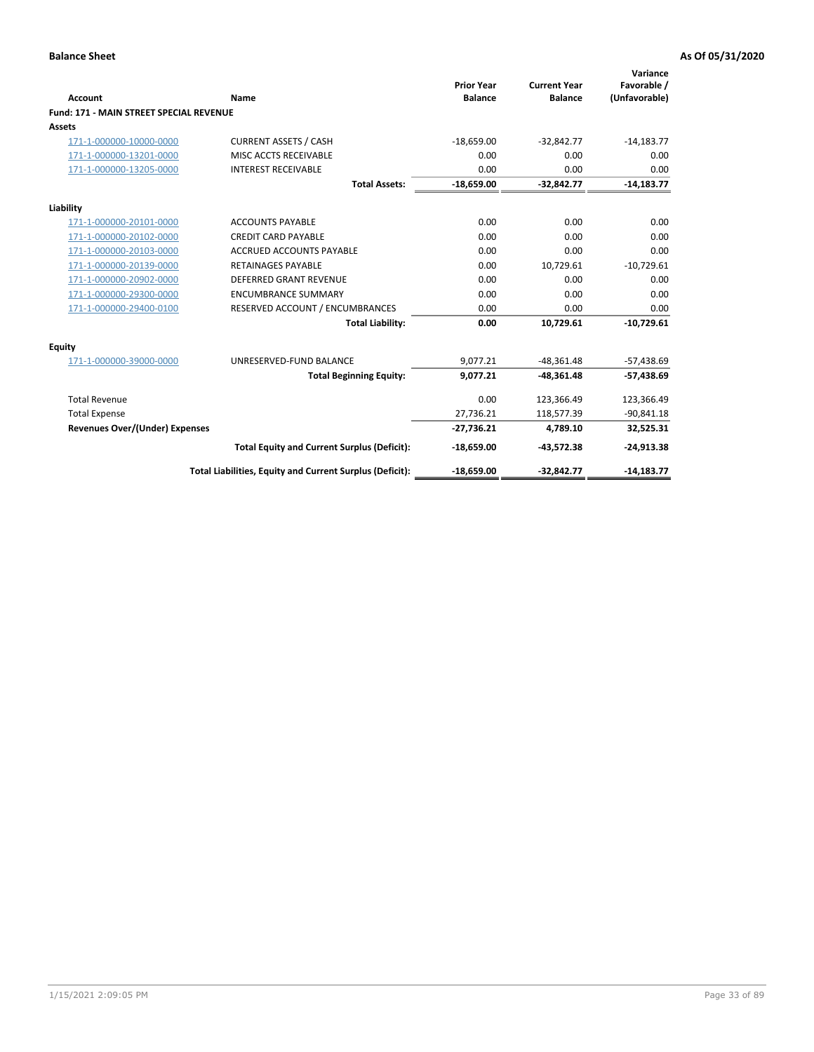**Balance Sheet** **As Of 05/31/2020**

| Account | Name | Prior Year Balance | Current Year Balance | Variance Favorable / (Unfavorable) |
|---|---|---|---|---|
| **Fund: 171 - MAIN STREET SPECIAL REVENUE** | | | | |
| **Assets** | | | | |
| 171-1-000000-10000-0000 | CURRENT ASSETS / CASH | -18,659.00 | -32,842.77 | -14,183.77 |
| 171-1-000000-13201-0000 | MISC ACCTS RECEIVABLE | 0.00 | 0.00 | 0.00 |
| 171-1-000000-13205-0000 | INTEREST RECEIVABLE | 0.00 | 0.00 | 0.00 |
| | **Total Assets:** | **-18,659.00** | **-32,842.77** | **-14,183.77** |
| **Liability** | | | | |
| 171-1-000000-20101-0000 | ACCOUNTS PAYABLE | 0.00 | 0.00 | 0.00 |
| 171-1-000000-20102-0000 | CREDIT CARD PAYABLE | 0.00 | 0.00 | 0.00 |
| 171-1-000000-20103-0000 | ACCRUED ACCOUNTS PAYABLE | 0.00 | 0.00 | 0.00 |
| 171-1-000000-20139-0000 | RETAINAGES PAYABLE | 0.00 | 10,729.61 | -10,729.61 |
| 171-1-000000-20902-0000 | DEFERRED GRANT REVENUE | 0.00 | 0.00 | 0.00 |
| 171-1-000000-29300-0000 | ENCUMBRANCE SUMMARY | 0.00 | 0.00 | 0.00 |
| 171-1-000000-29400-0100 | RESERVED ACCOUNT / ENCUMBRANCES | 0.00 | 0.00 | 0.00 |
| | **Total Liability:** | **0.00** | **10,729.61** | **-10,729.61** |
| **Equity** | | | | |
| 171-1-000000-39000-0000 | UNRESERVED-FUND BALANCE | 9,077.21 | -48,361.48 | -57,438.69 |
| | **Total Beginning Equity:** | **9,077.21** | **-48,361.48** | **-57,438.69** |
| Total Revenue | | 0.00 | 123,366.49 | 123,366.49 |
| Total Expense | | 27,736.21 | 118,577.39 | -90,841.18 |
| **Revenues Over/(Under) Expenses** | | **-27,736.21** | **4,789.10** | **32,525.31** |
| | **Total Equity and Current Surplus (Deficit):** | **-18,659.00** | **-43,572.38** | **-24,913.38** |
| | **Total Liabilities, Equity and Current Surplus (Deficit):** | **-18,659.00** | **-32,842.77** | **-14,183.77** |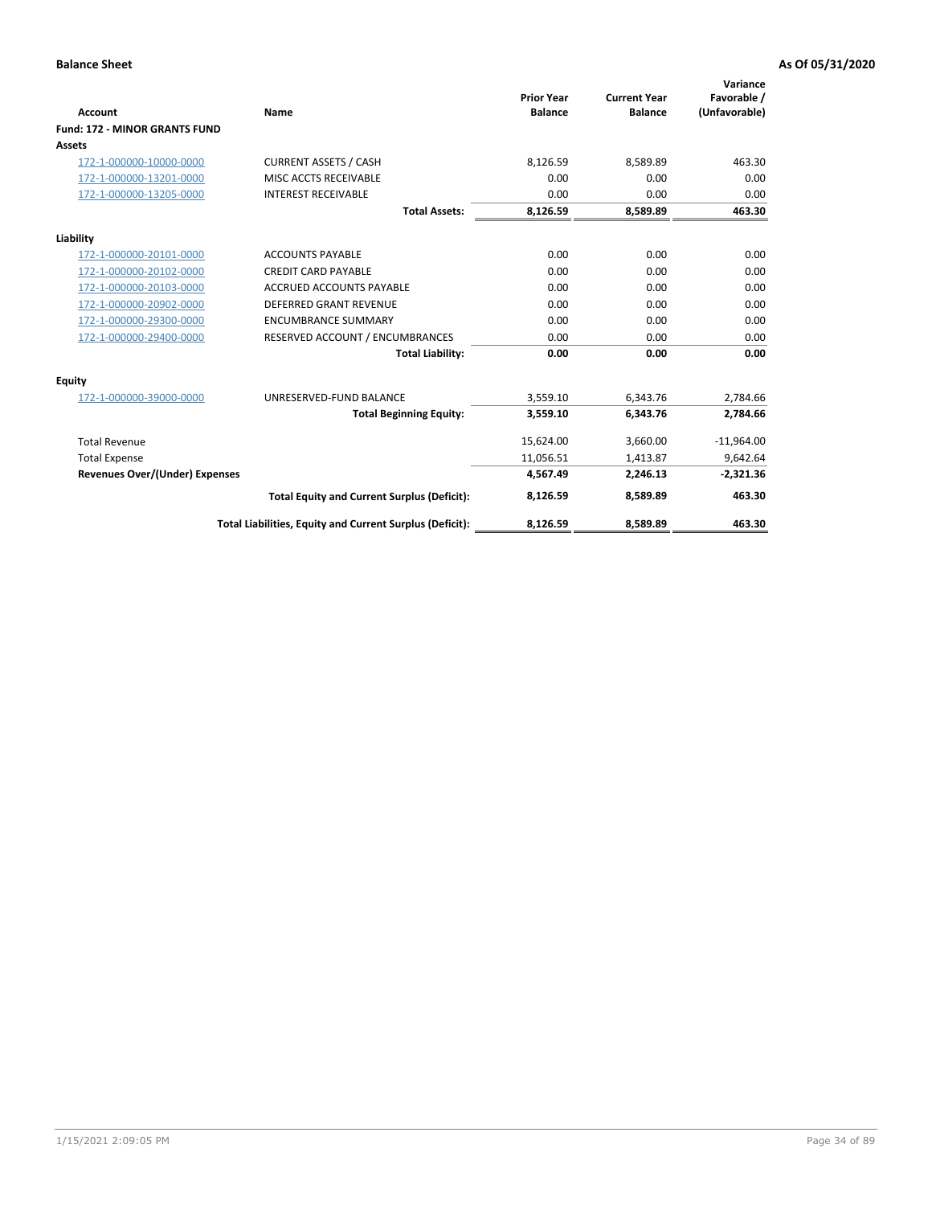**Balance Sheet** **As Of 05/31/2020**

| Account | Name | Prior Year Balance | Current Year Balance | Variance Favorable / (Unfavorable) |
|---|---|---|---|---|
| **Fund: 172 - MINOR GRANTS FUND** | | | | |
| **Assets** | | | | |
| 172-1-000000-10000-0000 | CURRENT ASSETS / CASH | 8,126.59 | 8,589.89 | 463.30 |
| 172-1-000000-13201-0000 | MISC ACCTS RECEIVABLE | 0.00 | 0.00 | 0.00 |
| 172-1-000000-13205-0000 | INTEREST RECEIVABLE | 0.00 | 0.00 | 0.00 |
| | **Total Assets:** | **8,126.59** | **8,589.89** | **463.30** |
| **Liability** | | | | |
| 172-1-000000-20101-0000 | ACCOUNTS PAYABLE | 0.00 | 0.00 | 0.00 |
| 172-1-000000-20102-0000 | CREDIT CARD PAYABLE | 0.00 | 0.00 | 0.00 |
| 172-1-000000-20103-0000 | ACCRUED ACCOUNTS PAYABLE | 0.00 | 0.00 | 0.00 |
| 172-1-000000-20902-0000 | DEFERRED GRANT REVENUE | 0.00 | 0.00 | 0.00 |
| 172-1-000000-29300-0000 | ENCUMBRANCE SUMMARY | 0.00 | 0.00 | 0.00 |
| 172-1-000000-29400-0000 | RESERVED ACCOUNT / ENCUMBRANCES | 0.00 | 0.00 | 0.00 |
| | **Total Liability:** | **0.00** | **0.00** | **0.00** |
| **Equity** | | | | |
| 172-1-000000-39000-0000 | UNRESERVED-FUND BALANCE | 3,559.10 | 6,343.76 | 2,784.66 |
| | **Total Beginning Equity:** | **3,559.10** | **6,343.76** | **2,784.66** |
| Total Revenue | | 15,624.00 | 3,660.00 | -11,964.00 |
| Total Expense | | 11,056.51 | 1,413.87 | 9,642.64 |
| **Revenues Over/(Under) Expenses** | | **4,567.49** | **2,246.13** | **-2,321.36** |
| | **Total Equity and Current Surplus (Deficit):** | **8,126.59** | **8,589.89** | **463.30** |
| | **Total Liabilities, Equity and Current Surplus (Deficit):** | **8,126.59** | **8,589.89** | **463.30** |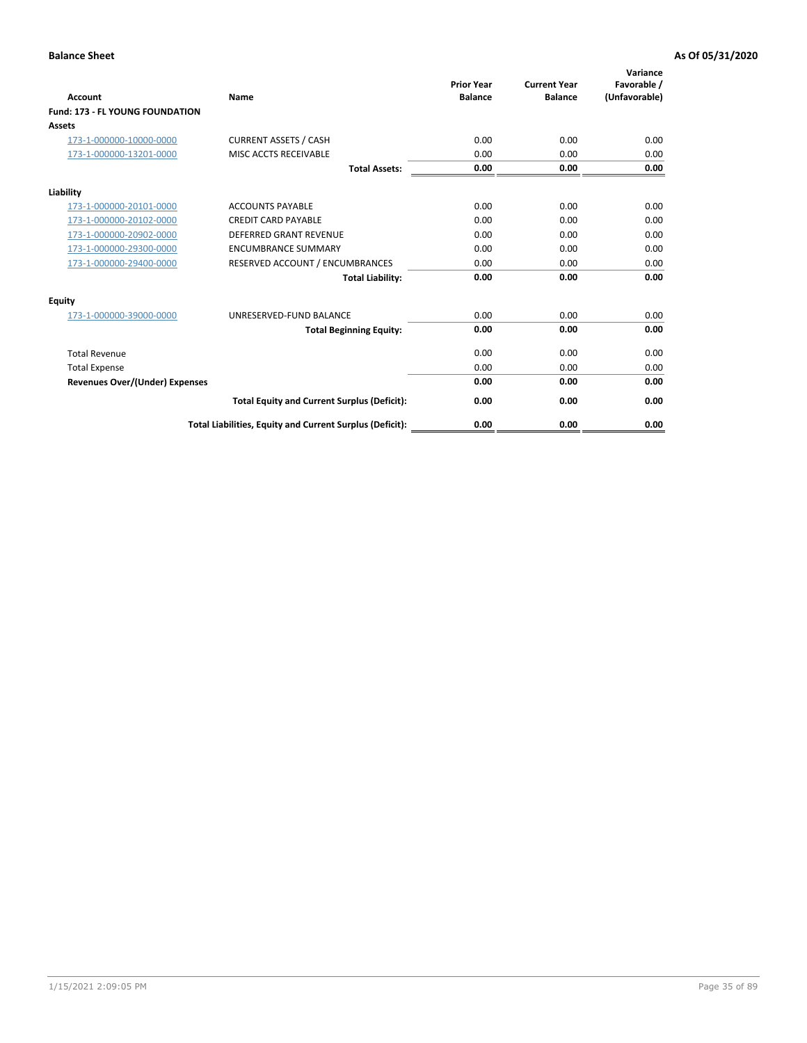**Balance Sheet** **As Of 05/31/2020**

| Account | Name | Prior Year Balance | Current Year Balance | Variance Favorable / (Unfavorable) |
|---|---|---|---|---|
| **Fund: 173 - FL YOUNG FOUNDATION** | | | | |
| **Assets** | | | | |
| 173-1-000000-10000-0000 | CURRENT ASSETS / CASH | 0.00 | 0.00 | 0.00 |
| 173-1-000000-13201-0000 | MISC ACCTS RECEIVABLE | 0.00 | 0.00 | 0.00 |
| | **Total Assets:** | **0.00** | **0.00** | **0.00** |
| **Liability** | | | | |
| 173-1-000000-20101-0000 | ACCOUNTS PAYABLE | 0.00 | 0.00 | 0.00 |
| 173-1-000000-20102-0000 | CREDIT CARD PAYABLE | 0.00 | 0.00 | 0.00 |
| 173-1-000000-20902-0000 | DEFERRED GRANT REVENUE | 0.00 | 0.00 | 0.00 |
| 173-1-000000-29300-0000 | ENCUMBRANCE SUMMARY | 0.00 | 0.00 | 0.00 |
| 173-1-000000-29400-0000 | RESERVED ACCOUNT / ENCUMBRANCES | 0.00 | 0.00 | 0.00 |
| | **Total Liability:** | **0.00** | **0.00** | **0.00** |
| **Equity** | | | | |
| 173-1-000000-39000-0000 | UNRESERVED-FUND BALANCE | 0.00 | 0.00 | 0.00 |
| | **Total Beginning Equity:** | **0.00** | **0.00** | **0.00** |
| Total Revenue | | 0.00 | 0.00 | 0.00 |
| Total Expense | | 0.00 | 0.00 | 0.00 |
| **Revenues Over/(Under) Expenses** | | **0.00** | **0.00** | **0.00** |
| | **Total Equity and Current Surplus (Deficit):** | **0.00** | **0.00** | **0.00** |
| | **Total Liabilities, Equity and Current Surplus (Deficit):** | **0.00** | **0.00** | **0.00** |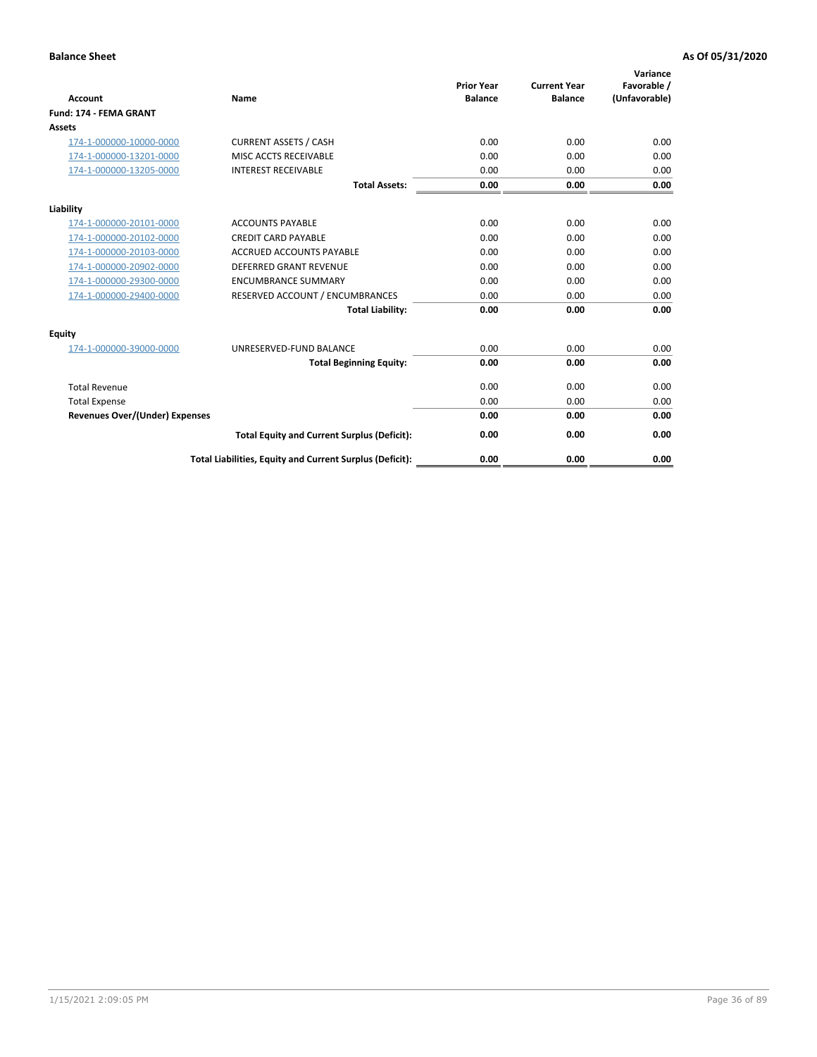**Balance Sheet** **As Of 05/31/2020**

| Account | Name | Prior Year Balance | Current Year Balance | Variance Favorable / (Unfavorable) |
|---|---|---|---|---|
| **Fund: 174 - FEMA GRANT** | | | | |
| **Assets** | | | | |
| 174-1-000000-10000-0000 | CURRENT ASSETS / CASH | 0.00 | 0.00 | 0.00 |
| 174-1-000000-13201-0000 | MISC ACCTS RECEIVABLE | 0.00 | 0.00 | 0.00 |
| 174-1-000000-13205-0000 | INTEREST RECEIVABLE | 0.00 | 0.00 | 0.00 |
| | **Total Assets:** | **0.00** | **0.00** | **0.00** |
| **Liability** | | | | |
| 174-1-000000-20101-0000 | ACCOUNTS PAYABLE | 0.00 | 0.00 | 0.00 |
| 174-1-000000-20102-0000 | CREDIT CARD PAYABLE | 0.00 | 0.00 | 0.00 |
| 174-1-000000-20103-0000 | ACCRUED ACCOUNTS PAYABLE | 0.00 | 0.00 | 0.00 |
| 174-1-000000-20902-0000 | DEFERRED GRANT REVENUE | 0.00 | 0.00 | 0.00 |
| 174-1-000000-29300-0000 | ENCUMBRANCE SUMMARY | 0.00 | 0.00 | 0.00 |
| 174-1-000000-29400-0000 | RESERVED ACCOUNT / ENCUMBRANCES | 0.00 | 0.00 | 0.00 |
| | **Total Liability:** | **0.00** | **0.00** | **0.00** |
| **Equity** | | | | |
| 174-1-000000-39000-0000 | UNRESERVED-FUND BALANCE | 0.00 | 0.00 | 0.00 |
| | **Total Beginning Equity:** | **0.00** | **0.00** | **0.00** |
| Total Revenue | | 0.00 | 0.00 | 0.00 |
| Total Expense | | 0.00 | 0.00 | 0.00 |
| **Revenues Over/(Under) Expenses** | | **0.00** | **0.00** | **0.00** |
| | **Total Equity and Current Surplus (Deficit):** | **0.00** | **0.00** | **0.00** |
| | **Total Liabilities, Equity and Current Surplus (Deficit):** | **0.00** | **0.00** | **0.00** |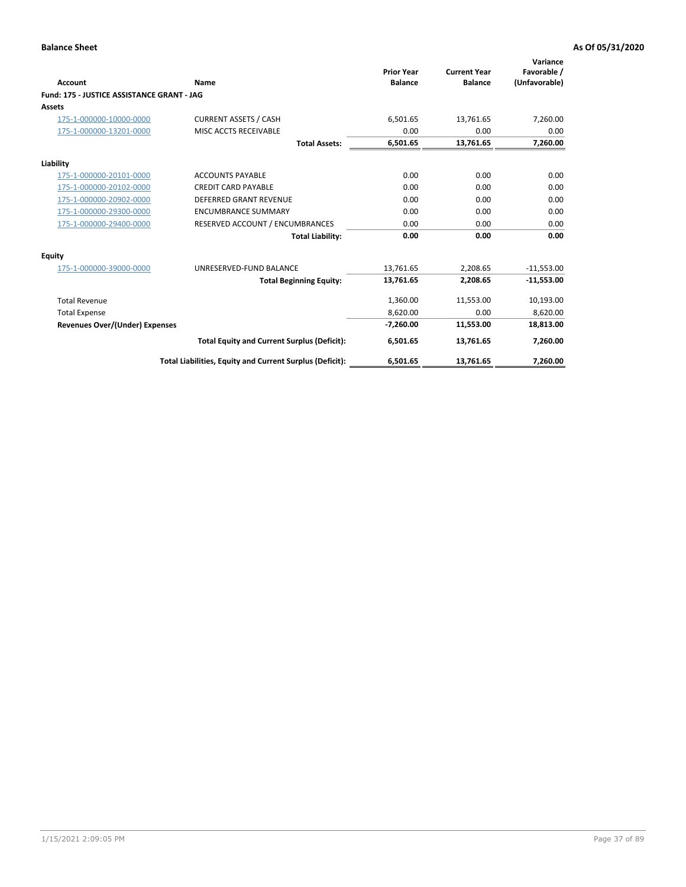**Balance Sheet** **As Of 05/31/2020**

| Account | Name | Prior Year Balance | Current Year Balance | Variance Favorable / (Unfavorable) |
|---|---|---|---|---|
| **Fund: 175 - JUSTICE ASSISTANCE GRANT - JAG** | | | | |
| **Assets** | | | | |
| 175-1-000000-10000-0000 | CURRENT ASSETS / CASH | 6,501.65 | 13,761.65 | 7,260.00 |
| 175-1-000000-13201-0000 | MISC ACCTS RECEIVABLE | 0.00 | 0.00 | 0.00 |
| | **Total Assets:** | **6,501.65** | **13,761.65** | **7,260.00** |
| **Liability** | | | | |
| 175-1-000000-20101-0000 | ACCOUNTS PAYABLE | 0.00 | 0.00 | 0.00 |
| 175-1-000000-20102-0000 | CREDIT CARD PAYABLE | 0.00 | 0.00 | 0.00 |
| 175-1-000000-20902-0000 | DEFERRED GRANT REVENUE | 0.00 | 0.00 | 0.00 |
| 175-1-000000-29300-0000 | ENCUMBRANCE SUMMARY | 0.00 | 0.00 | 0.00 |
| 175-1-000000-29400-0000 | RESERVED ACCOUNT / ENCUMBRANCES | 0.00 | 0.00 | 0.00 |
| | **Total Liability:** | **0.00** | **0.00** | **0.00** |
| **Equity** | | | | |
| 175-1-000000-39000-0000 | UNRESERVED-FUND BALANCE | 13,761.65 | 2,208.65 | -11,553.00 |
| | **Total Beginning Equity:** | **13,761.65** | **2,208.65** | **-11,553.00** |
| Total Revenue | | 1,360.00 | 11,553.00 | 10,193.00 |
| Total Expense | | 8,620.00 | 0.00 | 8,620.00 |
| **Revenues Over/(Under) Expenses** | | **-7,260.00** | **11,553.00** | **18,813.00** |
| | **Total Equity and Current Surplus (Deficit):** | **6,501.65** | **13,761.65** | **7,260.00** |
| | **Total Liabilities, Equity and Current Surplus (Deficit):** | **6,501.65** | **13,761.65** | **7,260.00** |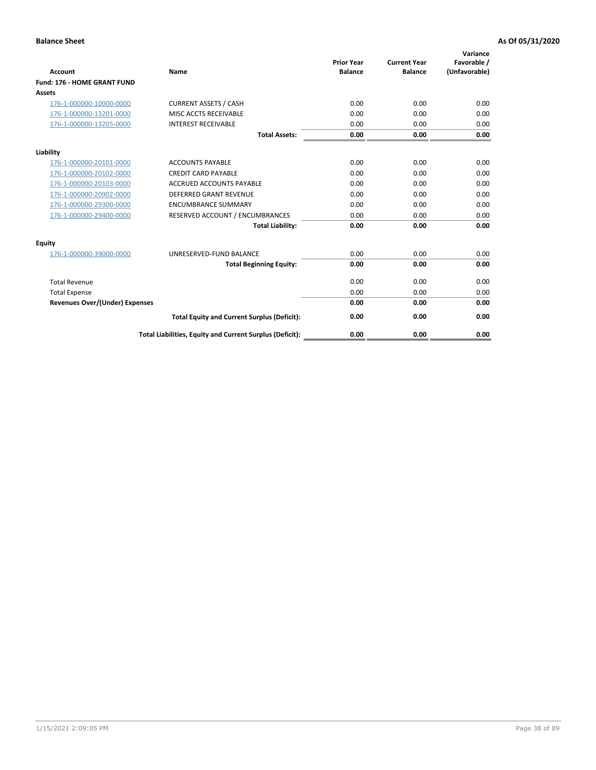**Balance Sheet** **As Of 05/31/2020**

| Account | Name | Prior Year Balance | Current Year Balance | Variance Favorable / (Unfavorable) |
|---|---|---|---|---|
| **Fund: 176 - HOME GRANT FUND** | | | | |
| **Assets** | | | | |
| 176-1-000000-10000-0000 | CURRENT ASSETS / CASH | 0.00 | 0.00 | 0.00 |
| 176-1-000000-13201-0000 | MISC ACCTS RECEIVABLE | 0.00 | 0.00 | 0.00 |
| 176-1-000000-13205-0000 | INTEREST RECEIVABLE | 0.00 | 0.00 | 0.00 |
| | **Total Assets:** | **0.00** | **0.00** | **0.00** |
| **Liability** | | | | |
| 176-1-000000-20101-0000 | ACCOUNTS PAYABLE | 0.00 | 0.00 | 0.00 |
| 176-1-000000-20102-0000 | CREDIT CARD PAYABLE | 0.00 | 0.00 | 0.00 |
| 176-1-000000-20103-0000 | ACCRUED ACCOUNTS PAYABLE | 0.00 | 0.00 | 0.00 |
| 176-1-000000-20902-0000 | DEFERRED GRANT REVENUE | 0.00 | 0.00 | 0.00 |
| 176-1-000000-29300-0000 | ENCUMBRANCE SUMMARY | 0.00 | 0.00 | 0.00 |
| 176-1-000000-29400-0000 | RESERVED ACCOUNT / ENCUMBRANCES | 0.00 | 0.00 | 0.00 |
| | **Total Liability:** | **0.00** | **0.00** | **0.00** |
| **Equity** | | | | |
| 176-1-000000-39000-0000 | UNRESERVED-FUND BALANCE | 0.00 | 0.00 | 0.00 |
| | **Total Beginning Equity:** | **0.00** | **0.00** | **0.00** |
| Total Revenue | | 0.00 | 0.00 | 0.00 |
| Total Expense | | 0.00 | 0.00 | 0.00 |
| **Revenues Over/(Under) Expenses** | | **0.00** | **0.00** | **0.00** |
| | **Total Equity and Current Surplus (Deficit):** | **0.00** | **0.00** | **0.00** |
| | **Total Liabilities, Equity and Current Surplus (Deficit):** | **0.00** | **0.00** | **0.00** |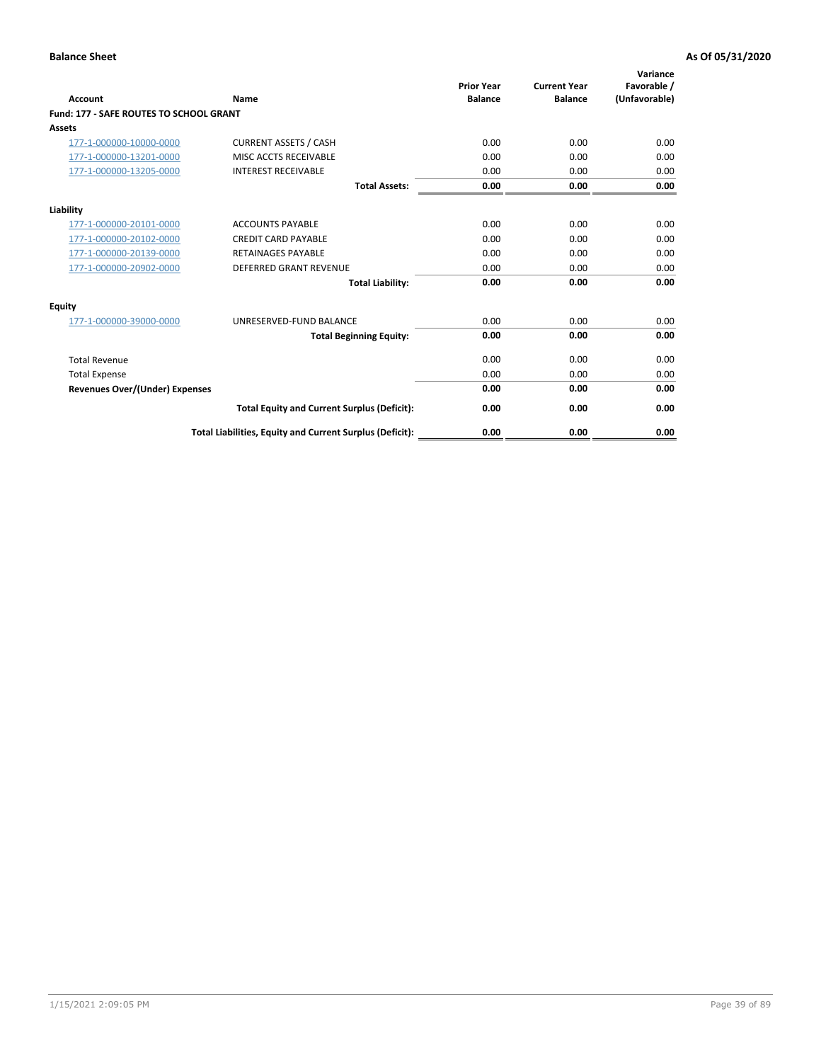**Balance Sheet** **As Of 05/31/2020**

| Account | Name | Prior Year Balance | Current Year Balance | Variance Favorable / (Unfavorable) |
|---|---|---|---|---|
| **Fund: 177 - SAFE ROUTES TO SCHOOL GRANT** | | | | |
| **Assets** | | | | |
| 177-1-000000-10000-0000 | CURRENT ASSETS / CASH | 0.00 | 0.00 | 0.00 |
| 177-1-000000-13201-0000 | MISC ACCTS RECEIVABLE | 0.00 | 0.00 | 0.00 |
| 177-1-000000-13205-0000 | INTEREST RECEIVABLE | 0.00 | 0.00 | 0.00 |
| | **Total Assets:** | **0.00** | **0.00** | **0.00** |
| **Liability** | | | | |
| 177-1-000000-20101-0000 | ACCOUNTS PAYABLE | 0.00 | 0.00 | 0.00 |
| 177-1-000000-20102-0000 | CREDIT CARD PAYABLE | 0.00 | 0.00 | 0.00 |
| 177-1-000000-20139-0000 | RETAINAGES PAYABLE | 0.00 | 0.00 | 0.00 |
| 177-1-000000-20902-0000 | DEFERRED GRANT REVENUE | 0.00 | 0.00 | 0.00 |
| | **Total Liability:** | **0.00** | **0.00** | **0.00** |
| **Equity** | | | | |
| 177-1-000000-39000-0000 | UNRESERVED-FUND BALANCE | 0.00 | 0.00 | 0.00 |
| | **Total Beginning Equity:** | **0.00** | **0.00** | **0.00** |
| Total Revenue | | 0.00 | 0.00 | 0.00 |
| Total Expense | | 0.00 | 0.00 | 0.00 |
| **Revenues Over/(Under) Expenses** | | **0.00** | **0.00** | **0.00** |
| | **Total Equity and Current Surplus (Deficit):** | **0.00** | **0.00** | **0.00** |
| | **Total Liabilities, Equity and Current Surplus (Deficit):** | **0.00** | **0.00** | **0.00** |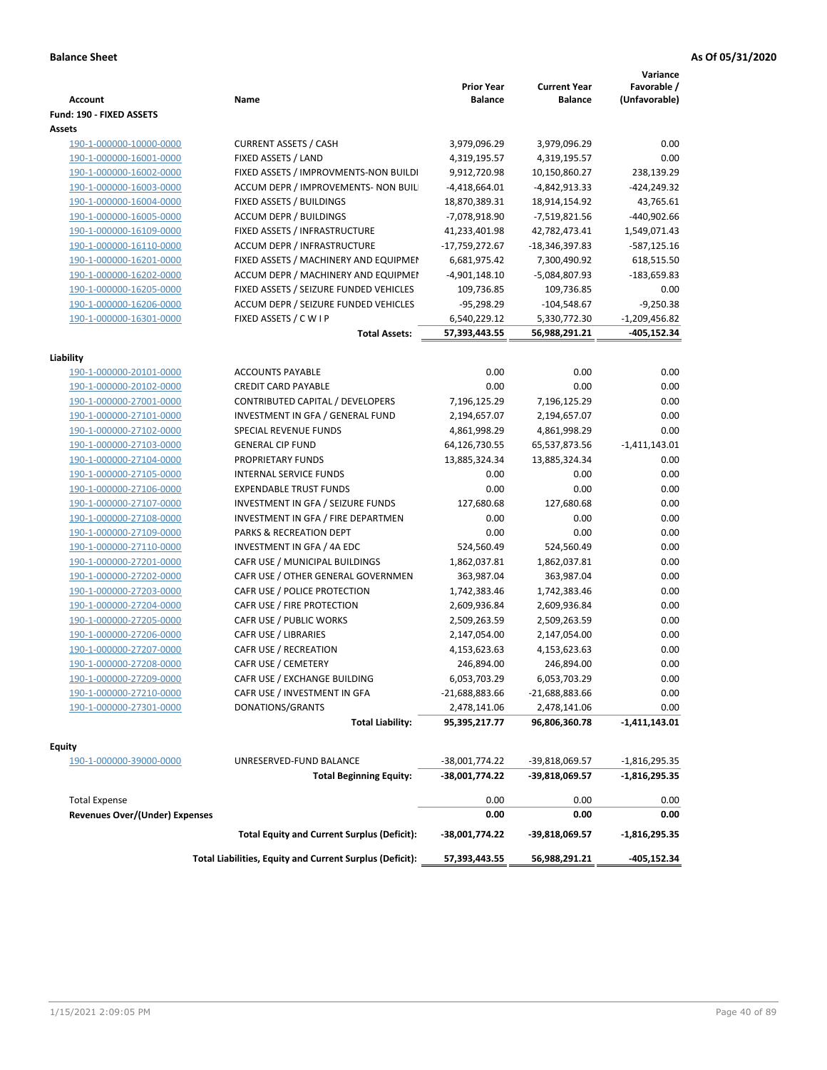**Balance Sheet** **As Of 05/31/2020**

| Account | Name | Prior Year Balance | Current Year Balance | Variance Favorable / (Unfavorable) |
|---|---|---|---|---|
| **Fund: 190 - FIXED ASSETS** | | | | |
| **Assets** | | | | |
| 190-1-000000-10000-0000 | CURRENT ASSETS / CASH | 3,979,096.29 | 3,979,096.29 | 0.00 |
| 190-1-000000-16001-0000 | FIXED ASSETS / LAND | 4,319,195.57 | 4,319,195.57 | 0.00 |
| 190-1-000000-16002-0000 | FIXED ASSETS / IMPROVMENTS-NON BUILDI | 9,912,720.98 | 10,150,860.27 | 238,139.29 |
| 190-1-000000-16003-0000 | ACCUM DEPR / IMPROVEMENTS- NON BUIL | -4,418,664.01 | -4,842,913.33 | -424,249.32 |
| 190-1-000000-16004-0000 | FIXED ASSETS / BUILDINGS | 18,870,389.31 | 18,914,154.92 | 43,765.61 |
| 190-1-000000-16005-0000 | ACCUM DEPR / BUILDINGS | -7,078,918.90 | -7,519,821.56 | -440,902.66 |
| 190-1-000000-16109-0000 | FIXED ASSETS / INFRASTRUCTURE | 41,233,401.98 | 42,782,473.41 | 1,549,071.43 |
| 190-1-000000-16110-0000 | ACCUM DEPR / INFRASTRUCTURE | -17,759,272.67 | -18,346,397.83 | -587,125.16 |
| 190-1-000000-16201-0000 | FIXED ASSETS / MACHINERY AND EQUIPMEI | 6,681,975.42 | 7,300,490.92 | 618,515.50 |
| 190-1-000000-16202-0000 | ACCUM DEPR / MACHINERY AND EQUIPMEI | -4,901,148.10 | -5,084,807.93 | -183,659.83 |
| 190-1-000000-16205-0000 | FIXED ASSETS / SEIZURE FUNDED VEHICLES | 109,736.85 | 109,736.85 | 0.00 |
| 190-1-000000-16206-0000 | ACCUM DEPR / SEIZURE FUNDED VEHICLES | -95,298.29 | -104,548.67 | -9,250.38 |
| 190-1-000000-16301-0000 | FIXED ASSETS / C W I P | 6,540,229.12 | 5,330,772.30 | -1,209,456.82 |
| | **Total Assets:** | **57,393,443.55** | **56,988,291.21** | **-405,152.34** |
| **Liability** | | | | |
| 190-1-000000-20101-0000 | ACCOUNTS PAYABLE | 0.00 | 0.00 | 0.00 |
| 190-1-000000-20102-0000 | CREDIT CARD PAYABLE | 0.00 | 0.00 | 0.00 |
| 190-1-000000-27001-0000 | CONTRIBUTED CAPITAL / DEVELOPERS | 7,196,125.29 | 7,196,125.29 | 0.00 |
| 190-1-000000-27101-0000 | INVESTMENT IN GFA / GENERAL FUND | 2,194,657.07 | 2,194,657.07 | 0.00 |
| 190-1-000000-27102-0000 | SPECIAL REVENUE FUNDS | 4,861,998.29 | 4,861,998.29 | 0.00 |
| 190-1-000000-27103-0000 | GENERAL CIP FUND | 64,126,730.55 | 65,537,873.56 | -1,411,143.01 |
| 190-1-000000-27104-0000 | PROPRIETARY FUNDS | 13,885,324.34 | 13,885,324.34 | 0.00 |
| 190-1-000000-27105-0000 | INTERNAL SERVICE FUNDS | 0.00 | 0.00 | 0.00 |
| 190-1-000000-27106-0000 | EXPENDABLE TRUST FUNDS | 0.00 | 0.00 | 0.00 |
| 190-1-000000-27107-0000 | INVESTMENT IN GFA / SEIZURE FUNDS | 127,680.68 | 127,680.68 | 0.00 |
| 190-1-000000-27108-0000 | INVESTMENT IN GFA / FIRE DEPARTMEN | 0.00 | 0.00 | 0.00 |
| 190-1-000000-27109-0000 | PARKS & RECREATION DEPT | 0.00 | 0.00 | 0.00 |
| 190-1-000000-27110-0000 | INVESTMENT IN GFA / 4A EDC | 524,560.49 | 524,560.49 | 0.00 |
| 190-1-000000-27201-0000 | CAFR USE / MUNICIPAL BUILDINGS | 1,862,037.81 | 1,862,037.81 | 0.00 |
| 190-1-000000-27202-0000 | CAFR USE / OTHER GENERAL GOVERNMEN | 363,987.04 | 363,987.04 | 0.00 |
| 190-1-000000-27203-0000 | CAFR USE / POLICE PROTECTION | 1,742,383.46 | 1,742,383.46 | 0.00 |
| 190-1-000000-27204-0000 | CAFR USE / FIRE PROTECTION | 2,609,936.84 | 2,609,936.84 | 0.00 |
| 190-1-000000-27205-0000 | CAFR USE / PUBLIC WORKS | 2,509,263.59 | 2,509,263.59 | 0.00 |
| 190-1-000000-27206-0000 | CAFR USE / LIBRARIES | 2,147,054.00 | 2,147,054.00 | 0.00 |
| 190-1-000000-27207-0000 | CAFR USE / RECREATION | 4,153,623.63 | 4,153,623.63 | 0.00 |
| 190-1-000000-27208-0000 | CAFR USE / CEMETERY | 246,894.00 | 246,894.00 | 0.00 |
| 190-1-000000-27209-0000 | CAFR USE / EXCHANGE BUILDING | 6,053,703.29 | 6,053,703.29 | 0.00 |
| 190-1-000000-27210-0000 | CAFR USE / INVESTMENT IN GFA | -21,688,883.66 | -21,688,883.66 | 0.00 |
| 190-1-000000-27301-0000 | DONATIONS/GRANTS | 2,478,141.06 | 2,478,141.06 | 0.00 |
| | **Total Liability:** | **95,395,217.77** | **96,806,360.78** | **-1,411,143.01** |
| **Equity** | | | | |
| 190-1-000000-39000-0000 | UNRESERVED-FUND BALANCE | -38,001,774.22 | -39,818,069.57 | -1,816,295.35 |
| | **Total Beginning Equity:** | **-38,001,774.22** | **-39,818,069.57** | **-1,816,295.35** |
| Total Expense | | 0.00 | 0.00 | 0.00 |
| **Revenues Over/(Under) Expenses** | | **0.00** | **0.00** | **0.00** |
| | **Total Equity and Current Surplus (Deficit):** | **-38,001,774.22** | **-39,818,069.57** | **-1,816,295.35** |
| | **Total Liabilities, Equity and Current Surplus (Deficit):** | **57,393,443.55** | **56,988,291.21** | **-405,152.34** |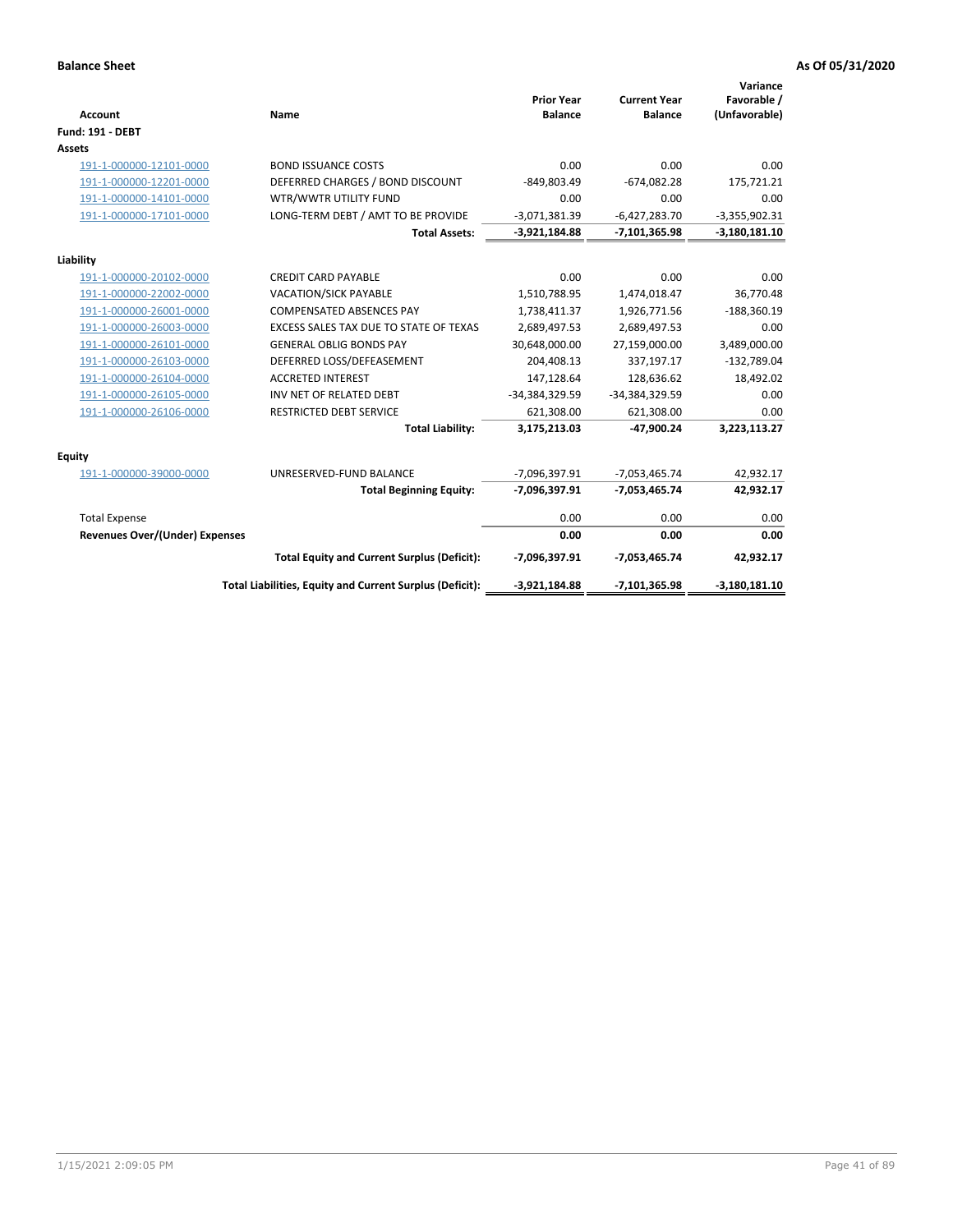**Balance Sheet** **As Of 05/31/2020**

| Account | Name | Prior Year Balance | Current Year Balance | Variance Favorable / (Unfavorable) |
|---|---|---|---|---|
| **Fund: 191 - DEBT** | | | | |
| **Assets** | | | | |
| 191-1-000000-12101-0000 | BOND ISSUANCE COSTS | 0.00 | 0.00 | 0.00 |
| 191-1-000000-12201-0000 | DEFERRED CHARGES / BOND DISCOUNT | -849,803.49 | -674,082.28 | 175,721.21 |
| 191-1-000000-14101-0000 | WTR/WWTR UTILITY FUND | 0.00 | 0.00 | 0.00 |
| 191-1-000000-17101-0000 | LONG-TERM DEBT / AMT TO BE PROVIDE | -3,071,381.39 | -6,427,283.70 | -3,355,902.31 |
| | **Total Assets:** | **-3,921,184.88** | **-7,101,365.98** | **-3,180,181.10** |
| **Liability** | | | | |
| 191-1-000000-20102-0000 | CREDIT CARD PAYABLE | 0.00 | 0.00 | 0.00 |
| 191-1-000000-22002-0000 | VACATION/SICK PAYABLE | 1,510,788.95 | 1,474,018.47 | 36,770.48 |
| 191-1-000000-26001-0000 | COMPENSATED ABSENCES PAY | 1,738,411.37 | 1,926,771.56 | -188,360.19 |
| 191-1-000000-26003-0000 | EXCESS SALES TAX DUE TO STATE OF TEXAS | 2,689,497.53 | 2,689,497.53 | 0.00 |
| 191-1-000000-26101-0000 | GENERAL OBLIG BONDS PAY | 30,648,000.00 | 27,159,000.00 | 3,489,000.00 |
| 191-1-000000-26103-0000 | DEFERRED LOSS/DEFEASEMENT | 204,408.13 | 337,197.17 | -132,789.04 |
| 191-1-000000-26104-0000 | ACCRETED INTEREST | 147,128.64 | 128,636.62 | 18,492.02 |
| 191-1-000000-26105-0000 | INV NET OF RELATED DEBT | -34,384,329.59 | -34,384,329.59 | 0.00 |
| 191-1-000000-26106-0000 | RESTRICTED DEBT SERVICE | 621,308.00 | 621,308.00 | 0.00 |
| | **Total Liability:** | **3,175,213.03** | **-47,900.24** | **3,223,113.27** |
| **Equity** | | | | |
| 191-1-000000-39000-0000 | UNRESERVED-FUND BALANCE | -7,096,397.91 | -7,053,465.74 | 42,932.17 |
| | **Total Beginning Equity:** | **-7,096,397.91** | **-7,053,465.74** | **42,932.17** |
| Total Expense | | 0.00 | 0.00 | 0.00 |
| **Revenues Over/(Under) Expenses** | | **0.00** | **0.00** | **0.00** |
| | **Total Equity and Current Surplus (Deficit):** | **-7,096,397.91** | **-7,053,465.74** | **42,932.17** |
| | **Total Liabilities, Equity and Current Surplus (Deficit):** | **-3,921,184.88** | **-7,101,365.98** | **-3,180,181.10** |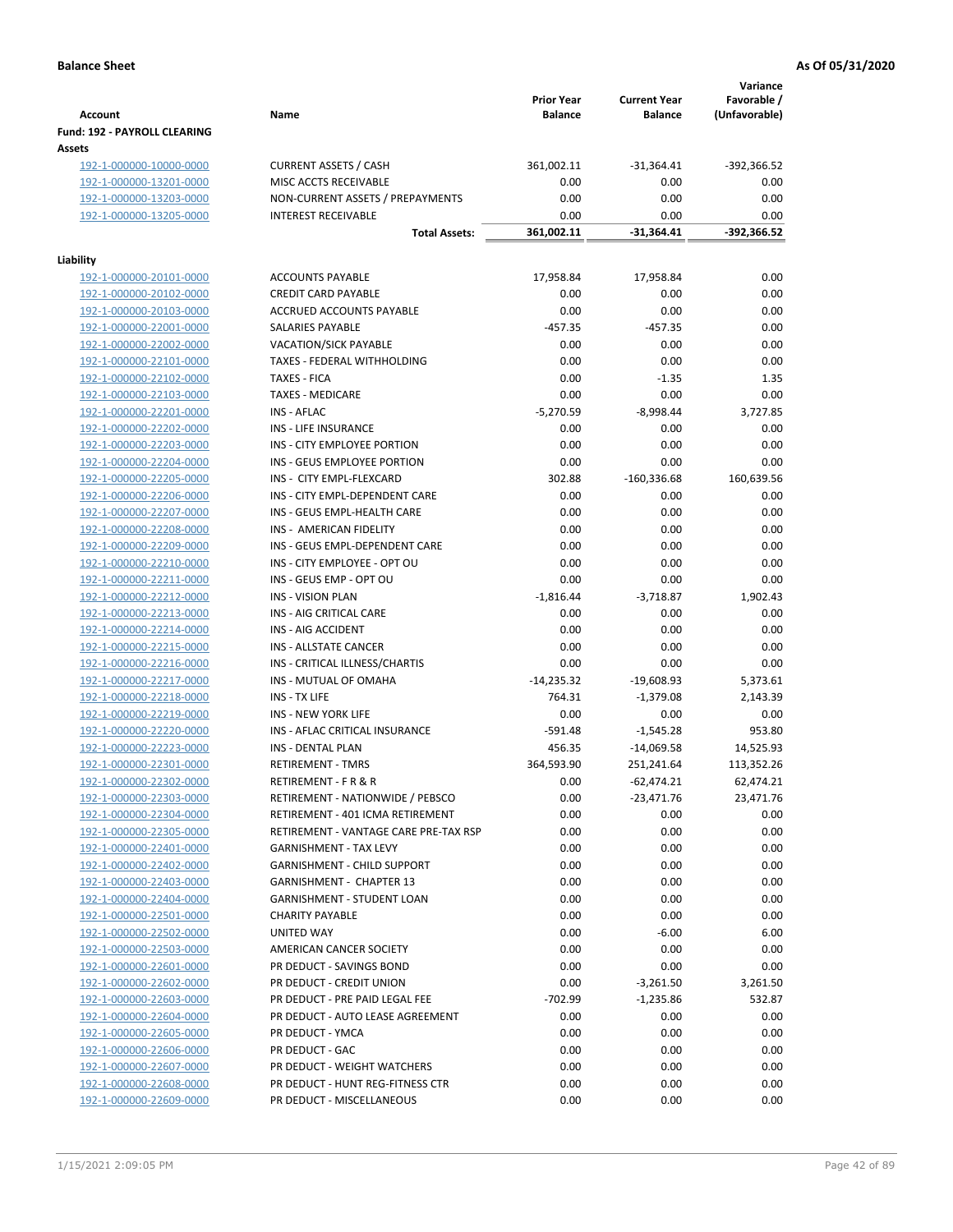**Balance Sheet** **As Of 05/31/2020**

| Account | Name | Prior Year Balance | Current Year Balance | Variance Favorable / (Unfavorable) |
|---|---|---|---|---|
| **Fund: 192 - PAYROLL CLEARING** | | | | |
| **Assets** | | | | |
| 192-1-000000-10000-0000 | CURRENT ASSETS / CASH | 361,002.11 | -31,364.41 | -392,366.52 |
| 192-1-000000-13201-0000 | MISC ACCTS RECEIVABLE | 0.00 | 0.00 | 0.00 |
| 192-1-000000-13203-0000 | NON-CURRENT ASSETS / PREPAYMENTS | 0.00 | 0.00 | 0.00 |
| 192-1-000000-13205-0000 | INTEREST RECEIVABLE | 0.00 | 0.00 | 0.00 |
| | **Total Assets:** | **361,002.11** | **-31,364.41** | **-392,366.52** |
| **Liability** | | | | |
| 192-1-000000-20101-0000 | ACCOUNTS PAYABLE | 17,958.84 | 17,958.84 | 0.00 |
| 192-1-000000-20102-0000 | CREDIT CARD PAYABLE | 0.00 | 0.00 | 0.00 |
| 192-1-000000-20103-0000 | ACCRUED ACCOUNTS PAYABLE | 0.00 | 0.00 | 0.00 |
| 192-1-000000-22001-0000 | SALARIES PAYABLE | -457.35 | -457.35 | 0.00 |
| 192-1-000000-22002-0000 | VACATION/SICK PAYABLE | 0.00 | 0.00 | 0.00 |
| 192-1-000000-22101-0000 | TAXES - FEDERAL WITHHOLDING | 0.00 | 0.00 | 0.00 |
| 192-1-000000-22102-0000 | TAXES - FICA | 0.00 | -1.35 | 1.35 |
| 192-1-000000-22103-0000 | TAXES - MEDICARE | 0.00 | 0.00 | 0.00 |
| 192-1-000000-22201-0000 | INS - AFLAC | -5,270.59 | -8,998.44 | 3,727.85 |
| 192-1-000000-22202-0000 | INS - LIFE INSURANCE | 0.00 | 0.00 | 0.00 |
| 192-1-000000-22203-0000 | INS - CITY EMPLOYEE PORTION | 0.00 | 0.00 | 0.00 |
| 192-1-000000-22204-0000 | INS - GEUS EMPLOYEE PORTION | 0.00 | 0.00 | 0.00 |
| 192-1-000000-22205-0000 | INS - CITY EMPL-FLEXCARD | 302.88 | -160,336.68 | 160,639.56 |
| 192-1-000000-22206-0000 | INS - CITY EMPL-DEPENDENT CARE | 0.00 | 0.00 | 0.00 |
| 192-1-000000-22207-0000 | INS - GEUS EMPL-HEALTH CARE | 0.00 | 0.00 | 0.00 |
| 192-1-000000-22208-0000 | INS - AMERICAN FIDELITY | 0.00 | 0.00 | 0.00 |
| 192-1-000000-22209-0000 | INS - GEUS EMPL-DEPENDENT CARE | 0.00 | 0.00 | 0.00 |
| 192-1-000000-22210-0000 | INS - CITY EMPLOYEE - OPT OU | 0.00 | 0.00 | 0.00 |
| 192-1-000000-22211-0000 | INS - GEUS EMP - OPT OU | 0.00 | 0.00 | 0.00 |
| 192-1-000000-22212-0000 | INS - VISION PLAN | -1,816.44 | -3,718.87 | 1,902.43 |
| 192-1-000000-22213-0000 | INS - AIG CRITICAL CARE | 0.00 | 0.00 | 0.00 |
| 192-1-000000-22214-0000 | INS - AIG ACCIDENT | 0.00 | 0.00 | 0.00 |
| 192-1-000000-22215-0000 | INS - ALLSTATE CANCER | 0.00 | 0.00 | 0.00 |
| 192-1-000000-22216-0000 | INS - CRITICAL ILLNESS/CHARTIS | 0.00 | 0.00 | 0.00 |
| 192-1-000000-22217-0000 | INS - MUTUAL OF OMAHA | -14,235.32 | -19,608.93 | 5,373.61 |
| 192-1-000000-22218-0000 | INS - TX LIFE | 764.31 | -1,379.08 | 2,143.39 |
| 192-1-000000-22219-0000 | INS - NEW YORK LIFE | 0.00 | 0.00 | 0.00 |
| 192-1-000000-22220-0000 | INS - AFLAC CRITICAL INSURANCE | -591.48 | -1,545.28 | 953.80 |
| 192-1-000000-22223-0000 | INS - DENTAL PLAN | 456.35 | -14,069.58 | 14,525.93 |
| 192-1-000000-22301-0000 | RETIREMENT - TMRS | 364,593.90 | 251,241.64 | 113,352.26 |
| 192-1-000000-22302-0000 | RETIREMENT - F R & R | 0.00 | -62,474.21 | 62,474.21 |
| 192-1-000000-22303-0000 | RETIREMENT - NATIONWIDE / PEBSCO | 0.00 | -23,471.76 | 23,471.76 |
| 192-1-000000-22304-0000 | RETIREMENT - 401 ICMA RETIREMENT | 0.00 | 0.00 | 0.00 |
| 192-1-000000-22305-0000 | RETIREMENT - VANTAGE CARE PRE-TAX RSP | 0.00 | 0.00 | 0.00 |
| 192-1-000000-22401-0000 | GARNISHMENT - TAX LEVY | 0.00 | 0.00 | 0.00 |
| 192-1-000000-22402-0000 | GARNISHMENT - CHILD SUPPORT | 0.00 | 0.00 | 0.00 |
| 192-1-000000-22403-0000 | GARNISHMENT - CHAPTER 13 | 0.00 | 0.00 | 0.00 |
| 192-1-000000-22404-0000 | GARNISHMENT - STUDENT LOAN | 0.00 | 0.00 | 0.00 |
| 192-1-000000-22501-0000 | CHARITY PAYABLE | 0.00 | 0.00 | 0.00 |
| 192-1-000000-22502-0000 | UNITED WAY | 0.00 | -6.00 | 6.00 |
| 192-1-000000-22503-0000 | AMERICAN CANCER SOCIETY | 0.00 | 0.00 | 0.00 |
| 192-1-000000-22601-0000 | PR DEDUCT - SAVINGS BOND | 0.00 | 0.00 | 0.00 |
| 192-1-000000-22602-0000 | PR DEDUCT - CREDIT UNION | 0.00 | -3,261.50 | 3,261.50 |
| 192-1-000000-22603-0000 | PR DEDUCT - PRE PAID LEGAL FEE | -702.99 | -1,235.86 | 532.87 |
| 192-1-000000-22604-0000 | PR DEDUCT - AUTO LEASE AGREEMENT | 0.00 | 0.00 | 0.00 |
| 192-1-000000-22605-0000 | PR DEDUCT - YMCA | 0.00 | 0.00 | 0.00 |
| 192-1-000000-22606-0000 | PR DEDUCT - GAC | 0.00 | 0.00 | 0.00 |
| 192-1-000000-22607-0000 | PR DEDUCT - WEIGHT WATCHERS | 0.00 | 0.00 | 0.00 |
| 192-1-000000-22608-0000 | PR DEDUCT - HUNT REG-FITNESS CTR | 0.00 | 0.00 | 0.00 |
| 192-1-000000-22609-0000 | PR DEDUCT - MISCELLANEOUS | 0.00 | 0.00 | 0.00 |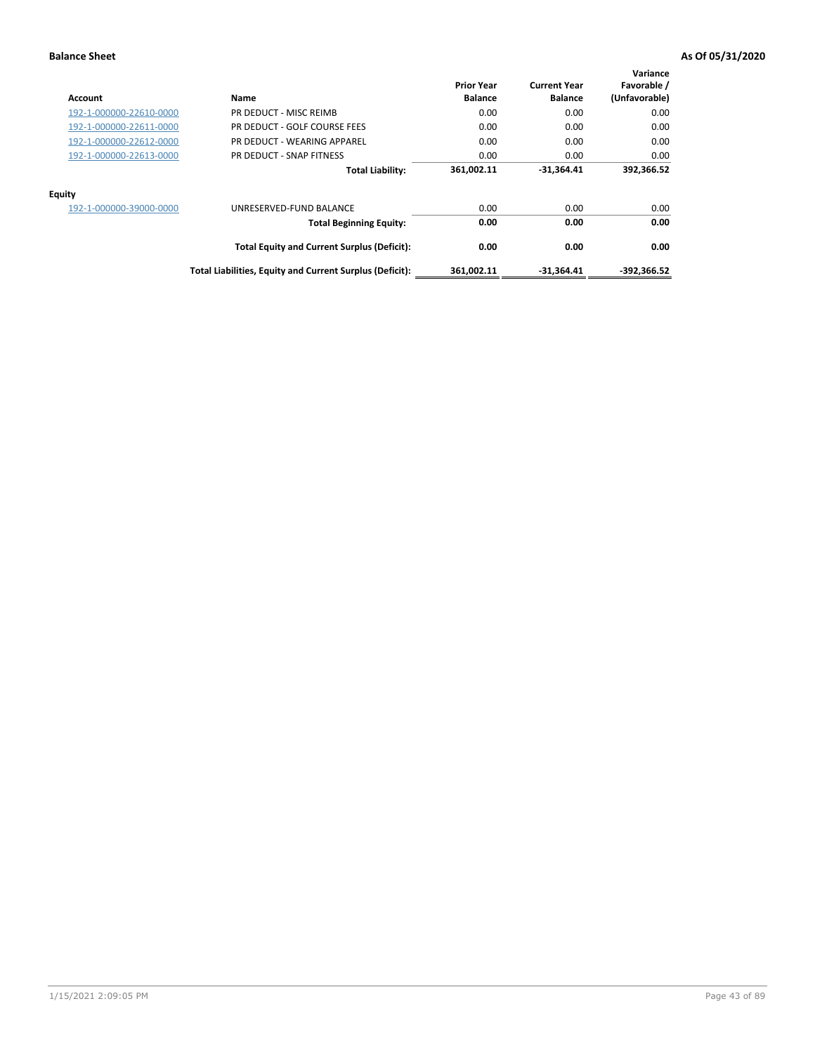**Balance Sheet** **As Of 05/31/2020**

| Account | Name | Prior Year Balance | Current Year Balance | Variance Favorable / (Unfavorable) |
|---|---|---|---|---|
| 192-1-000000-22610-0000 | PR DEDUCT - MISC REIMB | 0.00 | 0.00 | 0.00 |
| 192-1-000000-22611-0000 | PR DEDUCT - GOLF COURSE FEES | 0.00 | 0.00 | 0.00 |
| 192-1-000000-22612-0000 | PR DEDUCT - WEARING APPAREL | 0.00 | 0.00 | 0.00 |
| 192-1-000000-22613-0000 | PR DEDUCT - SNAP FITNESS | 0.00 | 0.00 | 0.00 |
| | **Total Liability:** | **361,002.11** | **-31,364.41** | **392,366.52** |
| **Equity** | | | | |
| 192-1-000000-39000-0000 | UNRESERVED-FUND BALANCE | 0.00 | 0.00 | 0.00 |
| | **Total Beginning Equity:** | **0.00** | **0.00** | **0.00** |
| | **Total Equity and Current Surplus (Deficit):** | **0.00** | **0.00** | **0.00** |
| | **Total Liabilities, Equity and Current Surplus (Deficit):** | **361,002.11** | **-31,364.41** | **-392,366.52** |

1/15/2021 2:09:05 PM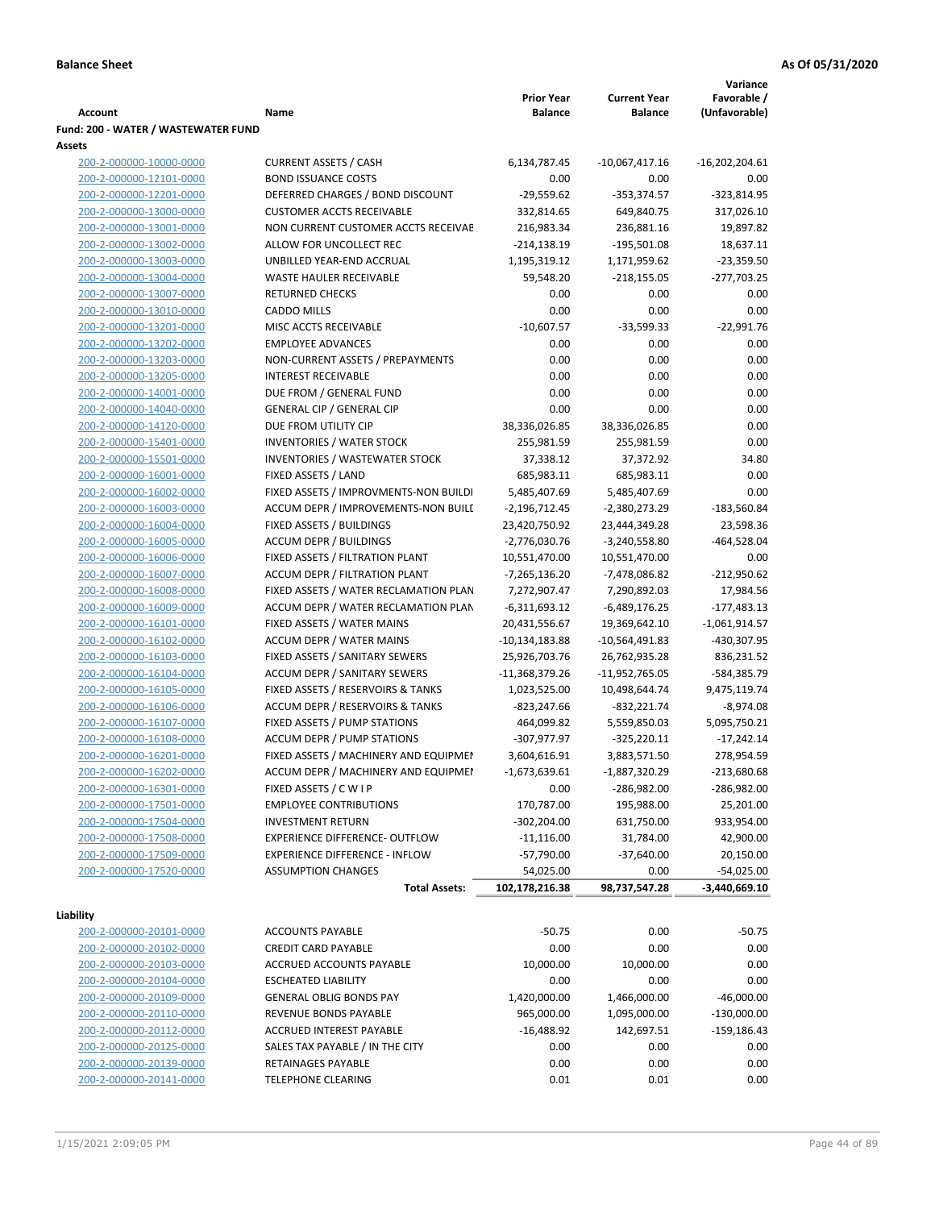**Balance Sheet** **As Of 05/31/2020**

| Account | Name | Prior Year Balance | Current Year Balance | Variance Favorable / (Unfavorable) |
|---|---|---|---|---|
| **Fund: 200 - WATER / WASTEWATER FUND** | | | | |
| **Assets** | | | | |
| 200-2-000000-10000-0000 | CURRENT ASSETS / CASH | 6,134,787.45 | -10,067,417.16 | -16,202,204.61 |
| 200-2-000000-12101-0000 | BOND ISSUANCE COSTS | 0.00 | 0.00 | 0.00 |
| 200-2-000000-12201-0000 | DEFERRED CHARGES / BOND DISCOUNT | -29,559.62 | -353,374.57 | -323,814.95 |
| 200-2-000000-13000-0000 | CUSTOMER ACCTS RECEIVABLE | 332,814.65 | 649,840.75 | 317,026.10 |
| 200-2-000000-13001-0000 | NON CURRENT CUSTOMER ACCTS RECEIVAE | 216,983.34 | 236,881.16 | 19,897.82 |
| 200-2-000000-13002-0000 | ALLOW FOR UNCOLLECT REC | -214,138.19 | -195,501.08 | 18,637.11 |
| 200-2-000000-13003-0000 | UNBILLED YEAR-END ACCRUAL | 1,195,319.12 | 1,171,959.62 | -23,359.50 |
| 200-2-000000-13004-0000 | WASTE HAULER RECEIVABLE | 59,548.20 | -218,155.05 | -277,703.25 |
| 200-2-000000-13007-0000 | RETURNED CHECKS | 0.00 | 0.00 | 0.00 |
| 200-2-000000-13010-0000 | CADDO MILLS | 0.00 | 0.00 | 0.00 |
| 200-2-000000-13201-0000 | MISC ACCTS RECEIVABLE | -10,607.57 | -33,599.33 | -22,991.76 |
| 200-2-000000-13202-0000 | EMPLOYEE ADVANCES | 0.00 | 0.00 | 0.00 |
| 200-2-000000-13203-0000 | NON-CURRENT ASSETS / PREPAYMENTS | 0.00 | 0.00 | 0.00 |
| 200-2-000000-13205-0000 | INTEREST RECEIVABLE | 0.00 | 0.00 | 0.00 |
| 200-2-000000-14001-0000 | DUE FROM / GENERAL FUND | 0.00 | 0.00 | 0.00 |
| 200-2-000000-14040-0000 | GENERAL CIP / GENERAL CIP | 0.00 | 0.00 | 0.00 |
| 200-2-000000-14120-0000 | DUE FROM UTILITY CIP | 38,336,026.85 | 38,336,026.85 | 0.00 |
| 200-2-000000-15401-0000 | INVENTORIES / WATER STOCK | 255,981.59 | 255,981.59 | 0.00 |
| 200-2-000000-15501-0000 | INVENTORIES / WASTEWATER STOCK | 37,338.12 | 37,372.92 | 34.80 |
| 200-2-000000-16001-0000 | FIXED ASSETS / LAND | 685,983.11 | 685,983.11 | 0.00 |
| 200-2-000000-16002-0000 | FIXED ASSETS / IMPROVMENTS-NON BUILDI | 5,485,407.69 | 5,485,407.69 | 0.00 |
| 200-2-000000-16003-0000 | ACCUM DEPR / IMPROVEMENTS-NON BUILI | -2,196,712.45 | -2,380,273.29 | -183,560.84 |
| 200-2-000000-16004-0000 | FIXED ASSETS / BUILDINGS | 23,420,750.92 | 23,444,349.28 | 23,598.36 |
| 200-2-000000-16005-0000 | ACCUM DEPR / BUILDINGS | -2,776,030.76 | -3,240,558.80 | -464,528.04 |
| 200-2-000000-16006-0000 | FIXED ASSETS / FILTRATION PLANT | 10,551,470.00 | 10,551,470.00 | 0.00 |
| 200-2-000000-16007-0000 | ACCUM DEPR / FILTRATION PLANT | -7,265,136.20 | -7,478,086.82 | -212,950.62 |
| 200-2-000000-16008-0000 | FIXED ASSETS / WATER RECLAMATION PLAN | 7,272,907.47 | 7,290,892.03 | 17,984.56 |
| 200-2-000000-16009-0000 | ACCUM DEPR / WATER RECLAMATION PLAN | -6,311,693.12 | -6,489,176.25 | -177,483.13 |
| 200-2-000000-16101-0000 | FIXED ASSETS / WATER MAINS | 20,431,556.67 | 19,369,642.10 | -1,061,914.57 |
| 200-2-000000-16102-0000 | ACCUM DEPR / WATER MAINS | -10,134,183.88 | -10,564,491.83 | -430,307.95 |
| 200-2-000000-16103-0000 | FIXED ASSETS / SANITARY SEWERS | 25,926,703.76 | 26,762,935.28 | 836,231.52 |
| 200-2-000000-16104-0000 | ACCUM DEPR / SANITARY SEWERS | -11,368,379.26 | -11,952,765.05 | -584,385.79 |
| 200-2-000000-16105-0000 | FIXED ASSETS / RESERVOIRS & TANKS | 1,023,525.00 | 10,498,644.74 | 9,475,119.74 |
| 200-2-000000-16106-0000 | ACCUM DEPR / RESERVOIRS & TANKS | -823,247.66 | -832,221.74 | -8,974.08 |
| 200-2-000000-16107-0000 | FIXED ASSETS / PUMP STATIONS | 464,099.82 | 5,559,850.03 | 5,095,750.21 |
| 200-2-000000-16108-0000 | ACCUM DEPR / PUMP STATIONS | -307,977.97 | -325,220.11 | -17,242.14 |
| 200-2-000000-16201-0000 | FIXED ASSETS / MACHINERY AND EQUIPMEI | 3,604,616.91 | 3,883,571.50 | 278,954.59 |
| 200-2-000000-16202-0000 | ACCUM DEPR / MACHINERY AND EQUIPMEI | -1,673,639.61 | -1,887,320.29 | -213,680.68 |
| 200-2-000000-16301-0000 | FIXED ASSETS / C W I P | 0.00 | -286,982.00 | -286,982.00 |
| 200-2-000000-17501-0000 | EMPLOYEE CONTRIBUTIONS | 170,787.00 | 195,988.00 | 25,201.00 |
| 200-2-000000-17504-0000 | INVESTMENT RETURN | -302,204.00 | 631,750.00 | 933,954.00 |
| 200-2-000000-17508-0000 | EXPERIENCE DIFFERENCE- OUTFLOW | -11,116.00 | 31,784.00 | 42,900.00 |
| 200-2-000000-17509-0000 | EXPERIENCE DIFFERENCE - INFLOW | -57,790.00 | -37,640.00 | 20,150.00 |
| 200-2-000000-17520-0000 | ASSUMPTION CHANGES | 54,025.00 | 0.00 | -54,025.00 |
| | **Total Assets:** | **102,178,216.38** | **98,737,547.28** | **-3,440,669.10** |
| **Liability** | | | | |
| 200-2-000000-20101-0000 | ACCOUNTS PAYABLE | -50.75 | 0.00 | -50.75 |
| 200-2-000000-20102-0000 | CREDIT CARD PAYABLE | 0.00 | 0.00 | 0.00 |
| 200-2-000000-20103-0000 | ACCRUED ACCOUNTS PAYABLE | 10,000.00 | 10,000.00 | 0.00 |
| 200-2-000000-20104-0000 | ESCHEATED LIABILITY | 0.00 | 0.00 | 0.00 |
| 200-2-000000-20109-0000 | GENERAL OBLIG BONDS PAY | 1,420,000.00 | 1,466,000.00 | -46,000.00 |
| 200-2-000000-20110-0000 | REVENUE BONDS PAYABLE | 965,000.00 | 1,095,000.00 | -130,000.00 |
| 200-2-000000-20112-0000 | ACCRUED INTEREST PAYABLE | -16,488.92 | 142,697.51 | -159,186.43 |
| 200-2-000000-20125-0000 | SALES TAX PAYABLE / IN THE CITY | 0.00 | 0.00 | 0.00 |
| 200-2-000000-20139-0000 | RETAINAGES PAYABLE | 0.00 | 0.00 | 0.00 |
| 200-2-000000-20141-0000 | TELEPHONE CLEARING | 0.01 | 0.01 | 0.00 |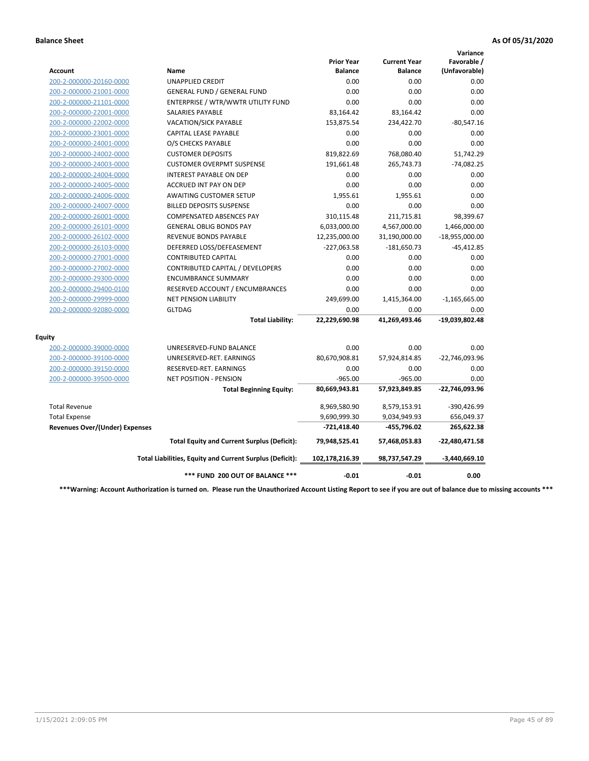**Balance Sheet** **As Of 05/31/2020**

| Account | Name | Prior Year Balance | Current Year Balance | Variance Favorable / (Unfavorable) |
|---|---|---|---|---|
| 200-2-000000-20160-0000 | UNAPPLIED CREDIT | 0.00 | 0.00 | 0.00 |
| 200-2-000000-21001-0000 | GENERAL FUND / GENERAL FUND | 0.00 | 0.00 | 0.00 |
| 200-2-000000-21101-0000 | ENTERPRISE / WTR/WWTR UTILITY FUND | 0.00 | 0.00 | 0.00 |
| 200-2-000000-22001-0000 | SALARIES PAYABLE | 83,164.42 | 83,164.42 | 0.00 |
| 200-2-000000-22002-0000 | VACATION/SICK PAYABLE | 153,875.54 | 234,422.70 | -80,547.16 |
| 200-2-000000-23001-0000 | CAPITAL LEASE PAYABLE | 0.00 | 0.00 | 0.00 |
| 200-2-000000-24001-0000 | O/S CHECKS PAYABLE | 0.00 | 0.00 | 0.00 |
| 200-2-000000-24002-0000 | CUSTOMER DEPOSITS | 819,822.69 | 768,080.40 | 51,742.29 |
| 200-2-000000-24003-0000 | CUSTOMER OVERPMT SUSPENSE | 191,661.48 | 265,743.73 | -74,082.25 |
| 200-2-000000-24004-0000 | INTEREST PAYABLE ON DEP | 0.00 | 0.00 | 0.00 |
| 200-2-000000-24005-0000 | ACCRUED INT PAY ON DEP | 0.00 | 0.00 | 0.00 |
| 200-2-000000-24006-0000 | AWAITING CUSTOMER SETUP | 1,955.61 | 1,955.61 | 0.00 |
| 200-2-000000-24007-0000 | BILLED DEPOSITS SUSPENSE | 0.00 | 0.00 | 0.00 |
| 200-2-000000-26001-0000 | COMPENSATED ABSENCES PAY | 310,115.48 | 211,715.81 | 98,399.67 |
| 200-2-000000-26101-0000 | GENERAL OBLIG BONDS PAY | 6,033,000.00 | 4,567,000.00 | 1,466,000.00 |
| 200-2-000000-26102-0000 | REVENUE BONDS PAYABLE | 12,235,000.00 | 31,190,000.00 | -18,955,000.00 |
| 200-2-000000-26103-0000 | DEFERRED LOSS/DEFEASEMENT | -227,063.58 | -181,650.73 | -45,412.85 |
| 200-2-000000-27001-0000 | CONTRIBUTED CAPITAL | 0.00 | 0.00 | 0.00 |
| 200-2-000000-27002-0000 | CONTRIBUTED CAPITAL / DEVELOPERS | 0.00 | 0.00 | 0.00 |
| 200-2-000000-29300-0000 | ENCUMBRANCE SUMMARY | 0.00 | 0.00 | 0.00 |
| 200-2-000000-29400-0100 | RESERVED ACCOUNT / ENCUMBRANCES | 0.00 | 0.00 | 0.00 |
| 200-2-000000-29999-0000 | NET PENSION LIABILITY | 249,699.00 | 1,415,364.00 | -1,165,665.00 |
| 200-2-000000-92080-0000 | GLTDAG | 0.00 | 0.00 | 0.00 |
| | **Total Liability:** | **22,229,690.98** | **41,269,493.46** | **-19,039,802.48** |
| **Equity** | | | | |
| 200-2-000000-39000-0000 | UNRESERVED-FUND BALANCE | 0.00 | 0.00 | 0.00 |
| 200-2-000000-39100-0000 | UNRESERVED-RET. EARNINGS | 80,670,908.81 | 57,924,814.85 | -22,746,093.96 |
| 200-2-000000-39150-0000 | RESERVED-RET. EARNINGS | 0.00 | 0.00 | 0.00 |
| 200-2-000000-39500-0000 | NET POSITION - PENSION | -965.00 | -965.00 | 0.00 |
| | **Total Beginning Equity:** | **80,669,943.81** | **57,923,849.85** | **-22,746,093.96** |
| Total Revenue | | 8,969,580.90 | 8,579,153.91 | -390,426.99 |
| Total Expense | | 9,690,999.30 | 9,034,949.93 | 656,049.37 |
| **Revenues Over/(Under) Expenses** | | **-721,418.40** | **-455,796.02** | **265,622.38** |
| | **Total Equity and Current Surplus (Deficit):** | **79,948,525.41** | **57,468,053.83** | **-22,480,471.58** |
| | **Total Liabilities, Equity and Current Surplus (Deficit):** | **102,178,216.39** | **98,737,547.29** | **-3,440,669.10** |
| | **\*\*\* FUND 200 OUT OF BALANCE \*\*\*** | **-0.01** | **-0.01** | **0.00** |

**\*\*\*Warning: Account Authorization is turned on. Please run the Unauthorized Account Listing Report to see if you are out of balance due to missing accounts \*\*\***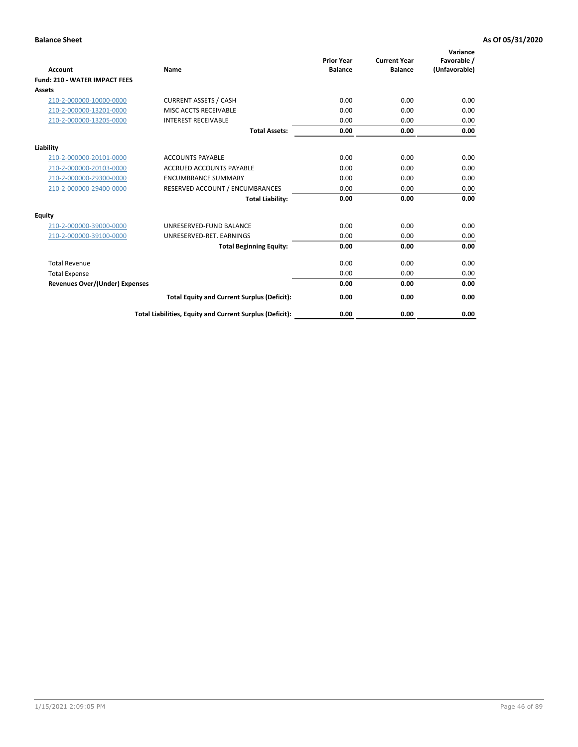**Balance Sheet** **As Of 05/31/2020**

| Account | Name | Prior Year Balance | Current Year Balance | Variance Favorable / (Unfavorable) |
|---|---|---|---|---|
| **Fund: 210 - WATER IMPACT FEES** | | | | |
| **Assets** | | | | |
| 210-2-000000-10000-0000 | CURRENT ASSETS / CASH | 0.00 | 0.00 | 0.00 |
| 210-2-000000-13201-0000 | MISC ACCTS RECEIVABLE | 0.00 | 0.00 | 0.00 |
| 210-2-000000-13205-0000 | INTEREST RECEIVABLE | 0.00 | 0.00 | 0.00 |
| | **Total Assets:** | **0.00** | **0.00** | **0.00** |
| **Liability** | | | | |
| 210-2-000000-20101-0000 | ACCOUNTS PAYABLE | 0.00 | 0.00 | 0.00 |
| 210-2-000000-20103-0000 | ACCRUED ACCOUNTS PAYABLE | 0.00 | 0.00 | 0.00 |
| 210-2-000000-29300-0000 | ENCUMBRANCE SUMMARY | 0.00 | 0.00 | 0.00 |
| 210-2-000000-29400-0000 | RESERVED ACCOUNT / ENCUMBRANCES | 0.00 | 0.00 | 0.00 |
| | **Total Liability:** | **0.00** | **0.00** | **0.00** |
| **Equity** | | | | |
| 210-2-000000-39000-0000 | UNRESERVED-FUND BALANCE | 0.00 | 0.00 | 0.00 |
| 210-2-000000-39100-0000 | UNRESERVED-RET. EARNINGS | 0.00 | 0.00 | 0.00 |
| | **Total Beginning Equity:** | **0.00** | **0.00** | **0.00** |
| Total Revenue | | 0.00 | 0.00 | 0.00 |
| Total Expense | | 0.00 | 0.00 | 0.00 |
| **Revenues Over/(Under) Expenses** | | **0.00** | **0.00** | **0.00** |
| | **Total Equity and Current Surplus (Deficit):** | **0.00** | **0.00** | **0.00** |
| | **Total Liabilities, Equity and Current Surplus (Deficit):** | **0.00** | **0.00** | **0.00** |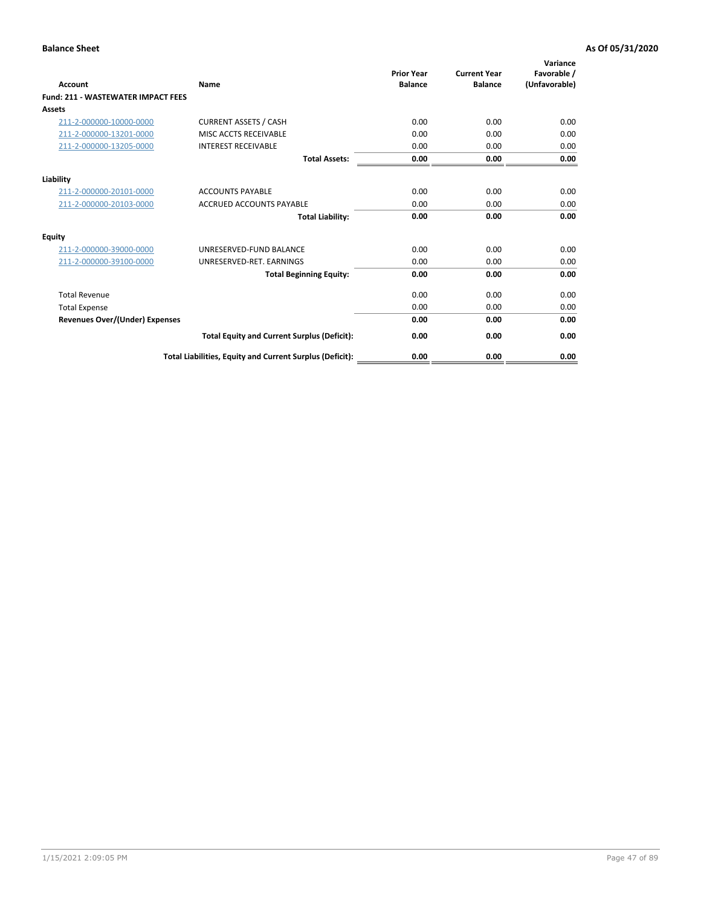**Balance Sheet** **As Of 05/31/2020**

| Account | Name | Prior Year Balance | Current Year Balance | Variance Favorable / (Unfavorable) |
|---|---|---|---|---|
| **Fund: 211 - WASTEWATER IMPACT FEES** | | | | |
| **Assets** | | | | |
| 211-2-000000-10000-0000 | CURRENT ASSETS / CASH | 0.00 | 0.00 | 0.00 |
| 211-2-000000-13201-0000 | MISC ACCTS RECEIVABLE | 0.00 | 0.00 | 0.00 |
| 211-2-000000-13205-0000 | INTEREST RECEIVABLE | 0.00 | 0.00 | 0.00 |
| | **Total Assets:** | **0.00** | **0.00** | **0.00** |
| **Liability** | | | | |
| 211-2-000000-20101-0000 | ACCOUNTS PAYABLE | 0.00 | 0.00 | 0.00 |
| 211-2-000000-20103-0000 | ACCRUED ACCOUNTS PAYABLE | 0.00 | 0.00 | 0.00 |
| | **Total Liability:** | **0.00** | **0.00** | **0.00** |
| **Equity** | | | | |
| 211-2-000000-39000-0000 | UNRESERVED-FUND BALANCE | 0.00 | 0.00 | 0.00 |
| 211-2-000000-39100-0000 | UNRESERVED-RET. EARNINGS | 0.00 | 0.00 | 0.00 |
| | **Total Beginning Equity:** | **0.00** | **0.00** | **0.00** |
| Total Revenue | | 0.00 | 0.00 | 0.00 |
| Total Expense | | 0.00 | 0.00 | 0.00 |
| **Revenues Over/(Under) Expenses** | | **0.00** | **0.00** | **0.00** |
| | **Total Equity and Current Surplus (Deficit):** | **0.00** | **0.00** | **0.00** |
| | **Total Liabilities, Equity and Current Surplus (Deficit):** | **0.00** | **0.00** | **0.00** |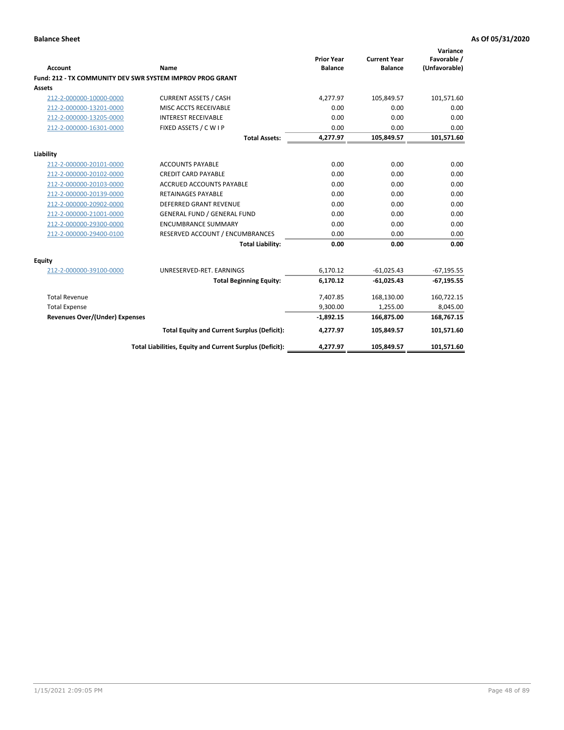**Balance Sheet** **As Of 05/31/2020**

| Account | Name | Prior Year Balance | Current Year Balance | Variance Favorable / (Unfavorable) |
|---|---|---|---|---|
| **Fund: 212 - TX COMMUNITY DEV SWR SYSTEM IMPROV PROG GRANT** | | | | |
| **Assets** | | | | |
| 212-2-000000-10000-0000 | CURRENT ASSETS / CASH | 4,277.97 | 105,849.57 | 101,571.60 |
| 212-2-000000-13201-0000 | MISC ACCTS RECEIVABLE | 0.00 | 0.00 | 0.00 |
| 212-2-000000-13205-0000 | INTEREST RECEIVABLE | 0.00 | 0.00 | 0.00 |
| 212-2-000000-16301-0000 | FIXED ASSETS / C W I P | 0.00 | 0.00 | 0.00 |
| | **Total Assets:** | **4,277.97** | **105,849.57** | **101,571.60** |
| **Liability** | | | | |
| 212-2-000000-20101-0000 | ACCOUNTS PAYABLE | 0.00 | 0.00 | 0.00 |
| 212-2-000000-20102-0000 | CREDIT CARD PAYABLE | 0.00 | 0.00 | 0.00 |
| 212-2-000000-20103-0000 | ACCRUED ACCOUNTS PAYABLE | 0.00 | 0.00 | 0.00 |
| 212-2-000000-20139-0000 | RETAINAGES PAYABLE | 0.00 | 0.00 | 0.00 |
| 212-2-000000-20902-0000 | DEFERRED GRANT REVENUE | 0.00 | 0.00 | 0.00 |
| 212-2-000000-21001-0000 | GENERAL FUND / GENERAL FUND | 0.00 | 0.00 | 0.00 |
| 212-2-000000-29300-0000 | ENCUMBRANCE SUMMARY | 0.00 | 0.00 | 0.00 |
| 212-2-000000-29400-0100 | RESERVED ACCOUNT / ENCUMBRANCES | 0.00 | 0.00 | 0.00 |
| | **Total Liability:** | **0.00** | **0.00** | **0.00** |
| **Equity** | | | | |
| 212-2-000000-39100-0000 | UNRESERVED-RET. EARNINGS | 6,170.12 | -61,025.43 | -67,195.55 |
| | **Total Beginning Equity:** | **6,170.12** | **-61,025.43** | **-67,195.55** |
| Total Revenue | | 7,407.85 | 168,130.00 | 160,722.15 |
| Total Expense | | 9,300.00 | 1,255.00 | 8,045.00 |
| **Revenues Over/(Under) Expenses** | | **-1,892.15** | **166,875.00** | **168,767.15** |
| | **Total Equity and Current Surplus (Deficit):** | **4,277.97** | **105,849.57** | **101,571.60** |
| | **Total Liabilities, Equity and Current Surplus (Deficit):** | **4,277.97** | **105,849.57** | **101,571.60** |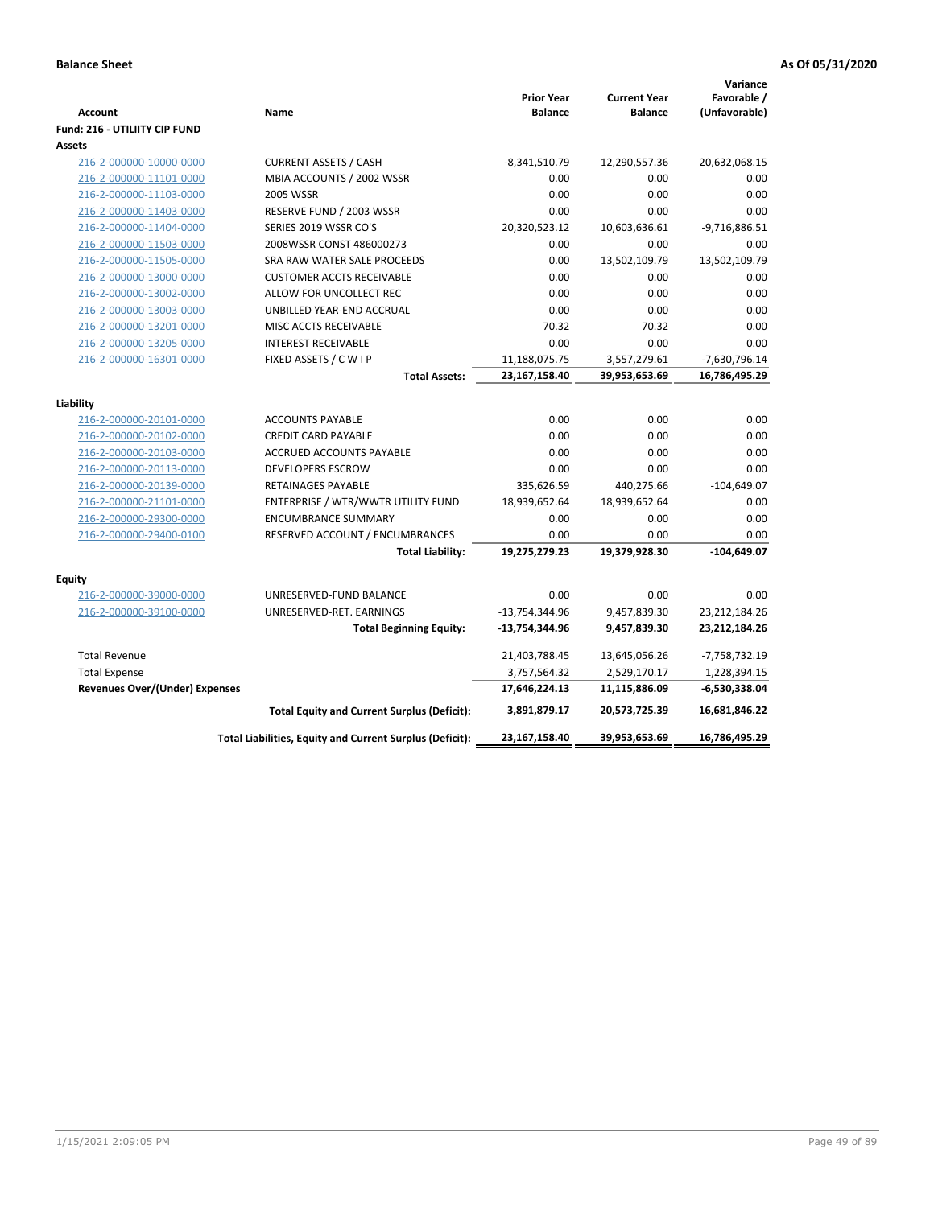**Balance Sheet** **As Of 05/31/2020**

| Account | Name | Prior Year Balance | Current Year Balance | Variance Favorable / (Unfavorable) |
|---|---|---|---|---|
| **Fund: 216 - UTILIITY CIP FUND** | | | | |
| **Assets** | | | | |
| 216-2-000000-10000-0000 | CURRENT ASSETS / CASH | -8,341,510.79 | 12,290,557.36 | 20,632,068.15 |
| 216-2-000000-11101-0000 | MBIA ACCOUNTS / 2002 WSSR | 0.00 | 0.00 | 0.00 |
| 216-2-000000-11103-0000 | 2005 WSSR | 0.00 | 0.00 | 0.00 |
| 216-2-000000-11403-0000 | RESERVE FUND / 2003 WSSR | 0.00 | 0.00 | 0.00 |
| 216-2-000000-11404-0000 | SERIES 2019 WSSR CO'S | 20,320,523.12 | 10,603,636.61 | -9,716,886.51 |
| 216-2-000000-11503-0000 | 2008WSSR CONST 486000273 | 0.00 | 0.00 | 0.00 |
| 216-2-000000-11505-0000 | SRA RAW WATER SALE PROCEEDS | 0.00 | 13,502,109.79 | 13,502,109.79 |
| 216-2-000000-13000-0000 | CUSTOMER ACCTS RECEIVABLE | 0.00 | 0.00 | 0.00 |
| 216-2-000000-13002-0000 | ALLOW FOR UNCOLLECT REC | 0.00 | 0.00 | 0.00 |
| 216-2-000000-13003-0000 | UNBILLED YEAR-END ACCRUAL | 0.00 | 0.00 | 0.00 |
| 216-2-000000-13201-0000 | MISC ACCTS RECEIVABLE | 70.32 | 70.32 | 0.00 |
| 216-2-000000-13205-0000 | INTEREST RECEIVABLE | 0.00 | 0.00 | 0.00 |
| 216-2-000000-16301-0000 | FIXED ASSETS / C W I P | 11,188,075.75 | 3,557,279.61 | -7,630,796.14 |
| | **Total Assets:** | **23,167,158.40** | **39,953,653.69** | **16,786,495.29** |
| **Liability** | | | | |
| 216-2-000000-20101-0000 | ACCOUNTS PAYABLE | 0.00 | 0.00 | 0.00 |
| 216-2-000000-20102-0000 | CREDIT CARD PAYABLE | 0.00 | 0.00 | 0.00 |
| 216-2-000000-20103-0000 | ACCRUED ACCOUNTS PAYABLE | 0.00 | 0.00 | 0.00 |
| 216-2-000000-20113-0000 | DEVELOPERS ESCROW | 0.00 | 0.00 | 0.00 |
| 216-2-000000-20139-0000 | RETAINAGES PAYABLE | 335,626.59 | 440,275.66 | -104,649.07 |
| 216-2-000000-21101-0000 | ENTERPRISE / WTR/WWTR UTILITY FUND | 18,939,652.64 | 18,939,652.64 | 0.00 |
| 216-2-000000-29300-0000 | ENCUMBRANCE SUMMARY | 0.00 | 0.00 | 0.00 |
| 216-2-000000-29400-0100 | RESERVED ACCOUNT / ENCUMBRANCES | 0.00 | 0.00 | 0.00 |
| | **Total Liability:** | **19,275,279.23** | **19,379,928.30** | **-104,649.07** |
| **Equity** | | | | |
| 216-2-000000-39000-0000 | UNRESERVED-FUND BALANCE | 0.00 | 0.00 | 0.00 |
| 216-2-000000-39100-0000 | UNRESERVED-RET. EARNINGS | -13,754,344.96 | 9,457,839.30 | 23,212,184.26 |
| | **Total Beginning Equity:** | **-13,754,344.96** | **9,457,839.30** | **23,212,184.26** |
| Total Revenue | | 21,403,788.45 | 13,645,056.26 | -7,758,732.19 |
| Total Expense | | 3,757,564.32 | 2,529,170.17 | 1,228,394.15 |
| **Revenues Over/(Under) Expenses** | | **17,646,224.13** | **11,115,886.09** | **-6,530,338.04** |
| | **Total Equity and Current Surplus (Deficit):** | **3,891,879.17** | **20,573,725.39** | **16,681,846.22** |
| | **Total Liabilities, Equity and Current Surplus (Deficit):** | **23,167,158.40** | **39,953,653.69** | **16,786,495.29** |

1/15/2021 2:09:05 PM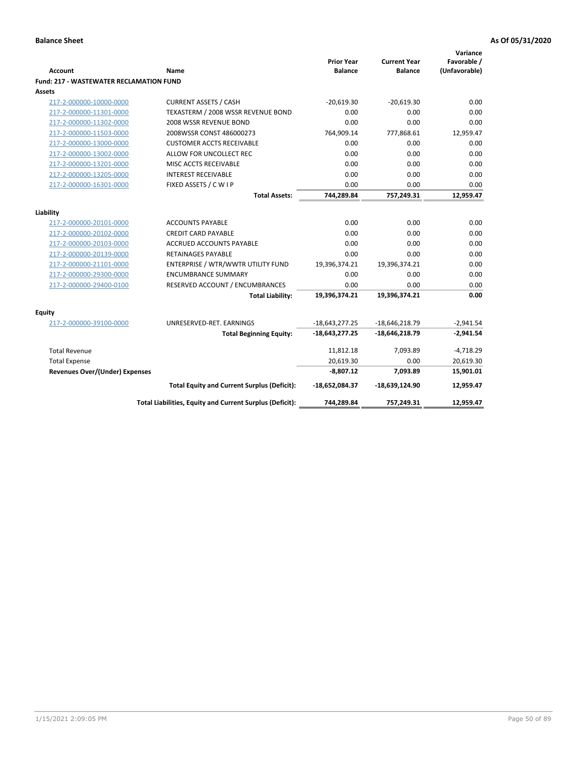**Balance Sheet** **As Of 05/31/2020**

| Account | Name | Prior Year Balance | Current Year Balance | Variance Favorable / (Unfavorable) |
|---|---|---|---|---|
| **Fund: 217 - WASTEWATER RECLAMATION FUND** | | | | |
| **Assets** | | | | |
| 217-2-000000-10000-0000 | CURRENT ASSETS / CASH | -20,619.30 | -20,619.30 | 0.00 |
| 217-2-000000-11301-0000 | TEXASTERM / 2008 WSSR REVENUE BOND | 0.00 | 0.00 | 0.00 |
| 217-2-000000-11302-0000 | 2008 WSSR REVENUE BOND | 0.00 | 0.00 | 0.00 |
| 217-2-000000-11503-0000 | 2008WSSR CONST 486000273 | 764,909.14 | 777,868.61 | 12,959.47 |
| 217-2-000000-13000-0000 | CUSTOMER ACCTS RECEIVABLE | 0.00 | 0.00 | 0.00 |
| 217-2-000000-13002-0000 | ALLOW FOR UNCOLLECT REC | 0.00 | 0.00 | 0.00 |
| 217-2-000000-13201-0000 | MISC ACCTS RECEIVABLE | 0.00 | 0.00 | 0.00 |
| 217-2-000000-13205-0000 | INTEREST RECEIVABLE | 0.00 | 0.00 | 0.00 |
| 217-2-000000-16301-0000 | FIXED ASSETS / C W I P | 0.00 | 0.00 | 0.00 |
| | **Total Assets:** | **744,289.84** | **757,249.31** | **12,959.47** |
| **Liability** | | | | |
| 217-2-000000-20101-0000 | ACCOUNTS PAYABLE | 0.00 | 0.00 | 0.00 |
| 217-2-000000-20102-0000 | CREDIT CARD PAYABLE | 0.00 | 0.00 | 0.00 |
| 217-2-000000-20103-0000 | ACCRUED ACCOUNTS PAYABLE | 0.00 | 0.00 | 0.00 |
| 217-2-000000-20139-0000 | RETAINAGES PAYABLE | 0.00 | 0.00 | 0.00 |
| 217-2-000000-21101-0000 | ENTERPRISE / WTR/WWTR UTILITY FUND | 19,396,374.21 | 19,396,374.21 | 0.00 |
| 217-2-000000-29300-0000 | ENCUMBRANCE SUMMARY | 0.00 | 0.00 | 0.00 |
| 217-2-000000-29400-0100 | RESERVED ACCOUNT / ENCUMBRANCES | 0.00 | 0.00 | 0.00 |
| | **Total Liability:** | **19,396,374.21** | **19,396,374.21** | **0.00** |
| **Equity** | | | | |
| 217-2-000000-39100-0000 | UNRESERVED-RET. EARNINGS | -18,643,277.25 | -18,646,218.79 | -2,941.54 |
| | **Total Beginning Equity:** | **-18,643,277.25** | **-18,646,218.79** | **-2,941.54** |
| Total Revenue | | 11,812.18 | 7,093.89 | -4,718.29 |
| Total Expense | | 20,619.30 | 0.00 | 20,619.30 |
| **Revenues Over/(Under) Expenses** | | **-8,807.12** | **7,093.89** | **15,901.01** |
| | **Total Equity and Current Surplus (Deficit):** | **-18,652,084.37** | **-18,639,124.90** | **12,959.47** |
| | **Total Liabilities, Equity and Current Surplus (Deficit):** | **744,289.84** | **757,249.31** | **12,959.47** |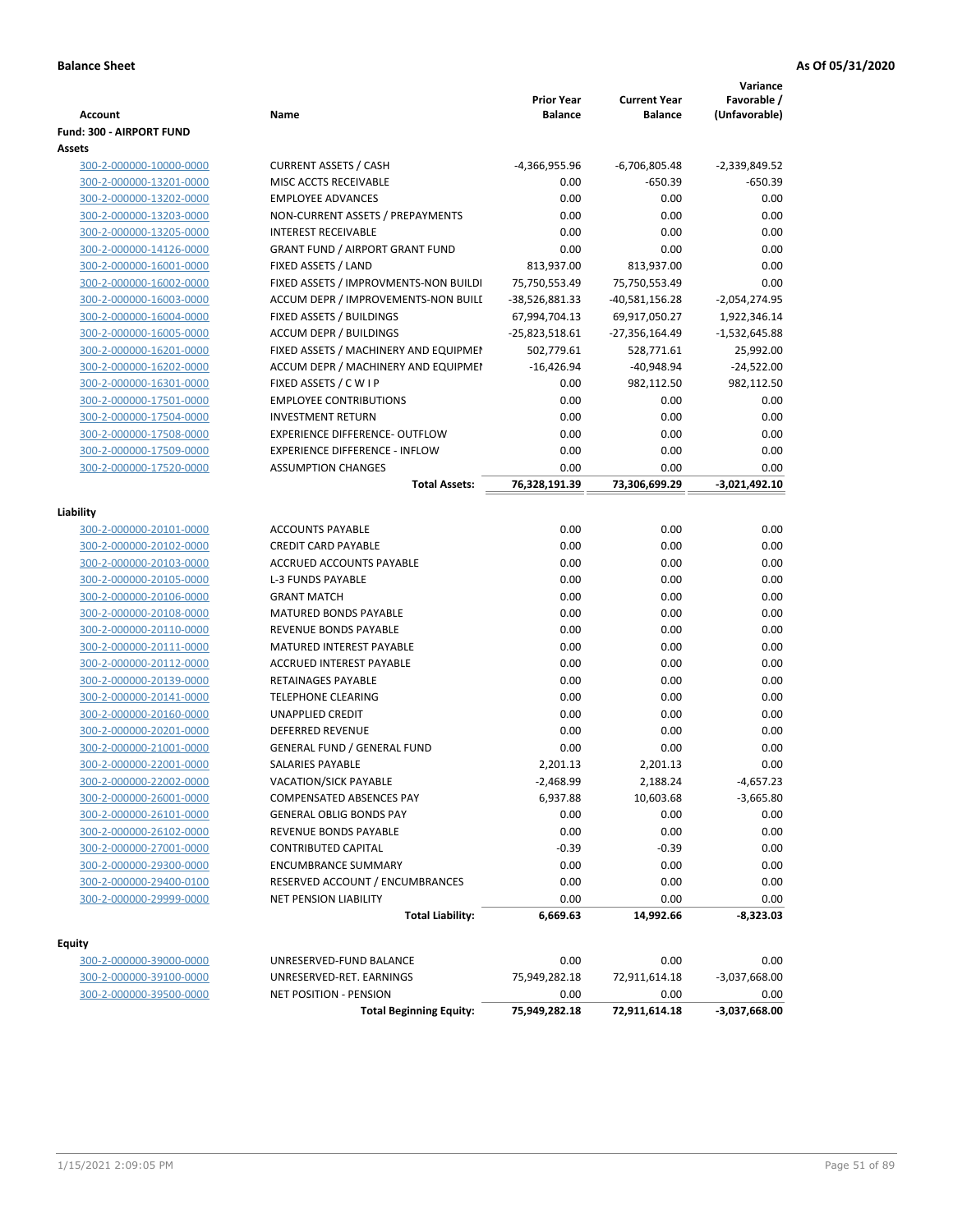**Balance Sheet** **As Of 05/31/2020**

| Account | Name | Prior Year Balance | Current Year Balance | Variance Favorable / (Unfavorable) |
|---|---|---|---|---|
| **Fund: 300 - AIRPORT FUND** | | | | |
| **Assets** | | | | |
| 300-2-000000-10000-0000 | CURRENT ASSETS / CASH | -4,366,955.96 | -6,706,805.48 | -2,339,849.52 |
| 300-2-000000-13201-0000 | MISC ACCTS RECEIVABLE | 0.00 | -650.39 | -650.39 |
| 300-2-000000-13202-0000 | EMPLOYEE ADVANCES | 0.00 | 0.00 | 0.00 |
| 300-2-000000-13203-0000 | NON-CURRENT ASSETS / PREPAYMENTS | 0.00 | 0.00 | 0.00 |
| 300-2-000000-13205-0000 | INTEREST RECEIVABLE | 0.00 | 0.00 | 0.00 |
| 300-2-000000-14126-0000 | GRANT FUND / AIRPORT GRANT FUND | 0.00 | 0.00 | 0.00 |
| 300-2-000000-16001-0000 | FIXED ASSETS / LAND | 813,937.00 | 813,937.00 | 0.00 |
| 300-2-000000-16002-0000 | FIXED ASSETS / IMPROVMENTS-NON BUILDI | 75,750,553.49 | 75,750,553.49 | 0.00 |
| 300-2-000000-16003-0000 | ACCUM DEPR / IMPROVEMENTS-NON BUILI | -38,526,881.33 | -40,581,156.28 | -2,054,274.95 |
| 300-2-000000-16004-0000 | FIXED ASSETS / BUILDINGS | 67,994,704.13 | 69,917,050.27 | 1,922,346.14 |
| 300-2-000000-16005-0000 | ACCUM DEPR / BUILDINGS | -25,823,518.61 | -27,356,164.49 | -1,532,645.88 |
| 300-2-000000-16201-0000 | FIXED ASSETS / MACHINERY AND EQUIPMEI | 502,779.61 | 528,771.61 | 25,992.00 |
| 300-2-000000-16202-0000 | ACCUM DEPR / MACHINERY AND EQUIPMEI | -16,426.94 | -40,948.94 | -24,522.00 |
| 300-2-000000-16301-0000 | FIXED ASSETS / C W I P | 0.00 | 982,112.50 | 982,112.50 |
| 300-2-000000-17501-0000 | EMPLOYEE CONTRIBUTIONS | 0.00 | 0.00 | 0.00 |
| 300-2-000000-17504-0000 | INVESTMENT RETURN | 0.00 | 0.00 | 0.00 |
| 300-2-000000-17508-0000 | EXPERIENCE DIFFERENCE- OUTFLOW | 0.00 | 0.00 | 0.00 |
| 300-2-000000-17509-0000 | EXPERIENCE DIFFERENCE - INFLOW | 0.00 | 0.00 | 0.00 |
| 300-2-000000-17520-0000 | ASSUMPTION CHANGES | 0.00 | 0.00 | 0.00 |
| | **Total Assets:** | **76,328,191.39** | **73,306,699.29** | **-3,021,492.10** |
| **Liability** | | | | |
| 300-2-000000-20101-0000 | ACCOUNTS PAYABLE | 0.00 | 0.00 | 0.00 |
| 300-2-000000-20102-0000 | CREDIT CARD PAYABLE | 0.00 | 0.00 | 0.00 |
| 300-2-000000-20103-0000 | ACCRUED ACCOUNTS PAYABLE | 0.00 | 0.00 | 0.00 |
| 300-2-000000-20105-0000 | L-3 FUNDS PAYABLE | 0.00 | 0.00 | 0.00 |
| 300-2-000000-20106-0000 | GRANT MATCH | 0.00 | 0.00 | 0.00 |
| 300-2-000000-20108-0000 | MATURED BONDS PAYABLE | 0.00 | 0.00 | 0.00 |
| 300-2-000000-20110-0000 | REVENUE BONDS PAYABLE | 0.00 | 0.00 | 0.00 |
| 300-2-000000-20111-0000 | MATURED INTEREST PAYABLE | 0.00 | 0.00 | 0.00 |
| 300-2-000000-20112-0000 | ACCRUED INTEREST PAYABLE | 0.00 | 0.00 | 0.00 |
| 300-2-000000-20139-0000 | RETAINAGES PAYABLE | 0.00 | 0.00 | 0.00 |
| 300-2-000000-20141-0000 | TELEPHONE CLEARING | 0.00 | 0.00 | 0.00 |
| 300-2-000000-20160-0000 | UNAPPLIED CREDIT | 0.00 | 0.00 | 0.00 |
| 300-2-000000-20201-0000 | DEFERRED REVENUE | 0.00 | 0.00 | 0.00 |
| 300-2-000000-21001-0000 | GENERAL FUND / GENERAL FUND | 0.00 | 0.00 | 0.00 |
| 300-2-000000-22001-0000 | SALARIES PAYABLE | 2,201.13 | 2,201.13 | 0.00 |
| 300-2-000000-22002-0000 | VACATION/SICK PAYABLE | -2,468.99 | 2,188.24 | -4,657.23 |
| 300-2-000000-26001-0000 | COMPENSATED ABSENCES PAY | 6,937.88 | 10,603.68 | -3,665.80 |
| 300-2-000000-26101-0000 | GENERAL OBLIG BONDS PAY | 0.00 | 0.00 | 0.00 |
| 300-2-000000-26102-0000 | REVENUE BONDS PAYABLE | 0.00 | 0.00 | 0.00 |
| 300-2-000000-27001-0000 | CONTRIBUTED CAPITAL | -0.39 | -0.39 | 0.00 |
| 300-2-000000-29300-0000 | ENCUMBRANCE SUMMARY | 0.00 | 0.00 | 0.00 |
| 300-2-000000-29400-0100 | RESERVED ACCOUNT / ENCUMBRANCES | 0.00 | 0.00 | 0.00 |
| 300-2-000000-29999-0000 | NET PENSION LIABILITY | 0.00 | 0.00 | 0.00 |
| | **Total Liability:** | **6,669.63** | **14,992.66** | **-8,323.03** |
| **Equity** | | | | |
| 300-2-000000-39000-0000 | UNRESERVED-FUND BALANCE | 0.00 | 0.00 | 0.00 |
| 300-2-000000-39100-0000 | UNRESERVED-RET. EARNINGS | 75,949,282.18 | 72,911,614.18 | -3,037,668.00 |
| 300-2-000000-39500-0000 | NET POSITION - PENSION | 0.00 | 0.00 | 0.00 |
| | **Total Beginning Equity:** | **75,949,282.18** | **72,911,614.18** | **-3,037,668.00** |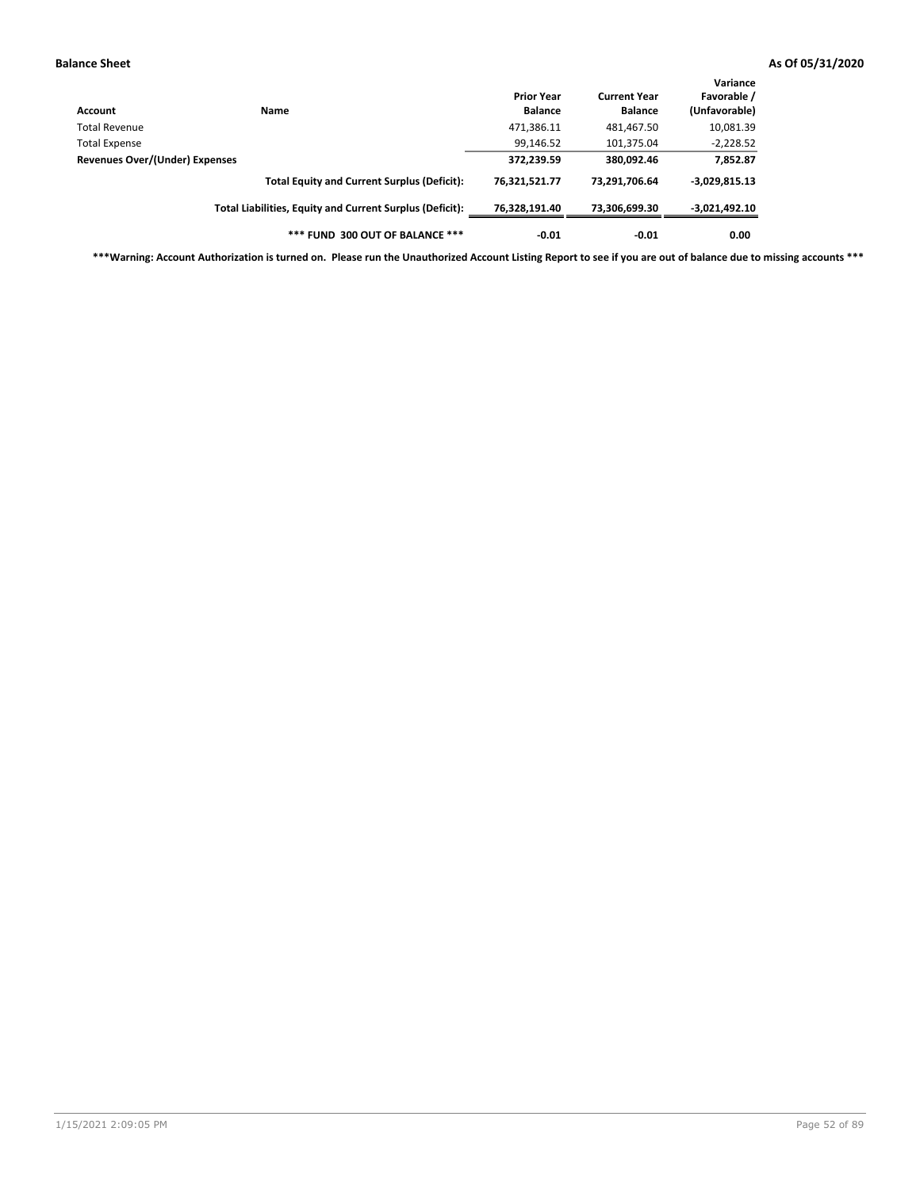**Balance Sheet** **As Of 05/31/2020**

| Account | Name | Prior Year Balance | Current Year Balance | Variance Favorable / (Unfavorable) |
|---|---|---|---|---|
| Total Revenue | | 471,386.11 | 481,467.50 | 10,081.39 |
| Total Expense | | 99,146.52 | 101,375.04 | -2,228.52 |
| **Revenues Over/(Under) Expenses** | | **372,239.59** | **380,092.46** | **7,852.87** |
| | **Total Equity and Current Surplus (Deficit):** | **76,321,521.77** | **73,291,706.64** | **-3,029,815.13** |
| | **Total Liabilities, Equity and Current Surplus (Deficit):** | **76,328,191.40** | **73,306,699.30** | **-3,021,492.10** |
| | ***** FUND 300 OUT OF BALANCE ***** | **-0.01** | **-0.01** | **0.00** |

**\*\*\*Warning: Account Authorization is turned on. Please run the Unauthorized Account Listing Report to see if you are out of balance due to missing accounts \*\*\***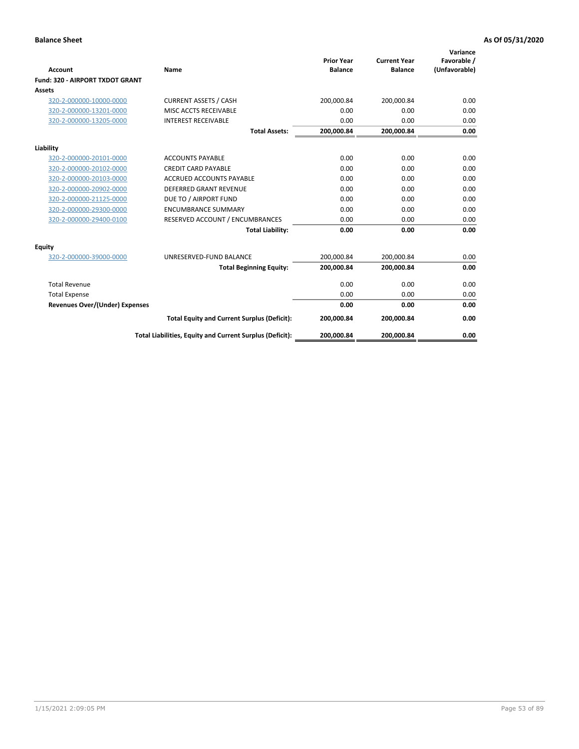**Balance Sheet** **As Of 05/31/2020**

| Account | Name | Prior Year Balance | Current Year Balance | Variance Favorable / (Unfavorable) |
|---|---|---|---|---|
| **Fund: 320 - AIRPORT TXDOT GRANT** | | | | |
| **Assets** | | | | |
| 320-2-000000-10000-0000 | CURRENT ASSETS / CASH | 200,000.84 | 200,000.84 | 0.00 |
| 320-2-000000-13201-0000 | MISC ACCTS RECEIVABLE | 0.00 | 0.00 | 0.00 |
| 320-2-000000-13205-0000 | INTEREST RECEIVABLE | 0.00 | 0.00 | 0.00 |
| | **Total Assets:** | **200,000.84** | **200,000.84** | **0.00** |
| **Liability** | | | | |
| 320-2-000000-20101-0000 | ACCOUNTS PAYABLE | 0.00 | 0.00 | 0.00 |
| 320-2-000000-20102-0000 | CREDIT CARD PAYABLE | 0.00 | 0.00 | 0.00 |
| 320-2-000000-20103-0000 | ACCRUED ACCOUNTS PAYABLE | 0.00 | 0.00 | 0.00 |
| 320-2-000000-20902-0000 | DEFERRED GRANT REVENUE | 0.00 | 0.00 | 0.00 |
| 320-2-000000-21125-0000 | DUE TO / AIRPORT FUND | 0.00 | 0.00 | 0.00 |
| 320-2-000000-29300-0000 | ENCUMBRANCE SUMMARY | 0.00 | 0.00 | 0.00 |
| 320-2-000000-29400-0100 | RESERVED ACCOUNT / ENCUMBRANCES | 0.00 | 0.00 | 0.00 |
| | **Total Liability:** | **0.00** | **0.00** | **0.00** |
| **Equity** | | | | |
| 320-2-000000-39000-0000 | UNRESERVED-FUND BALANCE | 200,000.84 | 200,000.84 | 0.00 |
| | **Total Beginning Equity:** | **200,000.84** | **200,000.84** | **0.00** |
| Total Revenue | | 0.00 | 0.00 | 0.00 |
| Total Expense | | 0.00 | 0.00 | 0.00 |
| **Revenues Over/(Under) Expenses** | | **0.00** | **0.00** | **0.00** |
| | **Total Equity and Current Surplus (Deficit):** | **200,000.84** | **200,000.84** | **0.00** |
| | **Total Liabilities, Equity and Current Surplus (Deficit):** | **200,000.84** | **200,000.84** | **0.00** |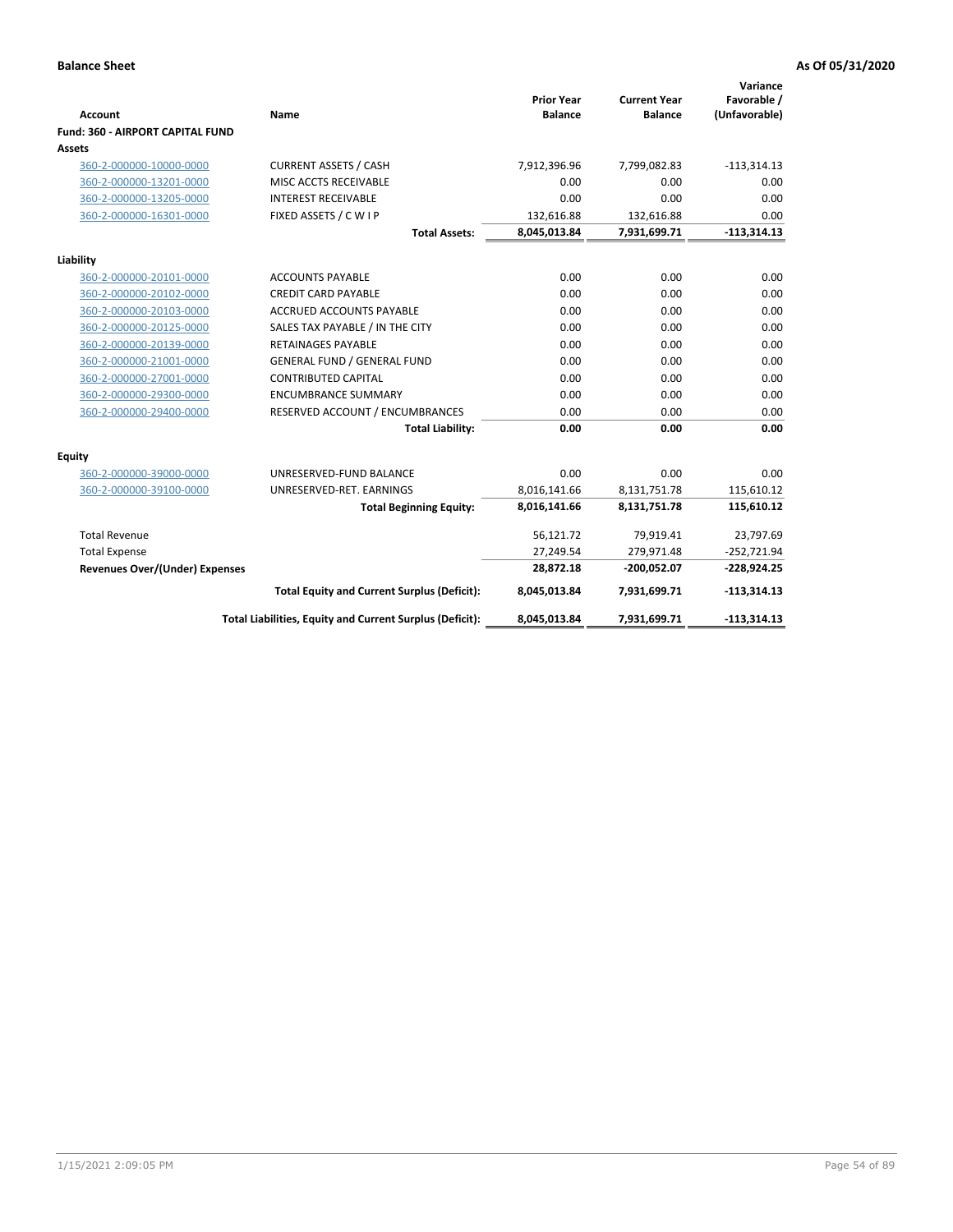**Balance Sheet** **As Of 05/31/2020**

| Account | Name | Prior Year Balance | Current Year Balance | Variance Favorable / (Unfavorable) |
|---|---|---|---|---|
| **Fund: 360 - AIRPORT CAPITAL FUND** | | | | |
| **Assets** | | | | |
| 360-2-000000-10000-0000 | CURRENT ASSETS / CASH | 7,912,396.96 | 7,799,082.83 | -113,314.13 |
| 360-2-000000-13201-0000 | MISC ACCTS RECEIVABLE | 0.00 | 0.00 | 0.00 |
| 360-2-000000-13205-0000 | INTEREST RECEIVABLE | 0.00 | 0.00 | 0.00 |
| 360-2-000000-16301-0000 | FIXED ASSETS / C W I P | 132,616.88 | 132,616.88 | 0.00 |
| | **Total Assets:** | **8,045,013.84** | **7,931,699.71** | **-113,314.13** |
| **Liability** | | | | |
| 360-2-000000-20101-0000 | ACCOUNTS PAYABLE | 0.00 | 0.00 | 0.00 |
| 360-2-000000-20102-0000 | CREDIT CARD PAYABLE | 0.00 | 0.00 | 0.00 |
| 360-2-000000-20103-0000 | ACCRUED ACCOUNTS PAYABLE | 0.00 | 0.00 | 0.00 |
| 360-2-000000-20125-0000 | SALES TAX PAYABLE / IN THE CITY | 0.00 | 0.00 | 0.00 |
| 360-2-000000-20139-0000 | RETAINAGES PAYABLE | 0.00 | 0.00 | 0.00 |
| 360-2-000000-21001-0000 | GENERAL FUND / GENERAL FUND | 0.00 | 0.00 | 0.00 |
| 360-2-000000-27001-0000 | CONTRIBUTED CAPITAL | 0.00 | 0.00 | 0.00 |
| 360-2-000000-29300-0000 | ENCUMBRANCE SUMMARY | 0.00 | 0.00 | 0.00 |
| 360-2-000000-29400-0000 | RESERVED ACCOUNT / ENCUMBRANCES | 0.00 | 0.00 | 0.00 |
| | **Total Liability:** | **0.00** | **0.00** | **0.00** |
| **Equity** | | | | |
| 360-2-000000-39000-0000 | UNRESERVED-FUND BALANCE | 0.00 | 0.00 | 0.00 |
| 360-2-000000-39100-0000 | UNRESERVED-RET. EARNINGS | 8,016,141.66 | 8,131,751.78 | 115,610.12 |
| | **Total Beginning Equity:** | **8,016,141.66** | **8,131,751.78** | **115,610.12** |
| Total Revenue | | 56,121.72 | 79,919.41 | 23,797.69 |
| Total Expense | | 27,249.54 | 279,971.48 | -252,721.94 |
| **Revenues Over/(Under) Expenses** | | **28,872.18** | **-200,052.07** | **-228,924.25** |
| | **Total Equity and Current Surplus (Deficit):** | **8,045,013.84** | **7,931,699.71** | **-113,314.13** |
| | **Total Liabilities, Equity and Current Surplus (Deficit):** | **8,045,013.84** | **7,931,699.71** | **-113,314.13** |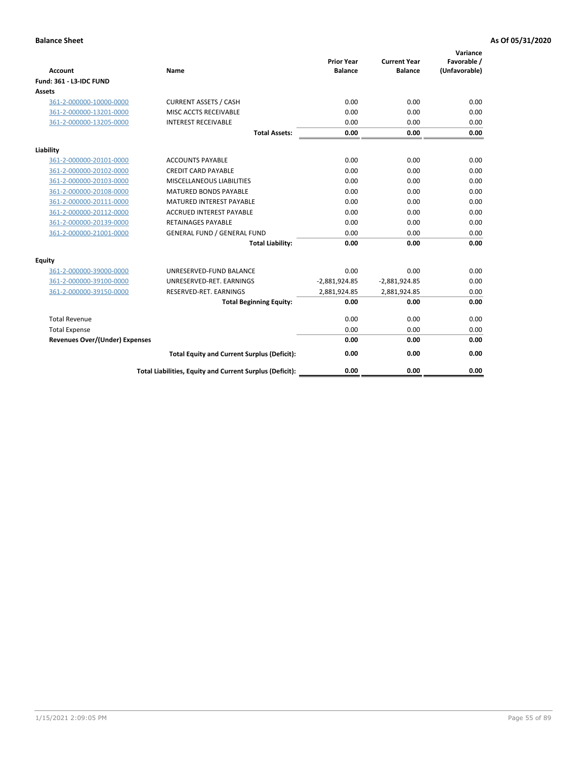**Balance Sheet** **As Of 05/31/2020**

| Account | Name | Prior Year Balance | Current Year Balance | Variance Favorable / (Unfavorable) |
|---|---|---|---|---|
| **Fund: 361 - L3-IDC FUND** | | | | |
| **Assets** | | | | |
| 361-2-000000-10000-0000 | CURRENT ASSETS / CASH | 0.00 | 0.00 | 0.00 |
| 361-2-000000-13201-0000 | MISC ACCTS RECEIVABLE | 0.00 | 0.00 | 0.00 |
| 361-2-000000-13205-0000 | INTEREST RECEIVABLE | 0.00 | 0.00 | 0.00 |
| | **Total Assets:** | **0.00** | **0.00** | **0.00** |
| **Liability** | | | | |
| 361-2-000000-20101-0000 | ACCOUNTS PAYABLE | 0.00 | 0.00 | 0.00 |
| 361-2-000000-20102-0000 | CREDIT CARD PAYABLE | 0.00 | 0.00 | 0.00 |
| 361-2-000000-20103-0000 | MISCELLANEOUS LIABILITIES | 0.00 | 0.00 | 0.00 |
| 361-2-000000-20108-0000 | MATURED BONDS PAYABLE | 0.00 | 0.00 | 0.00 |
| 361-2-000000-20111-0000 | MATURED INTEREST PAYABLE | 0.00 | 0.00 | 0.00 |
| 361-2-000000-20112-0000 | ACCRUED INTEREST PAYABLE | 0.00 | 0.00 | 0.00 |
| 361-2-000000-20139-0000 | RETAINAGES PAYABLE | 0.00 | 0.00 | 0.00 |
| 361-2-000000-21001-0000 | GENERAL FUND / GENERAL FUND | 0.00 | 0.00 | 0.00 |
| | **Total Liability:** | **0.00** | **0.00** | **0.00** |
| **Equity** | | | | |
| 361-2-000000-39000-0000 | UNRESERVED-FUND BALANCE | 0.00 | 0.00 | 0.00 |
| 361-2-000000-39100-0000 | UNRESERVED-RET. EARNINGS | -2,881,924.85 | -2,881,924.85 | 0.00 |
| 361-2-000000-39150-0000 | RESERVED-RET. EARNINGS | 2,881,924.85 | 2,881,924.85 | 0.00 |
| | **Total Beginning Equity:** | **0.00** | **0.00** | **0.00** |
| Total Revenue | | 0.00 | 0.00 | 0.00 |
| Total Expense | | 0.00 | 0.00 | 0.00 |
| **Revenues Over/(Under) Expenses** | | **0.00** | **0.00** | **0.00** |
| | **Total Equity and Current Surplus (Deficit):** | **0.00** | **0.00** | **0.00** |
| | **Total Liabilities, Equity and Current Surplus (Deficit):** | **0.00** | **0.00** | **0.00** |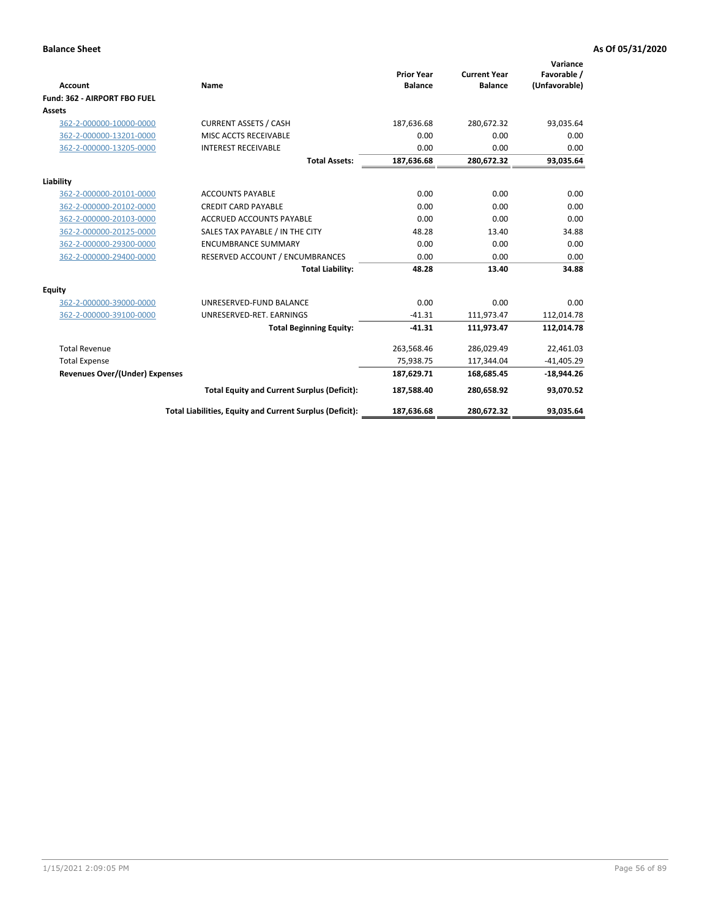**Balance Sheet** **As Of 05/31/2020**

| Account | Name | Prior Year Balance | Current Year Balance | Variance Favorable / (Unfavorable) |
|---|---|---|---|---|
| **Fund: 362 - AIRPORT FBO FUEL** | | | | |
| **Assets** | | | | |
| 362-2-000000-10000-0000 | CURRENT ASSETS / CASH | 187,636.68 | 280,672.32 | 93,035.64 |
| 362-2-000000-13201-0000 | MISC ACCTS RECEIVABLE | 0.00 | 0.00 | 0.00 |
| 362-2-000000-13205-0000 | INTEREST RECEIVABLE | 0.00 | 0.00 | 0.00 |
| | **Total Assets:** | **187,636.68** | **280,672.32** | **93,035.64** |
| **Liability** | | | | |
| 362-2-000000-20101-0000 | ACCOUNTS PAYABLE | 0.00 | 0.00 | 0.00 |
| 362-2-000000-20102-0000 | CREDIT CARD PAYABLE | 0.00 | 0.00 | 0.00 |
| 362-2-000000-20103-0000 | ACCRUED ACCOUNTS PAYABLE | 0.00 | 0.00 | 0.00 |
| 362-2-000000-20125-0000 | SALES TAX PAYABLE / IN THE CITY | 48.28 | 13.40 | 34.88 |
| 362-2-000000-29300-0000 | ENCUMBRANCE SUMMARY | 0.00 | 0.00 | 0.00 |
| 362-2-000000-29400-0000 | RESERVED ACCOUNT / ENCUMBRANCES | 0.00 | 0.00 | 0.00 |
| | **Total Liability:** | **48.28** | **13.40** | **34.88** |
| **Equity** | | | | |
| 362-2-000000-39000-0000 | UNRESERVED-FUND BALANCE | 0.00 | 0.00 | 0.00 |
| 362-2-000000-39100-0000 | UNRESERVED-RET. EARNINGS | -41.31 | 111,973.47 | 112,014.78 |
| | **Total Beginning Equity:** | **-41.31** | **111,973.47** | **112,014.78** |
| Total Revenue | | 263,568.46 | 286,029.49 | 22,461.03 |
| Total Expense | | 75,938.75 | 117,344.04 | -41,405.29 |
| **Revenues Over/(Under) Expenses** | | **187,629.71** | **168,685.45** | **-18,944.26** |
| | **Total Equity and Current Surplus (Deficit):** | **187,588.40** | **280,658.92** | **93,070.52** |
| | **Total Liabilities, Equity and Current Surplus (Deficit):** | **187,636.68** | **280,672.32** | **93,035.64** |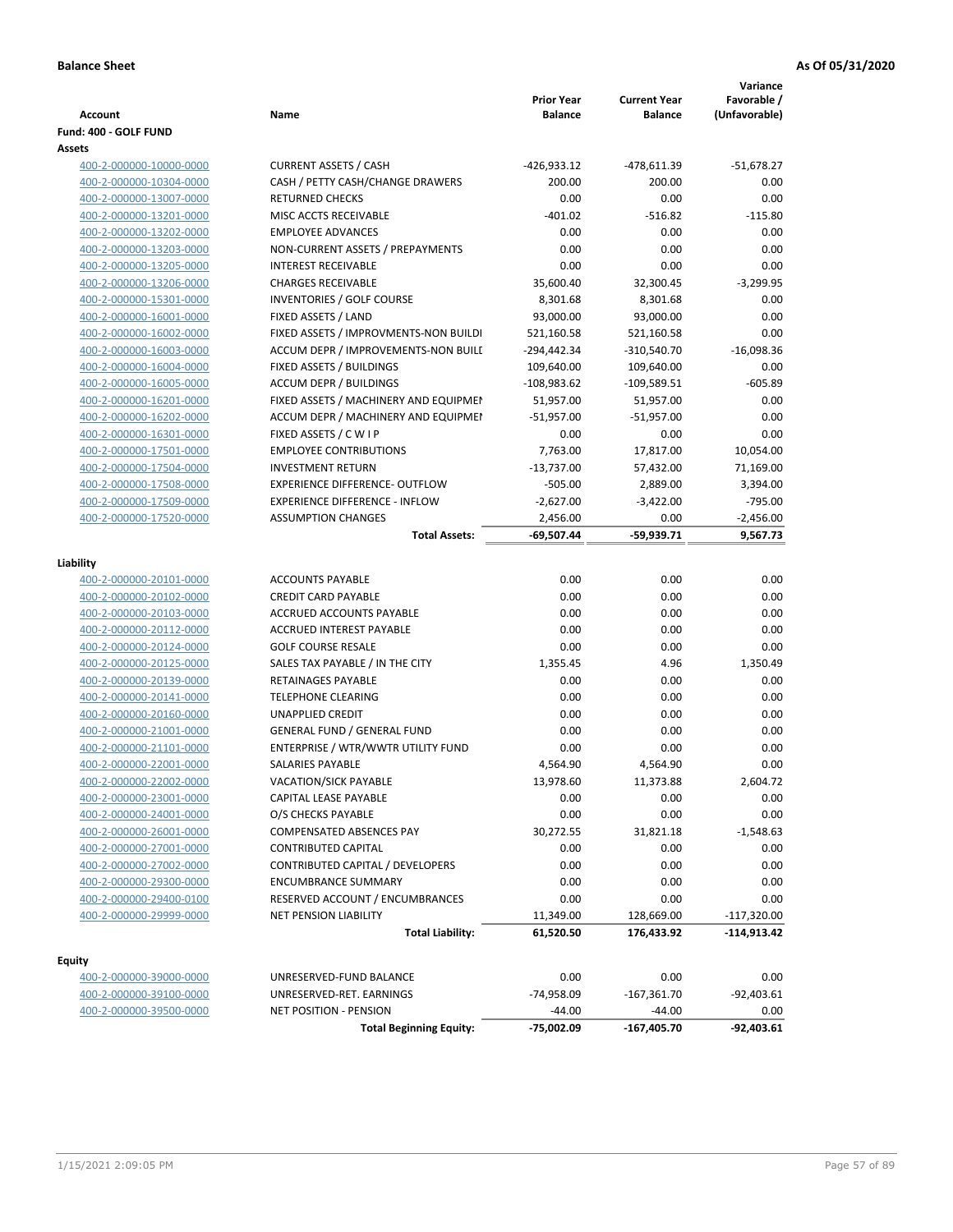**Balance Sheet** **As Of 05/31/2020**

| Account | Name | Prior Year Balance | Current Year Balance | Variance Favorable / (Unfavorable) |
|---|---|---|---|---|
| **Fund: 400 - GOLF FUND** | | | | |
| **Assets** | | | | |
| 400-2-000000-10000-0000 | CURRENT ASSETS / CASH | -426,933.12 | -478,611.39 | -51,678.27 |
| 400-2-000000-10304-0000 | CASH / PETTY CASH/CHANGE DRAWERS | 200.00 | 200.00 | 0.00 |
| 400-2-000000-13007-0000 | RETURNED CHECKS | 0.00 | 0.00 | 0.00 |
| 400-2-000000-13201-0000 | MISC ACCTS RECEIVABLE | -401.02 | -516.82 | -115.80 |
| 400-2-000000-13202-0000 | EMPLOYEE ADVANCES | 0.00 | 0.00 | 0.00 |
| 400-2-000000-13203-0000 | NON-CURRENT ASSETS / PREPAYMENTS | 0.00 | 0.00 | 0.00 |
| 400-2-000000-13205-0000 | INTEREST RECEIVABLE | 0.00 | 0.00 | 0.00 |
| 400-2-000000-13206-0000 | CHARGES RECEIVABLE | 35,600.40 | 32,300.45 | -3,299.95 |
| 400-2-000000-15301-0000 | INVENTORIES / GOLF COURSE | 8,301.68 | 8,301.68 | 0.00 |
| 400-2-000000-16001-0000 | FIXED ASSETS / LAND | 93,000.00 | 93,000.00 | 0.00 |
| 400-2-000000-16002-0000 | FIXED ASSETS / IMPROVMENTS-NON BUILDI | 521,160.58 | 521,160.58 | 0.00 |
| 400-2-000000-16003-0000 | ACCUM DEPR / IMPROVEMENTS-NON BUILD | -294,442.34 | -310,540.70 | -16,098.36 |
| 400-2-000000-16004-0000 | FIXED ASSETS / BUILDINGS | 109,640.00 | 109,640.00 | 0.00 |
| 400-2-000000-16005-0000 | ACCUM DEPR / BUILDINGS | -108,983.62 | -109,589.51 | -605.89 |
| 400-2-000000-16201-0000 | FIXED ASSETS / MACHINERY AND EQUIPMEN | 51,957.00 | 51,957.00 | 0.00 |
| 400-2-000000-16202-0000 | ACCUM DEPR / MACHINERY AND EQUIPMEN | -51,957.00 | -51,957.00 | 0.00 |
| 400-2-000000-16301-0000 | FIXED ASSETS / C W I P | 0.00 | 0.00 | 0.00 |
| 400-2-000000-17501-0000 | EMPLOYEE CONTRIBUTIONS | 7,763.00 | 17,817.00 | 10,054.00 |
| 400-2-000000-17504-0000 | INVESTMENT RETURN | -13,737.00 | 57,432.00 | 71,169.00 |
| 400-2-000000-17508-0000 | EXPERIENCE DIFFERENCE- OUTFLOW | -505.00 | 2,889.00 | 3,394.00 |
| 400-2-000000-17509-0000 | EXPERIENCE DIFFERENCE - INFLOW | -2,627.00 | -3,422.00 | -795.00 |
| 400-2-000000-17520-0000 | ASSUMPTION CHANGES | 2,456.00 | 0.00 | -2,456.00 |
| | **Total Assets:** | **-69,507.44** | **-59,939.71** | **9,567.73** |
| **Liability** | | | | |
| 400-2-000000-20101-0000 | ACCOUNTS PAYABLE | 0.00 | 0.00 | 0.00 |
| 400-2-000000-20102-0000 | CREDIT CARD PAYABLE | 0.00 | 0.00 | 0.00 |
| 400-2-000000-20103-0000 | ACCRUED ACCOUNTS PAYABLE | 0.00 | 0.00 | 0.00 |
| 400-2-000000-20112-0000 | ACCRUED INTEREST PAYABLE | 0.00 | 0.00 | 0.00 |
| 400-2-000000-20124-0000 | GOLF COURSE RESALE | 0.00 | 0.00 | 0.00 |
| 400-2-000000-20125-0000 | SALES TAX PAYABLE / IN THE CITY | 1,355.45 | 4.96 | 1,350.49 |
| 400-2-000000-20139-0000 | RETAINAGES PAYABLE | 0.00 | 0.00 | 0.00 |
| 400-2-000000-20141-0000 | TELEPHONE CLEARING | 0.00 | 0.00 | 0.00 |
| 400-2-000000-20160-0000 | UNAPPLIED CREDIT | 0.00 | 0.00 | 0.00 |
| 400-2-000000-21001-0000 | GENERAL FUND / GENERAL FUND | 0.00 | 0.00 | 0.00 |
| 400-2-000000-21101-0000 | ENTERPRISE / WTR/WWTR UTILITY FUND | 0.00 | 0.00 | 0.00 |
| 400-2-000000-22001-0000 | SALARIES PAYABLE | 4,564.90 | 4,564.90 | 0.00 |
| 400-2-000000-22002-0000 | VACATION/SICK PAYABLE | 13,978.60 | 11,373.88 | 2,604.72 |
| 400-2-000000-23001-0000 | CAPITAL LEASE PAYABLE | 0.00 | 0.00 | 0.00 |
| 400-2-000000-24001-0000 | O/S CHECKS PAYABLE | 0.00 | 0.00 | 0.00 |
| 400-2-000000-26001-0000 | COMPENSATED ABSENCES PAY | 30,272.55 | 31,821.18 | -1,548.63 |
| 400-2-000000-27001-0000 | CONTRIBUTED CAPITAL | 0.00 | 0.00 | 0.00 |
| 400-2-000000-27002-0000 | CONTRIBUTED CAPITAL / DEVELOPERS | 0.00 | 0.00 | 0.00 |
| 400-2-000000-29300-0000 | ENCUMBRANCE SUMMARY | 0.00 | 0.00 | 0.00 |
| 400-2-000000-29400-0100 | RESERVED ACCOUNT / ENCUMBRANCES | 0.00 | 0.00 | 0.00 |
| 400-2-000000-29999-0000 | NET PENSION LIABILITY | 11,349.00 | 128,669.00 | -117,320.00 |
| | **Total Liability:** | **61,520.50** | **176,433.92** | **-114,913.42** |
| **Equity** | | | | |
| 400-2-000000-39000-0000 | UNRESERVED-FUND BALANCE | 0.00 | 0.00 | 0.00 |
| 400-2-000000-39100-0000 | UNRESERVED-RET. EARNINGS | -74,958.09 | -167,361.70 | -92,403.61 |
| 400-2-000000-39500-0000 | NET POSITION - PENSION | -44.00 | -44.00 | 0.00 |
| | **Total Beginning Equity:** | **-75,002.09** | **-167,405.70** | **-92,403.61** |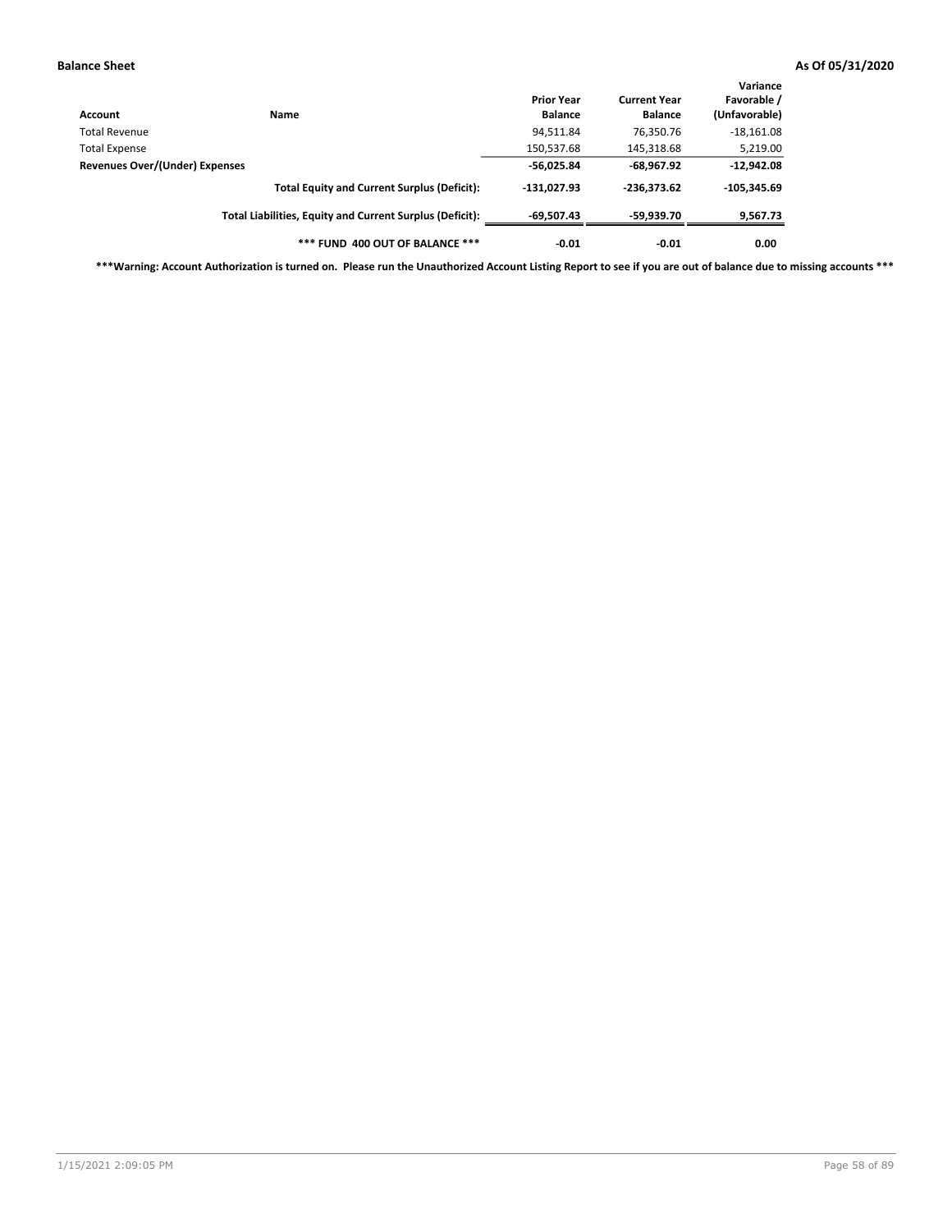| Account | Name | Prior Year Balance | Current Year Balance | Variance Favorable / (Unfavorable) |
|---|---|---|---|---|
| Total Revenue | | 94,511.84 | 76,350.76 | -18,161.08 |
| Total Expense | | 150,537.68 | 145,318.68 | 5,219.00 |
| **Revenues Over/(Under) Expenses** | | **-56,025.84** | **-68,967.92** | **-12,942.08** |
| | **Total Equity and Current Surplus (Deficit):** | **-131,027.93** | **-236,373.62** | **-105,345.69** |
| | **Total Liabilities, Equity and Current Surplus (Deficit):** | **-69,507.43** | **-59,939.70** | **9,567.73** |
| | **\*\*\* FUND 400 OUT OF BALANCE \*\*\*** | **-0.01** | **-0.01** | **0.00** |

**\*\*\*Warning: Account Authorization is turned on. Please run the Unauthorized Account Listing Report to see if you are out of balance due to missing accounts \*\*\***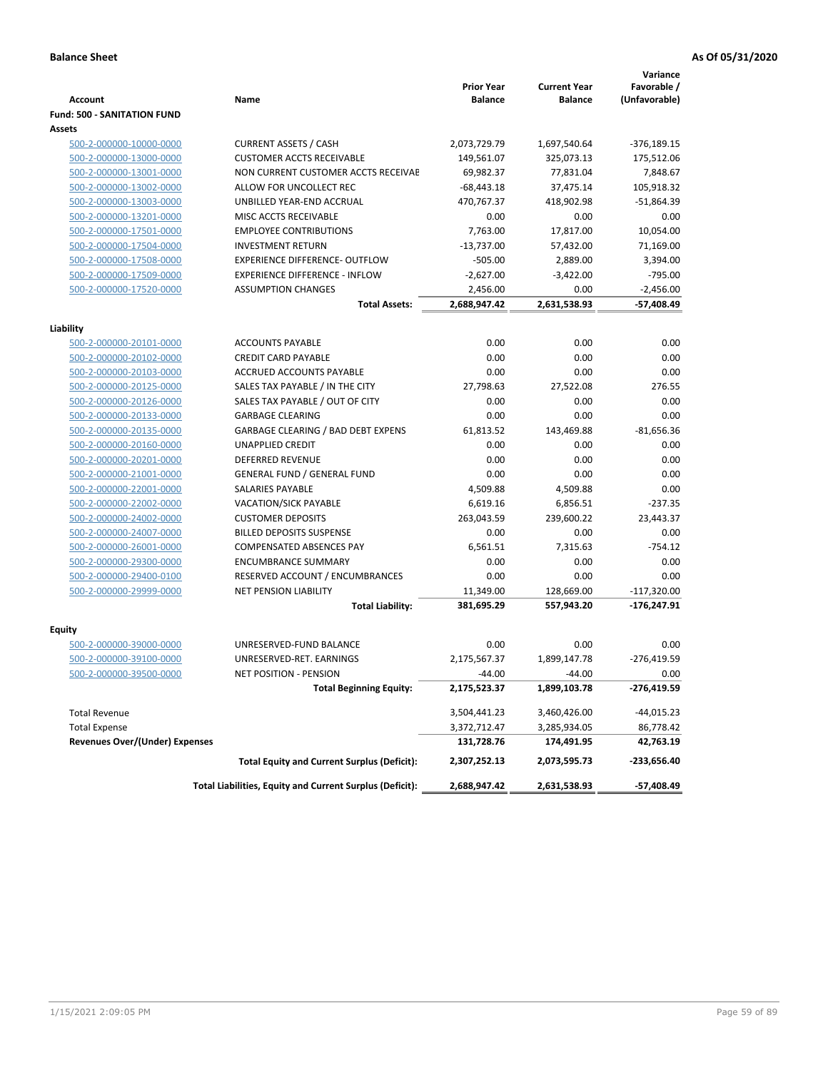**Balance Sheet** **As Of 05/31/2020**

| Account | Name | Prior Year Balance | Current Year Balance | Variance Favorable / (Unfavorable) |
|---|---|---|---|---|
| **Fund: 500 - SANITATION FUND** | | | | |
| **Assets** | | | | |
| 500-2-000000-10000-0000 | CURRENT ASSETS / CASH | 2,073,729.79 | 1,697,540.64 | -376,189.15 |
| 500-2-000000-13000-0000 | CUSTOMER ACCTS RECEIVABLE | 149,561.07 | 325,073.13 | 175,512.06 |
| 500-2-000000-13001-0000 | NON CURRENT CUSTOMER ACCTS RECEIVAE | 69,982.37 | 77,831.04 | 7,848.67 |
| 500-2-000000-13002-0000 | ALLOW FOR UNCOLLECT REC | -68,443.18 | 37,475.14 | 105,918.32 |
| 500-2-000000-13003-0000 | UNBILLED YEAR-END ACCRUAL | 470,767.37 | 418,902.98 | -51,864.39 |
| 500-2-000000-13201-0000 | MISC ACCTS RECEIVABLE | 0.00 | 0.00 | 0.00 |
| 500-2-000000-17501-0000 | EMPLOYEE CONTRIBUTIONS | 7,763.00 | 17,817.00 | 10,054.00 |
| 500-2-000000-17504-0000 | INVESTMENT RETURN | -13,737.00 | 57,432.00 | 71,169.00 |
| 500-2-000000-17508-0000 | EXPERIENCE DIFFERENCE- OUTFLOW | -505.00 | 2,889.00 | 3,394.00 |
| 500-2-000000-17509-0000 | EXPERIENCE DIFFERENCE - INFLOW | -2,627.00 | -3,422.00 | -795.00 |
| 500-2-000000-17520-0000 | ASSUMPTION CHANGES | 2,456.00 | 0.00 | -2,456.00 |
| | **Total Assets:** | **2,688,947.42** | **2,631,538.93** | **-57,408.49** |
| **Liability** | | | | |
| 500-2-000000-20101-0000 | ACCOUNTS PAYABLE | 0.00 | 0.00 | 0.00 |
| 500-2-000000-20102-0000 | CREDIT CARD PAYABLE | 0.00 | 0.00 | 0.00 |
| 500-2-000000-20103-0000 | ACCRUED ACCOUNTS PAYABLE | 0.00 | 0.00 | 0.00 |
| 500-2-000000-20125-0000 | SALES TAX PAYABLE / IN THE CITY | 27,798.63 | 27,522.08 | 276.55 |
| 500-2-000000-20126-0000 | SALES TAX PAYABLE / OUT OF CITY | 0.00 | 0.00 | 0.00 |
| 500-2-000000-20133-0000 | GARBAGE CLEARING | 0.00 | 0.00 | 0.00 |
| 500-2-000000-20135-0000 | GARBAGE CLEARING / BAD DEBT EXPENS | 61,813.52 | 143,469.88 | -81,656.36 |
| 500-2-000000-20160-0000 | UNAPPLIED CREDIT | 0.00 | 0.00 | 0.00 |
| 500-2-000000-20201-0000 | DEFERRED REVENUE | 0.00 | 0.00 | 0.00 |
| 500-2-000000-21001-0000 | GENERAL FUND / GENERAL FUND | 0.00 | 0.00 | 0.00 |
| 500-2-000000-22001-0000 | SALARIES PAYABLE | 4,509.88 | 4,509.88 | 0.00 |
| 500-2-000000-22002-0000 | VACATION/SICK PAYABLE | 6,619.16 | 6,856.51 | -237.35 |
| 500-2-000000-24002-0000 | CUSTOMER DEPOSITS | 263,043.59 | 239,600.22 | 23,443.37 |
| 500-2-000000-24007-0000 | BILLED DEPOSITS SUSPENSE | 0.00 | 0.00 | 0.00 |
| 500-2-000000-26001-0000 | COMPENSATED ABSENCES PAY | 6,561.51 | 7,315.63 | -754.12 |
| 500-2-000000-29300-0000 | ENCUMBRANCE SUMMARY | 0.00 | 0.00 | 0.00 |
| 500-2-000000-29400-0100 | RESERVED ACCOUNT / ENCUMBRANCES | 0.00 | 0.00 | 0.00 |
| 500-2-000000-29999-0000 | NET PENSION LIABILITY | 11,349.00 | 128,669.00 | -117,320.00 |
| | **Total Liability:** | **381,695.29** | **557,943.20** | **-176,247.91** |
| **Equity** | | | | |
| 500-2-000000-39000-0000 | UNRESERVED-FUND BALANCE | 0.00 | 0.00 | 0.00 |
| 500-2-000000-39100-0000 | UNRESERVED-RET. EARNINGS | 2,175,567.37 | 1,899,147.78 | -276,419.59 |
| 500-2-000000-39500-0000 | NET POSITION - PENSION | -44.00 | -44.00 | 0.00 |
| | **Total Beginning Equity:** | **2,175,523.37** | **1,899,103.78** | **-276,419.59** |
| Total Revenue | | 3,504,441.23 | 3,460,426.00 | -44,015.23 |
| Total Expense | | 3,372,712.47 | 3,285,934.05 | 86,778.42 |
| **Revenues Over/(Under) Expenses** | | **131,728.76** | **174,491.95** | **42,763.19** |
| | **Total Equity and Current Surplus (Deficit):** | **2,307,252.13** | **2,073,595.73** | **-233,656.40** |
| | **Total Liabilities, Equity and Current Surplus (Deficit):** | **2,688,947.42** | **2,631,538.93** | **-57,408.49** |

1/15/2021 2:09:05 PM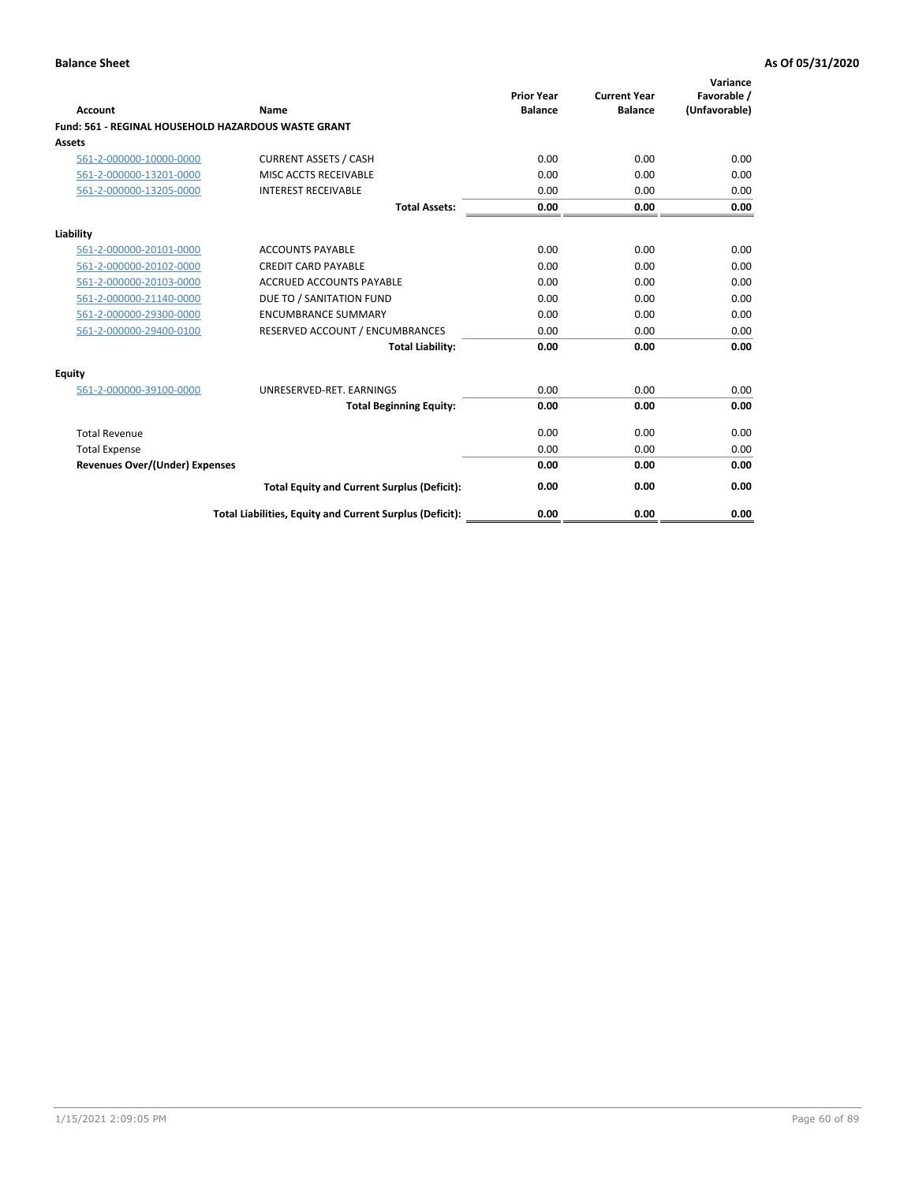**Balance Sheet** **As Of 05/31/2020**

| Account | Name | Prior Year Balance | Current Year Balance | Variance Favorable / (Unfavorable) |
|---|---|---|---|---|
| **Fund: 561 - REGINAL HOUSEHOLD HAZARDOUS WASTE GRANT** | | | | |
| **Assets** | | | | |
| 561-2-000000-10000-0000 | CURRENT ASSETS / CASH | 0.00 | 0.00 | 0.00 |
| 561-2-000000-13201-0000 | MISC ACCTS RECEIVABLE | 0.00 | 0.00 | 0.00 |
| 561-2-000000-13205-0000 | INTEREST RECEIVABLE | 0.00 | 0.00 | 0.00 |
| | **Total Assets:** | **0.00** | **0.00** | **0.00** |
| **Liability** | | | | |
| 561-2-000000-20101-0000 | ACCOUNTS PAYABLE | 0.00 | 0.00 | 0.00 |
| 561-2-000000-20102-0000 | CREDIT CARD PAYABLE | 0.00 | 0.00 | 0.00 |
| 561-2-000000-20103-0000 | ACCRUED ACCOUNTS PAYABLE | 0.00 | 0.00 | 0.00 |
| 561-2-000000-21140-0000 | DUE TO / SANITATION FUND | 0.00 | 0.00 | 0.00 |
| 561-2-000000-29300-0000 | ENCUMBRANCE SUMMARY | 0.00 | 0.00 | 0.00 |
| 561-2-000000-29400-0100 | RESERVED ACCOUNT / ENCUMBRANCES | 0.00 | 0.00 | 0.00 |
| | **Total Liability:** | **0.00** | **0.00** | **0.00** |
| **Equity** | | | | |
| 561-2-000000-39100-0000 | UNRESERVED-RET. EARNINGS | 0.00 | 0.00 | 0.00 |
| | **Total Beginning Equity:** | **0.00** | **0.00** | **0.00** |
| Total Revenue | | 0.00 | 0.00 | 0.00 |
| Total Expense | | 0.00 | 0.00 | 0.00 |
| **Revenues Over/(Under) Expenses** | | **0.00** | **0.00** | **0.00** |
| | **Total Equity and Current Surplus (Deficit):** | **0.00** | **0.00** | **0.00** |
| | **Total Liabilities, Equity and Current Surplus (Deficit):** | **0.00** | **0.00** | **0.00** |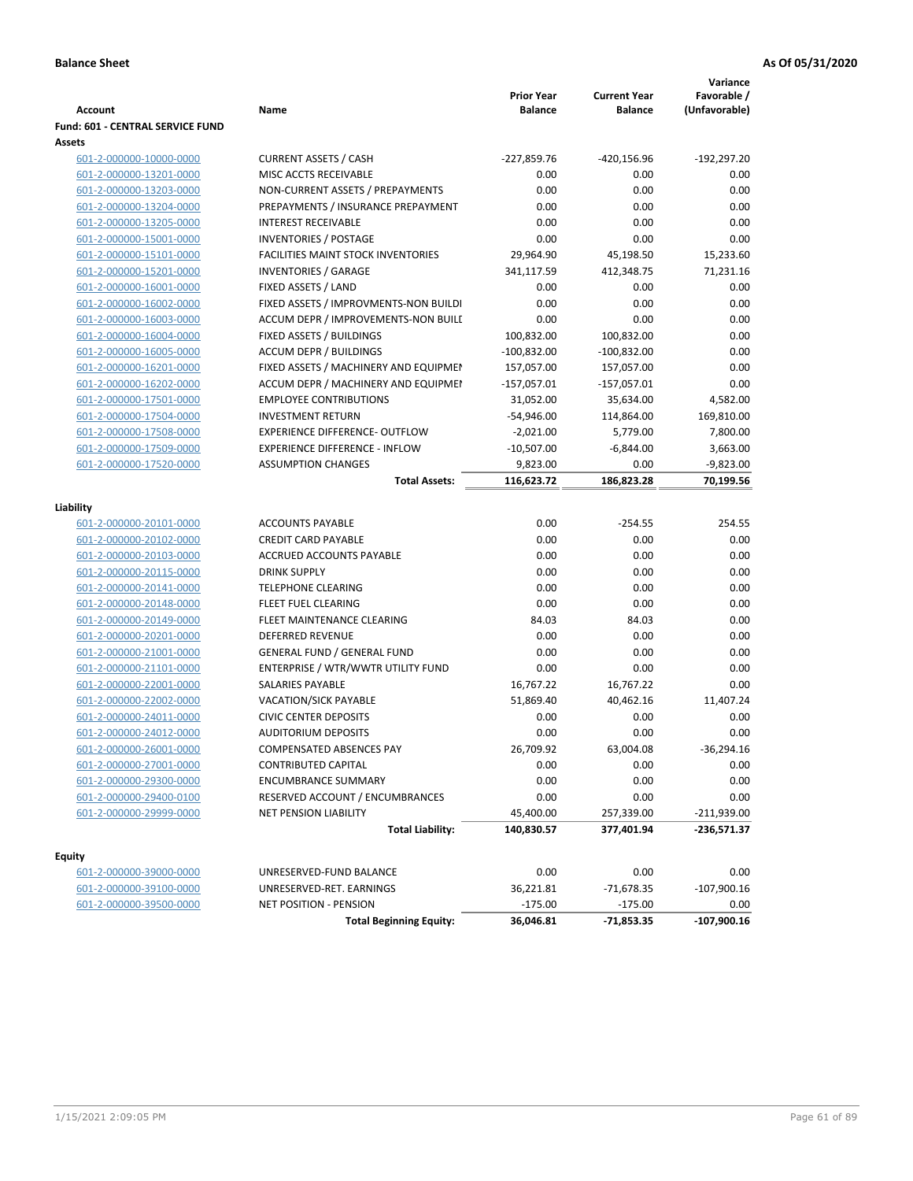**Balance Sheet** **As Of 05/31/2020**

| Account | Name | Prior Year Balance | Current Year Balance | Variance Favorable / (Unfavorable) |
|---|---|---|---|---|
| **Fund: 601 - CENTRAL SERVICE FUND** | | | | |
| **Assets** | | | | |
| 601-2-000000-10000-0000 | CURRENT ASSETS / CASH | -227,859.76 | -420,156.96 | -192,297.20 |
| 601-2-000000-13201-0000 | MISC ACCTS RECEIVABLE | 0.00 | 0.00 | 0.00 |
| 601-2-000000-13203-0000 | NON-CURRENT ASSETS / PREPAYMENTS | 0.00 | 0.00 | 0.00 |
| 601-2-000000-13204-0000 | PREPAYMENTS / INSURANCE PREPAYMENT | 0.00 | 0.00 | 0.00 |
| 601-2-000000-13205-0000 | INTEREST RECEIVABLE | 0.00 | 0.00 | 0.00 |
| 601-2-000000-15001-0000 | INVENTORIES / POSTAGE | 0.00 | 0.00 | 0.00 |
| 601-2-000000-15101-0000 | FACILITIES MAINT STOCK INVENTORIES | 29,964.90 | 45,198.50 | 15,233.60 |
| 601-2-000000-15201-0000 | INVENTORIES / GARAGE | 341,117.59 | 412,348.75 | 71,231.16 |
| 601-2-000000-16001-0000 | FIXED ASSETS / LAND | 0.00 | 0.00 | 0.00 |
| 601-2-000000-16002-0000 | FIXED ASSETS / IMPROVMENTS-NON BUILDI | 0.00 | 0.00 | 0.00 |
| 601-2-000000-16003-0000 | ACCUM DEPR / IMPROVEMENTS-NON BUILI | 0.00 | 0.00 | 0.00 |
| 601-2-000000-16004-0000 | FIXED ASSETS / BUILDINGS | 100,832.00 | 100,832.00 | 0.00 |
| 601-2-000000-16005-0000 | ACCUM DEPR / BUILDINGS | -100,832.00 | -100,832.00 | 0.00 |
| 601-2-000000-16201-0000 | FIXED ASSETS / MACHINERY AND EQUIPMEN | 157,057.00 | 157,057.00 | 0.00 |
| 601-2-000000-16202-0000 | ACCUM DEPR / MACHINERY AND EQUIPMEN | -157,057.01 | -157,057.01 | 0.00 |
| 601-2-000000-17501-0000 | EMPLOYEE CONTRIBUTIONS | 31,052.00 | 35,634.00 | 4,582.00 |
| 601-2-000000-17504-0000 | INVESTMENT RETURN | -54,946.00 | 114,864.00 | 169,810.00 |
| 601-2-000000-17508-0000 | EXPERIENCE DIFFERENCE- OUTFLOW | -2,021.00 | 5,779.00 | 7,800.00 |
| 601-2-000000-17509-0000 | EXPERIENCE DIFFERENCE - INFLOW | -10,507.00 | -6,844.00 | 3,663.00 |
| 601-2-000000-17520-0000 | ASSUMPTION CHANGES | 9,823.00 | 0.00 | -9,823.00 |
| | **Total Assets:** | **116,623.72** | **186,823.28** | **70,199.56** |
| **Liability** | | | | |
| 601-2-000000-20101-0000 | ACCOUNTS PAYABLE | 0.00 | -254.55 | 254.55 |
| 601-2-000000-20102-0000 | CREDIT CARD PAYABLE | 0.00 | 0.00 | 0.00 |
| 601-2-000000-20103-0000 | ACCRUED ACCOUNTS PAYABLE | 0.00 | 0.00 | 0.00 |
| 601-2-000000-20115-0000 | DRINK SUPPLY | 0.00 | 0.00 | 0.00 |
| 601-2-000000-20141-0000 | TELEPHONE CLEARING | 0.00 | 0.00 | 0.00 |
| 601-2-000000-20148-0000 | FLEET FUEL CLEARING | 0.00 | 0.00 | 0.00 |
| 601-2-000000-20149-0000 | FLEET MAINTENANCE CLEARING | 84.03 | 84.03 | 0.00 |
| 601-2-000000-20201-0000 | DEFERRED REVENUE | 0.00 | 0.00 | 0.00 |
| 601-2-000000-21001-0000 | GENERAL FUND / GENERAL FUND | 0.00 | 0.00 | 0.00 |
| 601-2-000000-21101-0000 | ENTERPRISE / WTR/WWTR UTILITY FUND | 0.00 | 0.00 | 0.00 |
| 601-2-000000-22001-0000 | SALARIES PAYABLE | 16,767.22 | 16,767.22 | 0.00 |
| 601-2-000000-22002-0000 | VACATION/SICK PAYABLE | 51,869.40 | 40,462.16 | 11,407.24 |
| 601-2-000000-24011-0000 | CIVIC CENTER DEPOSITS | 0.00 | 0.00 | 0.00 |
| 601-2-000000-24012-0000 | AUDITORIUM DEPOSITS | 0.00 | 0.00 | 0.00 |
| 601-2-000000-26001-0000 | COMPENSATED ABSENCES PAY | 26,709.92 | 63,004.08 | -36,294.16 |
| 601-2-000000-27001-0000 | CONTRIBUTED CAPITAL | 0.00 | 0.00 | 0.00 |
| 601-2-000000-29300-0000 | ENCUMBRANCE SUMMARY | 0.00 | 0.00 | 0.00 |
| 601-2-000000-29400-0100 | RESERVED ACCOUNT / ENCUMBRANCES | 0.00 | 0.00 | 0.00 |
| 601-2-000000-29999-0000 | NET PENSION LIABILITY | 45,400.00 | 257,339.00 | -211,939.00 |
| | **Total Liability:** | **140,830.57** | **377,401.94** | **-236,571.37** |
| **Equity** | | | | |
| 601-2-000000-39000-0000 | UNRESERVED-FUND BALANCE | 0.00 | 0.00 | 0.00 |
| 601-2-000000-39100-0000 | UNRESERVED-RET. EARNINGS | 36,221.81 | -71,678.35 | -107,900.16 |
| 601-2-000000-39500-0000 | NET POSITION - PENSION | -175.00 | -175.00 | 0.00 |
| | **Total Beginning Equity:** | **36,046.81** | **-71,853.35** | **-107,900.16** |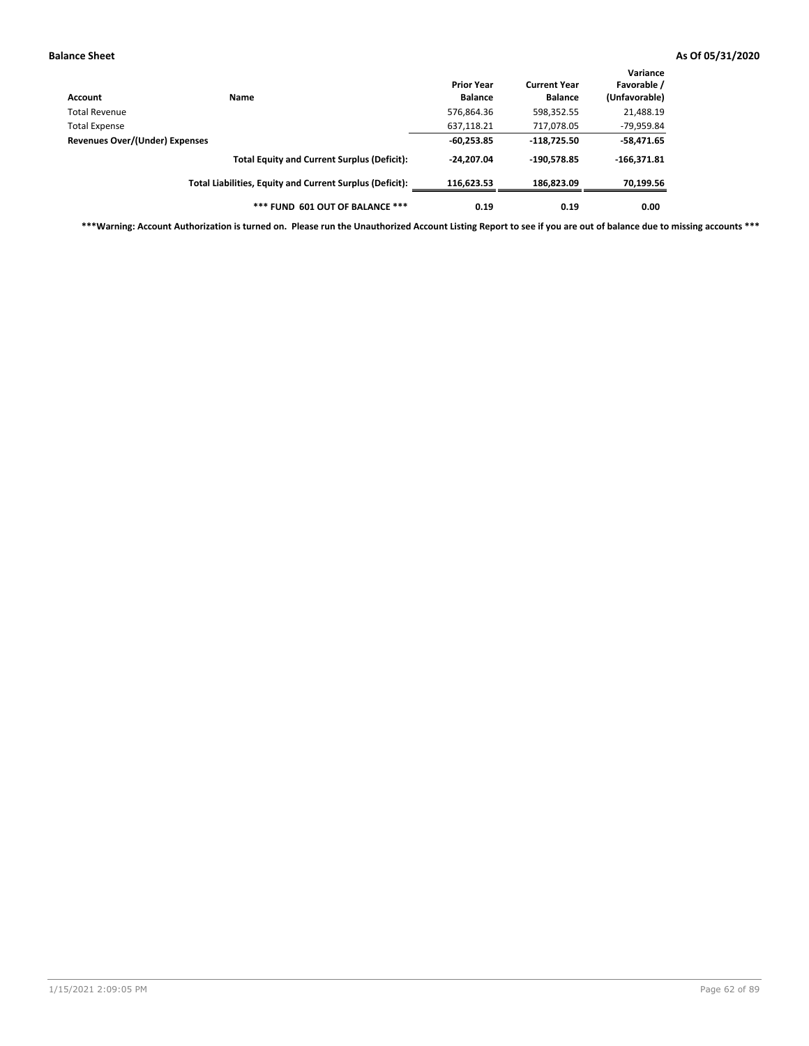**Balance Sheet** **As Of 05/31/2020**

| Account | Name | Prior Year Balance | Current Year Balance | Variance Favorable / (Unfavorable) |
|---|---|---|---|---|
| Total Revenue | | 576,864.36 | 598,352.55 | 21,488.19 |
| Total Expense | | 637,118.21 | 717,078.05 | -79,959.84 |
| **Revenues Over/(Under) Expenses** | | **-60,253.85** | **-118,725.50** | **-58,471.65** |
| | **Total Equity and Current Surplus (Deficit):** | **-24,207.04** | **-190,578.85** | **-166,371.81** |
| | **Total Liabilities, Equity and Current Surplus (Deficit):** | **116,623.53** | **186,823.09** | **70,199.56** |
| | ***** FUND 601 OUT OF BALANCE ***** | **0.19** | **0.19** | **0.00** |

*****Warning: Account Authorization is turned on. Please run the Unauthorized Account Listing Report to see if you are out of balance due to missing accounts *****

1/15/2021 2:09:05 PM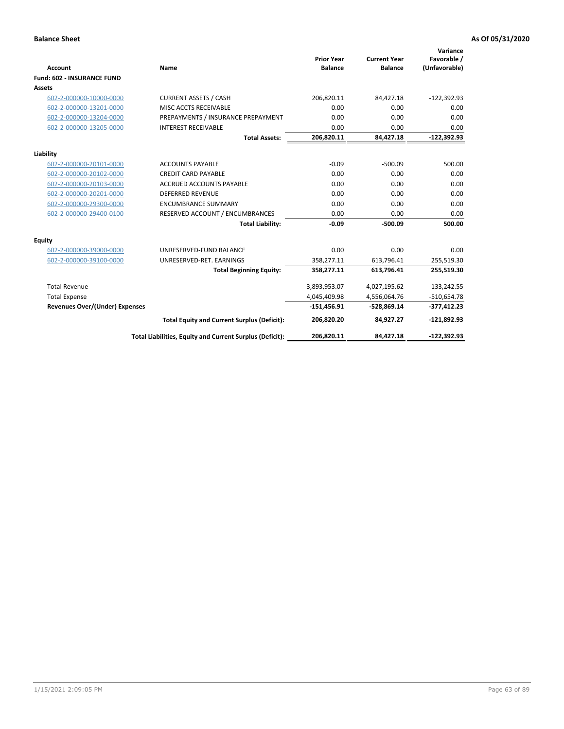**Balance Sheet** **As Of 05/31/2020**

| Account | Name | Prior Year Balance | Current Year Balance | Variance Favorable / (Unfavorable) |
|---|---|---|---|---|
| **Fund: 602 - INSURANCE FUND** | | | | |
| **Assets** | | | | |
| 602-2-000000-10000-0000 | CURRENT ASSETS / CASH | 206,820.11 | 84,427.18 | -122,392.93 |
| 602-2-000000-13201-0000 | MISC ACCTS RECEIVABLE | 0.00 | 0.00 | 0.00 |
| 602-2-000000-13204-0000 | PREPAYMENTS / INSURANCE PREPAYMENT | 0.00 | 0.00 | 0.00 |
| 602-2-000000-13205-0000 | INTEREST RECEIVABLE | 0.00 | 0.00 | 0.00 |
| | **Total Assets:** | **206,820.11** | **84,427.18** | **-122,392.93** |
| **Liability** | | | | |
| 602-2-000000-20101-0000 | ACCOUNTS PAYABLE | -0.09 | -500.09 | 500.00 |
| 602-2-000000-20102-0000 | CREDIT CARD PAYABLE | 0.00 | 0.00 | 0.00 |
| 602-2-000000-20103-0000 | ACCRUED ACCOUNTS PAYABLE | 0.00 | 0.00 | 0.00 |
| 602-2-000000-20201-0000 | DEFERRED REVENUE | 0.00 | 0.00 | 0.00 |
| 602-2-000000-29300-0000 | ENCUMBRANCE SUMMARY | 0.00 | 0.00 | 0.00 |
| 602-2-000000-29400-0100 | RESERVED ACCOUNT / ENCUMBRANCES | 0.00 | 0.00 | 0.00 |
| | **Total Liability:** | **-0.09** | **-500.09** | **500.00** |
| **Equity** | | | | |
| 602-2-000000-39000-0000 | UNRESERVED-FUND BALANCE | 0.00 | 0.00 | 0.00 |
| 602-2-000000-39100-0000 | UNRESERVED-RET. EARNINGS | 358,277.11 | 613,796.41 | 255,519.30 |
| | **Total Beginning Equity:** | **358,277.11** | **613,796.41** | **255,519.30** |
| Total Revenue | | 3,893,953.07 | 4,027,195.62 | 133,242.55 |
| Total Expense | | 4,045,409.98 | 4,556,064.76 | -510,654.78 |
| **Revenues Over/(Under) Expenses** | | **-151,456.91** | **-528,869.14** | **-377,412.23** |
| | **Total Equity and Current Surplus (Deficit):** | **206,820.20** | **84,927.27** | **-121,892.93** |
| | **Total Liabilities, Equity and Current Surplus (Deficit):** | **206,820.11** | **84,427.18** | **-122,392.93** |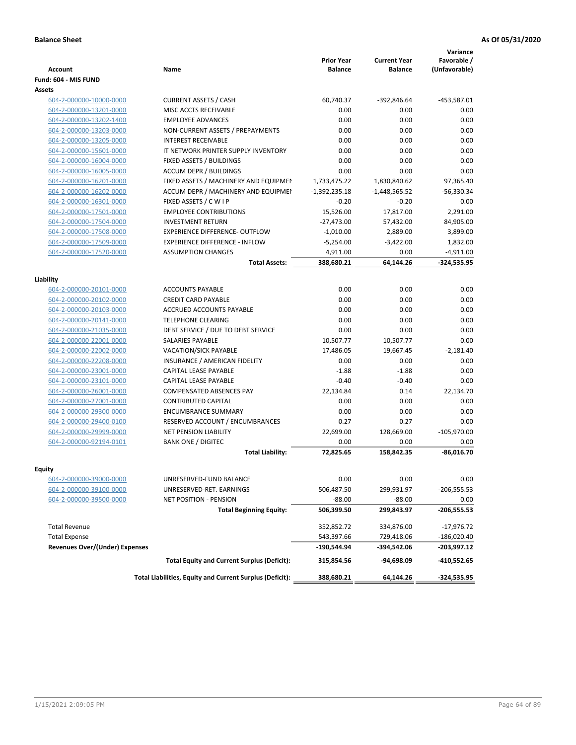**Balance Sheet** **As Of 05/31/2020**

| Account | Name | Prior Year Balance | Current Year Balance | Variance Favorable / (Unfavorable) |
|---|---|---|---|---|
| **Fund: 604 - MIS FUND** | | | | |
| **Assets** | | | | |
| 604-2-000000-10000-0000 | CURRENT ASSETS / CASH | 60,740.37 | -392,846.64 | -453,587.01 |
| 604-2-000000-13201-0000 | MISC ACCTS RECEIVABLE | 0.00 | 0.00 | 0.00 |
| 604-2-000000-13202-1400 | EMPLOYEE ADVANCES | 0.00 | 0.00 | 0.00 |
| 604-2-000000-13203-0000 | NON-CURRENT ASSETS / PREPAYMENTS | 0.00 | 0.00 | 0.00 |
| 604-2-000000-13205-0000 | INTEREST RECEIVABLE | 0.00 | 0.00 | 0.00 |
| 604-2-000000-15601-0000 | IT NETWORK PRINTER SUPPLY INVENTORY | 0.00 | 0.00 | 0.00 |
| 604-2-000000-16004-0000 | FIXED ASSETS / BUILDINGS | 0.00 | 0.00 | 0.00 |
| 604-2-000000-16005-0000 | ACCUM DEPR / BUILDINGS | 0.00 | 0.00 | 0.00 |
| 604-2-000000-16201-0000 | FIXED ASSETS / MACHINERY AND EQUIPMEI | 1,733,475.22 | 1,830,840.62 | 97,365.40 |
| 604-2-000000-16202-0000 | ACCUM DEPR / MACHINERY AND EQUIPMEI | -1,392,235.18 | -1,448,565.52 | -56,330.34 |
| 604-2-000000-16301-0000 | FIXED ASSETS / C W I P | -0.20 | -0.20 | 0.00 |
| 604-2-000000-17501-0000 | EMPLOYEE CONTRIBUTIONS | 15,526.00 | 17,817.00 | 2,291.00 |
| 604-2-000000-17504-0000 | INVESTMENT RETURN | -27,473.00 | 57,432.00 | 84,905.00 |
| 604-2-000000-17508-0000 | EXPERIENCE DIFFERENCE- OUTFLOW | -1,010.00 | 2,889.00 | 3,899.00 |
| 604-2-000000-17509-0000 | EXPERIENCE DIFFERENCE - INFLOW | -5,254.00 | -3,422.00 | 1,832.00 |
| 604-2-000000-17520-0000 | ASSUMPTION CHANGES | 4,911.00 | 0.00 | -4,911.00 |
| | **Total Assets:** | **388,680.21** | **64,144.26** | **-324,535.95** |
| **Liability** | | | | |
| 604-2-000000-20101-0000 | ACCOUNTS PAYABLE | 0.00 | 0.00 | 0.00 |
| 604-2-000000-20102-0000 | CREDIT CARD PAYABLE | 0.00 | 0.00 | 0.00 |
| 604-2-000000-20103-0000 | ACCRUED ACCOUNTS PAYABLE | 0.00 | 0.00 | 0.00 |
| 604-2-000000-20141-0000 | TELEPHONE CLEARING | 0.00 | 0.00 | 0.00 |
| 604-2-000000-21035-0000 | DEBT SERVICE / DUE TO DEBT SERVICE | 0.00 | 0.00 | 0.00 |
| 604-2-000000-22001-0000 | SALARIES PAYABLE | 10,507.77 | 10,507.77 | 0.00 |
| 604-2-000000-22002-0000 | VACATION/SICK PAYABLE | 17,486.05 | 19,667.45 | -2,181.40 |
| 604-2-000000-22208-0000 | INSURANCE / AMERICAN FIDELITY | 0.00 | 0.00 | 0.00 |
| 604-2-000000-23001-0000 | CAPITAL LEASE PAYABLE | -1.88 | -1.88 | 0.00 |
| 604-2-000000-23101-0000 | CAPITAL LEASE PAYABLE | -0.40 | -0.40 | 0.00 |
| 604-2-000000-26001-0000 | COMPENSATED ABSENCES PAY | 22,134.84 | 0.14 | 22,134.70 |
| 604-2-000000-27001-0000 | CONTRIBUTED CAPITAL | 0.00 | 0.00 | 0.00 |
| 604-2-000000-29300-0000 | ENCUMBRANCE SUMMARY | 0.00 | 0.00 | 0.00 |
| 604-2-000000-29400-0100 | RESERVED ACCOUNT / ENCUMBRANCES | 0.27 | 0.27 | 0.00 |
| 604-2-000000-29999-0000 | NET PENSION LIABILITY | 22,699.00 | 128,669.00 | -105,970.00 |
| 604-2-000000-92194-0101 | BANK ONE / DIGITEC | 0.00 | 0.00 | 0.00 |
| | **Total Liability:** | **72,825.65** | **158,842.35** | **-86,016.70** |
| **Equity** | | | | |
| 604-2-000000-39000-0000 | UNRESERVED-FUND BALANCE | 0.00 | 0.00 | 0.00 |
| 604-2-000000-39100-0000 | UNRESERVED-RET. EARNINGS | 506,487.50 | 299,931.97 | -206,555.53 |
| 604-2-000000-39500-0000 | NET POSITION - PENSION | -88.00 | -88.00 | 0.00 |
| | **Total Beginning Equity:** | **506,399.50** | **299,843.97** | **-206,555.53** |
| Total Revenue | | 352,852.72 | 334,876.00 | -17,976.72 |
| Total Expense | | 543,397.66 | 729,418.06 | -186,020.40 |
| **Revenues Over/(Under) Expenses** | | **-190,544.94** | **-394,542.06** | **-203,997.12** |
| | **Total Equity and Current Surplus (Deficit):** | **315,854.56** | **-94,698.09** | **-410,552.65** |
| | **Total Liabilities, Equity and Current Surplus (Deficit):** | **388,680.21** | **64,144.26** | **-324,535.95** |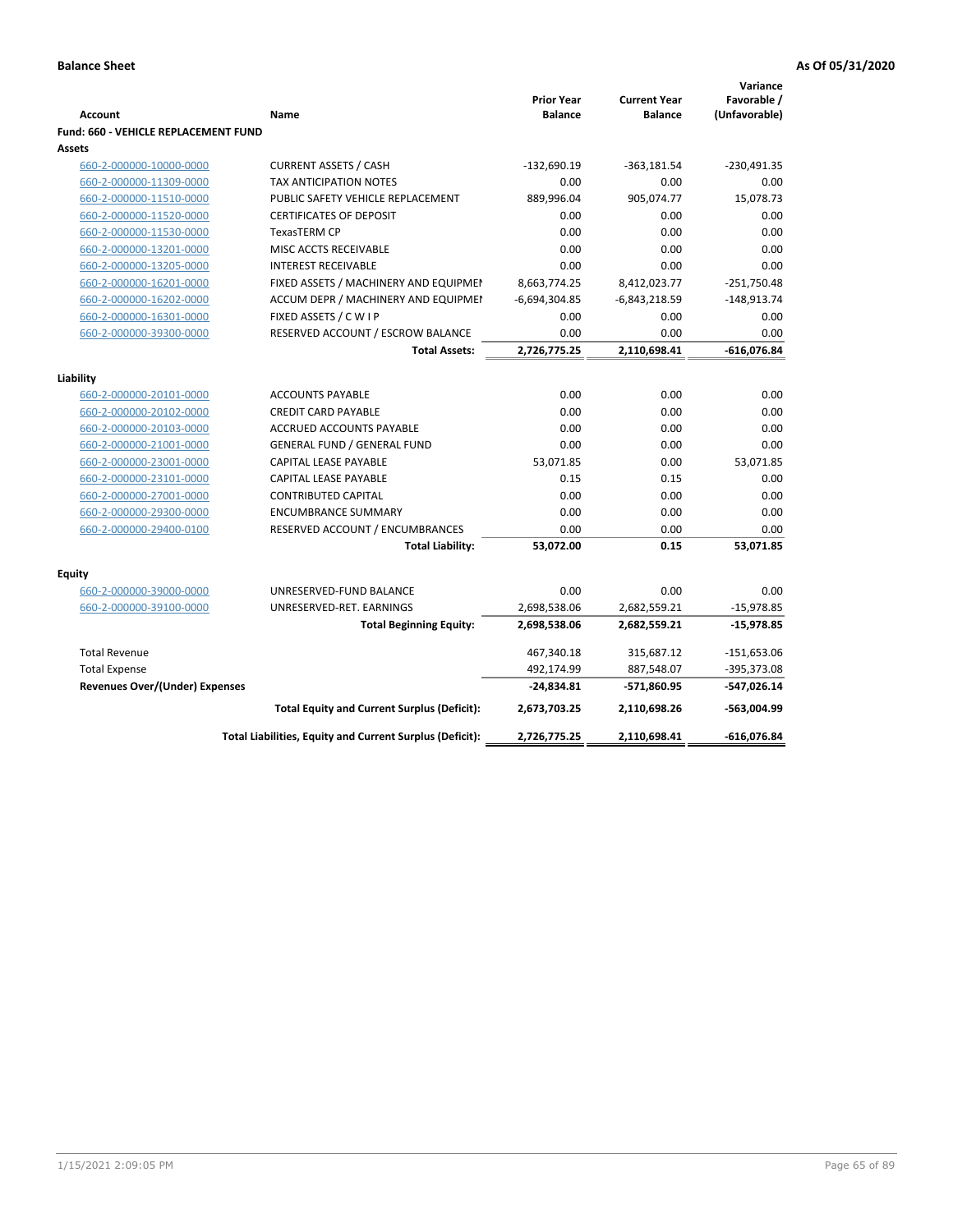**Balance Sheet** **As Of 05/31/2020**

| Account | Name | Prior Year Balance | Current Year Balance | Variance Favorable / (Unfavorable) |
|---|---|---|---|---|
| **Fund: 660 - VEHICLE REPLACEMENT FUND** | | | | |
| **Assets** | | | | |
| 660-2-000000-10000-0000 | CURRENT ASSETS / CASH | -132,690.19 | -363,181.54 | -230,491.35 |
| 660-2-000000-11309-0000 | TAX ANTICIPATION NOTES | 0.00 | 0.00 | 0.00 |
| 660-2-000000-11510-0000 | PUBLIC SAFETY VEHICLE REPLACEMENT | 889,996.04 | 905,074.77 | 15,078.73 |
| 660-2-000000-11520-0000 | CERTIFICATES OF DEPOSIT | 0.00 | 0.00 | 0.00 |
| 660-2-000000-11530-0000 | TexasTERM CP | 0.00 | 0.00 | 0.00 |
| 660-2-000000-13201-0000 | MISC ACCTS RECEIVABLE | 0.00 | 0.00 | 0.00 |
| 660-2-000000-13205-0000 | INTEREST RECEIVABLE | 0.00 | 0.00 | 0.00 |
| 660-2-000000-16201-0000 | FIXED ASSETS / MACHINERY AND EQUIPMEN | 8,663,774.25 | 8,412,023.77 | -251,750.48 |
| 660-2-000000-16202-0000 | ACCUM DEPR / MACHINERY AND EQUIPMEI | -6,694,304.85 | -6,843,218.59 | -148,913.74 |
| 660-2-000000-16301-0000 | FIXED ASSETS / C W I P | 0.00 | 0.00 | 0.00 |
| 660-2-000000-39300-0000 | RESERVED ACCOUNT / ESCROW BALANCE | 0.00 | 0.00 | 0.00 |
| | **Total Assets:** | **2,726,775.25** | **2,110,698.41** | **-616,076.84** |
| **Liability** | | | | |
| 660-2-000000-20101-0000 | ACCOUNTS PAYABLE | 0.00 | 0.00 | 0.00 |
| 660-2-000000-20102-0000 | CREDIT CARD PAYABLE | 0.00 | 0.00 | 0.00 |
| 660-2-000000-20103-0000 | ACCRUED ACCOUNTS PAYABLE | 0.00 | 0.00 | 0.00 |
| 660-2-000000-21001-0000 | GENERAL FUND / GENERAL FUND | 0.00 | 0.00 | 0.00 |
| 660-2-000000-23001-0000 | CAPITAL LEASE PAYABLE | 53,071.85 | 0.00 | 53,071.85 |
| 660-2-000000-23101-0000 | CAPITAL LEASE PAYABLE | 0.15 | 0.15 | 0.00 |
| 660-2-000000-27001-0000 | CONTRIBUTED CAPITAL | 0.00 | 0.00 | 0.00 |
| 660-2-000000-29300-0000 | ENCUMBRANCE SUMMARY | 0.00 | 0.00 | 0.00 |
| 660-2-000000-29400-0100 | RESERVED ACCOUNT / ENCUMBRANCES | 0.00 | 0.00 | 0.00 |
| | **Total Liability:** | **53,072.00** | **0.15** | **53,071.85** |
| **Equity** | | | | |
| 660-2-000000-39000-0000 | UNRESERVED-FUND BALANCE | 0.00 | 0.00 | 0.00 |
| 660-2-000000-39100-0000 | UNRESERVED-RET. EARNINGS | 2,698,538.06 | 2,682,559.21 | -15,978.85 |
| | **Total Beginning Equity:** | **2,698,538.06** | **2,682,559.21** | **-15,978.85** |
| Total Revenue | | 467,340.18 | 315,687.12 | -151,653.06 |
| Total Expense | | 492,174.99 | 887,548.07 | -395,373.08 |
| **Revenues Over/(Under) Expenses** | | **-24,834.81** | **-571,860.95** | **-547,026.14** |
| | **Total Equity and Current Surplus (Deficit):** | **2,673,703.25** | **2,110,698.26** | **-563,004.99** |
| | **Total Liabilities, Equity and Current Surplus (Deficit):** | **2,726,775.25** | **2,110,698.41** | **-616,076.84** |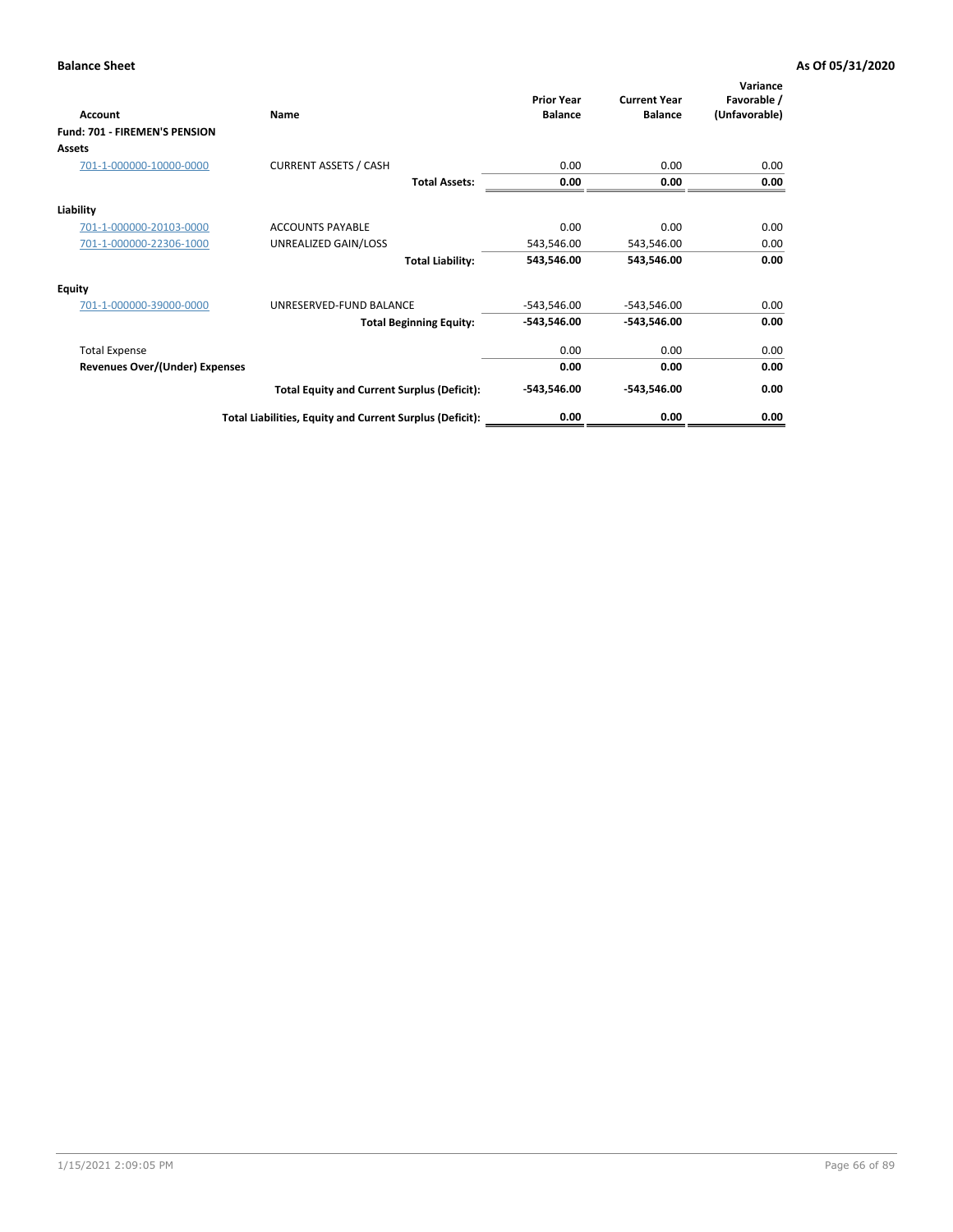**Balance Sheet** **As Of 05/31/2020**

| Account | Name | Prior Year Balance | Current Year Balance | Variance Favorable / (Unfavorable) |
|---|---|---|---|---|
| **Fund: 701 - FIREMEN'S PENSION** | | | | |
| **Assets** | | | | |
| 701-1-000000-10000-0000 | CURRENT ASSETS / CASH | 0.00 | 0.00 | 0.00 |
| | **Total Assets:** | **0.00** | **0.00** | **0.00** |
| **Liability** | | | | |
| 701-1-000000-20103-0000 | ACCOUNTS PAYABLE | 0.00 | 0.00 | 0.00 |
| 701-1-000000-22306-1000 | UNREALIZED GAIN/LOSS | 543,546.00 | 543,546.00 | 0.00 |
| | **Total Liability:** | **543,546.00** | **543,546.00** | **0.00** |
| **Equity** | | | | |
| 701-1-000000-39000-0000 | UNRESERVED-FUND BALANCE | -543,546.00 | -543,546.00 | 0.00 |
| | **Total Beginning Equity:** | **-543,546.00** | **-543,546.00** | **0.00** |
| Total Expense | | 0.00 | 0.00 | 0.00 |
| **Revenues Over/(Under) Expenses** | | **0.00** | **0.00** | **0.00** |
| | **Total Equity and Current Surplus (Deficit):** | **-543,546.00** | **-543,546.00** | **0.00** |
| | **Total Liabilities, Equity and Current Surplus (Deficit):** | **0.00** | **0.00** | **0.00** |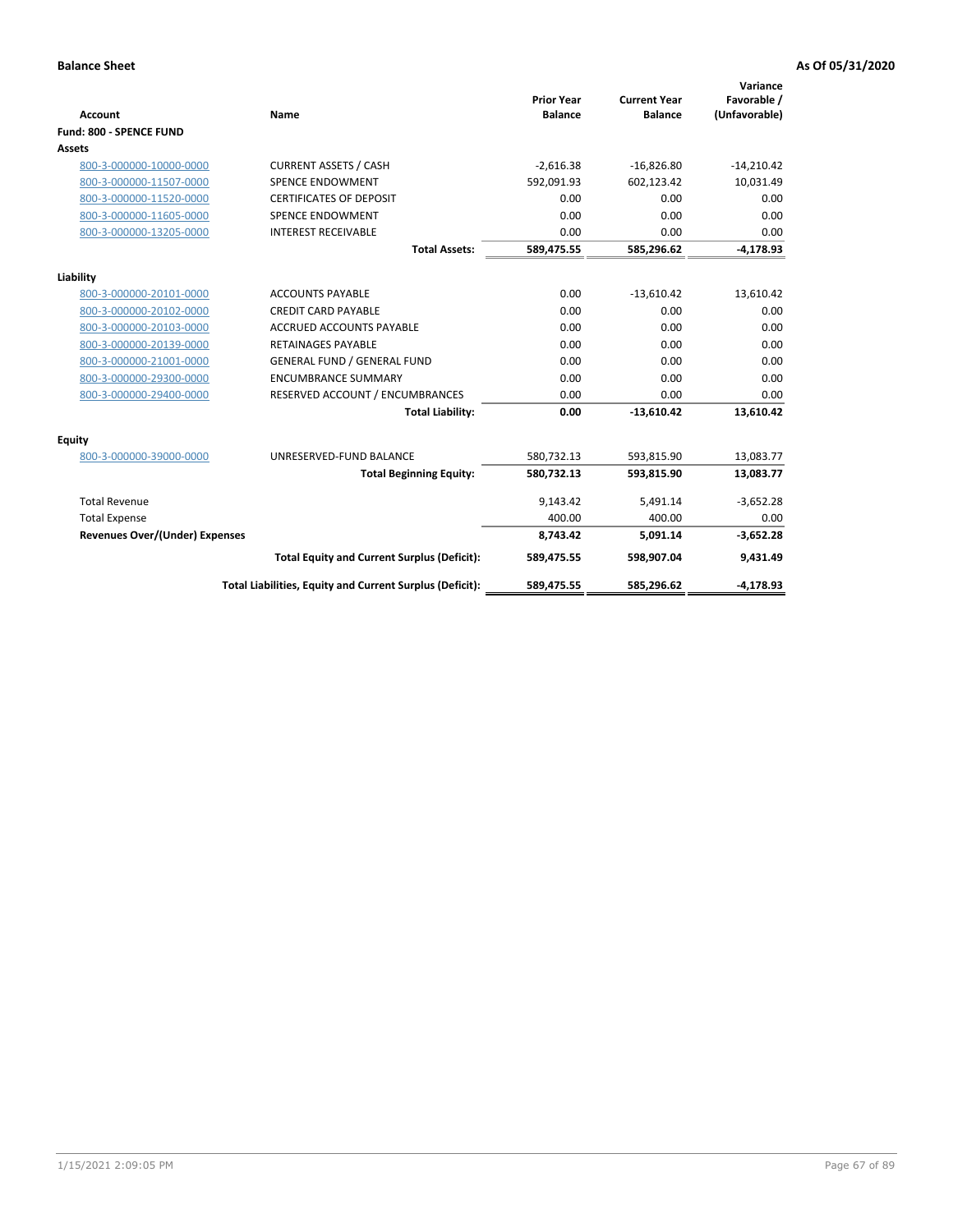**Balance Sheet** **As Of 05/31/2020**

| Account | Name | Prior Year Balance | Current Year Balance | Variance Favorable / (Unfavorable) |
|---|---|---|---|---|
| **Fund: 800 - SPENCE FUND** | | | | |
| **Assets** | | | | |
| 800-3-000000-10000-0000 | CURRENT ASSETS / CASH | -2,616.38 | -16,826.80 | -14,210.42 |
| 800-3-000000-11507-0000 | SPENCE ENDOWMENT | 592,091.93 | 602,123.42 | 10,031.49 |
| 800-3-000000-11520-0000 | CERTIFICATES OF DEPOSIT | 0.00 | 0.00 | 0.00 |
| 800-3-000000-11605-0000 | SPENCE ENDOWMENT | 0.00 | 0.00 | 0.00 |
| 800-3-000000-13205-0000 | INTEREST RECEIVABLE | 0.00 | 0.00 | 0.00 |
| | **Total Assets:** | **589,475.55** | **585,296.62** | **-4,178.93** |
| **Liability** | | | | |
| 800-3-000000-20101-0000 | ACCOUNTS PAYABLE | 0.00 | -13,610.42 | 13,610.42 |
| 800-3-000000-20102-0000 | CREDIT CARD PAYABLE | 0.00 | 0.00 | 0.00 |
| 800-3-000000-20103-0000 | ACCRUED ACCOUNTS PAYABLE | 0.00 | 0.00 | 0.00 |
| 800-3-000000-20139-0000 | RETAINAGES PAYABLE | 0.00 | 0.00 | 0.00 |
| 800-3-000000-21001-0000 | GENERAL FUND / GENERAL FUND | 0.00 | 0.00 | 0.00 |
| 800-3-000000-29300-0000 | ENCUMBRANCE SUMMARY | 0.00 | 0.00 | 0.00 |
| 800-3-000000-29400-0000 | RESERVED ACCOUNT / ENCUMBRANCES | 0.00 | 0.00 | 0.00 |
| | **Total Liability:** | **0.00** | **-13,610.42** | **13,610.42** |
| **Equity** | | | | |
| 800-3-000000-39000-0000 | UNRESERVED-FUND BALANCE | 580,732.13 | 593,815.90 | 13,083.77 |
| | **Total Beginning Equity:** | **580,732.13** | **593,815.90** | **13,083.77** |
| Total Revenue | | 9,143.42 | 5,491.14 | -3,652.28 |
| Total Expense | | 400.00 | 400.00 | 0.00 |
| **Revenues Over/(Under) Expenses** | | **8,743.42** | **5,091.14** | **-3,652.28** |
| | **Total Equity and Current Surplus (Deficit):** | **589,475.55** | **598,907.04** | **9,431.49** |
| | **Total Liabilities, Equity and Current Surplus (Deficit):** | **589,475.55** | **585,296.62** | **-4,178.93** |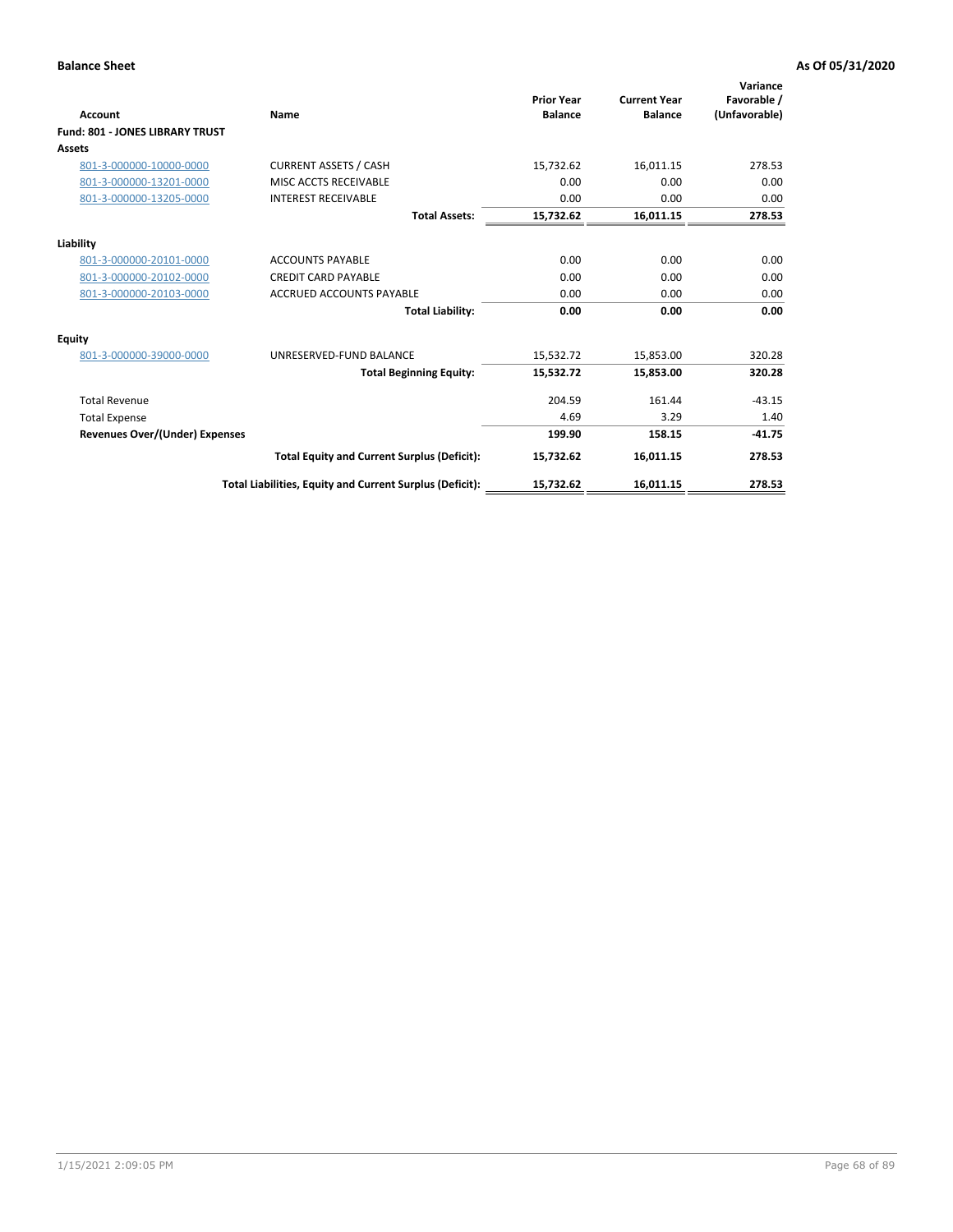**Balance Sheet** **As Of 05/31/2020**

| Account | Name | Prior Year Balance | Current Year Balance | Variance Favorable / (Unfavorable) |
|---|---|---|---|---|
| **Fund: 801 - JONES LIBRARY TRUST** | | | | |
| **Assets** | | | | |
| 801-3-000000-10000-0000 | CURRENT ASSETS / CASH | 15,732.62 | 16,011.15 | 278.53 |
| 801-3-000000-13201-0000 | MISC ACCTS RECEIVABLE | 0.00 | 0.00 | 0.00 |
| 801-3-000000-13205-0000 | INTEREST RECEIVABLE | 0.00 | 0.00 | 0.00 |
| | **Total Assets:** | **15,732.62** | **16,011.15** | **278.53** |
| **Liability** | | | | |
| 801-3-000000-20101-0000 | ACCOUNTS PAYABLE | 0.00 | 0.00 | 0.00 |
| 801-3-000000-20102-0000 | CREDIT CARD PAYABLE | 0.00 | 0.00 | 0.00 |
| 801-3-000000-20103-0000 | ACCRUED ACCOUNTS PAYABLE | 0.00 | 0.00 | 0.00 |
| | **Total Liability:** | **0.00** | **0.00** | **0.00** |
| **Equity** | | | | |
| 801-3-000000-39000-0000 | UNRESERVED-FUND BALANCE | 15,532.72 | 15,853.00 | 320.28 |
| | **Total Beginning Equity:** | **15,532.72** | **15,853.00** | **320.28** |
| Total Revenue | | 204.59 | 161.44 | -43.15 |
| Total Expense | | 4.69 | 3.29 | 1.40 |
| **Revenues Over/(Under) Expenses** | | **199.90** | **158.15** | **-41.75** |
| | **Total Equity and Current Surplus (Deficit):** | **15,732.62** | **16,011.15** | **278.53** |
| | **Total Liabilities, Equity and Current Surplus (Deficit):** | **15,732.62** | **16,011.15** | **278.53** |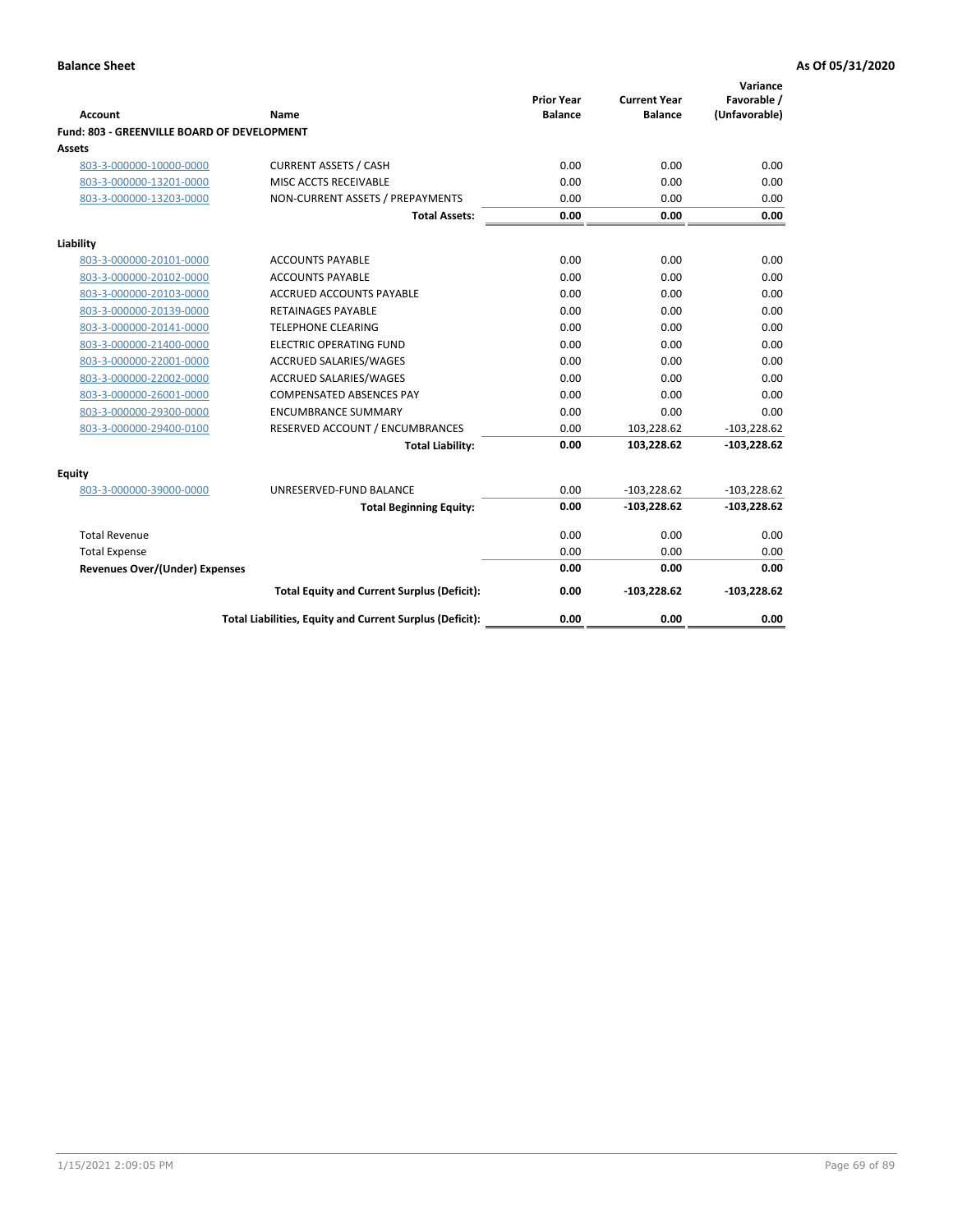**Balance Sheet** **As Of 05/31/2020**

| Account | Name | Prior Year Balance | Current Year Balance | Variance Favorable / (Unfavorable) |
|---|---|---|---|---|
| **Fund: 803 - GREENVILLE BOARD OF DEVELOPMENT** | | | | |
| **Assets** | | | | |
| 803-3-000000-10000-0000 | CURRENT ASSETS / CASH | 0.00 | 0.00 | 0.00 |
| 803-3-000000-13201-0000 | MISC ACCTS RECEIVABLE | 0.00 | 0.00 | 0.00 |
| 803-3-000000-13203-0000 | NON-CURRENT ASSETS / PREPAYMENTS | 0.00 | 0.00 | 0.00 |
| | **Total Assets:** | **0.00** | **0.00** | **0.00** |
| **Liability** | | | | |
| 803-3-000000-20101-0000 | ACCOUNTS PAYABLE | 0.00 | 0.00 | 0.00 |
| 803-3-000000-20102-0000 | ACCOUNTS PAYABLE | 0.00 | 0.00 | 0.00 |
| 803-3-000000-20103-0000 | ACCRUED ACCOUNTS PAYABLE | 0.00 | 0.00 | 0.00 |
| 803-3-000000-20139-0000 | RETAINAGES PAYABLE | 0.00 | 0.00 | 0.00 |
| 803-3-000000-20141-0000 | TELEPHONE CLEARING | 0.00 | 0.00 | 0.00 |
| 803-3-000000-21400-0000 | ELECTRIC OPERATING FUND | 0.00 | 0.00 | 0.00 |
| 803-3-000000-22001-0000 | ACCRUED SALARIES/WAGES | 0.00 | 0.00 | 0.00 |
| 803-3-000000-22002-0000 | ACCRUED SALARIES/WAGES | 0.00 | 0.00 | 0.00 |
| 803-3-000000-26001-0000 | COMPENSATED ABSENCES PAY | 0.00 | 0.00 | 0.00 |
| 803-3-000000-29300-0000 | ENCUMBRANCE SUMMARY | 0.00 | 0.00 | 0.00 |
| 803-3-000000-29400-0100 | RESERVED ACCOUNT / ENCUMBRANCES | 0.00 | 103,228.62 | -103,228.62 |
| | **Total Liability:** | **0.00** | **103,228.62** | **-103,228.62** |
| **Equity** | | | | |
| 803-3-000000-39000-0000 | UNRESERVED-FUND BALANCE | 0.00 | -103,228.62 | -103,228.62 |
| | **Total Beginning Equity:** | **0.00** | **-103,228.62** | **-103,228.62** |
| Total Revenue | | 0.00 | 0.00 | 0.00 |
| Total Expense | | 0.00 | 0.00 | 0.00 |
| **Revenues Over/(Under) Expenses** | | **0.00** | **0.00** | **0.00** |
| | **Total Equity and Current Surplus (Deficit):** | **0.00** | **-103,228.62** | **-103,228.62** |
| | **Total Liabilities, Equity and Current Surplus (Deficit):** | **0.00** | **0.00** | **0.00** |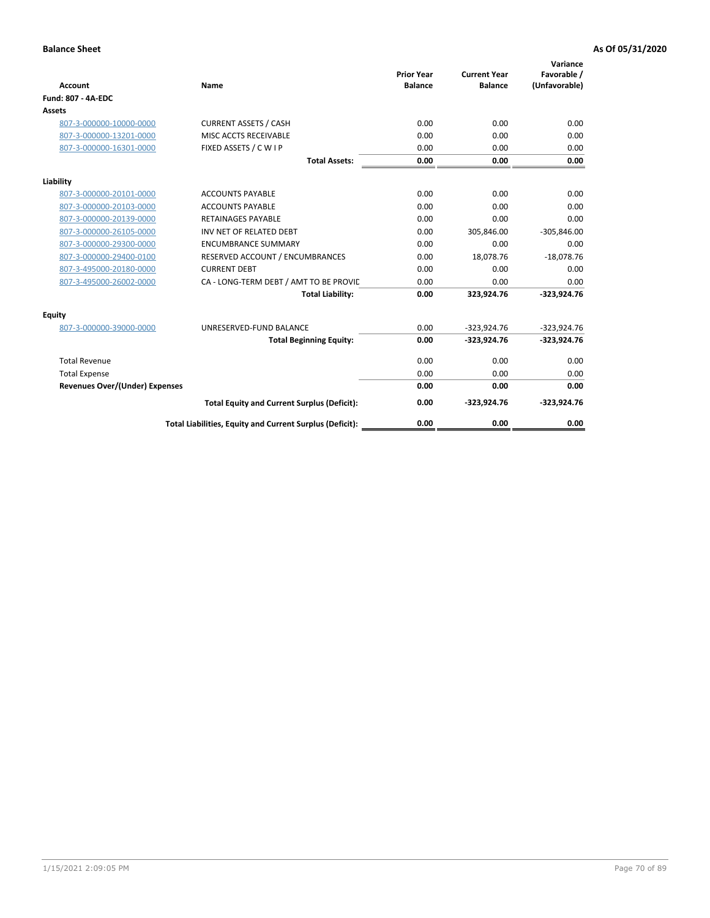**Balance Sheet** **As Of 05/31/2020**

| Account | Name | Prior Year Balance | Current Year Balance | Variance Favorable / (Unfavorable) |
|---|---|---|---|---|
| **Fund: 807 - 4A-EDC** | | | | |
| **Assets** | | | | |
| 807-3-000000-10000-0000 | CURRENT ASSETS / CASH | 0.00 | 0.00 | 0.00 |
| 807-3-000000-13201-0000 | MISC ACCTS RECEIVABLE | 0.00 | 0.00 | 0.00 |
| 807-3-000000-16301-0000 | FIXED ASSETS / C W I P | 0.00 | 0.00 | 0.00 |
| | **Total Assets:** | **0.00** | **0.00** | **0.00** |
| **Liability** | | | | |
| 807-3-000000-20101-0000 | ACCOUNTS PAYABLE | 0.00 | 0.00 | 0.00 |
| 807-3-000000-20103-0000 | ACCOUNTS PAYABLE | 0.00 | 0.00 | 0.00 |
| 807-3-000000-20139-0000 | RETAINAGES PAYABLE | 0.00 | 0.00 | 0.00 |
| 807-3-000000-26105-0000 | INV NET OF RELATED DEBT | 0.00 | 305,846.00 | -305,846.00 |
| 807-3-000000-29300-0000 | ENCUMBRANCE SUMMARY | 0.00 | 0.00 | 0.00 |
| 807-3-000000-29400-0100 | RESERVED ACCOUNT / ENCUMBRANCES | 0.00 | 18,078.76 | -18,078.76 |
| 807-3-495000-20180-0000 | CURRENT DEBT | 0.00 | 0.00 | 0.00 |
| 807-3-495000-26002-0000 | CA - LONG-TERM DEBT / AMT TO BE PROVIC | 0.00 | 0.00 | 0.00 |
| | **Total Liability:** | **0.00** | **323,924.76** | **-323,924.76** |
| **Equity** | | | | |
| 807-3-000000-39000-0000 | UNRESERVED-FUND BALANCE | 0.00 | -323,924.76 | -323,924.76 |
| | **Total Beginning Equity:** | **0.00** | **-323,924.76** | **-323,924.76** |
| Total Revenue | | 0.00 | 0.00 | 0.00 |
| Total Expense | | 0.00 | 0.00 | 0.00 |
| **Revenues Over/(Under) Expenses** | | **0.00** | **0.00** | **0.00** |
| | **Total Equity and Current Surplus (Deficit):** | **0.00** | **-323,924.76** | **-323,924.76** |
| | **Total Liabilities, Equity and Current Surplus (Deficit):** | **0.00** | **0.00** | **0.00** |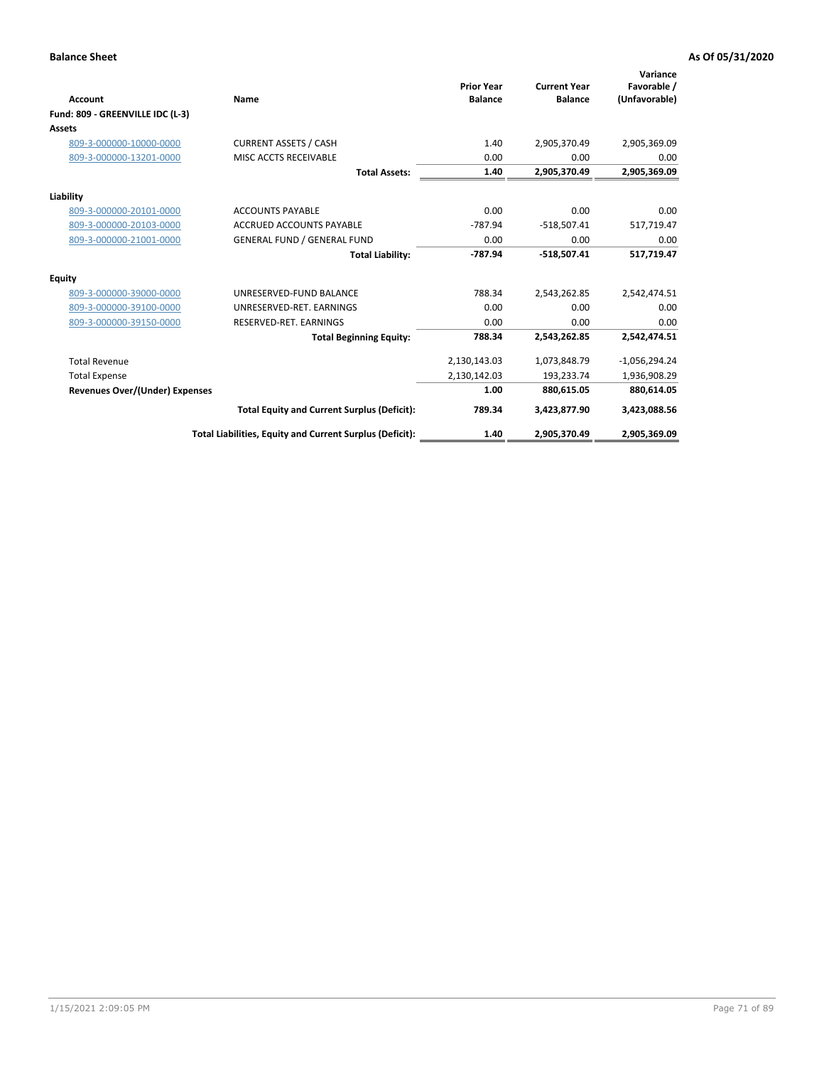**Balance Sheet** **As Of 05/31/2020**

| Account | Name | Prior Year Balance | Current Year Balance | Variance Favorable / (Unfavorable) |
|---|---|---|---|---|
| **Fund: 809 - GREENVILLE IDC (L-3)** | | | | |
| **Assets** | | | | |
| 809-3-000000-10000-0000 | CURRENT ASSETS / CASH | 1.40 | 2,905,370.49 | 2,905,369.09 |
| 809-3-000000-13201-0000 | MISC ACCTS RECEIVABLE | 0.00 | 0.00 | 0.00 |
| | **Total Assets:** | **1.40** | **2,905,370.49** | **2,905,369.09** |
| **Liability** | | | | |
| 809-3-000000-20101-0000 | ACCOUNTS PAYABLE | 0.00 | 0.00 | 0.00 |
| 809-3-000000-20103-0000 | ACCRUED ACCOUNTS PAYABLE | -787.94 | -518,507.41 | 517,719.47 |
| 809-3-000000-21001-0000 | GENERAL FUND / GENERAL FUND | 0.00 | 0.00 | 0.00 |
| | **Total Liability:** | **-787.94** | **-518,507.41** | **517,719.47** |
| **Equity** | | | | |
| 809-3-000000-39000-0000 | UNRESERVED-FUND BALANCE | 788.34 | 2,543,262.85 | 2,542,474.51 |
| 809-3-000000-39100-0000 | UNRESERVED-RET. EARNINGS | 0.00 | 0.00 | 0.00 |
| 809-3-000000-39150-0000 | RESERVED-RET. EARNINGS | 0.00 | 0.00 | 0.00 |
| | **Total Beginning Equity:** | **788.34** | **2,543,262.85** | **2,542,474.51** |
| Total Revenue | | 2,130,143.03 | 1,073,848.79 | -1,056,294.24 |
| Total Expense | | 2,130,142.03 | 193,233.74 | 1,936,908.29 |
| **Revenues Over/(Under) Expenses** | | **1.00** | **880,615.05** | **880,614.05** |
| | **Total Equity and Current Surplus (Deficit):** | **789.34** | **3,423,877.90** | **3,423,088.56** |
| | **Total Liabilities, Equity and Current Surplus (Deficit):** | **1.40** | **2,905,370.49** | **2,905,369.09** |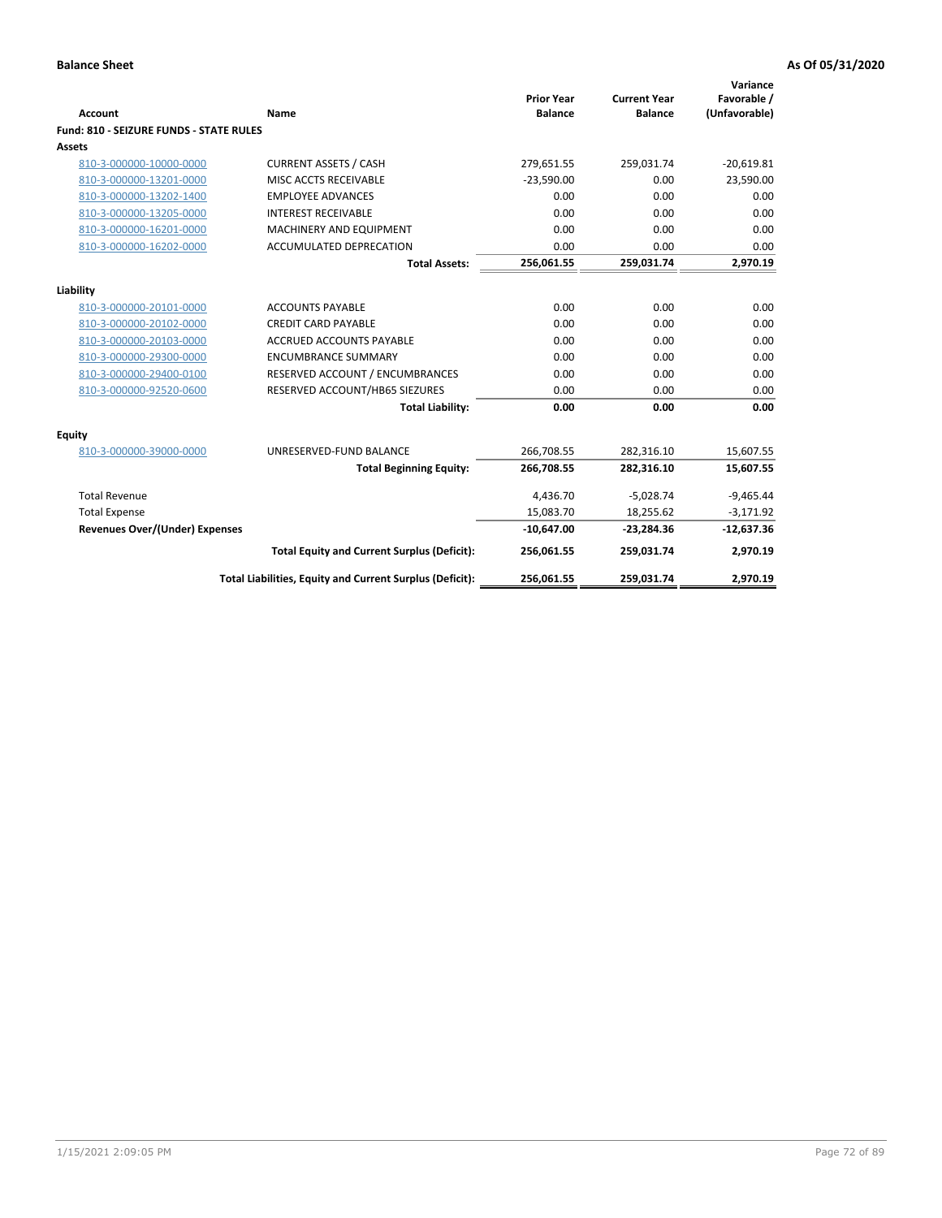**Balance Sheet** **As Of 05/31/2020**

| Account | Name | Prior Year Balance | Current Year Balance | Variance Favorable / (Unfavorable) |
|---|---|---|---|---|
| **Fund: 810 - SEIZURE FUNDS - STATE RULES** | | | | |
| **Assets** | | | | |
| 810-3-000000-10000-0000 | CURRENT ASSETS / CASH | 279,651.55 | 259,031.74 | -20,619.81 |
| 810-3-000000-13201-0000 | MISC ACCTS RECEIVABLE | -23,590.00 | 0.00 | 23,590.00 |
| 810-3-000000-13202-1400 | EMPLOYEE ADVANCES | 0.00 | 0.00 | 0.00 |
| 810-3-000000-13205-0000 | INTEREST RECEIVABLE | 0.00 | 0.00 | 0.00 |
| 810-3-000000-16201-0000 | MACHINERY AND EQUIPMENT | 0.00 | 0.00 | 0.00 |
| 810-3-000000-16202-0000 | ACCUMULATED DEPRECATION | 0.00 | 0.00 | 0.00 |
| | **Total Assets:** | **256,061.55** | **259,031.74** | **2,970.19** |
| **Liability** | | | | |
| 810-3-000000-20101-0000 | ACCOUNTS PAYABLE | 0.00 | 0.00 | 0.00 |
| 810-3-000000-20102-0000 | CREDIT CARD PAYABLE | 0.00 | 0.00 | 0.00 |
| 810-3-000000-20103-0000 | ACCRUED ACCOUNTS PAYABLE | 0.00 | 0.00 | 0.00 |
| 810-3-000000-29300-0000 | ENCUMBRANCE SUMMARY | 0.00 | 0.00 | 0.00 |
| 810-3-000000-29400-0100 | RESERVED ACCOUNT / ENCUMBRANCES | 0.00 | 0.00 | 0.00 |
| 810-3-000000-92520-0600 | RESERVED ACCOUNT/HB65 SIEZURES | 0.00 | 0.00 | 0.00 |
| | **Total Liability:** | **0.00** | **0.00** | **0.00** |
| **Equity** | | | | |
| 810-3-000000-39000-0000 | UNRESERVED-FUND BALANCE | 266,708.55 | 282,316.10 | 15,607.55 |
| | **Total Beginning Equity:** | **266,708.55** | **282,316.10** | **15,607.55** |
| Total Revenue | | 4,436.70 | -5,028.74 | -9,465.44 |
| Total Expense | | 15,083.70 | 18,255.62 | -3,171.92 |
| **Revenues Over/(Under) Expenses** | | **-10,647.00** | **-23,284.36** | **-12,637.36** |
| | **Total Equity and Current Surplus (Deficit):** | **256,061.55** | **259,031.74** | **2,970.19** |
| | **Total Liabilities, Equity and Current Surplus (Deficit):** | **256,061.55** | **259,031.74** | **2,970.19** |

1/15/2021 2:09:05 PM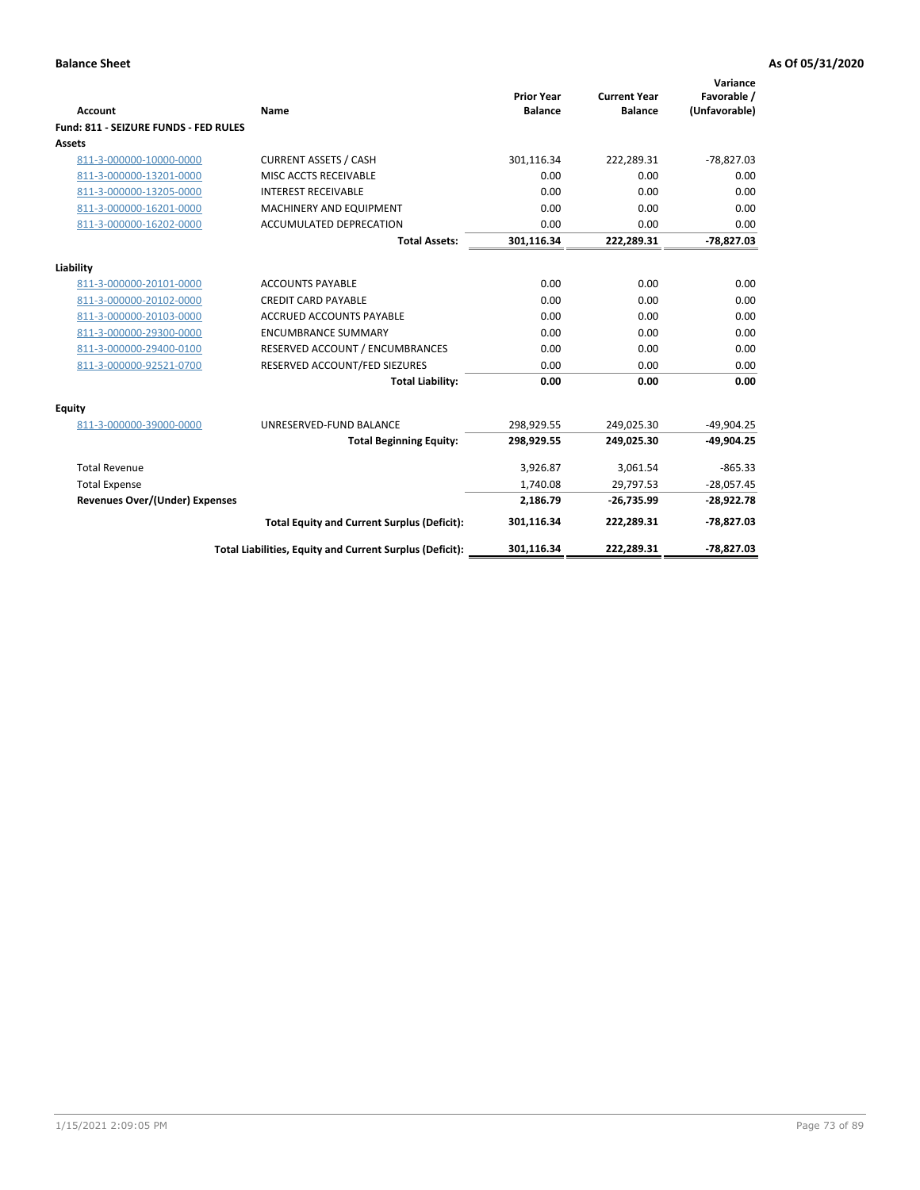**Balance Sheet** **As Of 05/31/2020**

| Account | Name | Prior Year Balance | Current Year Balance | Variance Favorable / (Unfavorable) |
|---|---|---|---|---|
| **Fund: 811 - SEIZURE FUNDS - FED RULES** | | | | |
| **Assets** | | | | |
| 811-3-000000-10000-0000 | CURRENT ASSETS / CASH | 301,116.34 | 222,289.31 | -78,827.03 |
| 811-3-000000-13201-0000 | MISC ACCTS RECEIVABLE | 0.00 | 0.00 | 0.00 |
| 811-3-000000-13205-0000 | INTEREST RECEIVABLE | 0.00 | 0.00 | 0.00 |
| 811-3-000000-16201-0000 | MACHINERY AND EQUIPMENT | 0.00 | 0.00 | 0.00 |
| 811-3-000000-16202-0000 | ACCUMULATED DEPRECATION | 0.00 | 0.00 | 0.00 |
| | **Total Assets:** | **301,116.34** | **222,289.31** | **-78,827.03** |
| **Liability** | | | | |
| 811-3-000000-20101-0000 | ACCOUNTS PAYABLE | 0.00 | 0.00 | 0.00 |
| 811-3-000000-20102-0000 | CREDIT CARD PAYABLE | 0.00 | 0.00 | 0.00 |
| 811-3-000000-20103-0000 | ACCRUED ACCOUNTS PAYABLE | 0.00 | 0.00 | 0.00 |
| 811-3-000000-29300-0000 | ENCUMBRANCE SUMMARY | 0.00 | 0.00 | 0.00 |
| 811-3-000000-29400-0100 | RESERVED ACCOUNT / ENCUMBRANCES | 0.00 | 0.00 | 0.00 |
| 811-3-000000-92521-0700 | RESERVED ACCOUNT/FED SIEZURES | 0.00 | 0.00 | 0.00 |
| | **Total Liability:** | **0.00** | **0.00** | **0.00** |
| **Equity** | | | | |
| 811-3-000000-39000-0000 | UNRESERVED-FUND BALANCE | 298,929.55 | 249,025.30 | -49,904.25 |
| | **Total Beginning Equity:** | **298,929.55** | **249,025.30** | **-49,904.25** |
| Total Revenue | | 3,926.87 | 3,061.54 | -865.33 |
| Total Expense | | 1,740.08 | 29,797.53 | -28,057.45 |
| **Revenues Over/(Under) Expenses** | | **2,186.79** | **-26,735.99** | **-28,922.78** |
| | **Total Equity and Current Surplus (Deficit):** | **301,116.34** | **222,289.31** | **-78,827.03** |
| | **Total Liabilities, Equity and Current Surplus (Deficit):** | **301,116.34** | **222,289.31** | **-78,827.03** |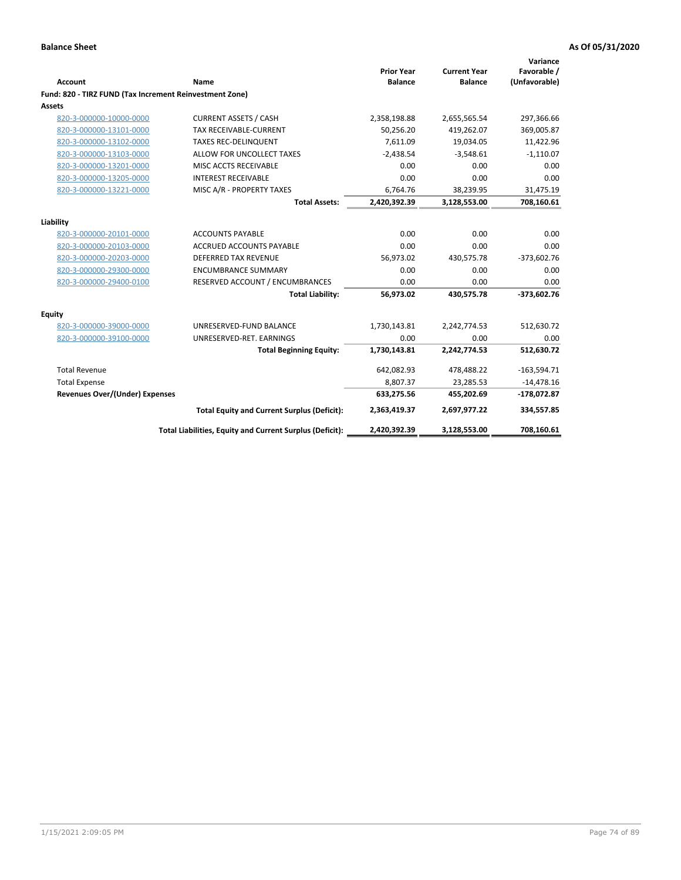**Balance Sheet** **As Of 05/31/2020**

| Account | Name | Prior Year Balance | Current Year Balance | Variance Favorable / (Unfavorable) |
|---|---|---|---|---|
| **Fund: 820 - TIRZ FUND (Tax Increment Reinvestment Zone)** | | | | |
| **Assets** | | | | |
| 820-3-000000-10000-0000 | CURRENT ASSETS / CASH | 2,358,198.88 | 2,655,565.54 | 297,366.66 |
| 820-3-000000-13101-0000 | TAX RECEIVABLE-CURRENT | 50,256.20 | 419,262.07 | 369,005.87 |
| 820-3-000000-13102-0000 | TAXES REC-DELINQUENT | 7,611.09 | 19,034.05 | 11,422.96 |
| 820-3-000000-13103-0000 | ALLOW FOR UNCOLLECT TAXES | -2,438.54 | -3,548.61 | -1,110.07 |
| 820-3-000000-13201-0000 | MISC ACCTS RECEIVABLE | 0.00 | 0.00 | 0.00 |
| 820-3-000000-13205-0000 | INTEREST RECEIVABLE | 0.00 | 0.00 | 0.00 |
| 820-3-000000-13221-0000 | MISC A/R - PROPERTY TAXES | 6,764.76 | 38,239.95 | 31,475.19 |
| | **Total Assets:** | **2,420,392.39** | **3,128,553.00** | **708,160.61** |
| **Liability** | | | | |
| 820-3-000000-20101-0000 | ACCOUNTS PAYABLE | 0.00 | 0.00 | 0.00 |
| 820-3-000000-20103-0000 | ACCRUED ACCOUNTS PAYABLE | 0.00 | 0.00 | 0.00 |
| 820-3-000000-20203-0000 | DEFERRED TAX REVENUE | 56,973.02 | 430,575.78 | -373,602.76 |
| 820-3-000000-29300-0000 | ENCUMBRANCE SUMMARY | 0.00 | 0.00 | 0.00 |
| 820-3-000000-29400-0100 | RESERVED ACCOUNT / ENCUMBRANCES | 0.00 | 0.00 | 0.00 |
| | **Total Liability:** | **56,973.02** | **430,575.78** | **-373,602.76** |
| **Equity** | | | | |
| 820-3-000000-39000-0000 | UNRESERVED-FUND BALANCE | 1,730,143.81 | 2,242,774.53 | 512,630.72 |
| 820-3-000000-39100-0000 | UNRESERVED-RET. EARNINGS | 0.00 | 0.00 | 0.00 |
| | **Total Beginning Equity:** | **1,730,143.81** | **2,242,774.53** | **512,630.72** |
| Total Revenue | | 642,082.93 | 478,488.22 | -163,594.71 |
| Total Expense | | 8,807.37 | 23,285.53 | -14,478.16 |
| **Revenues Over/(Under) Expenses** | | **633,275.56** | **455,202.69** | **-178,072.87** |
| | **Total Equity and Current Surplus (Deficit):** | **2,363,419.37** | **2,697,977.22** | **334,557.85** |
| | **Total Liabilities, Equity and Current Surplus (Deficit):** | **2,420,392.39** | **3,128,553.00** | **708,160.61** |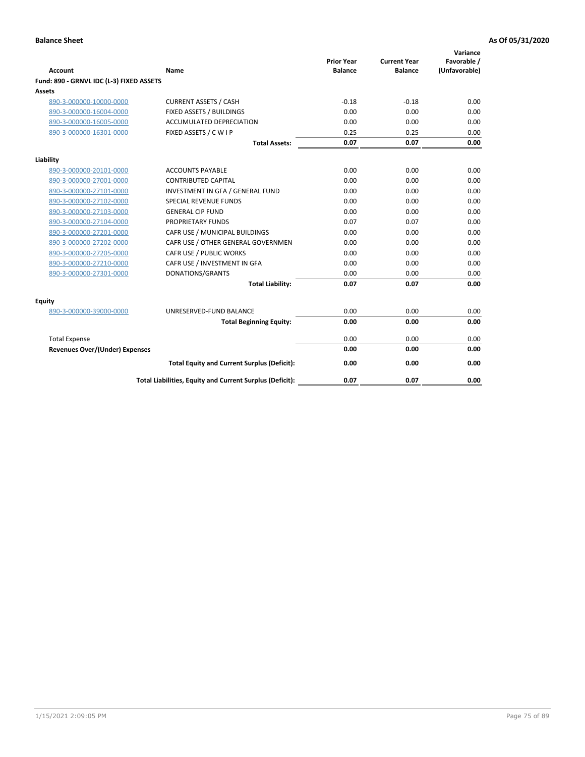**Balance Sheet** **As Of 05/31/2020**

| Account | Name | Prior Year Balance | Current Year Balance | Variance Favorable / (Unfavorable) |
|---|---|---|---|---|
| **Fund: 890 - GRNVL IDC (L-3) FIXED ASSETS** | | | | |
| **Assets** | | | | |
| 890-3-000000-10000-0000 | CURRENT ASSETS / CASH | -0.18 | -0.18 | 0.00 |
| 890-3-000000-16004-0000 | FIXED ASSETS / BUILDINGS | 0.00 | 0.00 | 0.00 |
| 890-3-000000-16005-0000 | ACCUMULATED DEPRECIATION | 0.00 | 0.00 | 0.00 |
| 890-3-000000-16301-0000 | FIXED ASSETS / C W I P | 0.25 | 0.25 | 0.00 |
| | **Total Assets:** | **0.07** | **0.07** | **0.00** |
| **Liability** | | | | |
| 890-3-000000-20101-0000 | ACCOUNTS PAYABLE | 0.00 | 0.00 | 0.00 |
| 890-3-000000-27001-0000 | CONTRIBUTED CAPITAL | 0.00 | 0.00 | 0.00 |
| 890-3-000000-27101-0000 | INVESTMENT IN GFA / GENERAL FUND | 0.00 | 0.00 | 0.00 |
| 890-3-000000-27102-0000 | SPECIAL REVENUE FUNDS | 0.00 | 0.00 | 0.00 |
| 890-3-000000-27103-0000 | GENERAL CIP FUND | 0.00 | 0.00 | 0.00 |
| 890-3-000000-27104-0000 | PROPRIETARY FUNDS | 0.07 | 0.07 | 0.00 |
| 890-3-000000-27201-0000 | CAFR USE / MUNICIPAL BUILDINGS | 0.00 | 0.00 | 0.00 |
| 890-3-000000-27202-0000 | CAFR USE / OTHER GENERAL GOVERNMEN | 0.00 | 0.00 | 0.00 |
| 890-3-000000-27205-0000 | CAFR USE / PUBLIC WORKS | 0.00 | 0.00 | 0.00 |
| 890-3-000000-27210-0000 | CAFR USE / INVESTMENT IN GFA | 0.00 | 0.00 | 0.00 |
| 890-3-000000-27301-0000 | DONATIONS/GRANTS | 0.00 | 0.00 | 0.00 |
| | **Total Liability:** | **0.07** | **0.07** | **0.00** |
| **Equity** | | | | |
| 890-3-000000-39000-0000 | UNRESERVED-FUND BALANCE | 0.00 | 0.00 | 0.00 |
| | **Total Beginning Equity:** | **0.00** | **0.00** | **0.00** |
| Total Expense | | 0.00 | 0.00 | 0.00 |
| **Revenues Over/(Under) Expenses** | | **0.00** | **0.00** | **0.00** |
| | **Total Equity and Current Surplus (Deficit):** | **0.00** | **0.00** | **0.00** |
| | **Total Liabilities, Equity and Current Surplus (Deficit):** | **0.07** | **0.07** | **0.00** |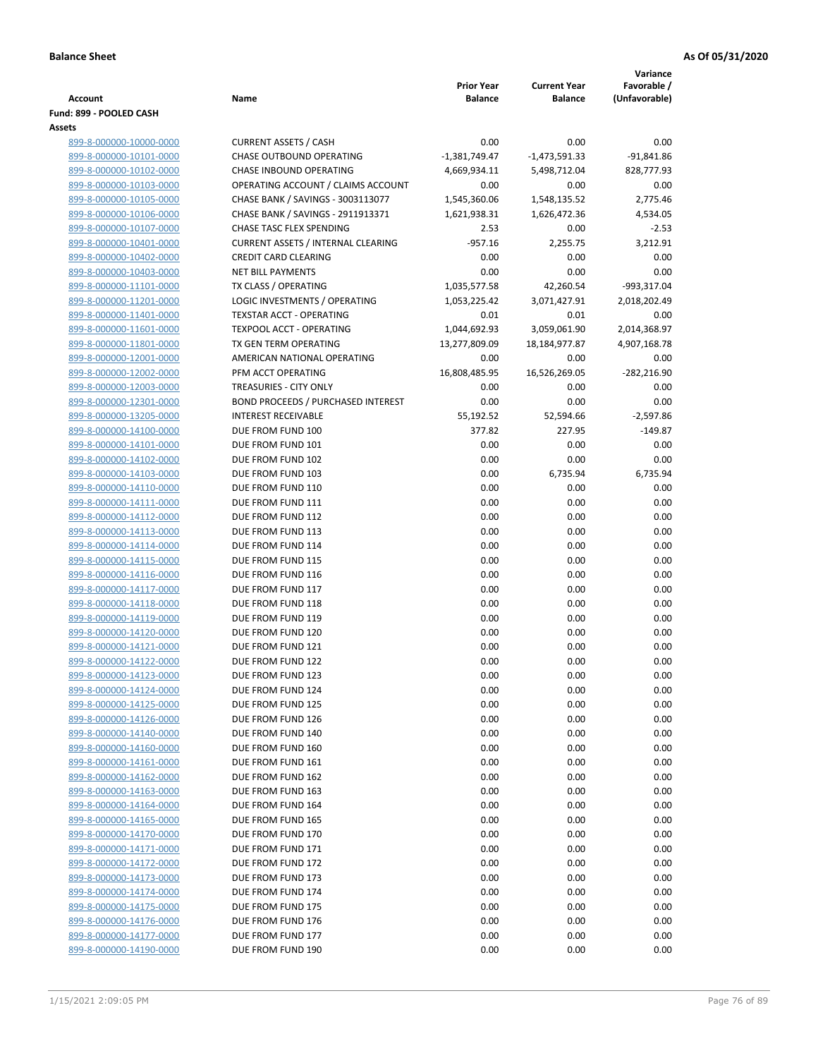**Balance Sheet** **As Of 05/31/2020**

| Account | Name | Prior Year Balance | Current Year Balance | Variance Favorable / (Unfavorable) |
|---|---|---|---|---|
| **Fund: 899 - POOLED CASH** | | | | |
| **Assets** | | | | |
| 899-8-000000-10000-0000 | CURRENT ASSETS / CASH | 0.00 | 0.00 | 0.00 |
| 899-8-000000-10101-0000 | CHASE OUTBOUND OPERATING | -1,381,749.47 | -1,473,591.33 | -91,841.86 |
| 899-8-000000-10102-0000 | CHASE INBOUND OPERATING | 4,669,934.11 | 5,498,712.04 | 828,777.93 |
| 899-8-000000-10103-0000 | OPERATING ACCOUNT / CLAIMS ACCOUNT | 0.00 | 0.00 | 0.00 |
| 899-8-000000-10105-0000 | CHASE BANK / SAVINGS - 3003113077 | 1,545,360.06 | 1,548,135.52 | 2,775.46 |
| 899-8-000000-10106-0000 | CHASE BANK / SAVINGS - 2911913371 | 1,621,938.31 | 1,626,472.36 | 4,534.05 |
| 899-8-000000-10107-0000 | CHASE TASC FLEX SPENDING | 2.53 | 0.00 | -2.53 |
| 899-8-000000-10401-0000 | CURRENT ASSETS / INTERNAL CLEARING | -957.16 | 2,255.75 | 3,212.91 |
| 899-8-000000-10402-0000 | CREDIT CARD CLEARING | 0.00 | 0.00 | 0.00 |
| 899-8-000000-10403-0000 | NET BILL PAYMENTS | 0.00 | 0.00 | 0.00 |
| 899-8-000000-11101-0000 | TX CLASS / OPERATING | 1,035,577.58 | 42,260.54 | -993,317.04 |
| 899-8-000000-11201-0000 | LOGIC INVESTMENTS / OPERATING | 1,053,225.42 | 3,071,427.91 | 2,018,202.49 |
| 899-8-000000-11401-0000 | TEXSTAR ACCT - OPERATING | 0.01 | 0.01 | 0.00 |
| 899-8-000000-11601-0000 | TEXPOOL ACCT - OPERATING | 1,044,692.93 | 3,059,061.90 | 2,014,368.97 |
| 899-8-000000-11801-0000 | TX GEN TERM OPERATING | 13,277,809.09 | 18,184,977.87 | 4,907,168.78 |
| 899-8-000000-12001-0000 | AMERICAN NATIONAL OPERATING | 0.00 | 0.00 | 0.00 |
| 899-8-000000-12002-0000 | PFM ACCT OPERATING | 16,808,485.95 | 16,526,269.05 | -282,216.90 |
| 899-8-000000-12003-0000 | TREASURIES - CITY ONLY | 0.00 | 0.00 | 0.00 |
| 899-8-000000-12301-0000 | BOND PROCEEDS / PURCHASED INTEREST | 0.00 | 0.00 | 0.00 |
| 899-8-000000-13205-0000 | INTEREST RECEIVABLE | 55,192.52 | 52,594.66 | -2,597.86 |
| 899-8-000000-14100-0000 | DUE FROM FUND 100 | 377.82 | 227.95 | -149.87 |
| 899-8-000000-14101-0000 | DUE FROM FUND 101 | 0.00 | 0.00 | 0.00 |
| 899-8-000000-14102-0000 | DUE FROM FUND 102 | 0.00 | 0.00 | 0.00 |
| 899-8-000000-14103-0000 | DUE FROM FUND 103 | 0.00 | 6,735.94 | 6,735.94 |
| 899-8-000000-14110-0000 | DUE FROM FUND 110 | 0.00 | 0.00 | 0.00 |
| 899-8-000000-14111-0000 | DUE FROM FUND 111 | 0.00 | 0.00 | 0.00 |
| 899-8-000000-14112-0000 | DUE FROM FUND 112 | 0.00 | 0.00 | 0.00 |
| 899-8-000000-14113-0000 | DUE FROM FUND 113 | 0.00 | 0.00 | 0.00 |
| 899-8-000000-14114-0000 | DUE FROM FUND 114 | 0.00 | 0.00 | 0.00 |
| 899-8-000000-14115-0000 | DUE FROM FUND 115 | 0.00 | 0.00 | 0.00 |
| 899-8-000000-14116-0000 | DUE FROM FUND 116 | 0.00 | 0.00 | 0.00 |
| 899-8-000000-14117-0000 | DUE FROM FUND 117 | 0.00 | 0.00 | 0.00 |
| 899-8-000000-14118-0000 | DUE FROM FUND 118 | 0.00 | 0.00 | 0.00 |
| 899-8-000000-14119-0000 | DUE FROM FUND 119 | 0.00 | 0.00 | 0.00 |
| 899-8-000000-14120-0000 | DUE FROM FUND 120 | 0.00 | 0.00 | 0.00 |
| 899-8-000000-14121-0000 | DUE FROM FUND 121 | 0.00 | 0.00 | 0.00 |
| 899-8-000000-14122-0000 | DUE FROM FUND 122 | 0.00 | 0.00 | 0.00 |
| 899-8-000000-14123-0000 | DUE FROM FUND 123 | 0.00 | 0.00 | 0.00 |
| 899-8-000000-14124-0000 | DUE FROM FUND 124 | 0.00 | 0.00 | 0.00 |
| 899-8-000000-14125-0000 | DUE FROM FUND 125 | 0.00 | 0.00 | 0.00 |
| 899-8-000000-14126-0000 | DUE FROM FUND 126 | 0.00 | 0.00 | 0.00 |
| 899-8-000000-14140-0000 | DUE FROM FUND 140 | 0.00 | 0.00 | 0.00 |
| 899-8-000000-14160-0000 | DUE FROM FUND 160 | 0.00 | 0.00 | 0.00 |
| 899-8-000000-14161-0000 | DUE FROM FUND 161 | 0.00 | 0.00 | 0.00 |
| 899-8-000000-14162-0000 | DUE FROM FUND 162 | 0.00 | 0.00 | 0.00 |
| 899-8-000000-14163-0000 | DUE FROM FUND 163 | 0.00 | 0.00 | 0.00 |
| 899-8-000000-14164-0000 | DUE FROM FUND 164 | 0.00 | 0.00 | 0.00 |
| 899-8-000000-14165-0000 | DUE FROM FUND 165 | 0.00 | 0.00 | 0.00 |
| 899-8-000000-14170-0000 | DUE FROM FUND 170 | 0.00 | 0.00 | 0.00 |
| 899-8-000000-14171-0000 | DUE FROM FUND 171 | 0.00 | 0.00 | 0.00 |
| 899-8-000000-14172-0000 | DUE FROM FUND 172 | 0.00 | 0.00 | 0.00 |
| 899-8-000000-14173-0000 | DUE FROM FUND 173 | 0.00 | 0.00 | 0.00 |
| 899-8-000000-14174-0000 | DUE FROM FUND 174 | 0.00 | 0.00 | 0.00 |
| 899-8-000000-14175-0000 | DUE FROM FUND 175 | 0.00 | 0.00 | 0.00 |
| 899-8-000000-14176-0000 | DUE FROM FUND 176 | 0.00 | 0.00 | 0.00 |
| 899-8-000000-14177-0000 | DUE FROM FUND 177 | 0.00 | 0.00 | 0.00 |
| 899-8-000000-14190-0000 | DUE FROM FUND 190 | 0.00 | 0.00 | 0.00 |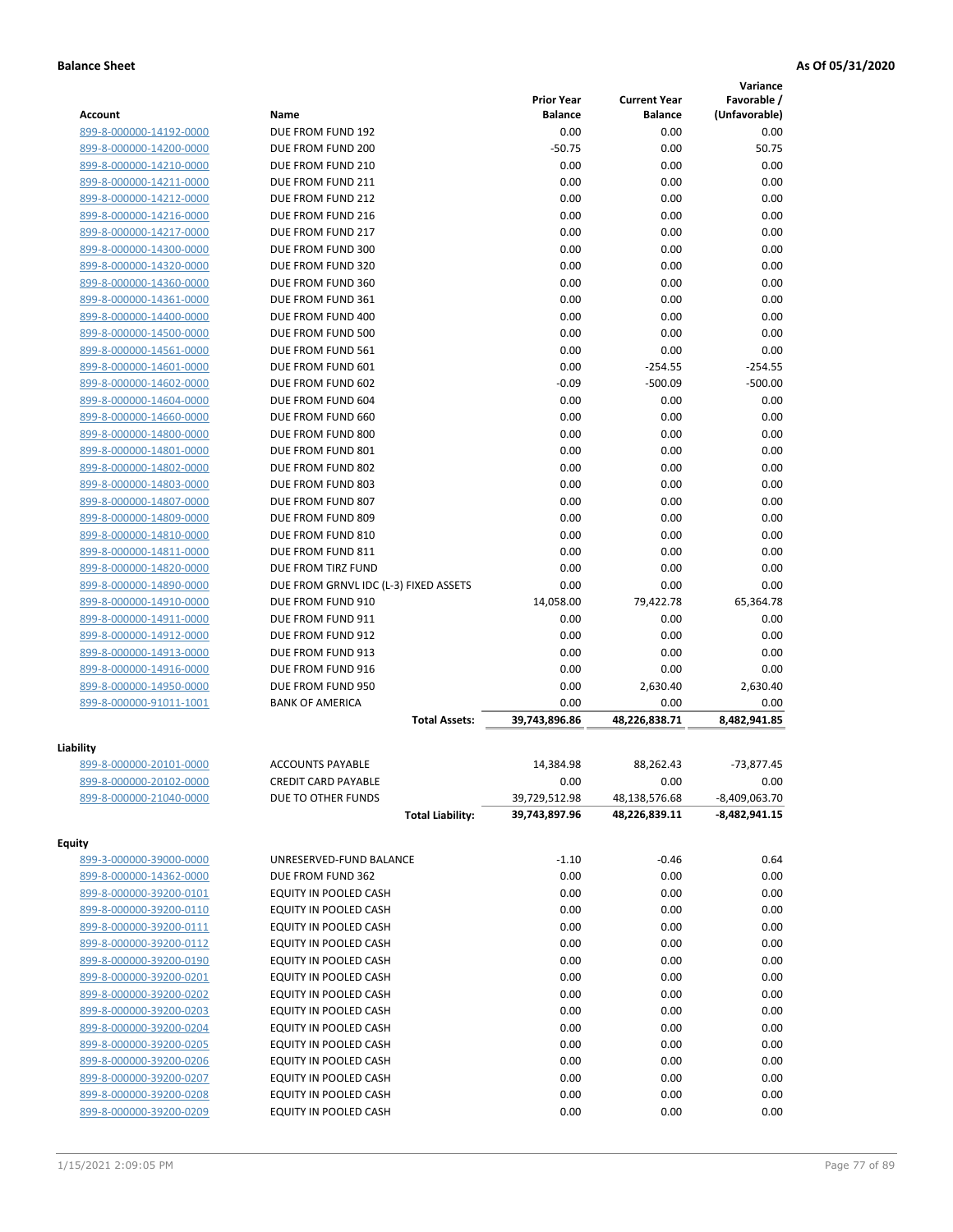**Balance Sheet** **As Of 05/31/2020**

| Account | Name | Prior Year Balance | Current Year Balance | Variance Favorable / (Unfavorable) |
|---|---|---|---|---|
| 899-8-000000-14192-0000 | DUE FROM FUND 192 | 0.00 | 0.00 | 0.00 |
| 899-8-000000-14200-0000 | DUE FROM FUND 200 | -50.75 | 0.00 | 50.75 |
| 899-8-000000-14210-0000 | DUE FROM FUND 210 | 0.00 | 0.00 | 0.00 |
| 899-8-000000-14211-0000 | DUE FROM FUND 211 | 0.00 | 0.00 | 0.00 |
| 899-8-000000-14212-0000 | DUE FROM FUND 212 | 0.00 | 0.00 | 0.00 |
| 899-8-000000-14216-0000 | DUE FROM FUND 216 | 0.00 | 0.00 | 0.00 |
| 899-8-000000-14217-0000 | DUE FROM FUND 217 | 0.00 | 0.00 | 0.00 |
| 899-8-000000-14300-0000 | DUE FROM FUND 300 | 0.00 | 0.00 | 0.00 |
| 899-8-000000-14320-0000 | DUE FROM FUND 320 | 0.00 | 0.00 | 0.00 |
| 899-8-000000-14360-0000 | DUE FROM FUND 360 | 0.00 | 0.00 | 0.00 |
| 899-8-000000-14361-0000 | DUE FROM FUND 361 | 0.00 | 0.00 | 0.00 |
| 899-8-000000-14400-0000 | DUE FROM FUND 400 | 0.00 | 0.00 | 0.00 |
| 899-8-000000-14500-0000 | DUE FROM FUND 500 | 0.00 | 0.00 | 0.00 |
| 899-8-000000-14561-0000 | DUE FROM FUND 561 | 0.00 | 0.00 | 0.00 |
| 899-8-000000-14601-0000 | DUE FROM FUND 601 | 0.00 | -254.55 | -254.55 |
| 899-8-000000-14602-0000 | DUE FROM FUND 602 | -0.09 | -500.09 | -500.00 |
| 899-8-000000-14604-0000 | DUE FROM FUND 604 | 0.00 | 0.00 | 0.00 |
| 899-8-000000-14660-0000 | DUE FROM FUND 660 | 0.00 | 0.00 | 0.00 |
| 899-8-000000-14800-0000 | DUE FROM FUND 800 | 0.00 | 0.00 | 0.00 |
| 899-8-000000-14801-0000 | DUE FROM FUND 801 | 0.00 | 0.00 | 0.00 |
| 899-8-000000-14802-0000 | DUE FROM FUND 802 | 0.00 | 0.00 | 0.00 |
| 899-8-000000-14803-0000 | DUE FROM FUND 803 | 0.00 | 0.00 | 0.00 |
| 899-8-000000-14807-0000 | DUE FROM FUND 807 | 0.00 | 0.00 | 0.00 |
| 899-8-000000-14809-0000 | DUE FROM FUND 809 | 0.00 | 0.00 | 0.00 |
| 899-8-000000-14810-0000 | DUE FROM FUND 810 | 0.00 | 0.00 | 0.00 |
| 899-8-000000-14811-0000 | DUE FROM FUND 811 | 0.00 | 0.00 | 0.00 |
| 899-8-000000-14820-0000 | DUE FROM TIRZ FUND | 0.00 | 0.00 | 0.00 |
| 899-8-000000-14890-0000 | DUE FROM GRNVL IDC (L-3) FIXED ASSETS | 0.00 | 0.00 | 0.00 |
| 899-8-000000-14910-0000 | DUE FROM FUND 910 | 14,058.00 | 79,422.78 | 65,364.78 |
| 899-8-000000-14911-0000 | DUE FROM FUND 911 | 0.00 | 0.00 | 0.00 |
| 899-8-000000-14912-0000 | DUE FROM FUND 912 | 0.00 | 0.00 | 0.00 |
| 899-8-000000-14913-0000 | DUE FROM FUND 913 | 0.00 | 0.00 | 0.00 |
| 899-8-000000-14916-0000 | DUE FROM FUND 916 | 0.00 | 0.00 | 0.00 |
| 899-8-000000-14950-0000 | DUE FROM FUND 950 | 0.00 | 2,630.40 | 2,630.40 |
| 899-8-000000-91011-1001 | BANK OF AMERICA | 0.00 | 0.00 | 0.00 |
| | **Total Assets:** | **39,743,896.86** | **48,226,838.71** | **8,482,941.85** |
| **Liability** | | | | |
| 899-8-000000-20101-0000 | ACCOUNTS PAYABLE | 14,384.98 | 88,262.43 | -73,877.45 |
| 899-8-000000-20102-0000 | CREDIT CARD PAYABLE | 0.00 | 0.00 | 0.00 |
| 899-8-000000-21040-0000 | DUE TO OTHER FUNDS | 39,729,512.98 | 48,138,576.68 | -8,409,063.70 |
| | **Total Liability:** | **39,743,897.96** | **48,226,839.11** | **-8,482,941.15** |
| **Equity** | | | | |
| 899-3-000000-39000-0000 | UNRESERVED-FUND BALANCE | -1.10 | -0.46 | 0.64 |
| 899-8-000000-14362-0000 | DUE FROM FUND 362 | 0.00 | 0.00 | 0.00 |
| 899-8-000000-39200-0101 | EQUITY IN POOLED CASH | 0.00 | 0.00 | 0.00 |
| 899-8-000000-39200-0110 | EQUITY IN POOLED CASH | 0.00 | 0.00 | 0.00 |
| 899-8-000000-39200-0111 | EQUITY IN POOLED CASH | 0.00 | 0.00 | 0.00 |
| 899-8-000000-39200-0112 | EQUITY IN POOLED CASH | 0.00 | 0.00 | 0.00 |
| 899-8-000000-39200-0190 | EQUITY IN POOLED CASH | 0.00 | 0.00 | 0.00 |
| 899-8-000000-39200-0201 | EQUITY IN POOLED CASH | 0.00 | 0.00 | 0.00 |
| 899-8-000000-39200-0202 | EQUITY IN POOLED CASH | 0.00 | 0.00 | 0.00 |
| 899-8-000000-39200-0203 | EQUITY IN POOLED CASH | 0.00 | 0.00 | 0.00 |
| 899-8-000000-39200-0204 | EQUITY IN POOLED CASH | 0.00 | 0.00 | 0.00 |
| 899-8-000000-39200-0205 | EQUITY IN POOLED CASH | 0.00 | 0.00 | 0.00 |
| 899-8-000000-39200-0206 | EQUITY IN POOLED CASH | 0.00 | 0.00 | 0.00 |
| 899-8-000000-39200-0207 | EQUITY IN POOLED CASH | 0.00 | 0.00 | 0.00 |
| 899-8-000000-39200-0208 | EQUITY IN POOLED CASH | 0.00 | 0.00 | 0.00 |
| 899-8-000000-39200-0209 | EQUITY IN POOLED CASH | 0.00 | 0.00 | 0.00 |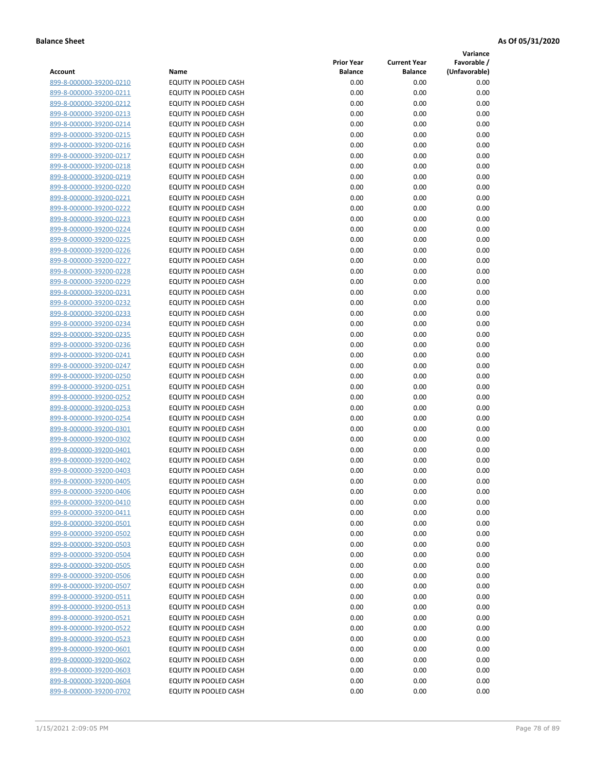**Balance Sheet** **As Of 05/31/2020**

| Account | Name | Prior Year Balance | Current Year Balance | Variance Favorable / (Unfavorable) |
|---|---|---|---|---|
| 899-8-000000-39200-0210 | EQUITY IN POOLED CASH | 0.00 | 0.00 | 0.00 |
| 899-8-000000-39200-0211 | EQUITY IN POOLED CASH | 0.00 | 0.00 | 0.00 |
| 899-8-000000-39200-0212 | EQUITY IN POOLED CASH | 0.00 | 0.00 | 0.00 |
| 899-8-000000-39200-0213 | EQUITY IN POOLED CASH | 0.00 | 0.00 | 0.00 |
| 899-8-000000-39200-0214 | EQUITY IN POOLED CASH | 0.00 | 0.00 | 0.00 |
| 899-8-000000-39200-0215 | EQUITY IN POOLED CASH | 0.00 | 0.00 | 0.00 |
| 899-8-000000-39200-0216 | EQUITY IN POOLED CASH | 0.00 | 0.00 | 0.00 |
| 899-8-000000-39200-0217 | EQUITY IN POOLED CASH | 0.00 | 0.00 | 0.00 |
| 899-8-000000-39200-0218 | EQUITY IN POOLED CASH | 0.00 | 0.00 | 0.00 |
| 899-8-000000-39200-0219 | EQUITY IN POOLED CASH | 0.00 | 0.00 | 0.00 |
| 899-8-000000-39200-0220 | EQUITY IN POOLED CASH | 0.00 | 0.00 | 0.00 |
| 899-8-000000-39200-0221 | EQUITY IN POOLED CASH | 0.00 | 0.00 | 0.00 |
| 899-8-000000-39200-0222 | EQUITY IN POOLED CASH | 0.00 | 0.00 | 0.00 |
| 899-8-000000-39200-0223 | EQUITY IN POOLED CASH | 0.00 | 0.00 | 0.00 |
| 899-8-000000-39200-0224 | EQUITY IN POOLED CASH | 0.00 | 0.00 | 0.00 |
| 899-8-000000-39200-0225 | EQUITY IN POOLED CASH | 0.00 | 0.00 | 0.00 |
| 899-8-000000-39200-0226 | EQUITY IN POOLED CASH | 0.00 | 0.00 | 0.00 |
| 899-8-000000-39200-0227 | EQUITY IN POOLED CASH | 0.00 | 0.00 | 0.00 |
| 899-8-000000-39200-0228 | EQUITY IN POOLED CASH | 0.00 | 0.00 | 0.00 |
| 899-8-000000-39200-0229 | EQUITY IN POOLED CASH | 0.00 | 0.00 | 0.00 |
| 899-8-000000-39200-0231 | EQUITY IN POOLED CASH | 0.00 | 0.00 | 0.00 |
| 899-8-000000-39200-0232 | EQUITY IN POOLED CASH | 0.00 | 0.00 | 0.00 |
| 899-8-000000-39200-0233 | EQUITY IN POOLED CASH | 0.00 | 0.00 | 0.00 |
| 899-8-000000-39200-0234 | EQUITY IN POOLED CASH | 0.00 | 0.00 | 0.00 |
| 899-8-000000-39200-0235 | EQUITY IN POOLED CASH | 0.00 | 0.00 | 0.00 |
| 899-8-000000-39200-0236 | EQUITY IN POOLED CASH | 0.00 | 0.00 | 0.00 |
| 899-8-000000-39200-0241 | EQUITY IN POOLED CASH | 0.00 | 0.00 | 0.00 |
| 899-8-000000-39200-0247 | EQUITY IN POOLED CASH | 0.00 | 0.00 | 0.00 |
| 899-8-000000-39200-0250 | EQUITY IN POOLED CASH | 0.00 | 0.00 | 0.00 |
| 899-8-000000-39200-0251 | EQUITY IN POOLED CASH | 0.00 | 0.00 | 0.00 |
| 899-8-000000-39200-0252 | EQUITY IN POOLED CASH | 0.00 | 0.00 | 0.00 |
| 899-8-000000-39200-0253 | EQUITY IN POOLED CASH | 0.00 | 0.00 | 0.00 |
| 899-8-000000-39200-0254 | EQUITY IN POOLED CASH | 0.00 | 0.00 | 0.00 |
| 899-8-000000-39200-0301 | EQUITY IN POOLED CASH | 0.00 | 0.00 | 0.00 |
| 899-8-000000-39200-0302 | EQUITY IN POOLED CASH | 0.00 | 0.00 | 0.00 |
| 899-8-000000-39200-0401 | EQUITY IN POOLED CASH | 0.00 | 0.00 | 0.00 |
| 899-8-000000-39200-0402 | EQUITY IN POOLED CASH | 0.00 | 0.00 | 0.00 |
| 899-8-000000-39200-0403 | EQUITY IN POOLED CASH | 0.00 | 0.00 | 0.00 |
| 899-8-000000-39200-0405 | EQUITY IN POOLED CASH | 0.00 | 0.00 | 0.00 |
| 899-8-000000-39200-0406 | EQUITY IN POOLED CASH | 0.00 | 0.00 | 0.00 |
| 899-8-000000-39200-0410 | EQUITY IN POOLED CASH | 0.00 | 0.00 | 0.00 |
| 899-8-000000-39200-0411 | EQUITY IN POOLED CASH | 0.00 | 0.00 | 0.00 |
| 899-8-000000-39200-0501 | EQUITY IN POOLED CASH | 0.00 | 0.00 | 0.00 |
| 899-8-000000-39200-0502 | EQUITY IN POOLED CASH | 0.00 | 0.00 | 0.00 |
| 899-8-000000-39200-0503 | EQUITY IN POOLED CASH | 0.00 | 0.00 | 0.00 |
| 899-8-000000-39200-0504 | EQUITY IN POOLED CASH | 0.00 | 0.00 | 0.00 |
| 899-8-000000-39200-0505 | EQUITY IN POOLED CASH | 0.00 | 0.00 | 0.00 |
| 899-8-000000-39200-0506 | EQUITY IN POOLED CASH | 0.00 | 0.00 | 0.00 |
| 899-8-000000-39200-0507 | EQUITY IN POOLED CASH | 0.00 | 0.00 | 0.00 |
| 899-8-000000-39200-0511 | EQUITY IN POOLED CASH | 0.00 | 0.00 | 0.00 |
| 899-8-000000-39200-0513 | EQUITY IN POOLED CASH | 0.00 | 0.00 | 0.00 |
| 899-8-000000-39200-0521 | EQUITY IN POOLED CASH | 0.00 | 0.00 | 0.00 |
| 899-8-000000-39200-0522 | EQUITY IN POOLED CASH | 0.00 | 0.00 | 0.00 |
| 899-8-000000-39200-0523 | EQUITY IN POOLED CASH | 0.00 | 0.00 | 0.00 |
| 899-8-000000-39200-0601 | EQUITY IN POOLED CASH | 0.00 | 0.00 | 0.00 |
| 899-8-000000-39200-0602 | EQUITY IN POOLED CASH | 0.00 | 0.00 | 0.00 |
| 899-8-000000-39200-0603 | EQUITY IN POOLED CASH | 0.00 | 0.00 | 0.00 |
| 899-8-000000-39200-0604 | EQUITY IN POOLED CASH | 0.00 | 0.00 | 0.00 |
| 899-8-000000-39200-0702 | EQUITY IN POOLED CASH | 0.00 | 0.00 | 0.00 |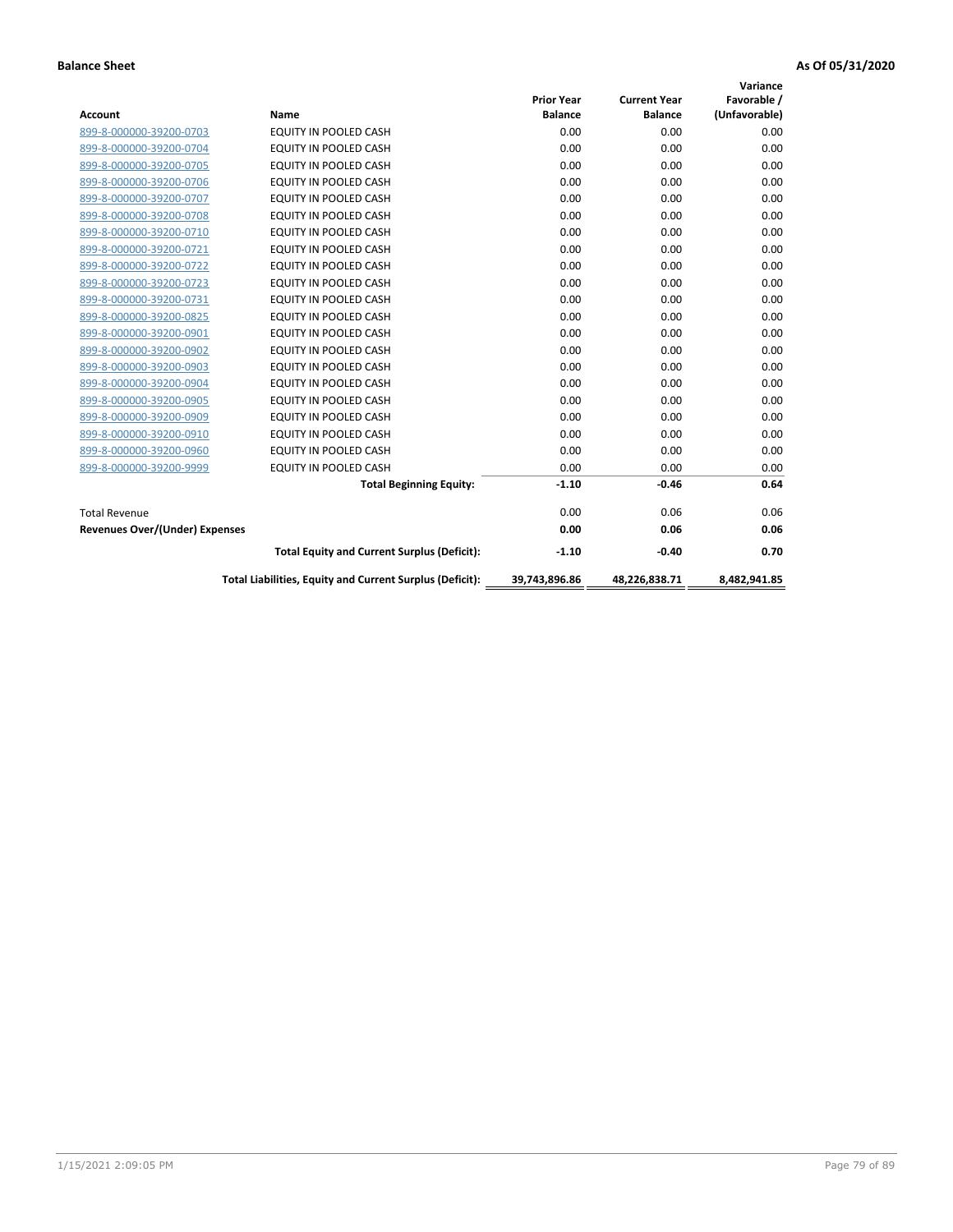**Balance Sheet** **As Of 05/31/2020**

| Account | Name | Prior Year Balance | Current Year Balance | Variance Favorable / (Unfavorable) |
|---|---|---|---|---|
| 899-8-000000-39200-0703 | EQUITY IN POOLED CASH | 0.00 | 0.00 | 0.00 |
| 899-8-000000-39200-0704 | EQUITY IN POOLED CASH | 0.00 | 0.00 | 0.00 |
| 899-8-000000-39200-0705 | EQUITY IN POOLED CASH | 0.00 | 0.00 | 0.00 |
| 899-8-000000-39200-0706 | EQUITY IN POOLED CASH | 0.00 | 0.00 | 0.00 |
| 899-8-000000-39200-0707 | EQUITY IN POOLED CASH | 0.00 | 0.00 | 0.00 |
| 899-8-000000-39200-0708 | EQUITY IN POOLED CASH | 0.00 | 0.00 | 0.00 |
| 899-8-000000-39200-0710 | EQUITY IN POOLED CASH | 0.00 | 0.00 | 0.00 |
| 899-8-000000-39200-0721 | EQUITY IN POOLED CASH | 0.00 | 0.00 | 0.00 |
| 899-8-000000-39200-0722 | EQUITY IN POOLED CASH | 0.00 | 0.00 | 0.00 |
| 899-8-000000-39200-0723 | EQUITY IN POOLED CASH | 0.00 | 0.00 | 0.00 |
| 899-8-000000-39200-0731 | EQUITY IN POOLED CASH | 0.00 | 0.00 | 0.00 |
| 899-8-000000-39200-0825 | EQUITY IN POOLED CASH | 0.00 | 0.00 | 0.00 |
| 899-8-000000-39200-0901 | EQUITY IN POOLED CASH | 0.00 | 0.00 | 0.00 |
| 899-8-000000-39200-0902 | EQUITY IN POOLED CASH | 0.00 | 0.00 | 0.00 |
| 899-8-000000-39200-0903 | EQUITY IN POOLED CASH | 0.00 | 0.00 | 0.00 |
| 899-8-000000-39200-0904 | EQUITY IN POOLED CASH | 0.00 | 0.00 | 0.00 |
| 899-8-000000-39200-0905 | EQUITY IN POOLED CASH | 0.00 | 0.00 | 0.00 |
| 899-8-000000-39200-0909 | EQUITY IN POOLED CASH | 0.00 | 0.00 | 0.00 |
| 899-8-000000-39200-0910 | EQUITY IN POOLED CASH | 0.00 | 0.00 | 0.00 |
| 899-8-000000-39200-0960 | EQUITY IN POOLED CASH | 0.00 | 0.00 | 0.00 |
| 899-8-000000-39200-9999 | EQUITY IN POOLED CASH | 0.00 | 0.00 | 0.00 |
| | **Total Beginning Equity:** | **-1.10** | **-0.46** | **0.64** |
| Total Revenue | | 0.00 | 0.06 | 0.06 |
| **Revenues Over/(Under) Expenses** | | **0.00** | **0.06** | **0.06** |
| | **Total Equity and Current Surplus (Deficit):** | **-1.10** | **-0.40** | **0.70** |
| | **Total Liabilities, Equity and Current Surplus (Deficit):** | **39,743,896.86** | **48,226,838.71** | **8,482,941.85** |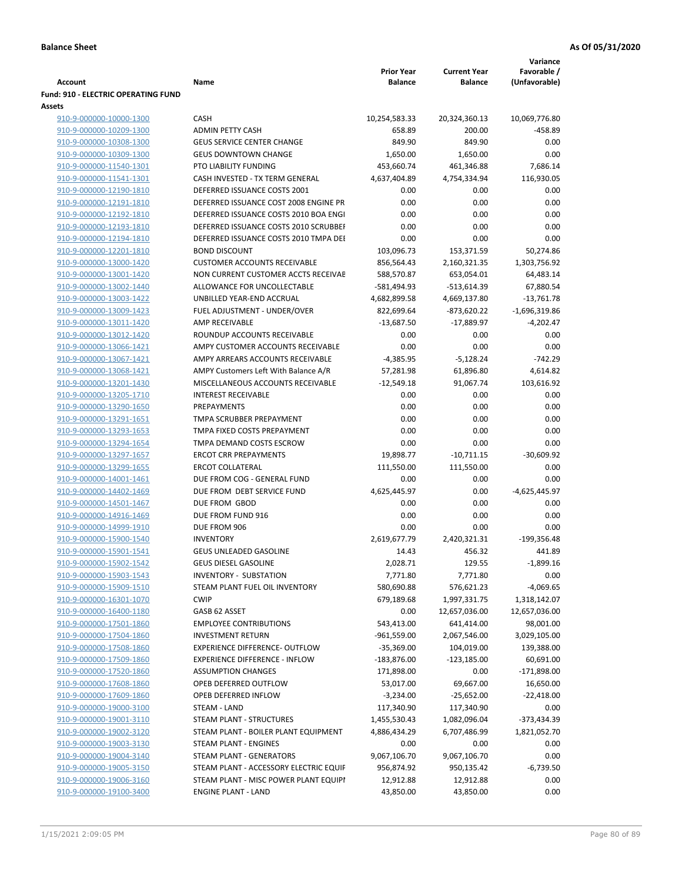**Balance Sheet** **As Of 05/31/2020**

| Account | Name | Prior Year Balance | Current Year Balance | Variance Favorable / (Unfavorable) |
|---|---|---|---|---|
| **Fund: 910 - ELECTRIC OPERATING FUND** | | | | |
| **Assets** | | | | |
| 910-9-000000-10000-1300 | CASH | 10,254,583.33 | 20,324,360.13 | 10,069,776.80 |
| 910-9-000000-10209-1300 | ADMIN PETTY CASH | 658.89 | 200.00 | -458.89 |
| 910-9-000000-10308-1300 | GEUS SERVICE CENTER CHANGE | 849.90 | 849.90 | 0.00 |
| 910-9-000000-10309-1300 | GEUS DOWNTOWN CHANGE | 1,650.00 | 1,650.00 | 0.00 |
| 910-9-000000-11540-1301 | PTO LIABILITY FUNDING | 453,660.74 | 461,346.88 | 7,686.14 |
| 910-9-000000-11541-1301 | CASH INVESTED - TX TERM GENERAL | 4,637,404.89 | 4,754,334.94 | 116,930.05 |
| 910-9-000000-12190-1810 | DEFERRED ISSUANCE COSTS 2001 | 0.00 | 0.00 | 0.00 |
| 910-9-000000-12191-1810 | DEFERRED ISSUANCE COST 2008 ENGINE PR | 0.00 | 0.00 | 0.00 |
| 910-9-000000-12192-1810 | DEFERRED ISSUANCE COSTS 2010 BOA ENGI | 0.00 | 0.00 | 0.00 |
| 910-9-000000-12193-1810 | DEFERRED ISSUANCE COSTS 2010 SCRUBBEI | 0.00 | 0.00 | 0.00 |
| 910-9-000000-12194-1810 | DEFERRED ISSUANCE COSTS 2010 TMPA DEI | 0.00 | 0.00 | 0.00 |
| 910-9-000000-12201-1810 | BOND DISCOUNT | 103,096.73 | 153,371.59 | 50,274.86 |
| 910-9-000000-13000-1420 | CUSTOMER ACCOUNTS RECEIVABLE | 856,564.43 | 2,160,321.35 | 1,303,756.92 |
| 910-9-000000-13001-1420 | NON CURRENT CUSTOMER ACCTS RECEIVAE | 588,570.87 | 653,054.01 | 64,483.14 |
| 910-9-000000-13002-1440 | ALLOWANCE FOR UNCOLLECTABLE | -581,494.93 | -513,614.39 | 67,880.54 |
| 910-9-000000-13003-1422 | UNBILLED YEAR-END ACCRUAL | 4,682,899.58 | 4,669,137.80 | -13,761.78 |
| 910-9-000000-13009-1423 | FUEL ADJUSTMENT - UNDER/OVER | 822,699.64 | -873,620.22 | -1,696,319.86 |
| 910-9-000000-13011-1420 | AMP RECEIVABLE | -13,687.50 | -17,889.97 | -4,202.47 |
| 910-9-000000-13012-1420 | ROUNDUP ACCOUNTS RECEIVABLE | 0.00 | 0.00 | 0.00 |
| 910-9-000000-13066-1421 | AMPY CUSTOMER ACCOUNTS RECEIVABLE | 0.00 | 0.00 | 0.00 |
| 910-9-000000-13067-1421 | AMPY ARREARS ACCOUNTS RECEIVABLE | -4,385.95 | -5,128.24 | -742.29 |
| 910-9-000000-13068-1421 | AMPY Customers Left With Balance A/R | 57,281.98 | 61,896.80 | 4,614.82 |
| 910-9-000000-13201-1430 | MISCELLANEOUS ACCOUNTS RECEIVABLE | -12,549.18 | 91,067.74 | 103,616.92 |
| 910-9-000000-13205-1710 | INTEREST RECEIVABLE | 0.00 | 0.00 | 0.00 |
| 910-9-000000-13290-1650 | PREPAYMENTS | 0.00 | 0.00 | 0.00 |
| 910-9-000000-13291-1651 | TMPA SCRUBBER PREPAYMENT | 0.00 | 0.00 | 0.00 |
| 910-9-000000-13293-1653 | TMPA FIXED COSTS PREPAYMENT | 0.00 | 0.00 | 0.00 |
| 910-9-000000-13294-1654 | TMPA DEMAND COSTS ESCROW | 0.00 | 0.00 | 0.00 |
| 910-9-000000-13297-1657 | ERCOT CRR PREPAYMENTS | 19,898.77 | -10,711.15 | -30,609.92 |
| 910-9-000000-13299-1655 | ERCOT COLLATERAL | 111,550.00 | 111,550.00 | 0.00 |
| 910-9-000000-14001-1461 | DUE FROM COG - GENERAL FUND | 0.00 | 0.00 | 0.00 |
| 910-9-000000-14402-1469 | DUE FROM DEBT SERVICE FUND | 4,625,445.97 | 0.00 | -4,625,445.97 |
| 910-9-000000-14501-1467 | DUE FROM GBOD | 0.00 | 0.00 | 0.00 |
| 910-9-000000-14916-1469 | DUE FROM FUND 916 | 0.00 | 0.00 | 0.00 |
| 910-9-000000-14999-1910 | DUE FROM 906 | 0.00 | 0.00 | 0.00 |
| 910-9-000000-15900-1540 | INVENTORY | 2,619,677.79 | 2,420,321.31 | -199,356.48 |
| 910-9-000000-15901-1541 | GEUS UNLEADED GASOLINE | 14.43 | 456.32 | 441.89 |
| 910-9-000000-15902-1542 | GEUS DIESEL GASOLINE | 2,028.71 | 129.55 | -1,899.16 |
| 910-9-000000-15903-1543 | INVENTORY - SUBSTATION | 7,771.80 | 7,771.80 | 0.00 |
| 910-9-000000-15909-1510 | STEAM PLANT FUEL OIL INVENTORY | 580,690.88 | 576,621.23 | -4,069.65 |
| 910-9-000000-16301-1070 | CWIP | 679,189.68 | 1,997,331.75 | 1,318,142.07 |
| 910-9-000000-16400-1180 | GASB 62 ASSET | 0.00 | 12,657,036.00 | 12,657,036.00 |
| 910-9-000000-17501-1860 | EMPLOYEE CONTRIBUTIONS | 543,413.00 | 641,414.00 | 98,001.00 |
| 910-9-000000-17504-1860 | INVESTMENT RETURN | -961,559.00 | 2,067,546.00 | 3,029,105.00 |
| 910-9-000000-17508-1860 | EXPERIENCE DIFFERENCE- OUTFLOW | -35,369.00 | 104,019.00 | 139,388.00 |
| 910-9-000000-17509-1860 | EXPERIENCE DIFFERENCE - INFLOW | -183,876.00 | -123,185.00 | 60,691.00 |
| 910-9-000000-17520-1860 | ASSUMPTION CHANGES | 171,898.00 | 0.00 | -171,898.00 |
| 910-9-000000-17608-1860 | OPEB DEFERRED OUTFLOW | 53,017.00 | 69,667.00 | 16,650.00 |
| 910-9-000000-17609-1860 | OPEB DEFERRED INFLOW | -3,234.00 | -25,652.00 | -22,418.00 |
| 910-9-000000-19000-3100 | STEAM - LAND | 117,340.90 | 117,340.90 | 0.00 |
| 910-9-000000-19001-3110 | STEAM PLANT - STRUCTURES | 1,455,530.43 | 1,082,096.04 | -373,434.39 |
| 910-9-000000-19002-3120 | STEAM PLANT - BOILER PLANT EQUIPMENT | 4,886,434.29 | 6,707,486.99 | 1,821,052.70 |
| 910-9-000000-19003-3130 | STEAM PLANT - ENGINES | 0.00 | 0.00 | 0.00 |
| 910-9-000000-19004-3140 | STEAM PLANT - GENERATORS | 9,067,106.70 | 9,067,106.70 | 0.00 |
| 910-9-000000-19005-3150 | STEAM PLANT - ACCESSORY ELECTRIC EQUIF | 956,874.92 | 950,135.42 | -6,739.50 |
| 910-9-000000-19006-3160 | STEAM PLANT - MISC POWER PLANT EQUIPI | 12,912.88 | 12,912.88 | 0.00 |
| 910-9-000000-19100-3400 | ENGINE PLANT - LAND | 43,850.00 | 43,850.00 | 0.00 |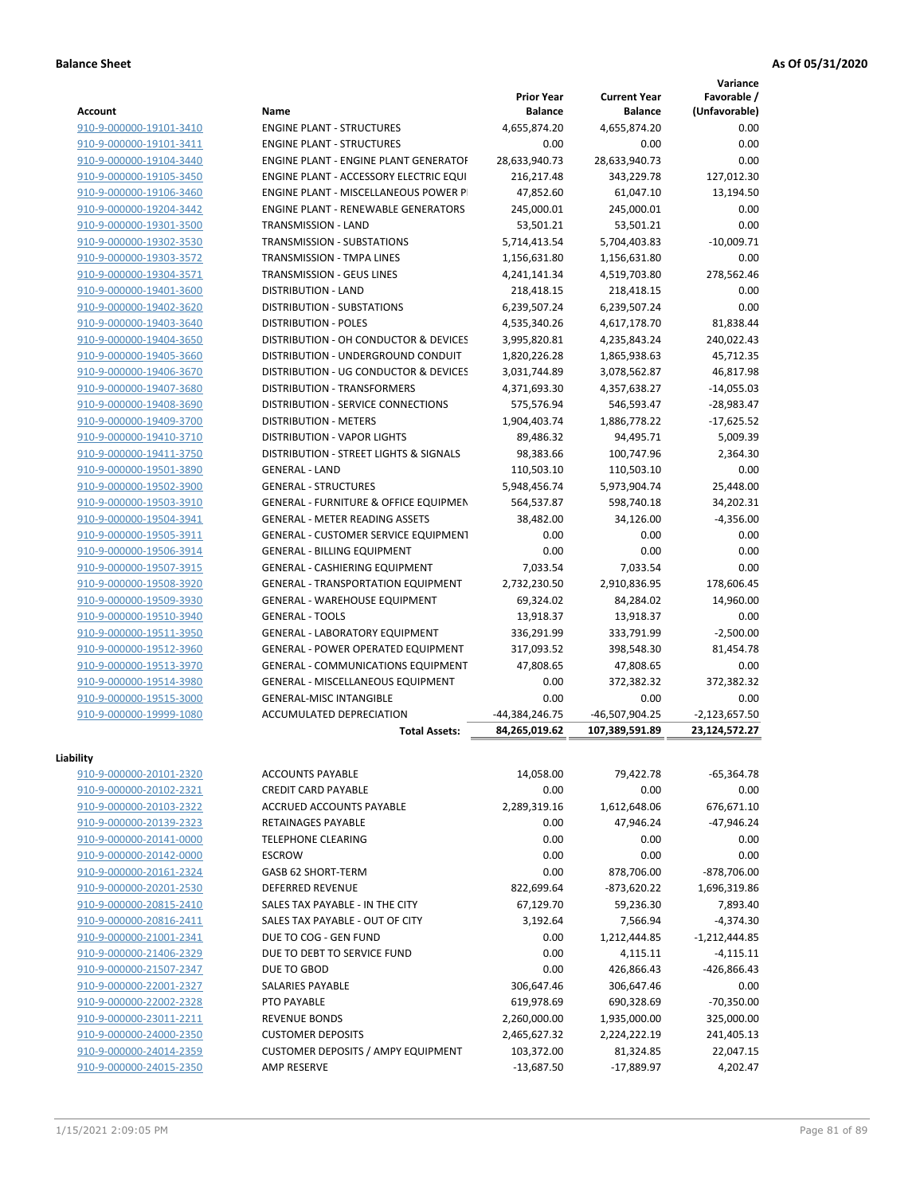**Balance Sheet** **As Of 05/31/2020**

| Account | Name | Prior Year Balance | Current Year Balance | Variance Favorable / (Unfavorable) |
|---|---|---|---|---|
| 910-9-000000-19101-3410 | ENGINE PLANT - STRUCTURES | 4,655,874.20 | 4,655,874.20 | 0.00 |
| 910-9-000000-19101-3411 | ENGINE PLANT - STRUCTURES | 0.00 | 0.00 | 0.00 |
| 910-9-000000-19104-3440 | ENGINE PLANT - ENGINE PLANT GENERATOF | 28,633,940.73 | 28,633,940.73 | 0.00 |
| 910-9-000000-19105-3450 | ENGINE PLANT - ACCESSORY ELECTRIC EQUI | 216,217.48 | 343,229.78 | 127,012.30 |
| 910-9-000000-19106-3460 | ENGINE PLANT - MISCELLANEOUS POWER P | 47,852.60 | 61,047.10 | 13,194.50 |
| 910-9-000000-19204-3442 | ENGINE PLANT - RENEWABLE GENERATORS | 245,000.01 | 245,000.01 | 0.00 |
| 910-9-000000-19301-3500 | TRANSMISSION - LAND | 53,501.21 | 53,501.21 | 0.00 |
| 910-9-000000-19302-3530 | TRANSMISSION - SUBSTATIONS | 5,714,413.54 | 5,704,403.83 | -10,009.71 |
| 910-9-000000-19303-3572 | TRANSMISSION - TMPA LINES | 1,156,631.80 | 1,156,631.80 | 0.00 |
| 910-9-000000-19304-3571 | TRANSMISSION - GEUS LINES | 4,241,141.34 | 4,519,703.80 | 278,562.46 |
| 910-9-000000-19401-3600 | DISTRIBUTION - LAND | 218,418.15 | 218,418.15 | 0.00 |
| 910-9-000000-19402-3620 | DISTRIBUTION - SUBSTATIONS | 6,239,507.24 | 6,239,507.24 | 0.00 |
| 910-9-000000-19403-3640 | DISTRIBUTION - POLES | 4,535,340.26 | 4,617,178.70 | 81,838.44 |
| 910-9-000000-19404-3650 | DISTRIBUTION - OH CONDUCTOR & DEVICES | 3,995,820.81 | 4,235,843.24 | 240,022.43 |
| 910-9-000000-19405-3660 | DISTRIBUTION - UNDERGROUND CONDUIT | 1,820,226.28 | 1,865,938.63 | 45,712.35 |
| 910-9-000000-19406-3670 | DISTRIBUTION - UG CONDUCTOR & DEVICES | 3,031,744.89 | 3,078,562.87 | 46,817.98 |
| 910-9-000000-19407-3680 | DISTRIBUTION - TRANSFORMERS | 4,371,693.30 | 4,357,638.27 | -14,055.03 |
| 910-9-000000-19408-3690 | DISTRIBUTION - SERVICE CONNECTIONS | 575,576.94 | 546,593.47 | -28,983.47 |
| 910-9-000000-19409-3700 | DISTRIBUTION - METERS | 1,904,403.74 | 1,886,778.22 | -17,625.52 |
| 910-9-000000-19410-3710 | DISTRIBUTION - VAPOR LIGHTS | 89,486.32 | 94,495.71 | 5,009.39 |
| 910-9-000000-19411-3750 | DISTRIBUTION - STREET LIGHTS & SIGNALS | 98,383.66 | 100,747.96 | 2,364.30 |
| 910-9-000000-19501-3890 | GENERAL - LAND | 110,503.10 | 110,503.10 | 0.00 |
| 910-9-000000-19502-3900 | GENERAL - STRUCTURES | 5,948,456.74 | 5,973,904.74 | 25,448.00 |
| 910-9-000000-19503-3910 | GENERAL - FURNITURE & OFFICE EQUIPMEN | 564,537.87 | 598,740.18 | 34,202.31 |
| 910-9-000000-19504-3941 | GENERAL - METER READING ASSETS | 38,482.00 | 34,126.00 | -4,356.00 |
| 910-9-000000-19505-3911 | GENERAL - CUSTOMER SERVICE EQUIPMENT | 0.00 | 0.00 | 0.00 |
| 910-9-000000-19506-3914 | GENERAL - BILLING EQUIPMENT | 0.00 | 0.00 | 0.00 |
| 910-9-000000-19507-3915 | GENERAL - CASHIERING EQUIPMENT | 7,033.54 | 7,033.54 | 0.00 |
| 910-9-000000-19508-3920 | GENERAL - TRANSPORTATION EQUIPMENT | 2,732,230.50 | 2,910,836.95 | 178,606.45 |
| 910-9-000000-19509-3930 | GENERAL - WAREHOUSE EQUIPMENT | 69,324.02 | 84,284.02 | 14,960.00 |
| 910-9-000000-19510-3940 | GENERAL - TOOLS | 13,918.37 | 13,918.37 | 0.00 |
| 910-9-000000-19511-3950 | GENERAL - LABORATORY EQUIPMENT | 336,291.99 | 333,791.99 | -2,500.00 |
| 910-9-000000-19512-3960 | GENERAL - POWER OPERATED EQUIPMENT | 317,093.52 | 398,548.30 | 81,454.78 |
| 910-9-000000-19513-3970 | GENERAL - COMMUNICATIONS EQUIPMENT | 47,808.65 | 47,808.65 | 0.00 |
| 910-9-000000-19514-3980 | GENERAL - MISCELLANEOUS EQUIPMENT | 0.00 | 372,382.32 | 372,382.32 |
| 910-9-000000-19515-3000 | GENERAL-MISC INTANGIBLE | 0.00 | 0.00 | 0.00 |
| 910-9-000000-19999-1080 | ACCUMULATED DEPRECIATION | -44,384,246.75 | -46,507,904.25 | -2,123,657.50 |
| | **Total Assets:** | **84,265,019.62** | **107,389,591.89** | **23,124,572.27** |

**Liability**

| Account | Name | Prior Year Balance | Current Year Balance | Variance Favorable / (Unfavorable) |
|---|---|---|---|---|
| 910-9-000000-20101-2320 | ACCOUNTS PAYABLE | 14,058.00 | 79,422.78 | -65,364.78 |
| 910-9-000000-20102-2321 | CREDIT CARD PAYABLE | 0.00 | 0.00 | 0.00 |
| 910-9-000000-20103-2322 | ACCRUED ACCOUNTS PAYABLE | 2,289,319.16 | 1,612,648.06 | 676,671.10 |
| 910-9-000000-20139-2323 | RETAINAGES PAYABLE | 0.00 | 47,946.24 | -47,946.24 |
| 910-9-000000-20141-0000 | TELEPHONE CLEARING | 0.00 | 0.00 | 0.00 |
| 910-9-000000-20142-0000 | ESCROW | 0.00 | 0.00 | 0.00 |
| 910-9-000000-20161-2324 | GASB 62 SHORT-TERM | 0.00 | 878,706.00 | -878,706.00 |
| 910-9-000000-20201-2530 | DEFERRED REVENUE | 822,699.64 | -873,620.22 | 1,696,319.86 |
| 910-9-000000-20815-2410 | SALES TAX PAYABLE - IN THE CITY | 67,129.70 | 59,236.30 | 7,893.40 |
| 910-9-000000-20816-2411 | SALES TAX PAYABLE - OUT OF CITY | 3,192.64 | 7,566.94 | -4,374.30 |
| 910-9-000000-21001-2341 | DUE TO COG - GEN FUND | 0.00 | 1,212,444.85 | -1,212,444.85 |
| 910-9-000000-21406-2329 | DUE TO DEBT TO SERVICE FUND | 0.00 | 4,115.11 | -4,115.11 |
| 910-9-000000-21507-2347 | DUE TO GBOD | 0.00 | 426,866.43 | -426,866.43 |
| 910-9-000000-22001-2327 | SALARIES PAYABLE | 306,647.46 | 306,647.46 | 0.00 |
| 910-9-000000-22002-2328 | PTO PAYABLE | 619,978.69 | 690,328.69 | -70,350.00 |
| 910-9-000000-23011-2211 | REVENUE BONDS | 2,260,000.00 | 1,935,000.00 | 325,000.00 |
| 910-9-000000-24000-2350 | CUSTOMER DEPOSITS | 2,465,627.32 | 2,224,222.19 | 241,405.13 |
| 910-9-000000-24014-2359 | CUSTOMER DEPOSITS / AMPY EQUIPMENT | 103,372.00 | 81,324.85 | 22,047.15 |
| 910-9-000000-24015-2350 | AMP RESERVE | -13,687.50 | -17,889.97 | 4,202.47 |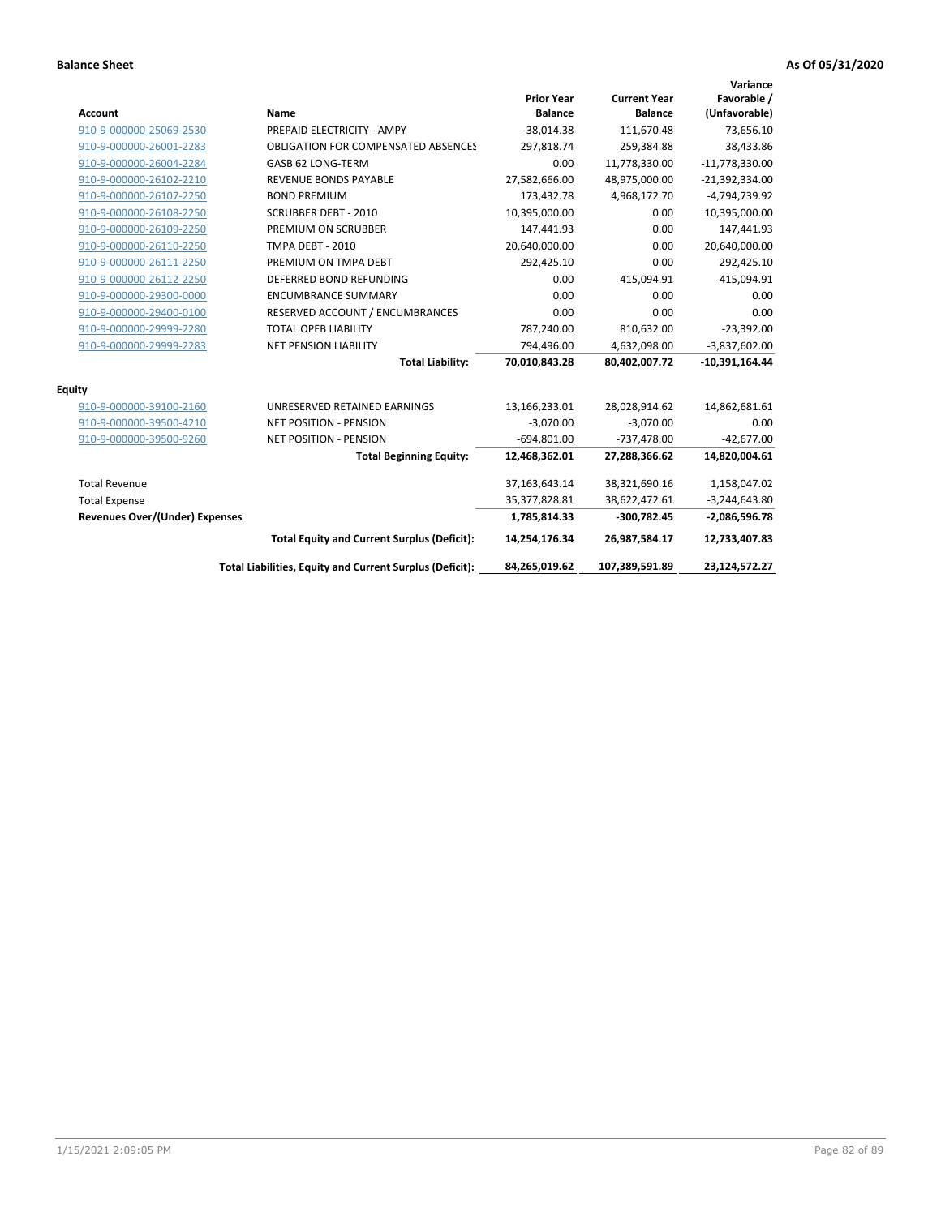**Balance Sheet** **As Of 05/31/2020**

| Account | Name | Prior Year Balance | Current Year Balance | Variance Favorable / (Unfavorable) |
|---|---|---|---|---|
| 910-9-000000-25069-2530 | PREPAID ELECTRICITY - AMPY | -38,014.38 | -111,670.48 | 73,656.10 |
| 910-9-000000-26001-2283 | OBLIGATION FOR COMPENSATED ABSENCES | 297,818.74 | 259,384.88 | 38,433.86 |
| 910-9-000000-26004-2284 | GASB 62 LONG-TERM | 0.00 | 11,778,330.00 | -11,778,330.00 |
| 910-9-000000-26102-2210 | REVENUE BONDS PAYABLE | 27,582,666.00 | 48,975,000.00 | -21,392,334.00 |
| 910-9-000000-26107-2250 | BOND PREMIUM | 173,432.78 | 4,968,172.70 | -4,794,739.92 |
| 910-9-000000-26108-2250 | SCRUBBER DEBT - 2010 | 10,395,000.00 | 0.00 | 10,395,000.00 |
| 910-9-000000-26109-2250 | PREMIUM ON SCRUBBER | 147,441.93 | 0.00 | 147,441.93 |
| 910-9-000000-26110-2250 | TMPA DEBT - 2010 | 20,640,000.00 | 0.00 | 20,640,000.00 |
| 910-9-000000-26111-2250 | PREMIUM ON TMPA DEBT | 292,425.10 | 0.00 | 292,425.10 |
| 910-9-000000-26112-2250 | DEFERRED BOND REFUNDING | 0.00 | 415,094.91 | -415,094.91 |
| 910-9-000000-29300-0000 | ENCUMBRANCE SUMMARY | 0.00 | 0.00 | 0.00 |
| 910-9-000000-29400-0100 | RESERVED ACCOUNT / ENCUMBRANCES | 0.00 | 0.00 | 0.00 |
| 910-9-000000-29999-2280 | TOTAL OPEB LIABILITY | 787,240.00 | 810,632.00 | -23,392.00 |
| 910-9-000000-29999-2283 | NET PENSION LIABILITY | 794,496.00 | 4,632,098.00 | -3,837,602.00 |
| | **Total Liability:** | **70,010,843.28** | **80,402,007.72** | **-10,391,164.44** |
| **Equity** | | | | |
| 910-9-000000-39100-2160 | UNRESERVED RETAINED EARNINGS | 13,166,233.01 | 28,028,914.62 | 14,862,681.61 |
| 910-9-000000-39500-4210 | NET POSITION - PENSION | -3,070.00 | -3,070.00 | 0.00 |
| 910-9-000000-39500-9260 | NET POSITION - PENSION | -694,801.00 | -737,478.00 | -42,677.00 |
| | **Total Beginning Equity:** | **12,468,362.01** | **27,288,366.62** | **14,820,004.61** |
| Total Revenue | | 37,163,643.14 | 38,321,690.16 | 1,158,047.02 |
| Total Expense | | 35,377,828.81 | 38,622,472.61 | -3,244,643.80 |
| **Revenues Over/(Under) Expenses** | | **1,785,814.33** | **-300,782.45** | **-2,086,596.78** |
| | **Total Equity and Current Surplus (Deficit):** | **14,254,176.34** | **26,987,584.17** | **12,733,407.83** |
| | **Total Liabilities, Equity and Current Surplus (Deficit):** | **84,265,019.62** | **107,389,591.89** | **23,124,572.27** |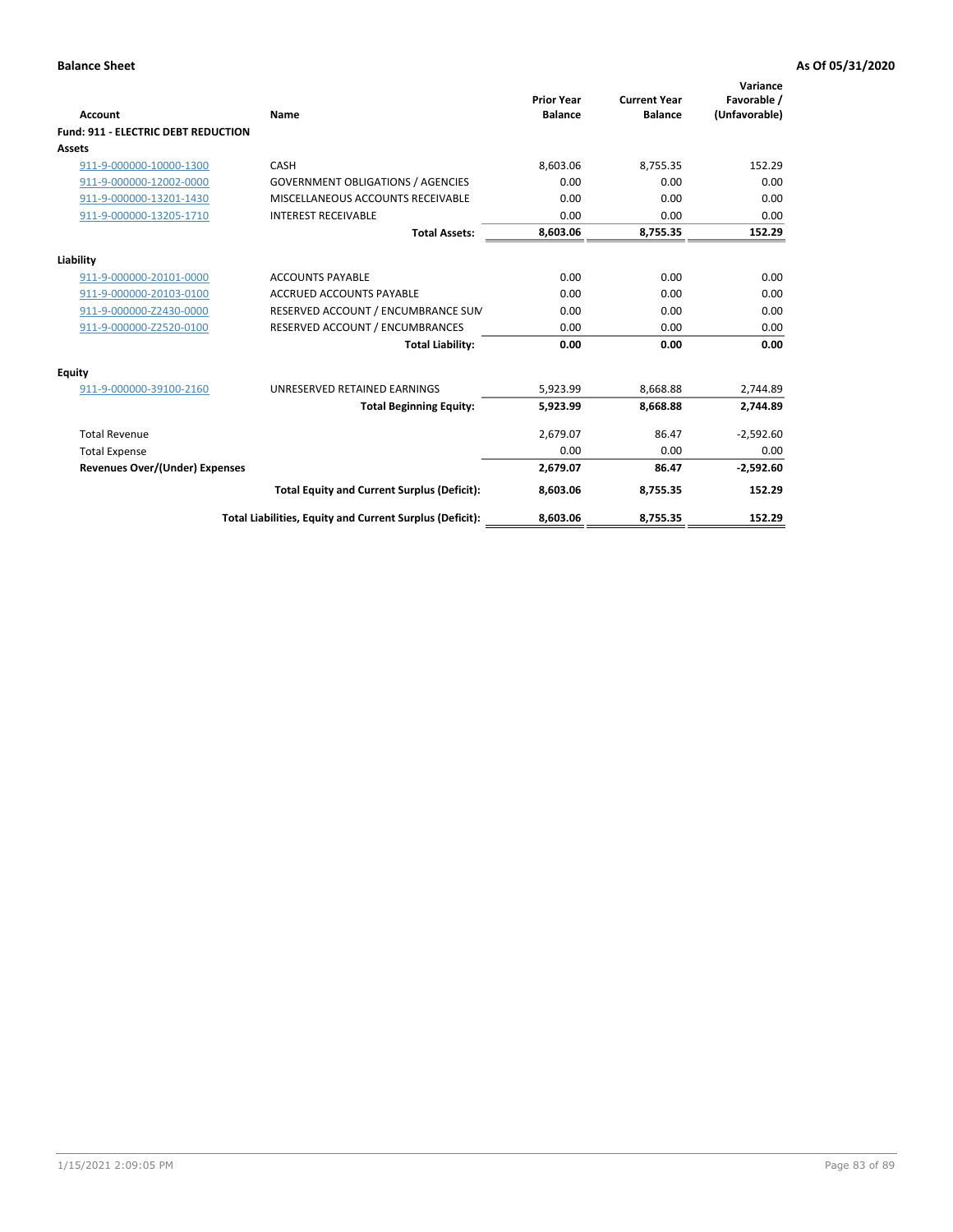**Balance Sheet** **As Of 05/31/2020**

| Account | Name | Prior Year Balance | Current Year Balance | Variance Favorable / (Unfavorable) |
|---|---|---|---|---|
| **Fund: 911 - ELECTRIC DEBT REDUCTION** | | | | |
| **Assets** | | | | |
| 911-9-000000-10000-1300 | CASH | 8,603.06 | 8,755.35 | 152.29 |
| 911-9-000000-12002-0000 | GOVERNMENT OBLIGATIONS / AGENCIES | 0.00 | 0.00 | 0.00 |
| 911-9-000000-13201-1430 | MISCELLANEOUS ACCOUNTS RECEIVABLE | 0.00 | 0.00 | 0.00 |
| 911-9-000000-13205-1710 | INTEREST RECEIVABLE | 0.00 | 0.00 | 0.00 |
| | **Total Assets:** | **8,603.06** | **8,755.35** | **152.29** |
| **Liability** | | | | |
| 911-9-000000-20101-0000 | ACCOUNTS PAYABLE | 0.00 | 0.00 | 0.00 |
| 911-9-000000-20103-0100 | ACCRUED ACCOUNTS PAYABLE | 0.00 | 0.00 | 0.00 |
| 911-9-000000-Z2430-0000 | RESERVED ACCOUNT / ENCUMBRANCE SUM | 0.00 | 0.00 | 0.00 |
| 911-9-000000-Z2520-0100 | RESERVED ACCOUNT / ENCUMBRANCES | 0.00 | 0.00 | 0.00 |
| | **Total Liability:** | **0.00** | **0.00** | **0.00** |
| **Equity** | | | | |
| 911-9-000000-39100-2160 | UNRESERVED RETAINED EARNINGS | 5,923.99 | 8,668.88 | 2,744.89 |
| | **Total Beginning Equity:** | **5,923.99** | **8,668.88** | **2,744.89** |
| Total Revenue | | 2,679.07 | 86.47 | -2,592.60 |
| Total Expense | | 0.00 | 0.00 | 0.00 |
| **Revenues Over/(Under) Expenses** | | **2,679.07** | **86.47** | **-2,592.60** |
| | **Total Equity and Current Surplus (Deficit):** | **8,603.06** | **8,755.35** | **152.29** |
| | **Total Liabilities, Equity and Current Surplus (Deficit):** | **8,603.06** | **8,755.35** | **152.29** |

1/15/2021 2:09:05 PM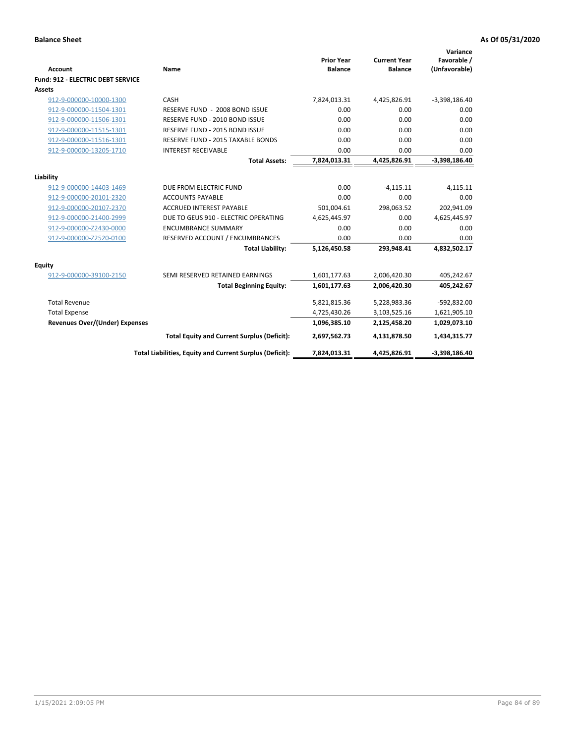**Balance Sheet** **As Of 05/31/2020**

| Account | Name | Prior Year Balance | Current Year Balance | Variance Favorable / (Unfavorable) |
|---|---|---|---|---|
| **Fund: 912 - ELECTRIC DEBT SERVICE** | | | | |
| **Assets** | | | | |
| 912-9-000000-10000-1300 | CASH | 7,824,013.31 | 4,425,826.91 | -3,398,186.40 |
| 912-9-000000-11504-1301 | RESERVE FUND - 2008 BOND ISSUE | 0.00 | 0.00 | 0.00 |
| 912-9-000000-11506-1301 | RESERVE FUND - 2010 BOND ISSUE | 0.00 | 0.00 | 0.00 |
| 912-9-000000-11515-1301 | RESERVE FUND - 2015 BOND ISSUE | 0.00 | 0.00 | 0.00 |
| 912-9-000000-11516-1301 | RESERVE FUND - 2015 TAXABLE BONDS | 0.00 | 0.00 | 0.00 |
| 912-9-000000-13205-1710 | INTEREST RECEIVABLE | 0.00 | 0.00 | 0.00 |
| | **Total Assets:** | **7,824,013.31** | **4,425,826.91** | **-3,398,186.40** |
| **Liability** | | | | |
| 912-9-000000-14403-1469 | DUE FROM ELECTRIC FUND | 0.00 | -4,115.11 | 4,115.11 |
| 912-9-000000-20101-2320 | ACCOUNTS PAYABLE | 0.00 | 0.00 | 0.00 |
| 912-9-000000-20107-2370 | ACCRUED INTEREST PAYABLE | 501,004.61 | 298,063.52 | 202,941.09 |
| 912-9-000000-21400-2999 | DUE TO GEUS 910 - ELECTRIC OPERATING | 4,625,445.97 | 0.00 | 4,625,445.97 |
| 912-9-000000-Z2430-0000 | ENCUMBRANCE SUMMARY | 0.00 | 0.00 | 0.00 |
| 912-9-000000-Z2520-0100 | RESERVED ACCOUNT / ENCUMBRANCES | 0.00 | 0.00 | 0.00 |
| | **Total Liability:** | **5,126,450.58** | **293,948.41** | **4,832,502.17** |
| **Equity** | | | | |
| 912-9-000000-39100-2150 | SEMI RESERVED RETAINED EARNINGS | 1,601,177.63 | 2,006,420.30 | 405,242.67 |
| | **Total Beginning Equity:** | **1,601,177.63** | **2,006,420.30** | **405,242.67** |
| Total Revenue | | 5,821,815.36 | 5,228,983.36 | -592,832.00 |
| Total Expense | | 4,725,430.26 | 3,103,525.16 | 1,621,905.10 |
| **Revenues Over/(Under) Expenses** | | **1,096,385.10** | **2,125,458.20** | **1,029,073.10** |
| | **Total Equity and Current Surplus (Deficit):** | **2,697,562.73** | **4,131,878.50** | **1,434,315.77** |
| | **Total Liabilities, Equity and Current Surplus (Deficit):** | **7,824,013.31** | **4,425,826.91** | **-3,398,186.40** |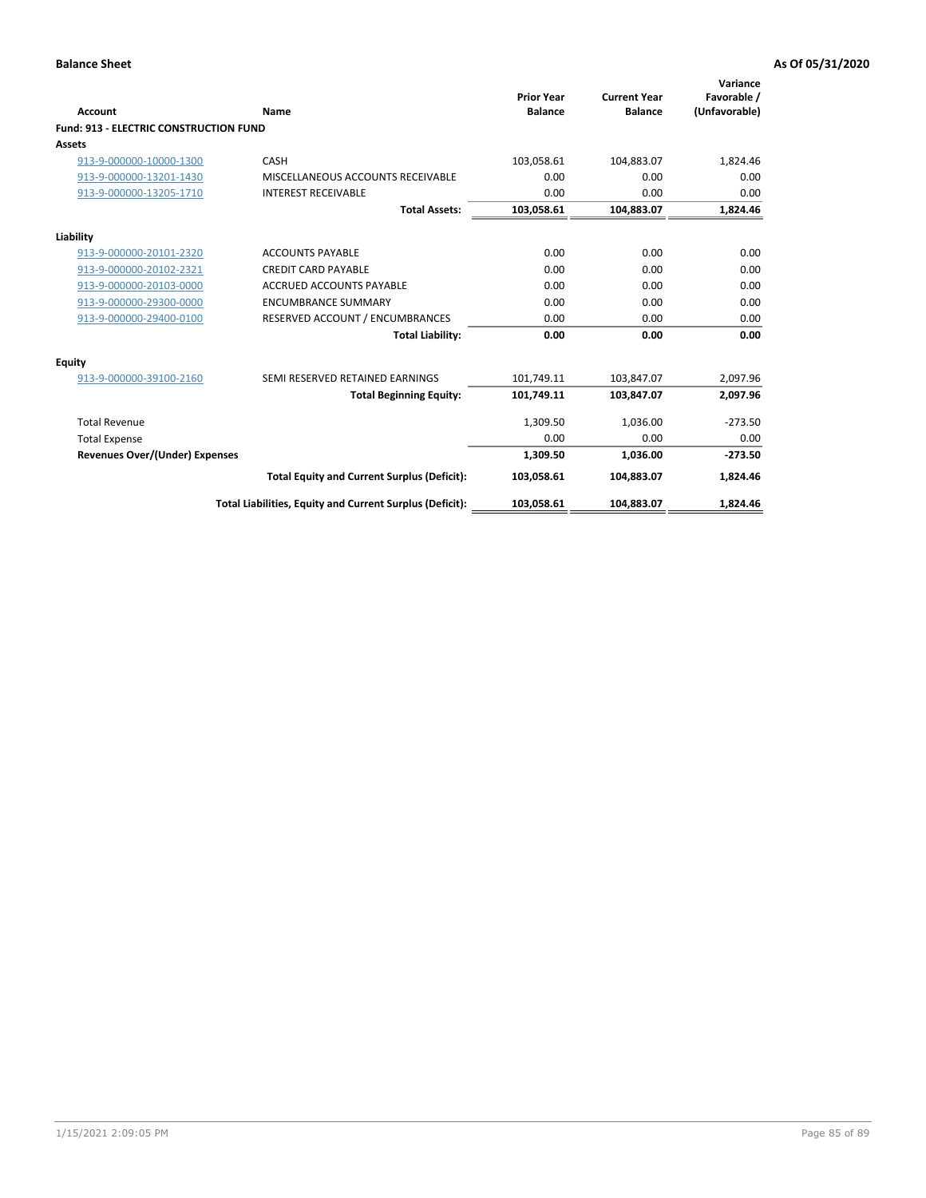**Balance Sheet** **As Of 05/31/2020**

| Account | Name | Prior Year Balance | Current Year Balance | Variance Favorable / (Unfavorable) |
|---|---|---|---|---|
| **Fund: 913 - ELECTRIC CONSTRUCTION FUND** | | | | |
| **Assets** | | | | |
| 913-9-000000-10000-1300 | CASH | 103,058.61 | 104,883.07 | 1,824.46 |
| 913-9-000000-13201-1430 | MISCELLANEOUS ACCOUNTS RECEIVABLE | 0.00 | 0.00 | 0.00 |
| 913-9-000000-13205-1710 | INTEREST RECEIVABLE | 0.00 | 0.00 | 0.00 |
| | **Total Assets:** | **103,058.61** | **104,883.07** | **1,824.46** |
| **Liability** | | | | |
| 913-9-000000-20101-2320 | ACCOUNTS PAYABLE | 0.00 | 0.00 | 0.00 |
| 913-9-000000-20102-2321 | CREDIT CARD PAYABLE | 0.00 | 0.00 | 0.00 |
| 913-9-000000-20103-0000 | ACCRUED ACCOUNTS PAYABLE | 0.00 | 0.00 | 0.00 |
| 913-9-000000-29300-0000 | ENCUMBRANCE SUMMARY | 0.00 | 0.00 | 0.00 |
| 913-9-000000-29400-0100 | RESERVED ACCOUNT / ENCUMBRANCES | 0.00 | 0.00 | 0.00 |
| | **Total Liability:** | **0.00** | **0.00** | **0.00** |
| **Equity** | | | | |
| 913-9-000000-39100-2160 | SEMI RESERVED RETAINED EARNINGS | 101,749.11 | 103,847.07 | 2,097.96 |
| | **Total Beginning Equity:** | **101,749.11** | **103,847.07** | **2,097.96** |
| Total Revenue | | 1,309.50 | 1,036.00 | -273.50 |
| Total Expense | | 0.00 | 0.00 | 0.00 |
| **Revenues Over/(Under) Expenses** | | **1,309.50** | **1,036.00** | **-273.50** |
| | **Total Equity and Current Surplus (Deficit):** | **103,058.61** | **104,883.07** | **1,824.46** |
| | **Total Liabilities, Equity and Current Surplus (Deficit):** | **103,058.61** | **104,883.07** | **1,824.46** |

1/15/2021 2:09:05 PM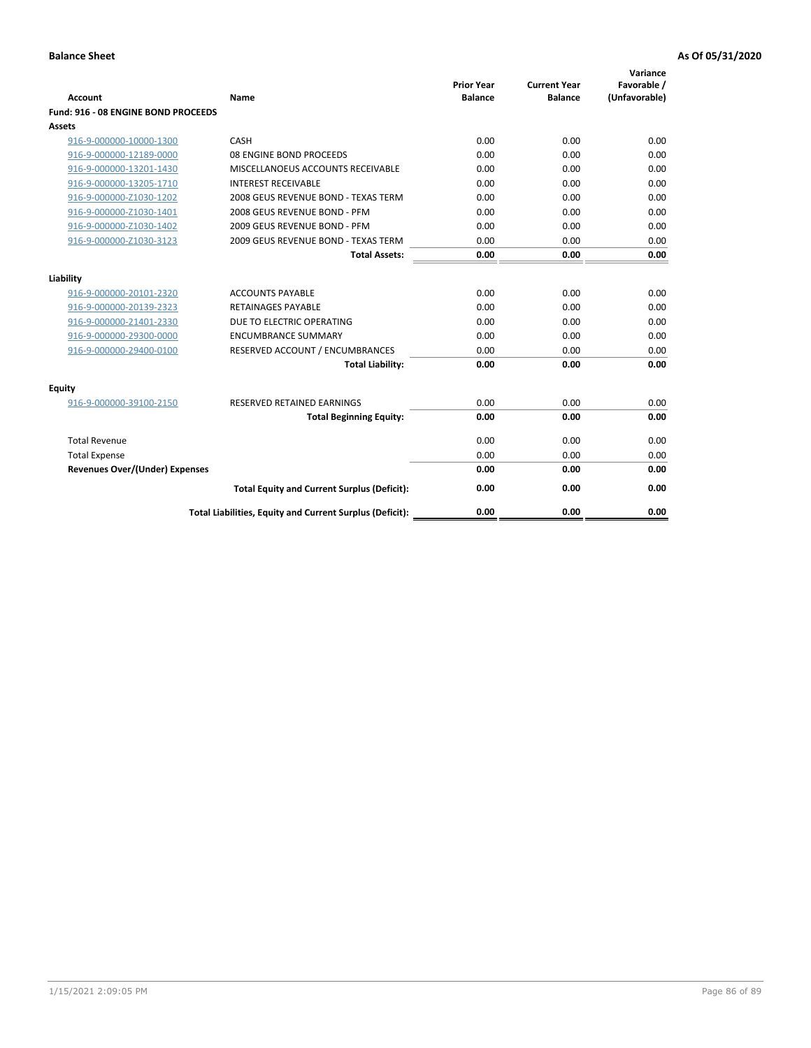**Balance Sheet** **As Of 05/31/2020**

| Account | Name | Prior Year Balance | Current Year Balance | Variance Favorable / (Unfavorable) |
|---|---|---|---|---|
| **Fund: 916 - 08 ENGINE BOND PROCEEDS** | | | | |
| **Assets** | | | | |
| 916-9-000000-10000-1300 | CASH | 0.00 | 0.00 | 0.00 |
| 916-9-000000-12189-0000 | 08 ENGINE BOND PROCEEDS | 0.00 | 0.00 | 0.00 |
| 916-9-000000-13201-1430 | MISCELLANOEUS ACCOUNTS RECEIVABLE | 0.00 | 0.00 | 0.00 |
| 916-9-000000-13205-1710 | INTEREST RECEIVABLE | 0.00 | 0.00 | 0.00 |
| 916-9-000000-Z1030-1202 | 2008 GEUS REVENUE BOND - TEXAS TERM | 0.00 | 0.00 | 0.00 |
| 916-9-000000-Z1030-1401 | 2008 GEUS REVENUE BOND - PFM | 0.00 | 0.00 | 0.00 |
| 916-9-000000-Z1030-1402 | 2009 GEUS REVENUE BOND - PFM | 0.00 | 0.00 | 0.00 |
| 916-9-000000-Z1030-3123 | 2009 GEUS REVENUE BOND - TEXAS TERM | 0.00 | 0.00 | 0.00 |
| | **Total Assets:** | **0.00** | **0.00** | **0.00** |
| **Liability** | | | | |
| 916-9-000000-20101-2320 | ACCOUNTS PAYABLE | 0.00 | 0.00 | 0.00 |
| 916-9-000000-20139-2323 | RETAINAGES PAYABLE | 0.00 | 0.00 | 0.00 |
| 916-9-000000-21401-2330 | DUE TO ELECTRIC OPERATING | 0.00 | 0.00 | 0.00 |
| 916-9-000000-29300-0000 | ENCUMBRANCE SUMMARY | 0.00 | 0.00 | 0.00 |
| 916-9-000000-29400-0100 | RESERVED ACCOUNT / ENCUMBRANCES | 0.00 | 0.00 | 0.00 |
| | **Total Liability:** | **0.00** | **0.00** | **0.00** |
| **Equity** | | | | |
| 916-9-000000-39100-2150 | RESERVED RETAINED EARNINGS | 0.00 | 0.00 | 0.00 |
| | **Total Beginning Equity:** | **0.00** | **0.00** | **0.00** |
| Total Revenue | | 0.00 | 0.00 | 0.00 |
| Total Expense | | 0.00 | 0.00 | 0.00 |
| **Revenues Over/(Under) Expenses** | | **0.00** | **0.00** | **0.00** |
| | **Total Equity and Current Surplus (Deficit):** | **0.00** | **0.00** | **0.00** |
| | **Total Liabilities, Equity and Current Surplus (Deficit):** | **0.00** | **0.00** | **0.00** |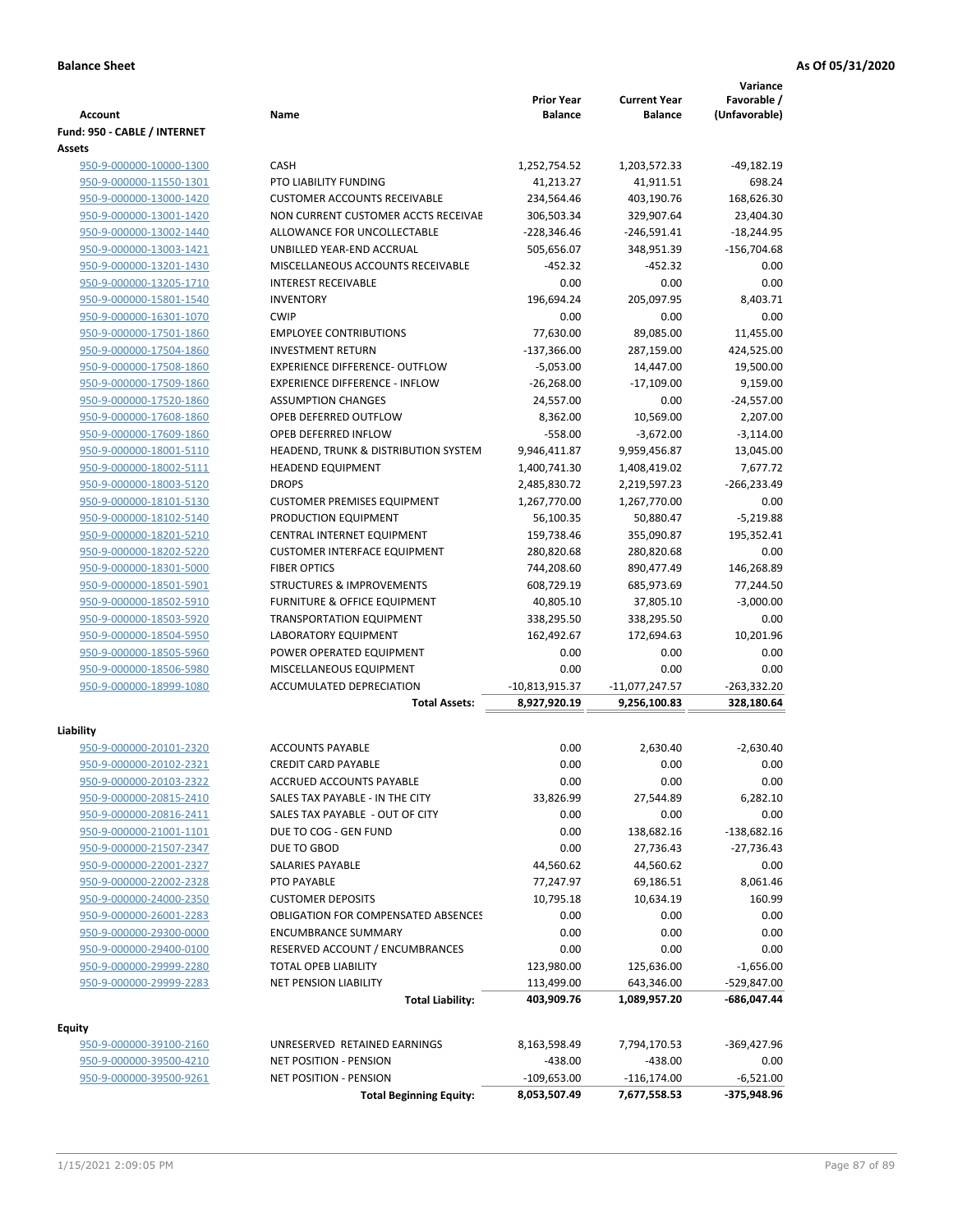**Balance Sheet** **As Of 05/31/2020**

| Account | Name | Prior Year Balance | Current Year Balance | Variance Favorable / (Unfavorable) |
|---|---|---|---|---|
| **Fund: 950 - CABLE / INTERNET** | | | | |
| **Assets** | | | | |
| 950-9-000000-10000-1300 | CASH | 1,252,754.52 | 1,203,572.33 | -49,182.19 |
| 950-9-000000-11550-1301 | PTO LIABILITY FUNDING | 41,213.27 | 41,911.51 | 698.24 |
| 950-9-000000-13000-1420 | CUSTOMER ACCOUNTS RECEIVABLE | 234,564.46 | 403,190.76 | 168,626.30 |
| 950-9-000000-13001-1420 | NON CURRENT CUSTOMER ACCTS RECEIVAE | 306,503.34 | 329,907.64 | 23,404.30 |
| 950-9-000000-13002-1440 | ALLOWANCE FOR UNCOLLECTABLE | -228,346.46 | -246,591.41 | -18,244.95 |
| 950-9-000000-13003-1421 | UNBILLED YEAR-END ACCRUAL | 505,656.07 | 348,951.39 | -156,704.68 |
| 950-9-000000-13201-1430 | MISCELLANEOUS ACCOUNTS RECEIVABLE | -452.32 | -452.32 | 0.00 |
| 950-9-000000-13205-1710 | INTEREST RECEIVABLE | 0.00 | 0.00 | 0.00 |
| 950-9-000000-15801-1540 | INVENTORY | 196,694.24 | 205,097.95 | 8,403.71 |
| 950-9-000000-16301-1070 | CWIP | 0.00 | 0.00 | 0.00 |
| 950-9-000000-17501-1860 | EMPLOYEE CONTRIBUTIONS | 77,630.00 | 89,085.00 | 11,455.00 |
| 950-9-000000-17504-1860 | INVESTMENT RETURN | -137,366.00 | 287,159.00 | 424,525.00 |
| 950-9-000000-17508-1860 | EXPERIENCE DIFFERENCE- OUTFLOW | -5,053.00 | 14,447.00 | 19,500.00 |
| 950-9-000000-17509-1860 | EXPERIENCE DIFFERENCE - INFLOW | -26,268.00 | -17,109.00 | 9,159.00 |
| 950-9-000000-17520-1860 | ASSUMPTION CHANGES | 24,557.00 | 0.00 | -24,557.00 |
| 950-9-000000-17608-1860 | OPEB DEFERRED OUTFLOW | 8,362.00 | 10,569.00 | 2,207.00 |
| 950-9-000000-17609-1860 | OPEB DEFERRED INFLOW | -558.00 | -3,672.00 | -3,114.00 |
| 950-9-000000-18001-5110 | HEADEND, TRUNK & DISTRIBUTION SYSTEM | 9,946,411.87 | 9,959,456.87 | 13,045.00 |
| 950-9-000000-18002-5111 | HEADEND EQUIPMENT | 1,400,741.30 | 1,408,419.02 | 7,677.72 |
| 950-9-000000-18003-5120 | DROPS | 2,485,830.72 | 2,219,597.23 | -266,233.49 |
| 950-9-000000-18101-5130 | CUSTOMER PREMISES EQUIPMENT | 1,267,770.00 | 1,267,770.00 | 0.00 |
| 950-9-000000-18102-5140 | PRODUCTION EQUIPMENT | 56,100.35 | 50,880.47 | -5,219.88 |
| 950-9-000000-18201-5210 | CENTRAL INTERNET EQUIPMENT | 159,738.46 | 355,090.87 | 195,352.41 |
| 950-9-000000-18202-5220 | CUSTOMER INTERFACE EQUIPMENT | 280,820.68 | 280,820.68 | 0.00 |
| 950-9-000000-18301-5000 | FIBER OPTICS | 744,208.60 | 890,477.49 | 146,268.89 |
| 950-9-000000-18501-5901 | STRUCTURES & IMPROVEMENTS | 608,729.19 | 685,973.69 | 77,244.50 |
| 950-9-000000-18502-5910 | FURNITURE & OFFICE EQUIPMENT | 40,805.10 | 37,805.10 | -3,000.00 |
| 950-9-000000-18503-5920 | TRANSPORTATION EQUIPMENT | 338,295.50 | 338,295.50 | 0.00 |
| 950-9-000000-18504-5950 | LABORATORY EQUIPMENT | 162,492.67 | 172,694.63 | 10,201.96 |
| 950-9-000000-18505-5960 | POWER OPERATED EQUIPMENT | 0.00 | 0.00 | 0.00 |
| 950-9-000000-18506-5980 | MISCELLANEOUS EQUIPMENT | 0.00 | 0.00 | 0.00 |
| 950-9-000000-18999-1080 | ACCUMULATED DEPRECIATION | -10,813,915.37 | -11,077,247.57 | -263,332.20 |
| | **Total Assets:** | **8,927,920.19** | **9,256,100.83** | **328,180.64** |
| **Liability** | | | | |
| 950-9-000000-20101-2320 | ACCOUNTS PAYABLE | 0.00 | 2,630.40 | -2,630.40 |
| 950-9-000000-20102-2321 | CREDIT CARD PAYABLE | 0.00 | 0.00 | 0.00 |
| 950-9-000000-20103-2322 | ACCRUED ACCOUNTS PAYABLE | 0.00 | 0.00 | 0.00 |
| 950-9-000000-20815-2410 | SALES TAX PAYABLE - IN THE CITY | 33,826.99 | 27,544.89 | 6,282.10 |
| 950-9-000000-20816-2411 | SALES TAX PAYABLE - OUT OF CITY | 0.00 | 0.00 | 0.00 |
| 950-9-000000-21001-1101 | DUE TO COG - GEN FUND | 0.00 | 138,682.16 | -138,682.16 |
| 950-9-000000-21507-2347 | DUE TO GBOD | 0.00 | 27,736.43 | -27,736.43 |
| 950-9-000000-22001-2327 | SALARIES PAYABLE | 44,560.62 | 44,560.62 | 0.00 |
| 950-9-000000-22002-2328 | PTO PAYABLE | 77,247.97 | 69,186.51 | 8,061.46 |
| 950-9-000000-24000-2350 | CUSTOMER DEPOSITS | 10,795.18 | 10,634.19 | 160.99 |
| 950-9-000000-26001-2283 | OBLIGATION FOR COMPENSATED ABSENCES | 0.00 | 0.00 | 0.00 |
| 950-9-000000-29300-0000 | ENCUMBRANCE SUMMARY | 0.00 | 0.00 | 0.00 |
| 950-9-000000-29400-0100 | RESERVED ACCOUNT / ENCUMBRANCES | 0.00 | 0.00 | 0.00 |
| 950-9-000000-29999-2280 | TOTAL OPEB LIABILITY | 123,980.00 | 125,636.00 | -1,656.00 |
| 950-9-000000-29999-2283 | NET PENSION LIABILITY | 113,499.00 | 643,346.00 | -529,847.00 |
| | **Total Liability:** | **403,909.76** | **1,089,957.20** | **-686,047.44** |
| **Equity** | | | | |
| 950-9-000000-39100-2160 | UNRESERVED RETAINED EARNINGS | 8,163,598.49 | 7,794,170.53 | -369,427.96 |
| 950-9-000000-39500-4210 | NET POSITION - PENSION | -438.00 | -438.00 | 0.00 |
| 950-9-000000-39500-9261 | NET POSITION - PENSION | -109,653.00 | -116,174.00 | -6,521.00 |
| | **Total Beginning Equity:** | **8,053,507.49** | **7,677,558.53** | **-375,948.96** |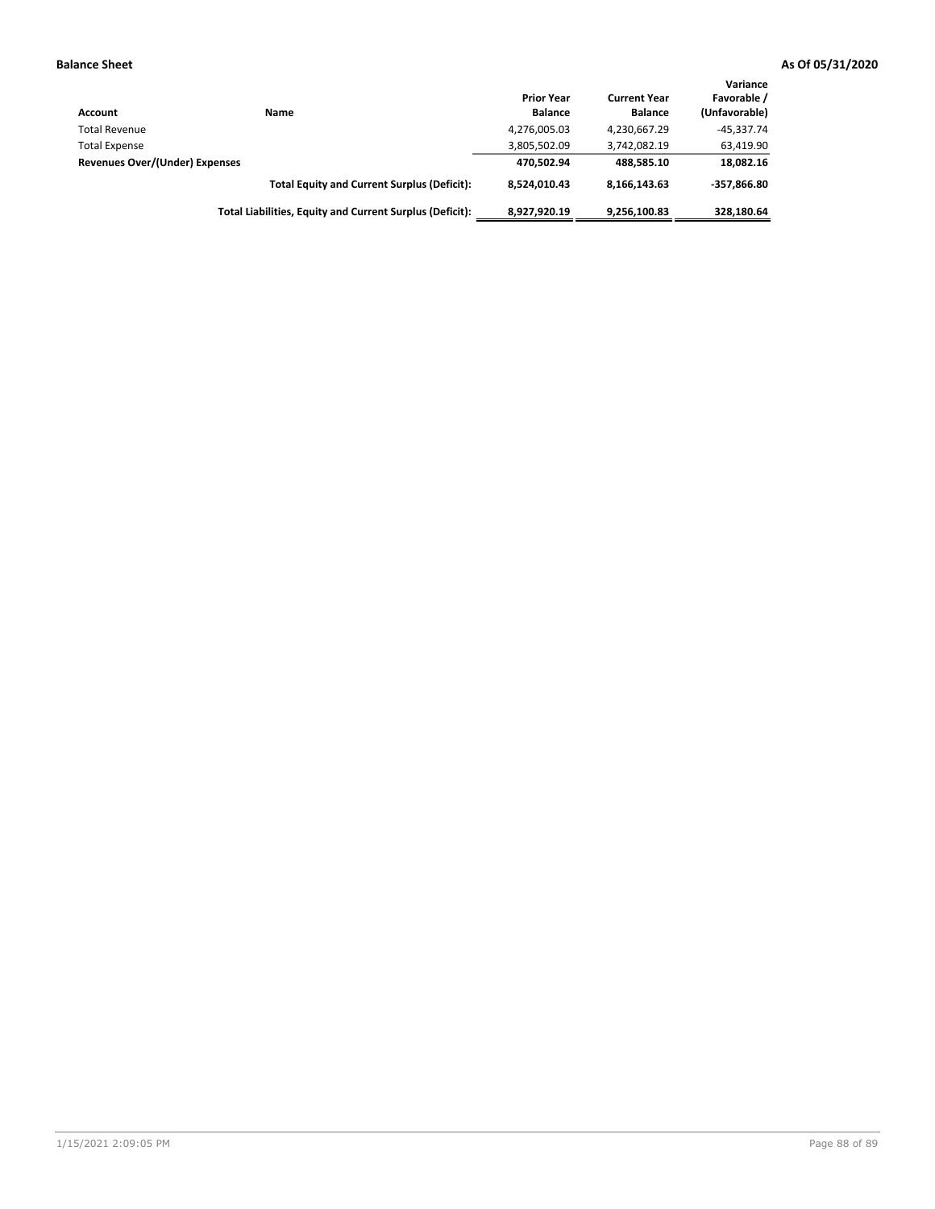**Balance Sheet** **As Of 05/31/2020**

| Account | Name | Prior Year Balance | Current Year Balance | Variance Favorable / (Unfavorable) |
|---|---|---|---|---|
| Total Revenue | | 4,276,005.03 | 4,230,667.29 | -45,337.74 |
| Total Expense | | 3,805,502.09 | 3,742,082.19 | 63,419.90 |
| **Revenues Over/(Under) Expenses** | | **470,502.94** | **488,585.10** | **18,082.16** |
| | **Total Equity and Current Surplus (Deficit):** | **8,524,010.43** | **8,166,143.63** | **-357,866.80** |
| | **Total Liabilities, Equity and Current Surplus (Deficit):** | **8,927,920.19** | **9,256,100.83** | **328,180.64** |

1/15/2021 2:09:05 PM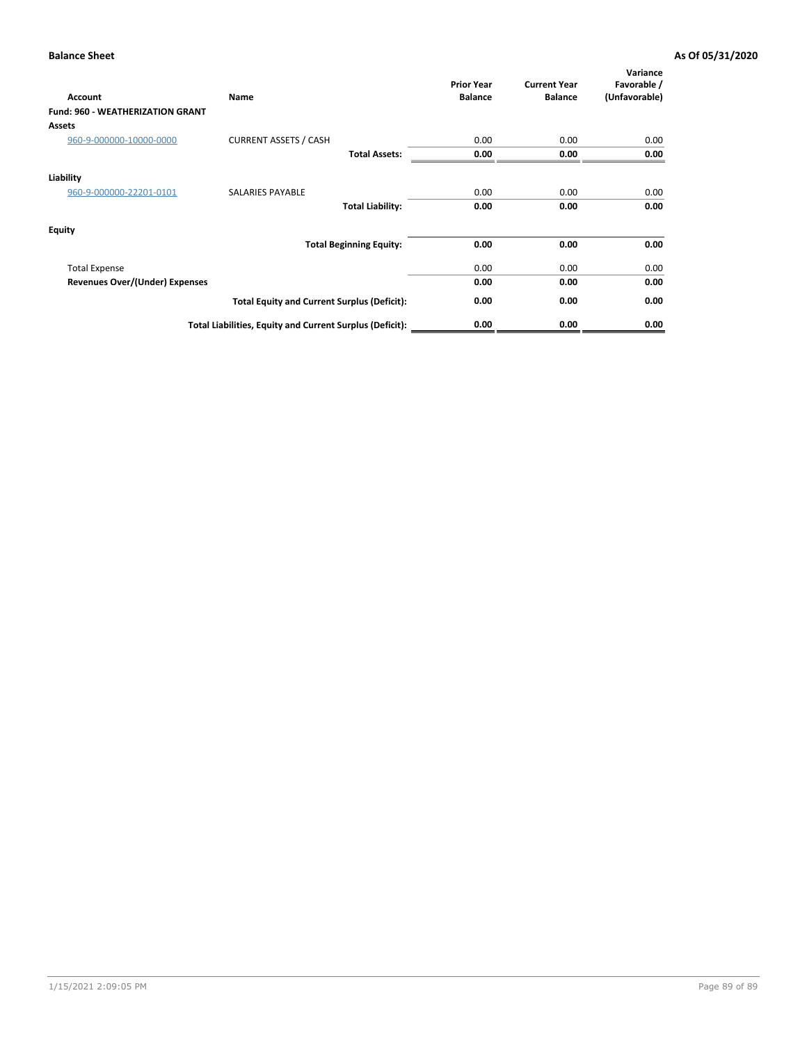**Balance Sheet** **As Of 05/31/2020**

| Account | Name | Prior Year Balance | Current Year Balance | Variance Favorable / (Unfavorable) |
|---|---|---|---|---|
| **Fund: 960 - WEATHERIZATION GRANT** | | | | |
| **Assets** | | | | |
| 960-9-000000-10000-0000 | CURRENT ASSETS / CASH | 0.00 | 0.00 | 0.00 |
| | **Total Assets:** | **0.00** | **0.00** | **0.00** |
| **Liability** | | | | |
| 960-9-000000-22201-0101 | SALARIES PAYABLE | 0.00 | 0.00 | 0.00 |
| | **Total Liability:** | **0.00** | **0.00** | **0.00** |
| **Equity** | | | | |
| | **Total Beginning Equity:** | **0.00** | **0.00** | **0.00** |
| Total Expense | | 0.00 | 0.00 | 0.00 |
| **Revenues Over/(Under) Expenses** | | **0.00** | **0.00** | **0.00** |
| | **Total Equity and Current Surplus (Deficit):** | **0.00** | **0.00** | **0.00** |
| | **Total Liabilities, Equity and Current Surplus (Deficit):** | **0.00** | **0.00** | **0.00** |